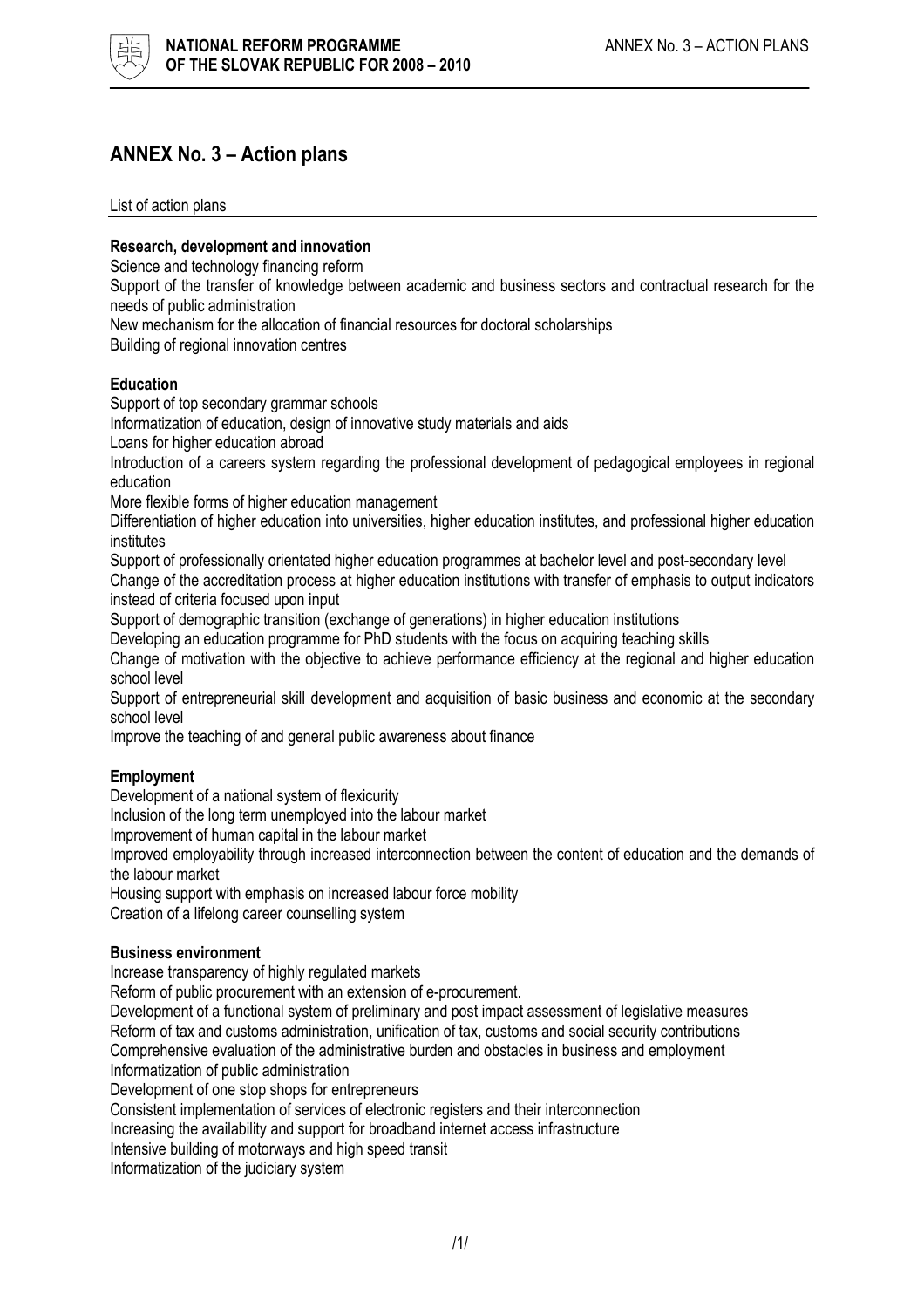# ANNEX No. 3 – Action plans

List of action plans

**Research, development and innovation**

Science and technology financing reform

Support of the transfer of knowledge between academic and business sectors and contractual research for the needs of public administration

New mechanism for the allocation of financial resources for doctoral scholarships

Building of regional innovation centres

**Education**

Support of top secondary grammar schools

Informatization of education, design of innovative study materials and aids

Loans for higher education abroad

Introduction of a careers system regarding the professional development of pedagogical employees in regional education

More flexible forms of higher education management

Differentiation of higher education into universities, higher education institutes, and professional higher education institutes

Support of professionally orientated higher education programmes at bachelor level and post-secondary level

Change of the accreditation process at higher education institutions with transfer of emphasis to output indicators instead of criteria focused upon input

Support of demographic transition (exchange of generations) in higher education institutions

Developing an education programme for PhD students with the focus on acquiring teaching skills

Change of motivation with the objective to achieve performance efficiency at the regional and higher education school level

Support of entrepreneurial skill development and acquisition of basic business and economic at the secondary school level

Improve the teaching of and general public awareness about finance

**Employment**

Development of a national system of flexicurity

Inclusion of the long term unemployed into the labour market

Improvement of human capital in the labour market

Improved employability through increased interconnection between the content of education and the demands of the labour market

Housing support with emphasis on increased labour force mobility

Creation of a lifelong career counselling system

**Business environment**

Increase transparency of highly regulated markets

Reform of public procurement with an extension of e-procurement.

Development of a functional system of preliminary and post impact assessment of legislative measures

Reform of tax and customs administration, unification of tax, customs and social security contributions

Comprehensive evaluation of the administrative burden and obstacles in business and employment

Informatization of public administration

Development of one stop shops for entrepreneurs

Consistent implementation of services of electronic registers and their interconnection

Increasing the availability and support for broadband internet access infrastructure

Intensive building of motorways and high speed transit

Informatization of the judiciary system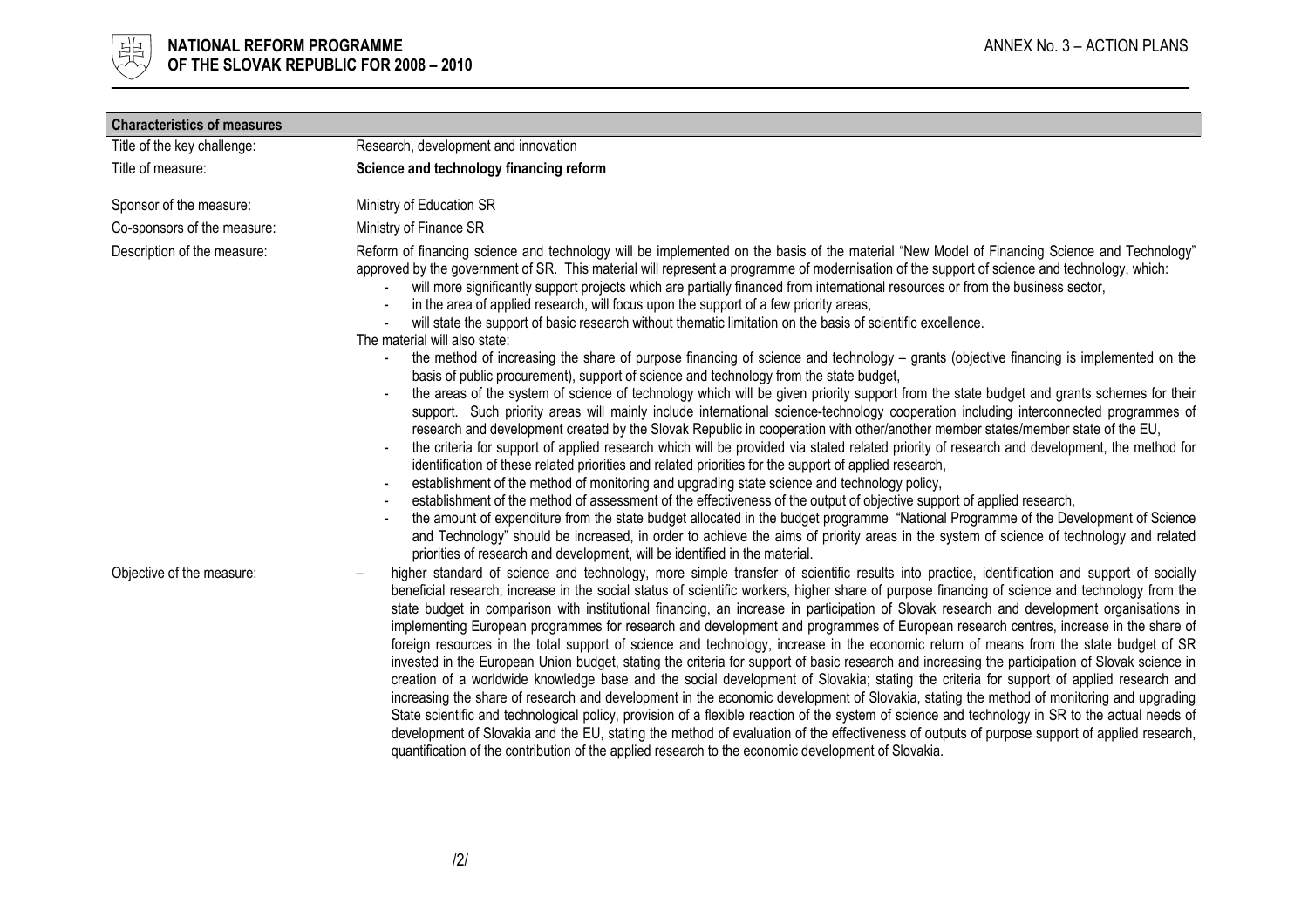| **Characteristics of measures** | |
|---|---|
| Title of the key challenge: | Research, development and innovation |
| Title of measure: | **Science and technology financing reform** |
| Sponsor of the measure: | Ministry of Education SR |
| Co-sponsors of the measure: | Ministry of Finance SR |
| Description of the measure: | Reform of financing science and technology will be implemented on the basis of the material "New Model of Financing Science and Technology" approved by the government of SR. This material will represent a programme of modernisation of the support of science and technology, which:<br>- will more significantly support projects which are partially financed from international resources or from the business sector,<br>- in the area of applied research, will focus upon the support of a few priority areas,<br>- will state the support of basic research without thematic limitation on the basis of scientific excellence.<br>The material will also state:<br>- the method of increasing the share of purpose financing of science and technology – grants (objective financing is implemented on the basis of public procurement), support of science and technology from the state budget,<br>- the areas of the system of science of technology which will be given priority support from the state budget and grants schemes for their support. Such priority areas will mainly include international science-technology cooperation including interconnected programmes of research and development created by the Slovak Republic in cooperation with other/another member states/member state of the EU,<br>- the criteria for support of applied research which will be provided via stated related priority of research and development, the method for identification of these related priorities and related priorities for the support of applied research,<br>- establishment of the method of monitoring and upgrading state science and technology policy,<br>- establishment of the method of assessment of the effectiveness of the output of objective support of applied research,<br>- the amount of expenditure from the state budget allocated in the budget programme "National Programme of the Development of Science and Technology" should be increased, in order to achieve the aims of priority areas in the system of science of technology and related priorities of research and development, will be identified in the material. |
| Objective of the measure: | – higher standard of science and technology, more simple transfer of scientific results into practice, identification and support of socially beneficial research, increase in the social status of scientific workers, higher share of purpose financing of science and technology from the state budget in comparison with institutional financing, an increase in participation of Slovak research and development organisations in implementing European programmes for research and development and programmes of European research centres, increase in the share of foreign resources in the total support of science and technology, increase in the economic return of means from the state budget of SR invested in the European Union budget, stating the criteria for support of basic research and increasing the participation of Slovak science in creation of a worldwide knowledge base and the social development of Slovakia; stating the criteria for support of applied research and increasing the share of research and development in the economic development of Slovakia, stating the method of monitoring and upgrading State scientific and technological policy, provision of a flexible reaction of the system of science and technology in SR to the actual needs of development of Slovakia and the EU, stating the method of evaluation of the effectiveness of outputs of purpose support of applied research, quantification of the contribution of the applied research to the economic development of Slovakia. |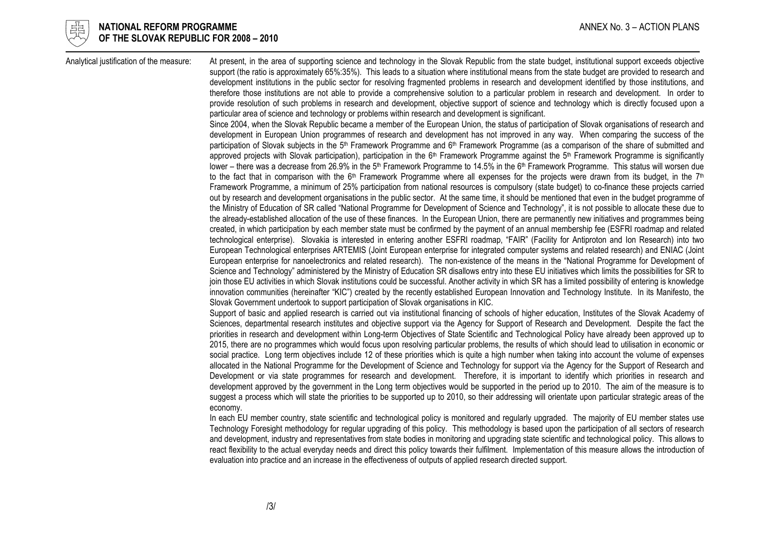Analytical justification of the measure:

At present, in the area of supporting science and technology in the Slovak Republic from the state budget, institutional support exceeds objective support (the ratio is approximately 65%:35%). This leads to a situation where institutional means from the state budget are provided to research and development institutions in the public sector for resolving fragmented problems in research and development identified by those institutions, and therefore those institutions are not able to provide a comprehensive solution to a particular problem in research and development. In order to provide resolution of such problems in research and development, objective support of science and technology which is directly focused upon a particular area of science and technology or problems within research and development is significant.

Since 2004, when the Slovak Republic became a member of the European Union, the status of participation of Slovak organisations of research and development in European Union programmes of research and development has not improved in any way. When comparing the success of the participation of Slovak subjects in the 5th Framework Programme and 6th Framework Programme (as a comparison of the share of submitted and approved projects with Slovak participation), participation in the 6th Framework Programme against the 5th Framework Programme is significantly lower – there was a decrease from 26.9% in the 5th Framework Programme to 14.5% in the 6th Framework Programme. This status will worsen due to the fact that in comparison with the 6th Framework Programme where all expenses for the projects were drawn from its budget, in the 7th Framework Programme, a minimum of 25% participation from national resources is compulsory (state budget) to co-finance these projects carried out by research and development organisations in the public sector. At the same time, it should be mentioned that even in the budget programme of the Ministry of Education of SR called "National Programme for Development of Science and Technology", it is not possible to allocate these due to the already-established allocation of the use of these finances. In the European Union, there are permanently new initiatives and programmes being created, in which participation by each member state must be confirmed by the payment of an annual membership fee (ESFRI roadmap and related technological enterprise). Slovakia is interested in entering another ESFRI roadmap, "FAIR" (Facility for Antiproton and Ion Research) into two European Technological enterprises ARTEMIS (Joint European enterprise for integrated computer systems and related research) and ENIAC (Joint European enterprise for nanoelectronics and related research). The non-existence of the means in the "National Programme for Development of Science and Technology" administered by the Ministry of Education SR disallows entry into these EU initiatives which limits the possibilities for SR to join those EU activities in which Slovak institutions could be successful. Another activity in which SR has a limited possibility of entering is knowledge innovation communities (hereinafter "KIC") created by the recently established European Innovation and Technology Institute. In its Manifesto, the Slovak Government undertook to support participation of Slovak organisations in KIC.

Support of basic and applied research is carried out via institutional financing of schools of higher education, Institutes of the Slovak Academy of Sciences, departmental research institutes and objective support via the Agency for Support of Research and Development. Despite the fact the priorities in research and development within Long-term Objectives of State Scientific and Technological Policy have already been approved up to 2015, there are no programmes which would focus upon resolving particular problems, the results of which should lead to utilisation in economic or social practice. Long term objectives include 12 of these priorities which is quite a high number when taking into account the volume of expenses allocated in the National Programme for the Development of Science and Technology for support via the Agency for the Support of Research and Development or via state programmes for research and development. Therefore, it is important to identify which priorities in research and development approved by the government in the Long term objectives would be supported in the period up to 2010. The aim of the measure is to suggest a process which will state the priorities to be supported up to 2010, so their addressing will orientate upon particular strategic areas of the economy.

In each EU member country, state scientific and technological policy is monitored and regularly upgraded. The majority of EU member states use Technology Foresight methodology for regular upgrading of this policy. This methodology is based upon the participation of all sectors of research and development, industry and representatives from state bodies in monitoring and upgrading state scientific and technological policy. This allows to react flexibility to the actual everyday needs and direct this policy towards their fulfilment. Implementation of this measure allows the introduction of evaluation into practice and an increase in the effectiveness of outputs of applied research directed support.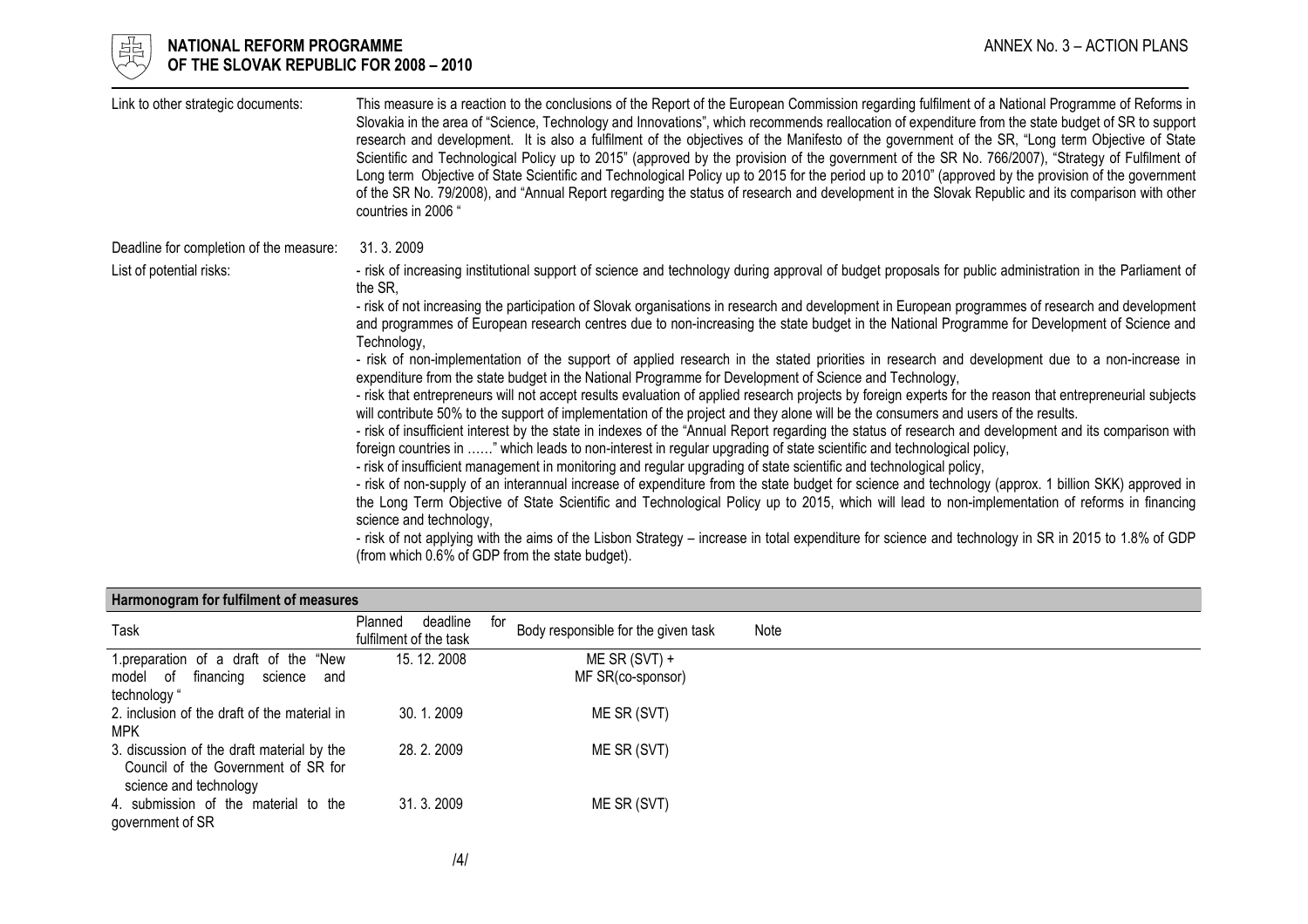| | |
|---|---|
| Link to other strategic documents: | This measure is a reaction to the conclusions of the Report of the European Commission regarding fulfilment of a National Programme of Reforms in Slovakia in the area of "Science, Technology and Innovations", which recommends reallocation of expenditure from the state budget of SR to support research and development. It is also a fulfilment of the objectives of the Manifesto of the government of the SR, "Long term Objective of State Scientific and Technological Policy up to 2015" (approved by the provision of the government of the SR No. 766/2007), "Strategy of Fulfilment of Long term Objective of State Scientific and Technological Policy up to 2015 for the period up to 2010" (approved by the provision of the government of the SR No. 79/2008), and "Annual Report regarding the status of research and development in the Slovak Republic and its comparison with other countries in 2006 " |
| Deadline for completion of the measure: | 31. 3. 2009 |
| List of potential risks: | - risk of increasing institutional support of science and technology during approval of budget proposals for public administration in the Parliament of the SR,<br>- risk of not increasing the participation of Slovak organisations in research and development in European programmes of research and development and programmes of European research centres due to non-increasing the state budget in the National Programme for Development of Science and Technology,<br>- risk of non-implementation of the support of applied research in the stated priorities in research and development due to a non-increase in expenditure from the state budget in the National Programme for Development of Science and Technology,<br>- risk that entrepreneurs will not accept results evaluation of applied research projects by foreign experts for the reason that entrepreneurial subjects will contribute 50% to the support of implementation of the project and they alone will be the consumers and users of the results.<br>- risk of insufficient interest by the state in indexes of the "Annual Report regarding the status of research and development and its comparison with foreign countries in ……" which leads to non-interest in regular upgrading of state scientific and technological policy,<br>- risk of insufficient management in monitoring and regular upgrading of state scientific and technological policy,<br>- risk of non-supply of an interannual increase of expenditure from the state budget for science and technology (approx. 1 billion SKK) approved in the Long Term Objective of State Scientific and Technological Policy up to 2015, which will lead to non-implementation of reforms in financing science and technology,<br>- risk of not applying with the aims of the Lisbon Strategy – increase in total expenditure for science and technology in SR in 2015 to 1.8% of GDP (from which 0.6% of GDP from the state budget). |

**Harmonogram for fulfilment of measures**

| Task | Planned deadline for fulfilment of the task | Body responsible for the given task | Note |
|---|---|---|---|
| 1.preparation of a draft of the "New model of financing science and technology " | 15. 12. 2008 | ME SR (SVT) + MF SR(co-sponsor) | |
| 2. inclusion of the draft of the material in MPK | 30. 1. 2009 | ME SR (SVT) | |
| 3. discussion of the draft material by the Council of the Government of SR for science and technology | 28. 2. 2009 | ME SR (SVT) | |
| 4. submission of the material to the government of SR | 31. 3. 2009 | ME SR (SVT) | |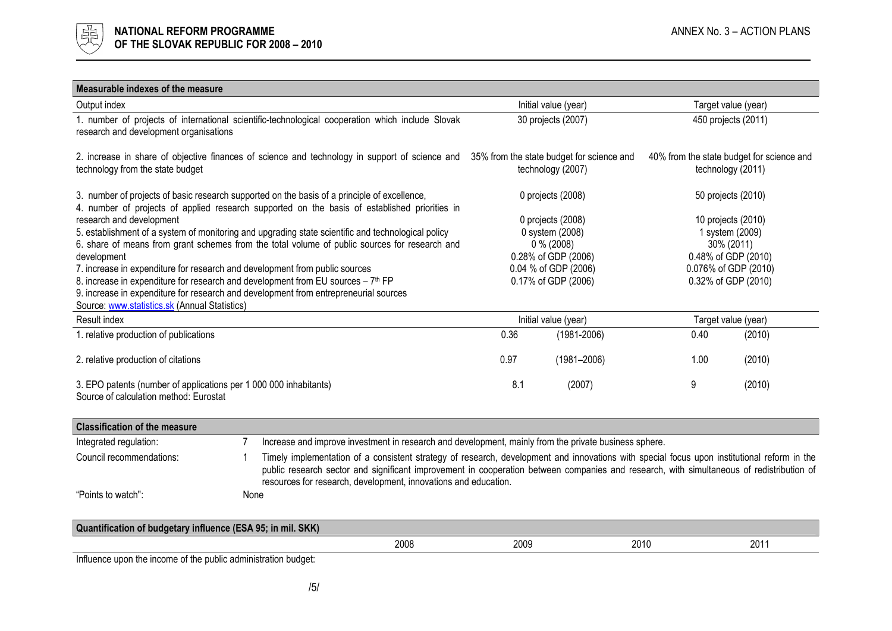| Measurable indexes of the measure | | | | |
|---|---|---|---|---|
| Output index | Initial value (year) | | Target value (year) | |
| 1. number of projects of international scientific-technological cooperation which include Slovak research and development organisations | 30 projects (2007) | | 450 projects (2011) | |
| 2. increase in share of objective finances of science and technology in support of science and technology from the state budget | 35% from the state budget for science and technology (2007) | | 40% from the state budget for science and technology (2011) | |
| 3. number of projects of basic research supported on the basis of a principle of excellence, | 0 projects (2008) | | 50 projects (2010) | |
| 4. number of projects of applied research supported on the basis of established priorities in research and development | 0 projects (2008) | | 10 projects (2010) | |
| 5. establishment of a system of monitoring and upgrading state scientific and technological policy | 0 system (2008) | | 1 system (2009) | |
| 6. share of means from grant schemes from the total volume of public sources for research and development | 0 % (2008) | | 30% (2011) | |
| 7. increase in expenditure for research and development from public sources | 0.28% of GDP (2006) | | 0.48% of GDP (2010) | |
| 8. increase in expenditure for research and development from EU sources – 7th FP | 0.04 % of GDP (2006) | | 0.076% of GDP (2010) | |
| 9. increase in expenditure for research and development from entrepreneurial sources | 0.17% of GDP (2006) | | 0.32% of GDP (2010) | |
| Source: www.statistics.sk (Annual Statistics) | | | | |
| Result index | Initial value (year) | | Target value (year) | |
| 1. relative production of publications | 0.36 | (1981-2006) | 0.40 | (2010) |
| 2. relative production of citations | 0.97 | (1981–2006) | 1.00 | (2010) |
| 3. EPO patents (number of applications per 1 000 000 inhabitants)<br>Source of calculation method: Eurostat | 8.1 | (2007) | 9 | (2010) |

| Classification of the measure | | |
|---|---|---|
| Integrated regulation: | 7 | Increase and improve investment in research and development, mainly from the private business sphere. |
| Council recommendations: | 1 | Timely implementation of a consistent strategy of research, development and innovations with special focus upon institutional reform in the public research sector and significant improvement in cooperation between companies and research, with simultaneous of redistribution of resources for research, development, innovations and education. |
| "Points to watch": | None | |

| Quantification of budgetary influence (ESA 95; in mil. SKK) | | | | |
|---|---|---|---|---|
| | 2008 | 2009 | 2010 | 2011 |
| Influence upon the income of the public administration budget: | | | | |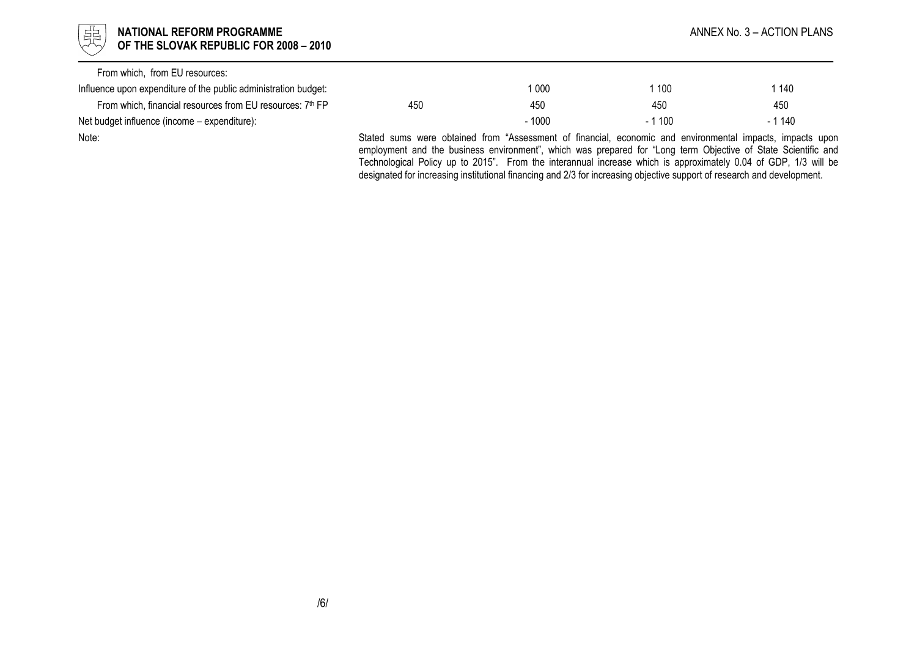| | | | | |
|---|---|---|---|---|
| From which, from EU resources: | | | | |
| Influence upon expenditure of the public administration budget: | | 1 000 | 1 100 | 1 140 |
| From which, financial resources from EU resources: 7th FP | 450 | 450 | 450 | 450 |
| Net budget influence (income – expenditure): | | - 1000 | - 1 100 | - 1 140 |
| Note: | Stated sums were obtained from "Assessment of financial, economic and environmental impacts, impacts upon employment and the business environment", which was prepared for "Long term Objective of State Scientific and Technological Policy up to 2015". From the interannual increase which is approximately 0.04 of GDP, 1/3 will be designated for increasing institutional financing and 2/3 for increasing objective support of research and development. | | | |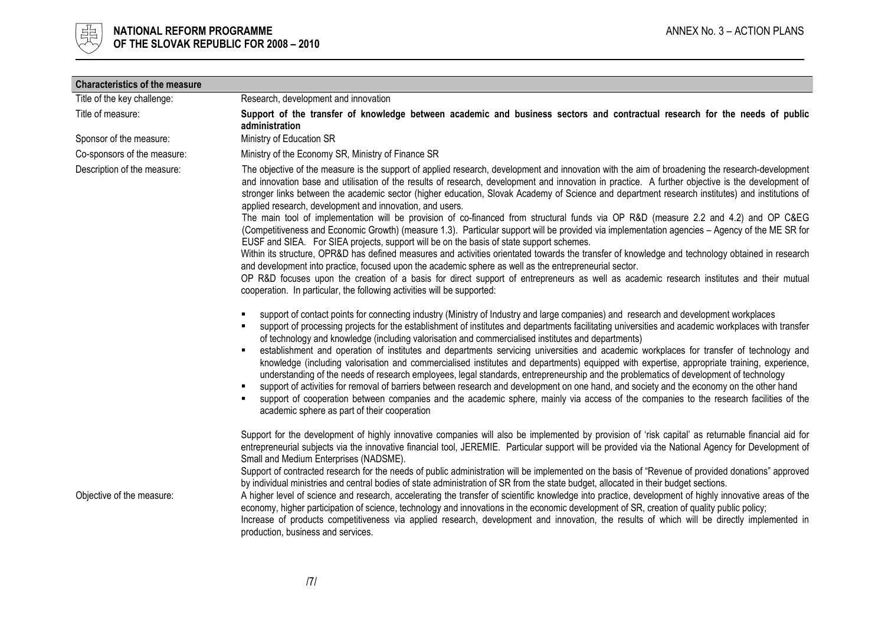| Characteristics of the measure | |
|---|---|
| Title of the key challenge: | Research, development and innovation |
| Title of measure: | **Support of the transfer of knowledge between academic and business sectors and contractual research for the needs of public administration** |
| Sponsor of the measure: | Ministry of Education SR |
| Co-sponsors of the measure: | Ministry of the Economy SR, Ministry of Finance SR |
| Description of the measure: | The objective of the measure is the support of applied research, development and innovation with the aim of broadening the research-development and innovation base and utilisation of the results of research, development and innovation in practice. A further objective is the development of stronger links between the academic sector (higher education, Slovak Academy of Science and department research institutes) and institutions of applied research, development and innovation, and users.<br>The main tool of implementation will be provision of co-financed from structural funds via OP R&D (measure 2.2 and 4.2) and OP C&EG (Competitiveness and Economic Growth) (measure 1.3). Particular support will be provided via implementation agencies – Agency of the ME SR for EUSF and SIEA. For SIEA projects, support will be on the basis of state support schemes.<br>Within its structure, OPR&D has defined measures and activities orientated towards the transfer of knowledge and technology obtained in research and development into practice, focused upon the academic sphere as well as the entrepreneurial sector.<br>OP R&D focuses upon the creation of a basis for direct support of entrepreneurs as well as academic research institutes and their mutual cooperation. In particular, the following activities will be supported:<br>▪ support of contact points for connecting industry (Ministry of Industry and large companies) and research and development workplaces<br>▪ support of processing projects for the establishment of institutes and departments facilitating universities and academic workplaces with transfer of technology and knowledge (including valorisation and commercialised institutes and departments)<br>▪ establishment and operation of institutes and departments servicing universities and academic workplaces for transfer of technology and knowledge (including valorisation and commercialised institutes and departments) equipped with expertise, appropriate training, experience, understanding of the needs of research employees, legal standards, entrepreneurship and the problematics of development of technology<br>▪ support of activities for removal of barriers between research and development on one hand, and society and the economy on the other hand<br>▪ support of cooperation between companies and the academic sphere, mainly via access of the companies to the research facilities of the academic sphere as part of their cooperation<br><br>Support for the development of highly innovative companies will also be implemented by provision of 'risk capital' as returnable financial aid for entrepreneurial subjects via the innovative financial tool, JEREMIE. Particular support will be provided via the National Agency for Development of Small and Medium Enterprises (NADSME).<br>Support of contracted research for the needs of public administration will be implemented on the basis of "Revenue of provided donations" approved by individual ministries and central bodies of state administration of SR from the state budget, allocated in their budget sections. |
| Objective of the measure: | A higher level of science and research, accelerating the transfer of scientific knowledge into practice, development of highly innovative areas of the economy, higher participation of science, technology and innovations in the economic development of SR, creation of quality public policy;<br>Increase of products competitiveness via applied research, development and innovation, the results of which will be directly implemented in production, business and services. |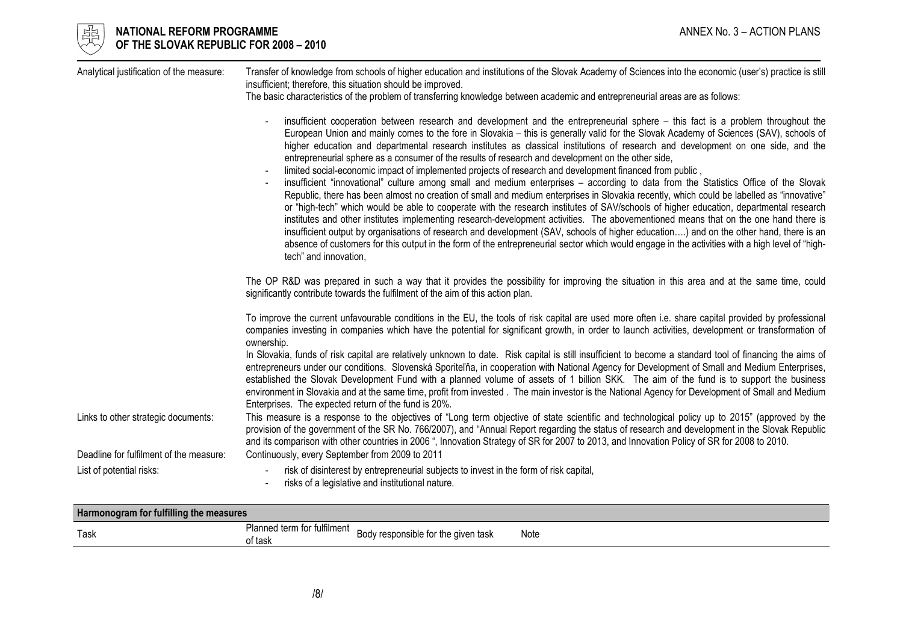| | |
|---|---|
| Analytical justification of the measure: | Transfer of knowledge from schools of higher education and institutions of the Slovak Academy of Sciences into the economic (user's) practice is still insufficient; therefore, this situation should be improved.<br>The basic characteristics of the problem of transferring knowledge between academic and entrepreneurial areas are as follows:<br>- insufficient cooperation between research and development and the entrepreneurial sphere – this fact is a problem throughout the European Union and mainly comes to the fore in Slovakia – this is generally valid for the Slovak Academy of Sciences (SAV), schools of higher education and departmental research institutes as classical institutions of research and development on one side, and the entrepreneurial sphere as a consumer of the results of research and development on the other side,<br>- limited social-economic impact of implemented projects of research and development financed from public ,<br>- insufficient "innovational" culture among small and medium enterprises – according to data from the Statistics Office of the Slovak Republic, there has been almost no creation of small and medium enterprises in Slovakia recently, which could be labelled as "innovative" or "high-tech" which would be able to cooperate with the research institutes of SAV/schools of higher education, departmental research institutes and other institutes implementing research-development activities. The abovementioned means that on the one hand there is insufficient output by organisations of research and development (SAV, schools of higher education….) and on the other hand, there is an absence of customers for this output in the form of the entrepreneurial sector which would engage in the activities with a high level of "high-tech" and innovation,<br><br>The OP R&D was prepared in such a way that it provides the possibility for improving the situation in this area and at the same time, could significantly contribute towards the fulfilment of the aim of this action plan.<br><br>To improve the current unfavourable conditions in the EU, the tools of risk capital are used more often i.e. share capital provided by professional companies investing in companies which have the potential for significant growth, in order to launch activities, development or transformation of ownership.<br>In Slovakia, funds of risk capital are relatively unknown to date. Risk capital is still insufficient to become a standard tool of financing the aims of entrepreneurs under our conditions. Slovenská Sporiteľňa, in cooperation with National Agency for Development of Small and Medium Enterprises, established the Slovak Development Fund with a planned volume of assets of 1 billion SKK. The aim of the fund is to support the business environment in Slovakia and at the same time, profit from invested . The main investor is the National Agency for Development of Small and Medium Enterprises. The expected return of the fund is 20%. |
| Links to other strategic documents: | This measure is a response to the objectives of "Long term objective of state scientific and technological policy up to 2015" (approved by the provision of the government of the SR No. 766/2007), and "Annual Report regarding the status of research and development in the Slovak Republic and its comparison with other countries in 2006 ", Innovation Strategy of SR for 2007 to 2013, and Innovation Policy of SR for 2008 to 2010. |
| Deadline for fulfilment of the measure: | Continuously, every September from 2009 to 2011 |
| List of potential risks: | - risk of disinterest by entrepreneurial subjects to invest in the form of risk capital,<br>- risks of a legislative and institutional nature. |

**Harmonogram for fulfilling the measures**

| Task | Planned term for fulfilment of task | Body responsible for the given task | Note |
|---|---|---|---|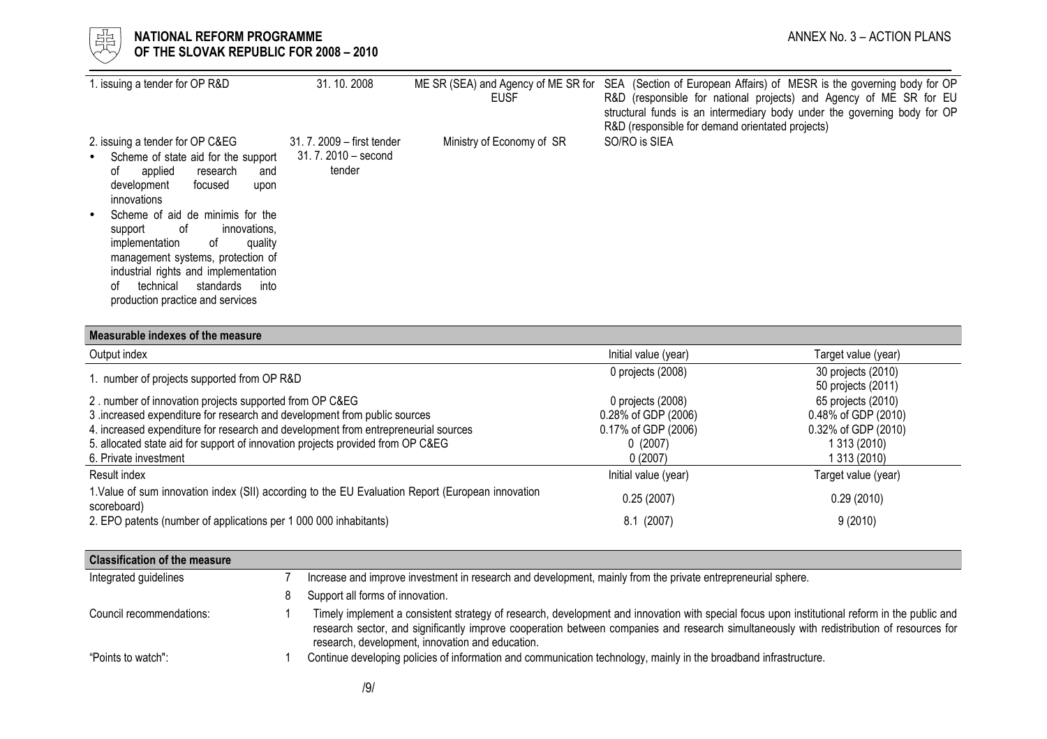| | | | |
|---|---|---|---|
| 1. issuing a tender for OP R&D | 31. 10. 2008 | ME SR (SEA) and Agency of ME SR for EUSF | SEA (Section of European Affairs) of MESR is the governing body for OP R&D (responsible for national projects) and Agency of ME SR for EU structural funds is an intermediary body under the governing body for OP R&D (responsible for demand orientated projects) |
| 2. issuing a tender for OP C&EG<br>• Scheme of state aid for the support of applied research and development focused upon innovations<br>• Scheme of aid de minimis for the support of innovations, implementation of quality management systems, protection of industrial rights and implementation of technical standards into production practice and services | 31. 7. 2009 – first tender<br>31. 7. 2010 – second tender | Ministry of Economy of SR | SO/RO is SIEA |

**Measurable indexes of the measure**

| Output index | Initial value (year) | Target value (year) |
|---|---|---|
| 1. number of projects supported from OP R&D | 0 projects (2008) | 30 projects (2010)<br>50 projects (2011) |
| 2 . number of innovation projects supported from OP C&EG | 0 projects (2008) | 65 projects (2010) |
| 3 .increased expenditure for research and development from public sources | 0.28% of GDP (2006) | 0.48% of GDP (2010) |
| 4. increased expenditure for research and development from entrepreneurial sources | 0.17% of GDP (2006) | 0.32% of GDP (2010) |
| 5. allocated state aid for support of innovation projects provided from OP C&EG | 0 (2007) | 1 313 (2010) |
| 6. Private investment | 0 (2007) | 1 313 (2010) |
| **Result index** | **Initial value (year)** | **Target value (year)** |
| 1.Value of sum innovation index (SII) according to the EU Evaluation Report (European innovation scoreboard) | 0.25 (2007) | 0.29 (2010) |
| 2. EPO patents (number of applications per 1 000 000 inhabitants) | 8.1 (2007) | 9 (2010) |

**Classification of the measure**

| | | |
|---|---|---|
| Integrated guidelines | 7 | Increase and improve investment in research and development, mainly from the private entrepreneurial sphere. |
| | 8 | Support all forms of innovation. |
| Council recommendations: | 1 | Timely implement a consistent strategy of research, development and innovation with special focus upon institutional reform in the public and research sector, and significantly improve cooperation between companies and research simultaneously with redistribution of resources for research, development, innovation and education. |
| "Points to watch": | 1 | Continue developing policies of information and communication technology, mainly in the broadband infrastructure. |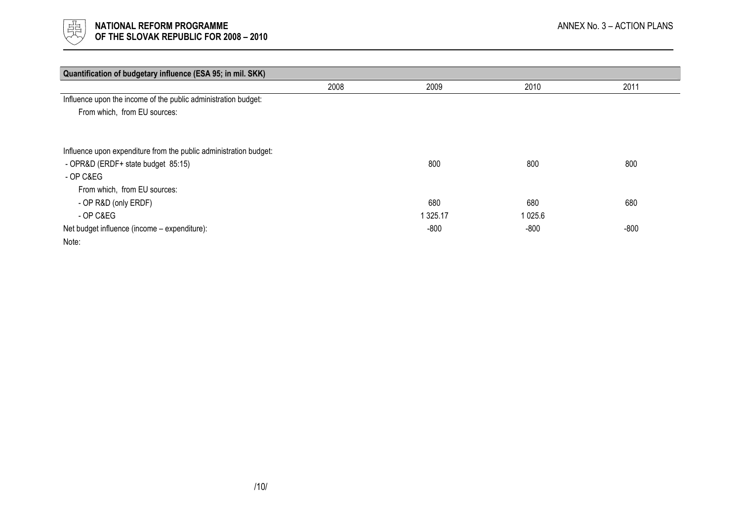| Quantification of budgetary influence (ESA 95; in mil. SKK) | | | | |
|---|---|---|---|---|
| | 2008 | 2009 | 2010 | 2011 |
| Influence upon the income of the public administration budget: | | | | |
| From which, from EU sources: | | | | |
| Influence upon expenditure from the public administration budget: | | | | |
| - OPR&D (ERDF+ state budget 85:15) | | 800 | 800 | 800 |
| - OP C&EG | | | | |
| From which, from EU sources: | | | | |
| - OP R&D (only ERDF) | | 680 | 680 | 680 |
| - OP C&EG | | 1 325.17 | 1 025.6 | |
| Net budget influence (income – expenditure): | | -800 | -800 | -800 |
| Note: | | | | |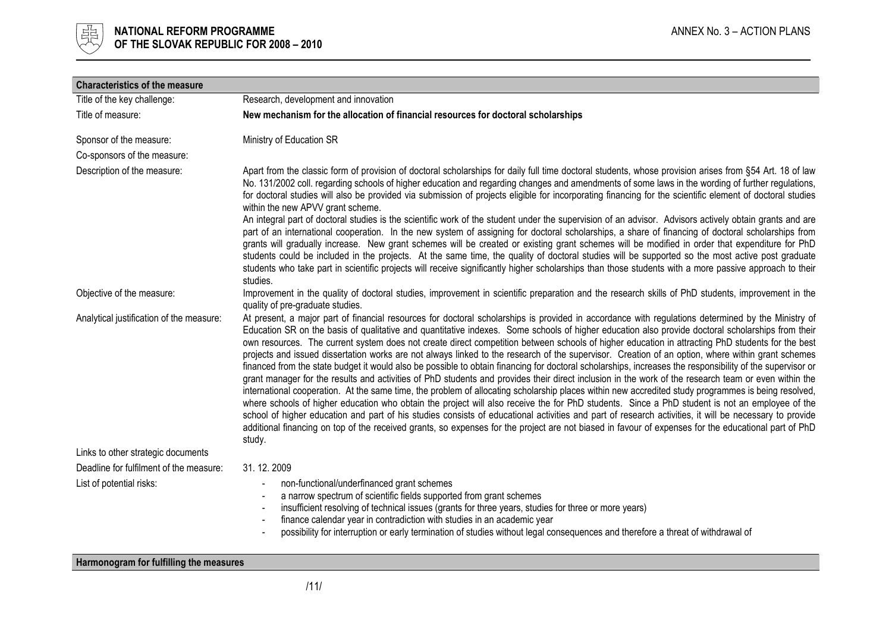| Characteristics of the measure | |
|---|---|
| Title of the key challenge: | Research, development and innovation |
| Title of measure: | **New mechanism for the allocation of financial resources for doctoral scholarships** |
| Sponsor of the measure: | Ministry of Education SR |
| Co-sponsors of the measure: | |
| Description of the measure: | Apart from the classic form of provision of doctoral scholarships for daily full time doctoral students, whose provision arises from §54 Art. 18 of law No. 131/2002 coll. regarding schools of higher education and regarding changes and amendments of some laws in the wording of further regulations, for doctoral studies will also be provided via submission of projects eligible for incorporating financing for the scientific element of doctoral studies within the new APVV grant scheme.<br>An integral part of doctoral studies is the scientific work of the student under the supervision of an advisor. Advisors actively obtain grants and are part of an international cooperation. In the new system of assigning for doctoral scholarships, a share of financing of doctoral scholarships from grants will gradually increase. New grant schemes will be created or existing grant schemes will be modified in order that expenditure for PhD students could be included in the projects. At the same time, the quality of doctoral studies will be supported so the most active post graduate students who take part in scientific projects will receive significantly higher scholarships than those students with a more passive approach to their studies. |
| Objective of the measure: | Improvement in the quality of doctoral studies, improvement in scientific preparation and the research skills of PhD students, improvement in the quality of pre-graduate studies. |
| Analytical justification of the measure: | At present, a major part of financial resources for doctoral scholarships is provided in accordance with regulations determined by the Ministry of Education SR on the basis of qualitative and quantitative indexes. Some schools of higher education also provide doctoral scholarships from their own resources. The current system does not create direct competition between schools of higher education in attracting PhD students for the best projects and issued dissertation works are not always linked to the research of the supervisor. Creation of an option, where within grant schemes financed from the state budget it would also be possible to obtain financing for doctoral scholarships, increases the responsibility of the supervisor or grant manager for the results and activities of PhD students and provides their direct inclusion in the work of the research team or even within the international cooperation. At the same time, the problem of allocating scholarship places within new accredited study programmes is being resolved, where schools of higher education who obtain the project will also receive the for PhD students. Since a PhD student is not an employee of the school of higher education and part of his studies consists of educational activities and part of research activities, it will be necessary to provide additional financing on top of the received grants, so expenses for the project are not biased in favour of expenses for the educational part of PhD study. |
| Links to other strategic documents | |
| Deadline for fulfilment of the measure: | 31. 12. 2009 |
| List of potential risks: | - non-functional/underfinanced grant schemes<br>- a narrow spectrum of scientific fields supported from grant schemes<br>- insufficient resolving of technical issues (grants for three years, studies for three or more years)<br>- finance calendar year in contradiction with studies in an academic year<br>- possibility for interruption or early termination of studies without legal consequences and therefore a threat of withdrawal of |

| Harmonogram for fulfilling the measures |
|---|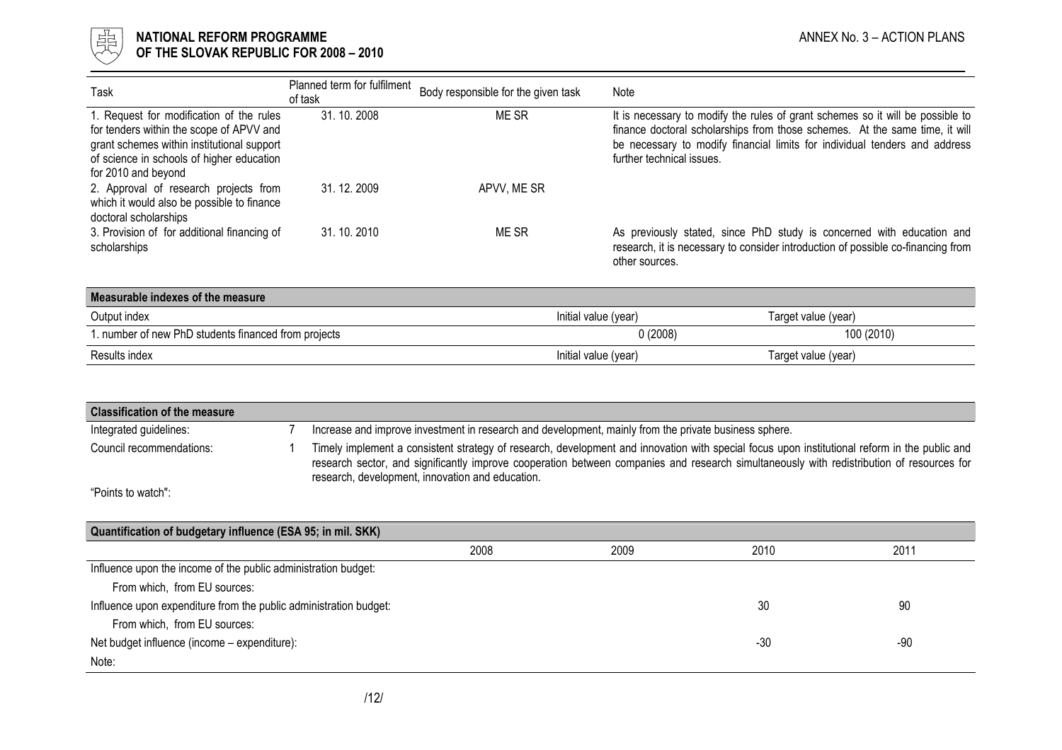| Task | Planned term for fulfilment of task | Body responsible for the given task | Note |
| --- | --- | --- | --- |
| 1. Request for modification of the rules for tenders within the scope of APVV and grant schemes within institutional support of science in schools of higher education for 2010 and beyond | 31. 10. 2008 | ME SR | It is necessary to modify the rules of grant schemes so it will be possible to finance doctoral scholarships from those schemes. At the same time, it will be necessary to modify financial limits for individual tenders and address further technical issues. |
| 2. Approval of research projects from which it would also be possible to finance doctoral scholarships | 31. 12. 2009 | APVV, ME SR | |
| 3. Provision of for additional financing of scholarships | 31. 10. 2010 | ME SR | As previously stated, since PhD study is concerned with education and research, it is necessary to consider introduction of possible co-financing from other sources. |

| **Measurable indexes of the measure** | | |
| --- | --- | --- |
| Output index | Initial value (year) | Target value (year) |
| 1. number of new PhD students financed from projects | 0 (2008) | 100 (2010) |
| Results index | Initial value (year) | Target value (year) |

| **Classification of the measure** | | |
| --- | --- | --- |
| Integrated guidelines: | 7 | Increase and improve investment in research and development, mainly from the private business sphere. |
| Council recommendations: | 1 | Timely implement a consistent strategy of research, development and innovation with special focus upon institutional reform in the public and research sector, and significantly improve cooperation between companies and research simultaneously with redistribution of resources for research, development, innovation and education. |
| "Points to watch": | | |

| **Quantification of budgetary influence (ESA 95; in mil. SKK)** | | | | |
| --- | --- | --- | --- | --- |
| | 2008 | 2009 | 2010 | 2011 |
| Influence upon the income of the public administration budget: | | | | |
| From which, from EU sources: | | | | |
| Influence upon expenditure from the public administration budget: | | | 30 | 90 |
| From which, from EU sources: | | | | |
| Net budget influence (income – expenditure): | | | -30 | -90 |
| Note: | | | | |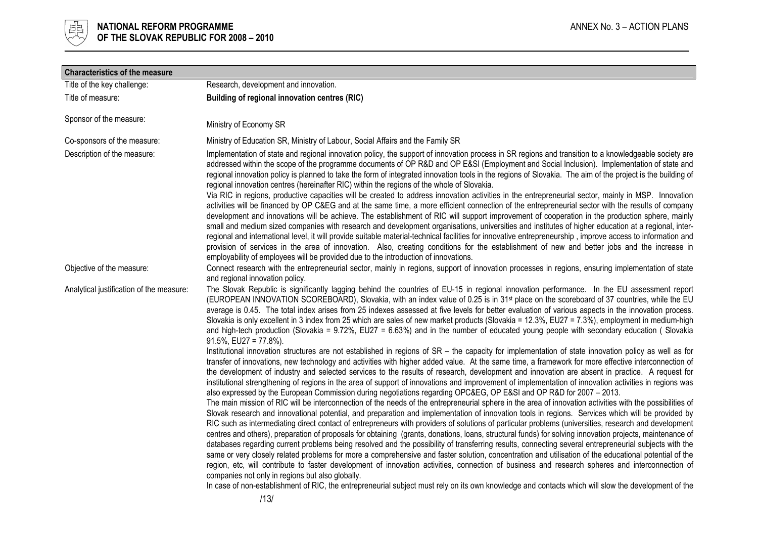| Characteristics of the measure | |
|---|---|
| Title of the key challenge: | Research, development and innovation. |
| Title of measure: | **Building of regional innovation centres (RIC)** |
| Sponsor of the measure: | Ministry of Economy SR |
| Co-sponsors of the measure: | Ministry of Education SR, Ministry of Labour, Social Affairs and the Family SR |
| Description of the measure: | Implementation of state and regional innovation policy, the support of innovation process in SR regions and transition to a knowledgeable society are addressed within the scope of the programme documents of OP R&D and OP E&SI (Employment and Social Inclusion). Implementation of state and regional innovation policy is planned to take the form of integrated innovation tools in the regions of Slovakia. The aim of the project is the building of regional innovation centres (hereinafter RIC) within the regions of the whole of Slovakia.<br>Via RIC in regions, productive capacities will be created to address innovation activities in the entrepreneurial sector, mainly in MSP. Innovation activities will be financed by OP C&EG and at the same time, a more efficient connection of the entrepreneurial sector with the results of company development and innovations will be achieve. The establishment of RIC will support improvement of cooperation in the production sphere, mainly small and medium sized companies with research and development organisations, universities and institutes of higher education at a regional, inter-regional and international level, it will provide suitable material-technical facilities for innovative entrepreneurship , improve access to information and provision of services in the area of innovation. Also, creating conditions for the establishment of new and better jobs and the increase in employability of employees will be provided due to the introduction of innovations. |
| Objective of the measure: | Connect research with the entrepreneurial sector, mainly in regions, support of innovation processes in regions, ensuring implementation of state and regional innovation policy. |
| Analytical justification of the measure: | The Slovak Republic is significantly lagging behind the countries of EU-15 in regional innovation performance. In the EU assessment report (EUROPEAN INNOVATION SCOREBOARD), Slovakia, with an index value of 0.25 is in 31st place on the scoreboard of 37 countries, while the EU average is 0.45. The total index arises from 25 indexes assessed at five levels for better evaluation of various aspects in the innovation process. Slovakia is only excellent in 3 index from 25 which are sales of new market products (Slovakia = 12.3%, EU27 = 7.3%), employment in medium-high and high-tech production (Slovakia = 9.72%, EU27 = 6.63%) and in the number of educated young people with secondary education ( Slovakia 91.5%, EU27 = 77.8%).<br>Institutional innovation structures are not established in regions of SR – the capacity for implementation of state innovation policy as well as for transfer of innovations, new technology and activities with higher added value. At the same time, a framework for more effective interconnection of the development of industry and selected services to the results of research, development and innovation are absent in practice. A request for institutional strengthening of regions in the area of support of innovations and improvement of implementation of innovation activities in regions was also expressed by the European Commission during negotiations regarding OPC&EG, OP E&SI and OP R&D for 2007 – 2013.<br>The main mission of RIC will be interconnection of the needs of the entrepreneurial sphere in the area of innovation activities with the possibilities of Slovak research and innovational potential, and preparation and implementation of innovation tools in regions. Services which will be provided by RIC such as intermediating direct contact of entrepreneurs with providers of solutions of particular problems (universities, research and development centres and others), preparation of proposals for obtaining (grants, donations, loans, structural funds) for solving innovation projects, maintenance of databases regarding current problems being resolved and the possibility of transferring results, connecting several entrepreneurial subjects with the same or very closely related problems for more a comprehensive and faster solution, concentration and utilisation of the educational potential of the region, etc, will contribute to faster development of innovation activities, connection of business and research spheres and interconnection of companies not only in regions but also globally.<br>In case of non-establishment of RIC, the entrepreneurial subject must rely on its own knowledge and contacts which will slow the development of the |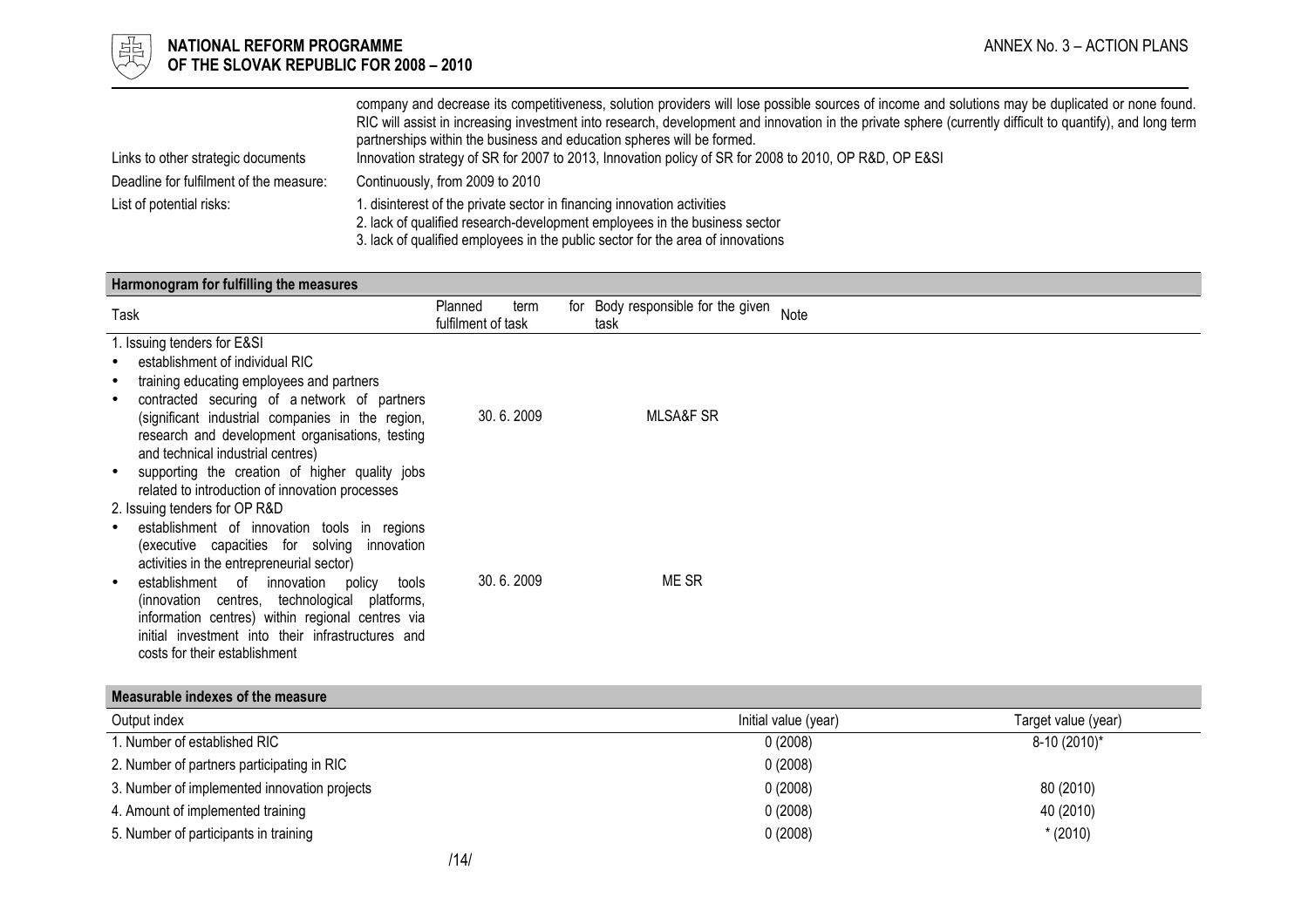| | |
|---|---|
| | company and decrease its competitiveness, solution providers will lose possible sources of income and solutions may be duplicated or none found. RIC will assist in increasing investment into research, development and innovation in the private sphere (currently difficult to quantify), and long term partnerships within the business and education spheres will be formed. |
| Links to other strategic documents | Innovation strategy of SR for 2007 to 2013, Innovation policy of SR for 2008 to 2010, OP R&D, OP E&SI |
| Deadline for fulfilment of the measure: | Continuously, from 2009 to 2010 |
| List of potential risks: | 1. disinterest of the private sector in financing innovation activities<br>2. lack of qualified research-development employees in the business sector<br>3. lack of qualified employees in the public sector for the area of innovations |

**Harmonogram for fulfilling the measures**

| Task | Planned term for fulfilment of task | Body responsible for the given task | Note |
|---|---|---|---|
| 1. Issuing tenders for E&SI<br>• establishment of individual RIC<br>• training educating employees and partners<br>• contracted securing of a network of partners (significant industrial companies in the region, research and development organisations, testing and technical industrial centres)<br>• supporting the creation of higher quality jobs related to introduction of innovation processes | 30. 6. 2009 | MLSA&F SR | |
| 2. Issuing tenders for OP R&D<br>• establishment of innovation tools in regions (executive capacities for solving innovation activities in the entrepreneurial sector)<br>• establishment of innovation policy tools (innovation centres, technological platforms, information centres) within regional centres via initial investment into their infrastructures and costs for their establishment | 30. 6. 2009 | ME SR | |

**Measurable indexes of the measure**

| Output index | Initial value (year) | Target value (year) |
|---|---|---|
| 1. Number of established RIC | 0 (2008) | 8-10 (2010)* |
| 2. Number of partners participating in RIC | 0 (2008) | |
| 3. Number of implemented innovation projects | 0 (2008) | 80 (2010) |
| 4. Amount of implemented training | 0 (2008) | 40 (2010) |
| 5. Number of participants in training | 0 (2008) | * (2010) |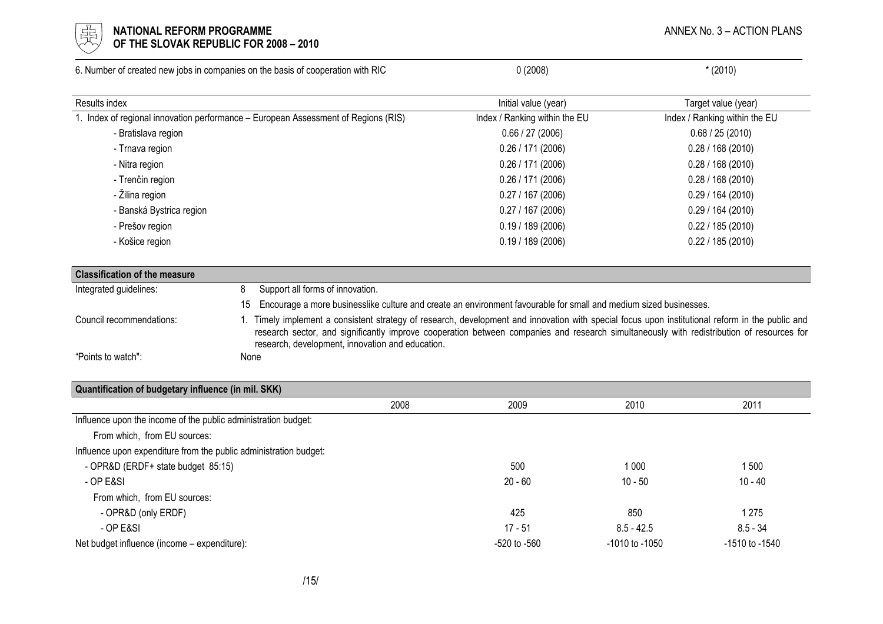| 6. Number of created new jobs in companies on the basis of cooperation with RIC | 0 (2008) | * (2010) |
|---|---|---|

| Results index | Initial value (year) | Target value (year) |
|---|---|---|
| 1. Index of regional innovation performance – European Assessment of Regions (RIS) | Index / Ranking within the EU | Index / Ranking within the EU |
| - Bratislava region | 0.66 / 27 (2006) | 0.68 / 25 (2010) |
| - Trnava region | 0.26 / 171 (2006) | 0.28 / 168 (2010) |
| - Nitra region | 0.26 / 171 (2006) | 0.28 / 168 (2010) |
| - Trenčín region | 0.26 / 171 (2006) | 0.28 / 168 (2010) |
| - Žilina region | 0.27 / 167 (2006) | 0.29 / 164 (2010) |
| - Banská Bystrica region | 0.27 / 167 (2006) | 0.29 / 164 (2010) |
| - Prešov region | 0.19 / 189 (2006) | 0.22 / 185 (2010) |
| - Košice region | 0.19 / 189 (2006) | 0.22 / 185 (2010) |

| **Classification of the measure** | |
|---|---|
| Integrated guidelines: | 8 Support all forms of innovation. |
| | 15 Encourage a more businesslike culture and create an environment favourable for small and medium sized businesses. |
| Council recommendations: | 1. Timely implement a consistent strategy of research, development and innovation with special focus upon institutional reform in the public and research sector, and significantly improve cooperation between companies and research simultaneously with redistribution of resources for research, development, innovation and education. |
| "Points to watch": | None |

| **Quantification of budgetary influence (in mil. SKK)** | | | | |
|---|---|---|---|---|
| | 2008 | 2009 | 2010 | 2011 |
| Influence upon the income of the public administration budget: | | | | |
| From which, from EU sources: | | | | |
| Influence upon expenditure from the public administration budget: | | | | |
| - OPR&D (ERDF+ state budget 85:15) | | 500 | 1 000 | 1 500 |
| - OP E&SI | | 20 - 60 | 10 - 50 | 10 - 40 |
| From which, from EU sources: | | | | |
| - OPR&D (only ERDF) | | 425 | 850 | 1 275 |
| - OP E&SI | | 17 - 51 | 8.5 - 42.5 | 8.5 - 34 |
| Net budget influence (income – expenditure): | | -520 to -560 | -1010 to -1050 | -1510 to -1540 |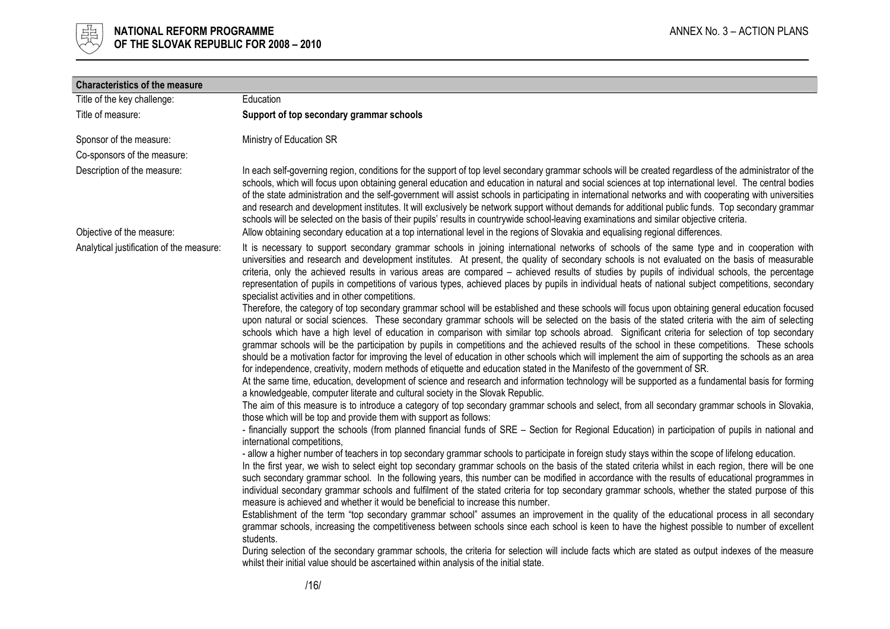| Characteristics of the measure | |
|---|---|
| Title of the key challenge: | Education |
| Title of measure: | **Support of top secondary grammar schools** |
| Sponsor of the measure: | Ministry of Education SR |
| Co-sponsors of the measure: | |
| Description of the measure: | In each self-governing region, conditions for the support of top level secondary grammar schools will be created regardless of the administrator of the schools, which will focus upon obtaining general education and education in natural and social sciences at top international level. The central bodies of the state administration and the self-government will assist schools in participating in international networks and with cooperating with universities and research and development institutes. It will exclusively be network support without demands for additional public funds. Top secondary grammar schools will be selected on the basis of their pupils' results in countrywide school-leaving examinations and similar objective criteria. |
| Objective of the measure: | Allow obtaining secondary education at a top international level in the regions of Slovakia and equalising regional differences. |
| Analytical justification of the measure: | It is necessary to support secondary grammar schools in joining international networks of schools of the same type and in cooperation with universities and research and development institutes. At present, the quality of secondary schools is not evaluated on the basis of measurable criteria, only the achieved results in various areas are compared – achieved results of studies by pupils of individual schools, the percentage representation of pupils in competitions of various types, achieved places by pupils in individual heats of national subject competitions, secondary specialist activities and in other competitions.<br>Therefore, the category of top secondary grammar school will be established and these schools will focus upon obtaining general education focused upon natural or social sciences. These secondary grammar schools will be selected on the basis of the stated criteria with the aim of selecting schools which have a high level of education in comparison with similar top schools abroad. Significant criteria for selection of top secondary grammar schools will be the participation by pupils in competitions and the achieved results of the school in these competitions. These schools should be a motivation factor for improving the level of education in other schools which will implement the aim of supporting the schools as an area for independence, creativity, modern methods of etiquette and education stated in the Manifesto of the government of SR.<br>At the same time, education, development of science and research and information technology will be supported as a fundamental basis for forming a knowledgeable, computer literate and cultural society in the Slovak Republic.<br>The aim of this measure is to introduce a category of top secondary grammar schools and select, from all secondary grammar schools in Slovakia, those which will be top and provide them with support as follows:<br>- financially support the schools (from planned financial funds of SRE – Section for Regional Education) in participation of pupils in national and international competitions,<br>- allow a higher number of teachers in top secondary grammar schools to participate in foreign study stays within the scope of lifelong education.<br>In the first year, we wish to select eight top secondary grammar schools on the basis of the stated criteria whilst in each region, there will be one such secondary grammar school. In the following years, this number can be modified in accordance with the results of educational programmes in individual secondary grammar schools and fulfilment of the stated criteria for top secondary grammar schools, whether the stated purpose of this measure is achieved and whether it would be beneficial to increase this number.<br>Establishment of the term "top secondary grammar school" assumes an improvement in the quality of the educational process in all secondary grammar schools, increasing the competitiveness between schools since each school is keen to have the highest possible to number of excellent students.<br>During selection of the secondary grammar schools, the criteria for selection will include facts which are stated as output indexes of the measure whilst their initial value should be ascertained within analysis of the initial state. |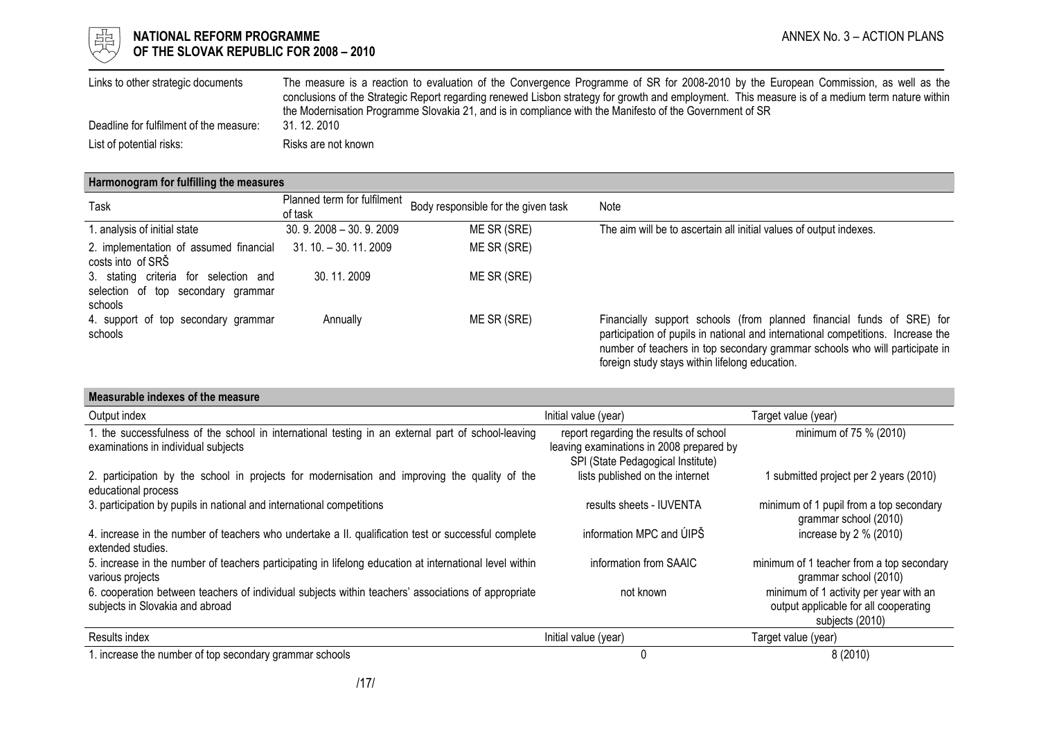| | |
|---|---|
| Links to other strategic documents | The measure is a reaction to evaluation of the Convergence Programme of SR for 2008-2010 by the European Commission, as well as the conclusions of the Strategic Report regarding renewed Lisbon strategy for growth and employment. This measure is of a medium term nature within the Modernisation Programme Slovakia 21, and is in compliance with the Manifesto of the Government of SR |
| Deadline for fulfilment of the measure: | 31. 12. 2010 |
| List of potential risks: | Risks are not known |

**Harmonogram for fulfilling the measures**

| Task | Planned term for fulfilment of task | Body responsible for the given task | Note |
|---|---|---|---|
| 1. analysis of initial state | 30. 9. 2008 – 30. 9. 2009 | ME SR (SRE) | The aim will be to ascertain all initial values of output indexes. |
| 2. implementation of assumed financial costs into of SRŠ | 31. 10. – 30. 11. 2009 | ME SR (SRE) | |
| 3. stating criteria for selection and selection of top secondary grammar schools | 30. 11. 2009 | ME SR (SRE) | |
| 4. support of top secondary grammar schools | Annually | ME SR (SRE) | Financially support schools (from planned financial funds of SRE) for participation of pupils in national and international competitions. Increase the number of teachers in top secondary grammar schools who will participate in foreign study stays within lifelong education. |

**Measurable indexes of the measure**

| Output index | Initial value (year) | Target value (year) |
|---|---|---|
| 1. the successfulness of the school in international testing in an external part of school-leaving examinations in individual subjects | report regarding the results of school leaving examinations in 2008 prepared by SPI (State Pedagogical Institute) | minimum of 75 % (2010) |
| 2. participation by the school in projects for modernisation and improving the quality of the educational process | lists published on the internet | 1 submitted project per 2 years (2010) |
| 3. participation by pupils in national and international competitions | results sheets - IUVENTA | minimum of 1 pupil from a top secondary grammar school (2010) |
| 4. increase in the number of teachers who undertake a II. qualification test or successful complete extended studies. | information MPC and ÚIPŠ | increase by 2 % (2010) |
| 5. increase in the number of teachers participating in lifelong education at international level within various projects | information from SAAIC | minimum of 1 teacher from a top secondary grammar school (2010) |
| 6. cooperation between teachers of individual subjects within teachers' associations of appropriate subjects in Slovakia and abroad | not known | minimum of 1 activity per year with an output applicable for all cooperating subjects (2010) |
| **Results index** | **Initial value (year)** | **Target value (year)** |
| 1. increase the number of top secondary grammar schools | 0 | 8 (2010) |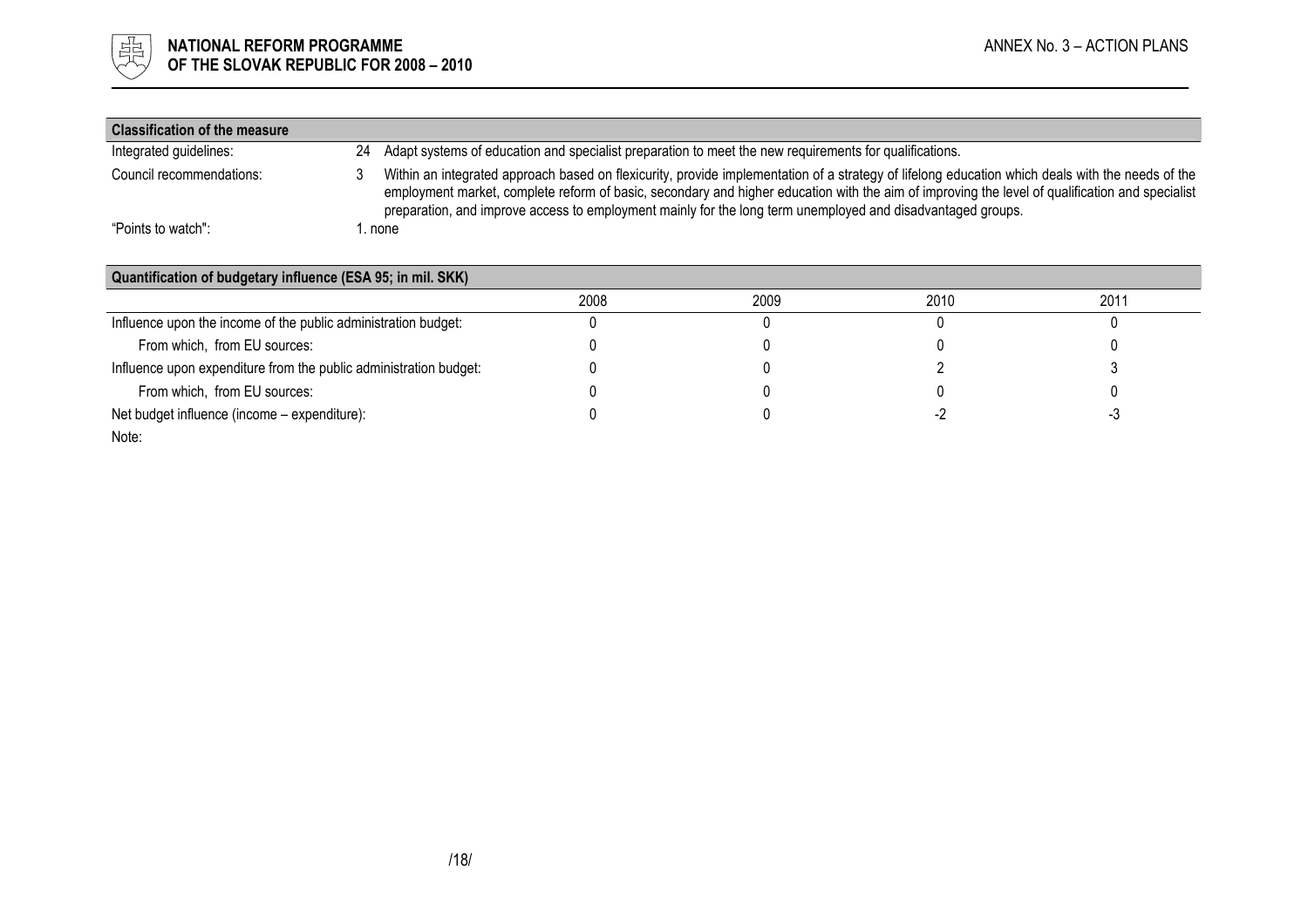| Classification of the measure | | |
|---|---|---|
| Integrated guidelines: | 24 | Adapt systems of education and specialist preparation to meet the new requirements for qualifications. |
| Council recommendations: | 3 | Within an integrated approach based on flexicurity, provide implementation of a strategy of lifelong education which deals with the needs of the employment market, complete reform of basic, secondary and higher education with the aim of improving the level of qualification and specialist preparation, and improve access to employment mainly for the long term unemployed and disadvantaged groups. |
| "Points to watch": | 1. none | |

| Quantification of budgetary influence (ESA 95; in mil. SKK) | 2008 | 2009 | 2010 | 2011 |
|---|---|---|---|---|
| Influence upon the income of the public administration budget: | 0 | 0 | 0 | 0 |
| From which, from EU sources: | 0 | 0 | 0 | 0 |
| Influence upon expenditure from the public administration budget: | 0 | 0 | 2 | 3 |
| From which, from EU sources: | 0 | 0 | 0 | 0 |
| Net budget influence (income – expenditure): | 0 | 0 | -2 | -3 |

Note: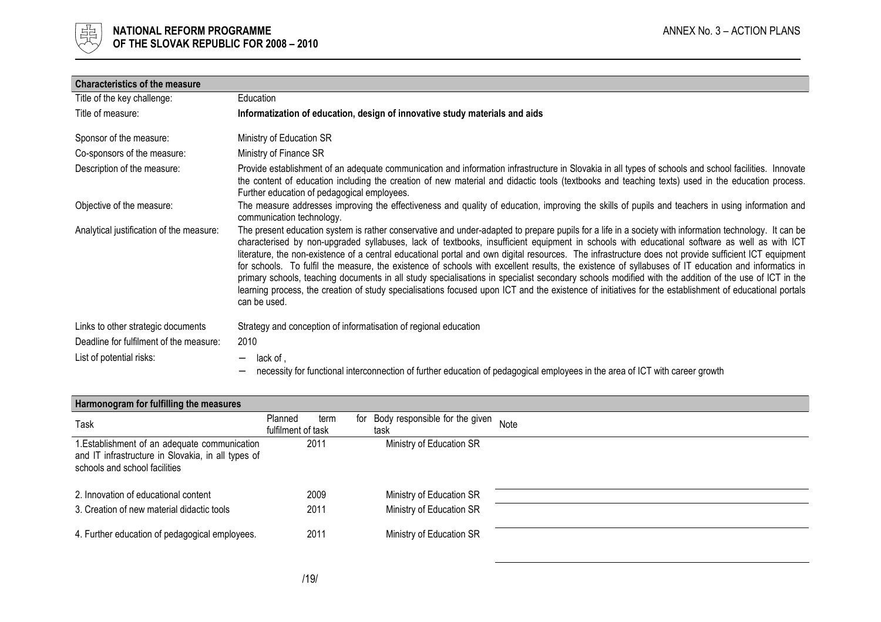| Characteristics of the measure | |
|---|---|
| Title of the key challenge: | Education |
| Title of measure: | **Informatization of education, design of innovative study materials and aids** |
| Sponsor of the measure: | Ministry of Education SR |
| Co-sponsors of the measure: | Ministry of Finance SR |
| Description of the measure: | Provide establishment of an adequate communication and information infrastructure in Slovakia in all types of schools and school facilities. Innovate the content of education including the creation of new material and didactic tools (textbooks and teaching texts) used in the education process. Further education of pedagogical employees. |
| Objective of the measure: | The measure addresses improving the effectiveness and quality of education, improving the skills of pupils and teachers in using information and communication technology. |
| Analytical justification of the measure: | The present education system is rather conservative and under-adapted to prepare pupils for a life in a society with information technology. It can be characterised by non-upgraded syllabuses, lack of textbooks, insufficient equipment in schools with educational software as well as with ICT literature, the non-existence of a central educational portal and own digital resources. The infrastructure does not provide sufficient ICT equipment for schools. To fulfil the measure, the existence of schools with excellent results, the existence of syllabuses of IT education and informatics in primary schools, teaching documents in all study specialisations in specialist secondary schools modified with the addition of the use of ICT in the learning process, the creation of study specialisations focused upon ICT and the existence of initiatives for the establishment of educational portals can be used. |
| Links to other strategic documents | Strategy and conception of informatisation of regional education |
| Deadline for fulfilment of the measure: | 2010 |
| List of potential risks: | – lack of ,<br>– necessity for functional interconnection of further education of pedagogical employees in the area of ICT with career growth |

**Harmonogram for fulfilling the measures**

| Task | Planned term for fulfilment of task | Body responsible for the given task | Note |
|---|---|---|---|
| 1.Establishment of an adequate communication and IT infrastructure in Slovakia, in all types of schools and school facilities | 2011 | Ministry of Education SR | |
| 2. Innovation of educational content | 2009 | Ministry of Education SR | |
| 3. Creation of new material didactic tools | 2011 | Ministry of Education SR | |
| 4. Further education of pedagogical employees. | 2011 | Ministry of Education SR | |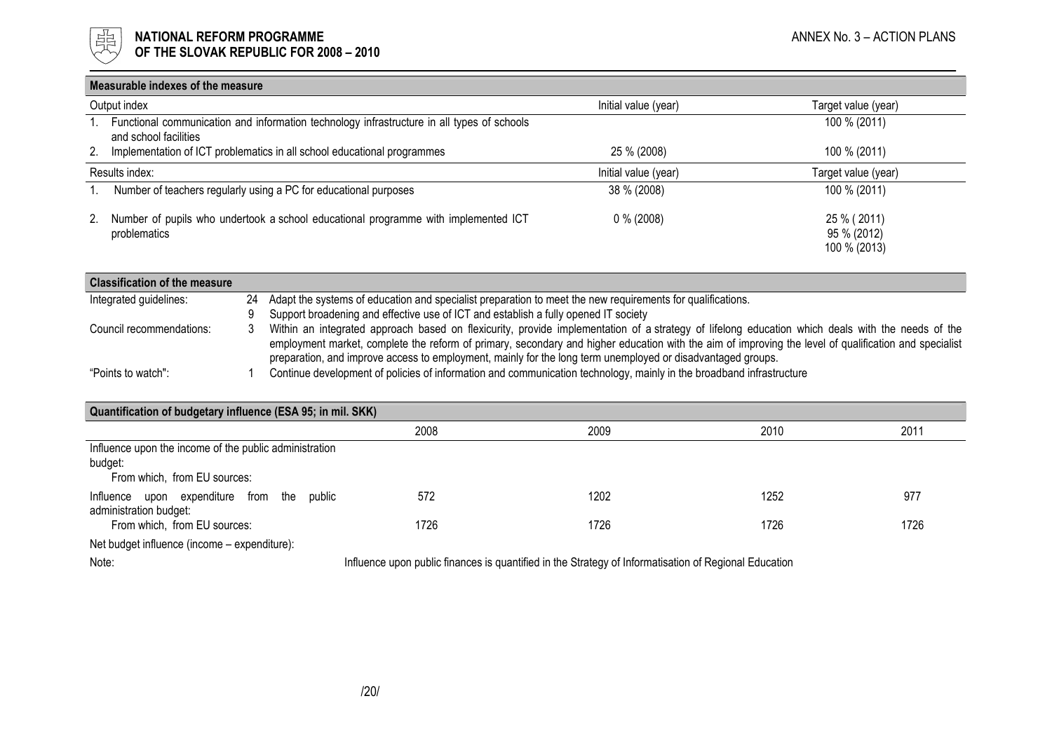**Measurable indexes of the measure**

| Output index | Initial value (year) | Target value (year) |
|---|---|---|
| 1. Functional communication and information technology infrastructure in all types of schools and school facilities | | 100 % (2011) |
| 2. Implementation of ICT problematics in all school educational programmes | 25 % (2008) | 100 % (2011) |

| Results index: | Initial value (year) | Target value (year) |
|---|---|---|
| 1. Number of teachers regularly using a PC for educational purposes | 38 % (2008) | 100 % (2011) |
| 2. Number of pupils who undertook a school educational programme with implemented ICT problematics | 0 % (2008) | 25 % ( 2011)<br>95 % (2012)<br>100 % (2013) |

**Classification of the measure**

| | | |
|---|---|---|
| Integrated guidelines: | 24 | Adapt the systems of education and specialist preparation to meet the new requirements for qualifications. |
| | 9 | Support broadening and effective use of ICT and establish a fully opened IT society |
| Council recommendations: | 3 | Within an integrated approach based on flexicurity, provide implementation of a strategy of lifelong education which deals with the needs of the employment market, complete the reform of primary, secondary and higher education with the aim of improving the level of qualification and specialist preparation, and improve access to employment, mainly for the long term unemployed or disadvantaged groups. |
| "Points to watch": | 1 | Continue development of policies of information and communication technology, mainly in the broadband infrastructure |

**Quantification of budgetary influence (ESA 95; in mil. SKK)**

| | 2008 | 2009 | 2010 | 2011 |
|---|---|---|---|---|
| Influence upon the income of the public administration budget: | | | | |
| From which, from EU sources: | | | | |
| Influence upon expenditure from the public administration budget: | 572 | 1202 | 1252 | 977 |
| From which, from EU sources: | 1726 | 1726 | 1726 | 1726 |
| Net budget influence (income – expenditure): | | | | |
| Note: | Influence upon public finances is quantified in the Strategy of Informatisation of Regional Education | | | |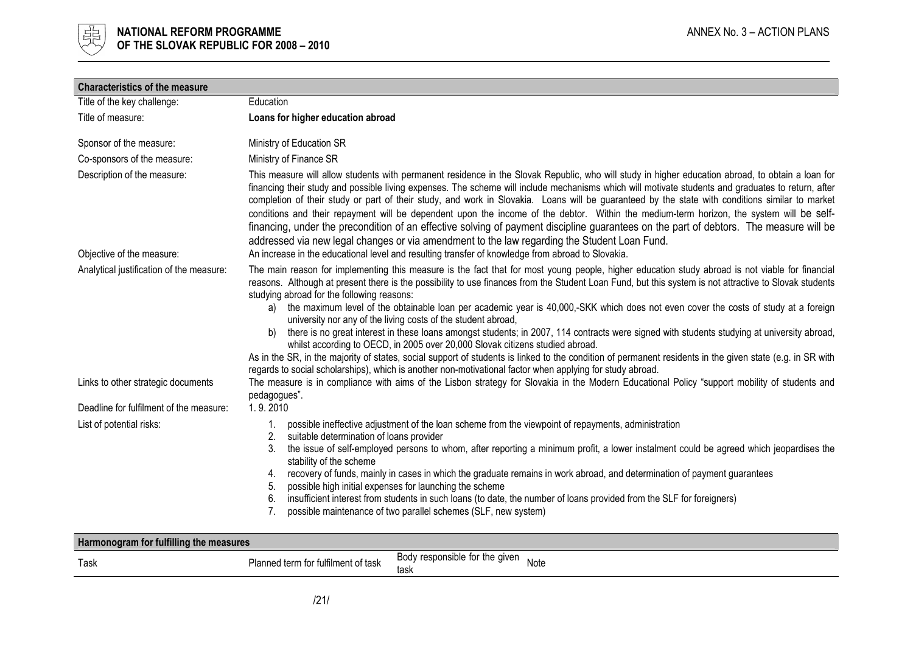| Characteristics of the measure | |
|---|---|
| Title of the key challenge: | Education |
| Title of measure: | **Loans for higher education abroad** |
| Sponsor of the measure: | Ministry of Education SR |
| Co-sponsors of the measure: | Ministry of Finance SR |
| Description of the measure: | This measure will allow students with permanent residence in the Slovak Republic, who will study in higher education abroad, to obtain a loan for financing their study and possible living expenses. The scheme will include mechanisms which will motivate students and graduates to return, after completion of their study or part of their study, and work in Slovakia. Loans will be guaranteed by the state with conditions similar to market conditions and their repayment will be dependent upon the income of the debtor. Within the medium-term horizon, the system will be self-financing, under the precondition of an effective solving of payment discipline guarantees on the part of debtors. The measure will be addressed via new legal changes or via amendment to the law regarding the Student Loan Fund. |
| Objective of the measure: | An increase in the educational level and resulting transfer of knowledge from abroad to Slovakia. |
| Analytical justification of the measure: | The main reason for implementing this measure is the fact that for most young people, higher education study abroad is not viable for financial reasons. Although at present there is the possibility to use finances from the Student Loan Fund, but this system is not attractive to Slovak students studying abroad for the following reasons:<br>a) the maximum level of the obtainable loan per academic year is 40,000,-SKK which does not even cover the costs of study at a foreign university nor any of the living costs of the student abroad,<br>b) there is no great interest in these loans amongst students; in 2007, 114 contracts were signed with students studying at university abroad, whilst according to OECD, in 2005 over 20,000 Slovak citizens studied abroad.<br>As in the SR, in the majority of states, social support of students is linked to the condition of permanent residents in the given state (e.g. in SR with regards to social scholarships), which is another non-motivational factor when applying for study abroad. |
| Links to other strategic documents | The measure is in compliance with aims of the Lisbon strategy for Slovakia in the Modern Educational Policy "support mobility of students and pedagogues". |
| Deadline for fulfilment of the measure: | 1. 9. 2010 |
| List of potential risks: | 1. possible ineffective adjustment of the loan scheme from the viewpoint of repayments, administration<br>2. suitable determination of loans provider<br>3. the issue of self-employed persons to whom, after reporting a minimum profit, a lower instalment could be agreed which jeopardises the stability of the scheme<br>4. recovery of funds, mainly in cases in which the graduate remains in work abroad, and determination of payment guarantees<br>5. possible high initial expenses for launching the scheme<br>6. insufficient interest from students in such loans (to date, the number of loans provided from the SLF for foreigners)<br>7. possible maintenance of two parallel schemes (SLF, new system) |

**Harmonogram for fulfilling the measures**

| Task | Planned term for fulfilment of task | Body responsible for the given task | Note |
|---|---|---|---|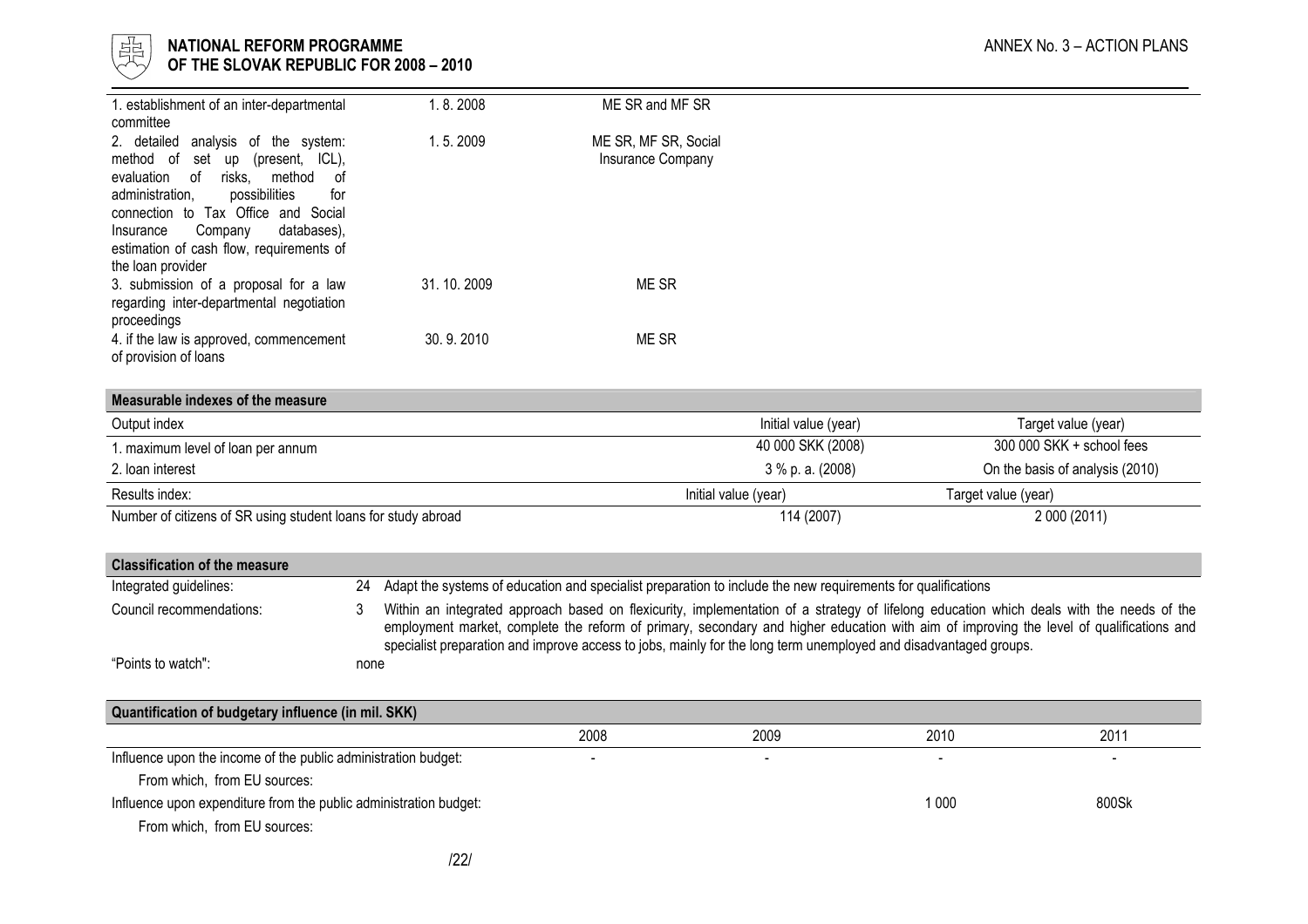| | | |
|---|---|---|
| 1. establishment of an inter-departmental committee | 1. 8. 2008 | ME SR and MF SR |
| 2. detailed analysis of the system: method of set up (present, ICL), evaluation of risks, method of administration, possibilities for connection to Tax Office and Social Insurance Company databases), estimation of cash flow, requirements of the loan provider | 1. 5. 2009 | ME SR, MF SR, Social Insurance Company |
| 3. submission of a proposal for a law regarding inter-departmental negotiation proceedings | 31. 10. 2009 | ME SR |
| 4. if the law is approved, commencement of provision of loans | 30. 9. 2010 | ME SR |

| Measurable indexes of the measure | | |
|---|---|---|
| Output index | Initial value (year) | Target value (year) |
| 1. maximum level of loan per annum | 40 000 SKK (2008) | 300 000 SKK + school fees |
| 2. loan interest | 3 % p. a. (2008) | On the basis of analysis (2010) |
| Results index: | Initial value (year) | Target value (year) |
| Number of citizens of SR using student loans for study abroad | 114 (2007) | 2 000 (2011) |

| Classification of the measure | | |
|---|---|---|
| Integrated guidelines: | 24 | Adapt the systems of education and specialist preparation to include the new requirements for qualifications |
| Council recommendations: | 3 | Within an integrated approach based on flexicurity, implementation of a strategy of lifelong education which deals with the needs of the employment market, complete the reform of primary, secondary and higher education with aim of improving the level of qualifications and specialist preparation and improve access to jobs, mainly for the long term unemployed and disadvantaged groups. |
| "Points to watch": | none | |

| Quantification of budgetary influence (in mil. SKK) | | | | |
|---|---|---|---|---|
| | 2008 | 2009 | 2010 | 2011 |
| Influence upon the income of the public administration budget: | - | - | - | - |
| From which, from EU sources: | | | | |
| Influence upon expenditure from the public administration budget: | | | 1 000 | 800Sk |
| From which, from EU sources: | | | | |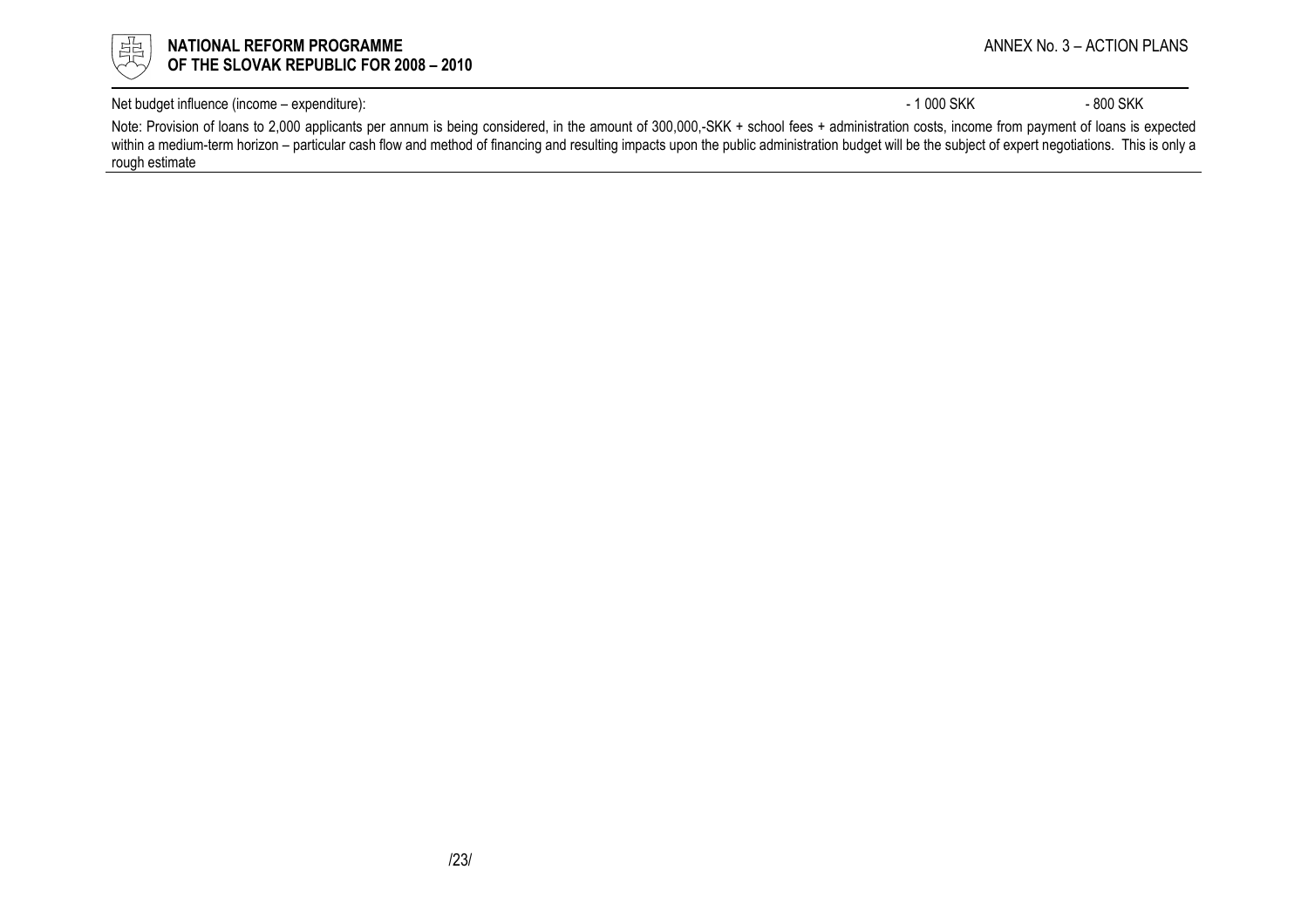| Net budget influence (income – expenditure): | - 1 000 SKK | - 800 SKK |
|---|---|---|

Note: Provision of loans to 2,000 applicants per annum is being considered, in the amount of 300,000,-SKK + school fees + administration costs, income from payment of loans is expected within a medium-term horizon – particular cash flow and method of financing and resulting impacts upon the public administration budget will be the subject of expert negotiations. This is only a rough estimate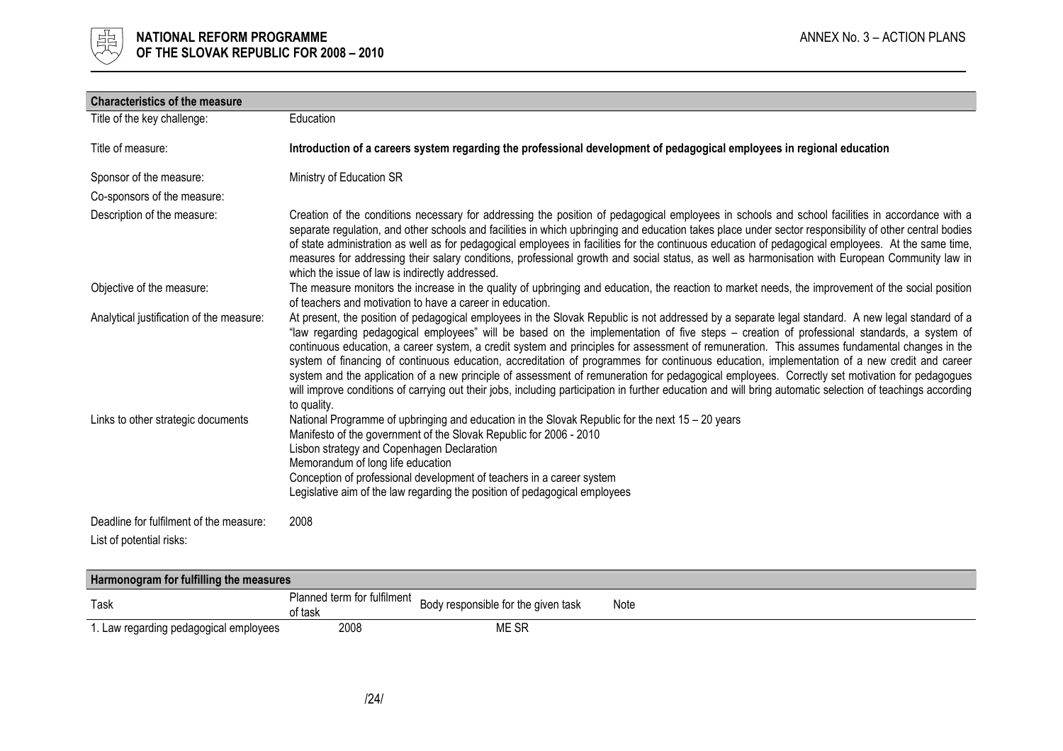| Characteristics of the measure | |
|---|---|
| Title of the key challenge: | Education |
| Title of measure: | **Introduction of a careers system regarding the professional development of pedagogical employees in regional education** |
| Sponsor of the measure: | Ministry of Education SR |
| Co-sponsors of the measure: | |
| Description of the measure: | Creation of the conditions necessary for addressing the position of pedagogical employees in schools and school facilities in accordance with a separate regulation, and other schools and facilities in which upbringing and education takes place under sector responsibility of other central bodies of state administration as well as for pedagogical employees in facilities for the continuous education of pedagogical employees. At the same time, measures for addressing their salary conditions, professional growth and social status, as well as harmonisation with European Community law in which the issue of law is indirectly addressed. |
| Objective of the measure: | The measure monitors the increase in the quality of upbringing and education, the reaction to market needs, the improvement of the social position of teachers and motivation to have a career in education. |
| Analytical justification of the measure: | At present, the position of pedagogical employees in the Slovak Republic is not addressed by a separate legal standard. A new legal standard of a "law regarding pedagogical employees" will be based on the implementation of five steps – creation of professional standards, a system of continuous education, a career system, a credit system and principles for assessment of remuneration. This assumes fundamental changes in the system of financing of continuous education, accreditation of programmes for continuous education, implementation of a new credit and career system and the application of a new principle of assessment of remuneration for pedagogical employees. Correctly set motivation for pedagogues will improve conditions of carrying out their jobs, including participation in further education and will bring automatic selection of teachings according to quality. |
| Links to other strategic documents | National Programme of upbringing and education in the Slovak Republic for the next 15 – 20 years<br>Manifesto of the government of the Slovak Republic for 2006 - 2010<br>Lisbon strategy and Copenhagen Declaration<br>Memorandum of long life education<br>Conception of professional development of teachers in a career system<br>Legislative aim of the law regarding the position of pedagogical employees |
| Deadline for fulfilment of the measure: | 2008 |
| List of potential risks: | |

| Harmonogram for fulfilling the measures | | | |
|---|---|---|---|
| Task | Planned term for fulfilment of task | Body responsible for the given task | Note |
| 1. Law regarding pedagogical employees | 2008 | ME SR | |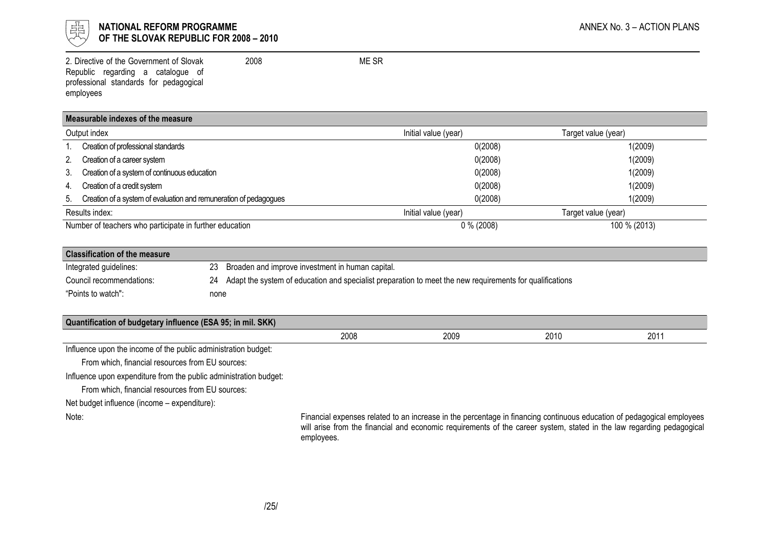| 2. Directive of the Government of Slovak Republic regarding a catalogue of professional standards for pedagogical employees | 2008 | ME SR |
|---|---|---|

| Measurable indexes of the measure | | |
|---|---|---|
| Output index | Initial value (year) | Target value (year) |
| 1. Creation of professional standards | 0(2008) | 1(2009) |
| 2. Creation of a career system | 0(2008) | 1(2009) |
| 3. Creation of a system of continuous education | 0(2008) | 1(2009) |
| 4. Creation of a credit system | 0(2008) | 1(2009) |
| 5. Creation of a system of evaluation and remuneration of pedagogues | 0(2008) | 1(2009) |
| Results index: | Initial value (year) | Target value (year) |
| Number of teachers who participate in further education | 0 % (2008) | 100 % (2013) |

| Classification of the measure | |
|---|---|
| Integrated guidelines: | 23 Broaden and improve investment in human capital. |
| Council recommendations: | 24 Adapt the system of education and specialist preparation to meet the new requirements for qualifications |
| "Points to watch": | none |

| Quantification of budgetary influence (ESA 95; in mil. SKK) | | | | |
|---|---|---|---|---|
| | 2008 | 2009 | 2010 | 2011 |
| Influence upon the income of the public administration budget: | | | | |
| From which, financial resources from EU sources: | | | | |
| Influence upon expenditure from the public administration budget: | | | | |
| From which, financial resources from EU sources: | | | | |
| Net budget influence (income – expenditure): | | | | |
| Note: | Financial expenses related to an increase in the percentage in financing continuous education of pedagogical employees will arise from the financial and economic requirements of the career system, stated in the law regarding pedagogical employees. | | | |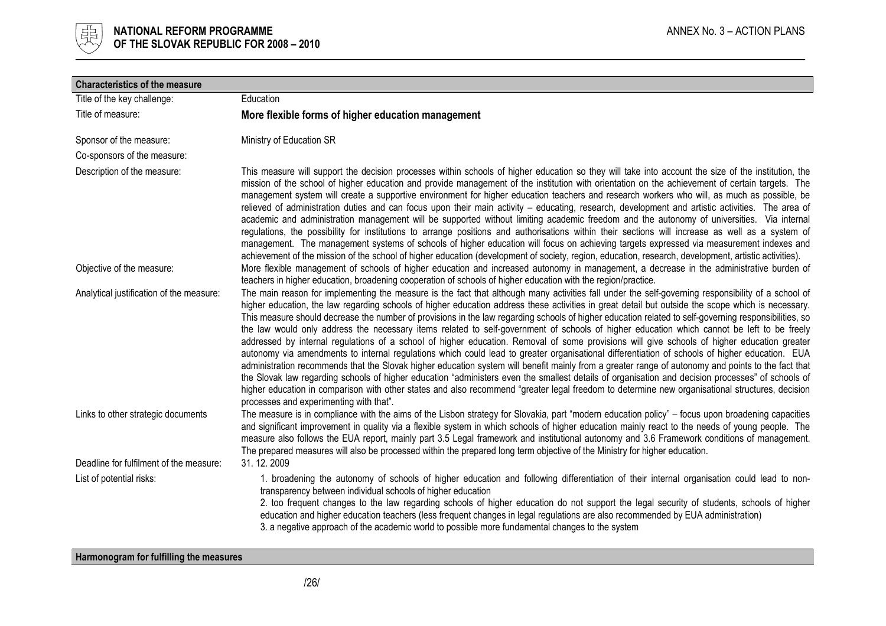| Characteristics of the measure | |
|---|---|
| Title of the key challenge: | Education |
| Title of measure: | **More flexible forms of higher education management** |
| Sponsor of the measure: | Ministry of Education SR |
| Co-sponsors of the measure: | |
| Description of the measure: | This measure will support the decision processes within schools of higher education so they will take into account the size of the institution, the mission of the school of higher education and provide management of the institution with orientation on the achievement of certain targets. The management system will create a supportive environment for higher education teachers and research workers who will, as much as possible, be relieved of administration duties and can focus upon their main activity – educating, research, development and artistic activities. The area of academic and administration management will be supported without limiting academic freedom and the autonomy of universities. Via internal regulations, the possibility for institutions to arrange positions and authorisations within their sections will increase as well as a system of management. The management systems of schools of higher education will focus on achieving targets expressed via measurement indexes and achievement of the mission of the school of higher education (development of society, region, education, research, development, artistic activities). |
| Objective of the measure: | More flexible management of schools of higher education and increased autonomy in management, a decrease in the administrative burden of teachers in higher education, broadening cooperation of schools of higher education with the region/practice. |
| Analytical justification of the measure: | The main reason for implementing the measure is the fact that although many activities fall under the self-governing responsibility of a school of higher education, the law regarding schools of higher education address these activities in great detail but outside the scope which is necessary. This measure should decrease the number of provisions in the law regarding schools of higher education related to self-governing responsibilities, so the law would only address the necessary items related to self-government of schools of higher education which cannot be left to be freely addressed by internal regulations of a school of higher education. Removal of some provisions will give schools of higher education greater autonomy via amendments to internal regulations which could lead to greater organisational differentiation of schools of higher education. EUA administration recommends that the Slovak higher education system will benefit mainly from a greater range of autonomy and points to the fact that the Slovak law regarding schools of higher education "administers even the smallest details of organisation and decision processes" of schools of higher education in comparison with other states and also recommend "greater legal freedom to determine new organisational structures, decision processes and experimenting with that". |
| Links to other strategic documents | The measure is in compliance with the aims of the Lisbon strategy for Slovakia, part "modern education policy" – focus upon broadening capacities and significant improvement in quality via a flexible system in which schools of higher education mainly react to the needs of young people. The measure also follows the EUA report, mainly part 3.5 Legal framework and institutional autonomy and 3.6 Framework conditions of management. The prepared measures will also be processed within the prepared long term objective of the Ministry for higher education. |
| Deadline for fulfilment of the measure: | 31. 12. 2009 |
| List of potential risks: | 1. broadening the autonomy of schools of higher education and following differentiation of their internal organisation could lead to non-transparency between individual schools of higher education<br>2. too frequent changes to the law regarding schools of higher education do not support the legal security of students, schools of higher education and higher education teachers (less frequent changes in legal regulations are also recommended by EUA administration)<br>3. a negative approach of the academic world to possible more fundamental changes to the system |

**Harmonogram for fulfilling the measures**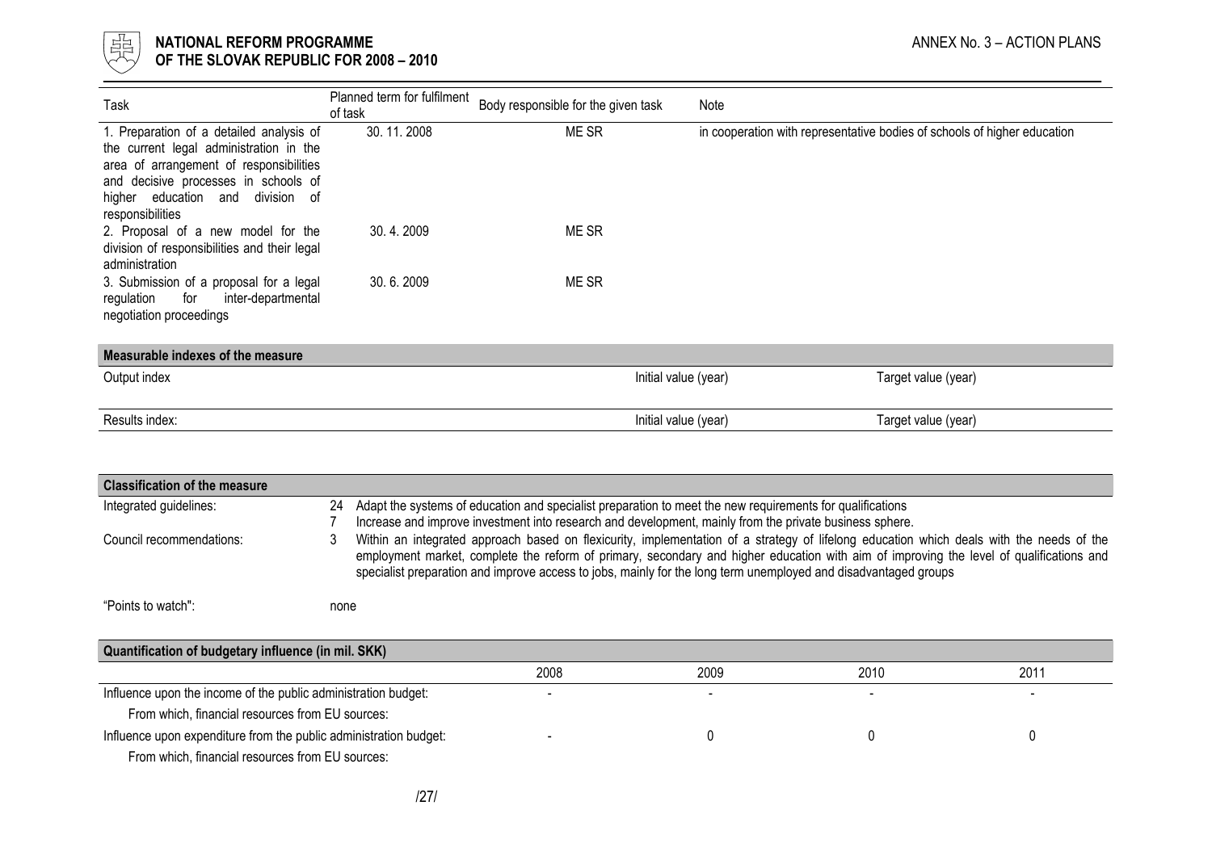| Task | Planned term for fulfilment of task | Body responsible for the given task | Note |
|---|---|---|---|
| 1. Preparation of a detailed analysis of the current legal administration in the area of arrangement of responsibilities and decisive processes in schools of higher education and division of responsibilities | 30. 11. 2008 | ME SR | in cooperation with representative bodies of schools of higher education |
| 2. Proposal of a new model for the division of responsibilities and their legal administration | 30. 4. 2009 | ME SR | |
| 3. Submission of a proposal for a legal regulation for inter-departmental negotiation proceedings | 30. 6. 2009 | ME SR | |

| Measurable indexes of the measure | | |
|---|---|---|
| Output index | Initial value (year) | Target value (year) |
| Results index: | Initial value (year) | Target value (year) |

| Classification of the measure | | |
|---|---|---|
| Integrated guidelines: | 24 | Adapt the systems of education and specialist preparation to meet the new requirements for qualifications |
| | 7 | Increase and improve investment into research and development, mainly from the private business sphere. |
| Council recommendations: | 3 | Within an integrated approach based on flexicurity, implementation of a strategy of lifelong education which deals with the needs of the employment market, complete the reform of primary, secondary and higher education with aim of improving the level of qualifications and specialist preparation and improve access to jobs, mainly for the long term unemployed and disadvantaged groups |
| "Points to watch": | none | |

| Quantification of budgetary influence (in mil. SKK) | 2008 | 2009 | 2010 | 2011 |
|---|---|---|---|---|
| Influence upon the income of the public administration budget: | - | - | - | - |
| From which, financial resources from EU sources: | | | | |
| Influence upon expenditure from the public administration budget: | - | 0 | 0 | 0 |
| From which, financial resources from EU sources: | | | | |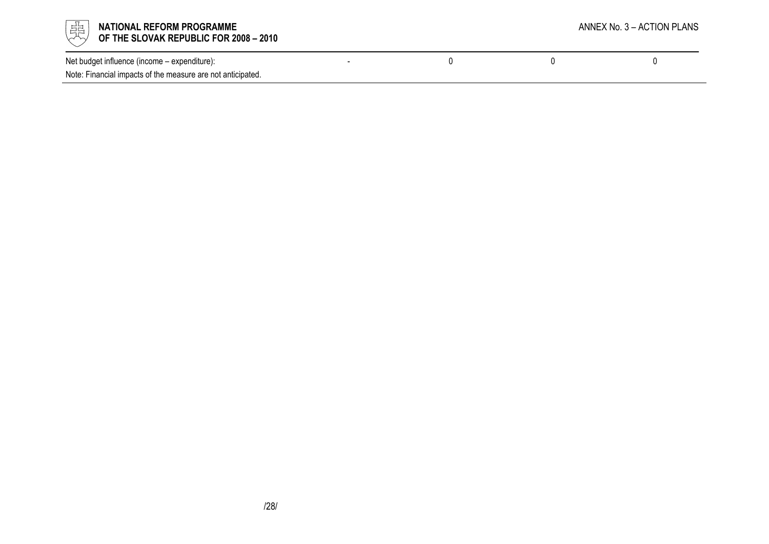| Net budget influence (income – expenditure): | - | 0 | 0 | 0 |
|---|---|---|---|---|

Note: Financial impacts of the measure are not anticipated.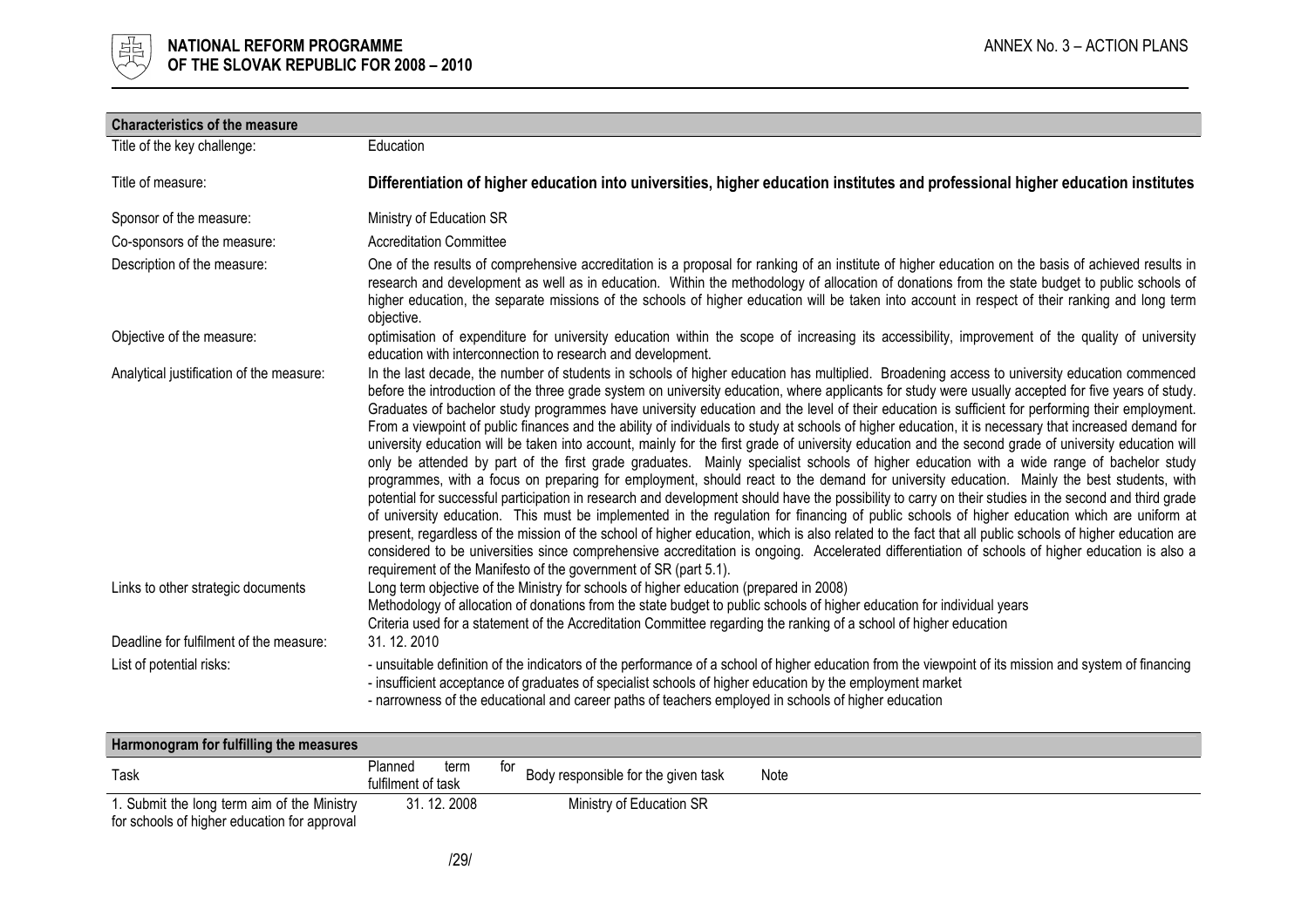| **Characteristics of the measure** | |
|---|---|
| Title of the key challenge: | Education |
| Title of measure: | **Differentiation of higher education into universities, higher education institutes and professional higher education institutes** |
| Sponsor of the measure: | Ministry of Education SR |
| Co-sponsors of the measure: | Accreditation Committee |
| Description of the measure: | One of the results of comprehensive accreditation is a proposal for ranking of an institute of higher education on the basis of achieved results in research and development as well as in education. Within the methodology of allocation of donations from the state budget to public schools of higher education, the separate missions of the schools of higher education will be taken into account in respect of their ranking and long term objective. |
| Objective of the measure: | optimisation of expenditure for university education within the scope of increasing its accessibility, improvement of the quality of university education with interconnection to research and development. |
| Analytical justification of the measure: | In the last decade, the number of students in schools of higher education has multiplied. Broadening access to university education commenced before the introduction of the three grade system on university education, where applicants for study were usually accepted for five years of study. Graduates of bachelor study programmes have university education and the level of their education is sufficient for performing their employment. From a viewpoint of public finances and the ability of individuals to study at schools of higher education, it is necessary that increased demand for university education will be taken into account, mainly for the first grade of university education and the second grade of university education will only be attended by part of the first grade graduates. Mainly specialist schools of higher education with a wide range of bachelor study programmes, with a focus on preparing for employment, should react to the demand for university education. Mainly the best students, with potential for successful participation in research and development should have the possibility to carry on their studies in the second and third grade of university education. This must be implemented in the regulation for financing of public schools of higher education which are uniform at present, regardless of the mission of the school of higher education, which is also related to the fact that all public schools of higher education are considered to be universities since comprehensive accreditation is ongoing. Accelerated differentiation of schools of higher education is also a requirement of the Manifesto of the government of SR (part 5.1). |
| Links to other strategic documents | Long term objective of the Ministry for schools of higher education (prepared in 2008)<br>Methodology of allocation of donations from the state budget to public schools of higher education for individual years<br>Criteria used for a statement of the Accreditation Committee regarding the ranking of a school of higher education |
| Deadline for fulfilment of the measure: | 31. 12. 2010 |
| List of potential risks: | - unsuitable definition of the indicators of the performance of a school of higher education from the viewpoint of its mission and system of financing<br>- insufficient acceptance of graduates of specialist schools of higher education by the employment market<br>- narrowness of the educational and career paths of teachers employed in schools of higher education |

**Harmonogram for fulfilling the measures**

| Task | Planned term for fulfilment of task | Body responsible for the given task | Note |
|---|---|---|---|
| 1. Submit the long term aim of the Ministry for schools of higher education for approval | 31. 12. 2008 | Ministry of Education SR | |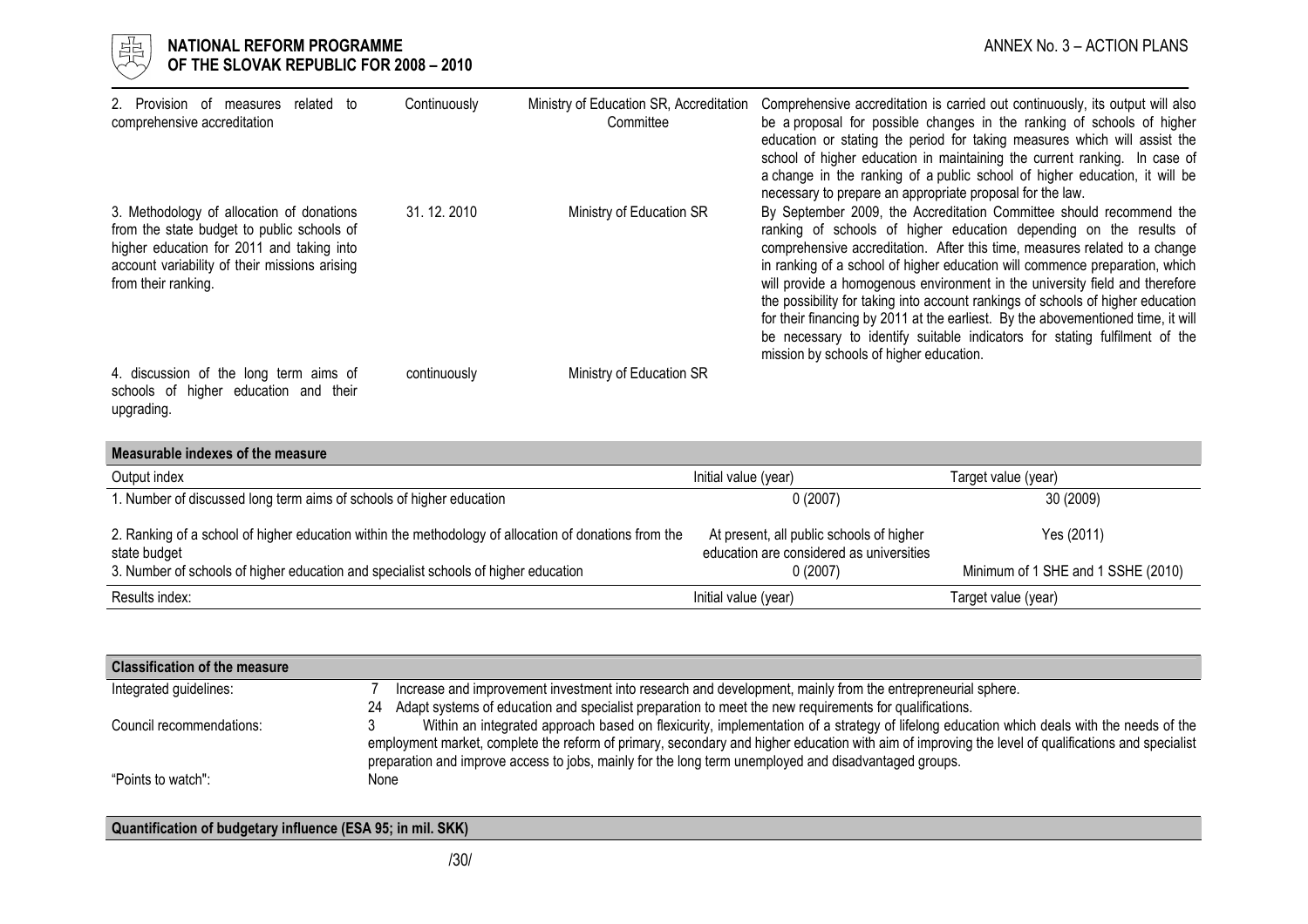| | | | |
|---|---|---|---|
| 2. Provision of measures related to comprehensive accreditation | Continuously | Ministry of Education SR, Accreditation Committee | Comprehensive accreditation is carried out continuously, its output will also be a proposal for possible changes in the ranking of schools of higher education or stating the period for taking measures which will assist the school of higher education in maintaining the current ranking. In case of a change in the ranking of a public school of higher education, it will be necessary to prepare an appropriate proposal for the law. |
| 3. Methodology of allocation of donations from the state budget to public schools of higher education for 2011 and taking into account variability of their missions arising from their ranking. | 31. 12. 2010 | Ministry of Education SR | By September 2009, the Accreditation Committee should recommend the ranking of schools of higher education depending on the results of comprehensive accreditation. After this time, measures related to a change in ranking of a school of higher education will commence preparation, which will provide a homogenous environment in the university field and therefore the possibility for taking into account rankings of schools of higher education for their financing by 2011 at the earliest. By the abovementioned time, it will be necessary to identify suitable indicators for stating fulfilment of the mission by schools of higher education. |
| 4. discussion of the long term aims of schools of higher education and their upgrading. | continuously | Ministry of Education SR | |

**Measurable indexes of the measure**

| Output index | Initial value (year) | Target value (year) |
|---|---|---|
| 1. Number of discussed long term aims of schools of higher education | 0 (2007) | 30 (2009) |
| 2. Ranking of a school of higher education within the methodology of allocation of donations from the state budget | At present, all public schools of higher education are considered as universities | Yes (2011) |
| 3. Number of schools of higher education and specialist schools of higher education | 0 (2007) | Minimum of 1 SHE and 1 SSHE (2010) |
| Results index: | Initial value (year) | Target value (year) |

**Classification of the measure**

| | |
|---|---|
| Integrated guidelines: | 7 Increase and improvement investment into research and development, mainly from the entrepreneurial sphere.<br>24 Adapt systems of education and specialist preparation to meet the new requirements for qualifications. |
| Council recommendations: | 3 Within an integrated approach based on flexicurity, implementation of a strategy of lifelong education which deals with the needs of the employment market, complete the reform of primary, secondary and higher education with aim of improving the level of qualifications and specialist preparation and improve access to jobs, mainly for the long term unemployed and disadvantaged groups. |
| "Points to watch": | None |

**Quantification of budgetary influence (ESA 95; in mil. SKK)**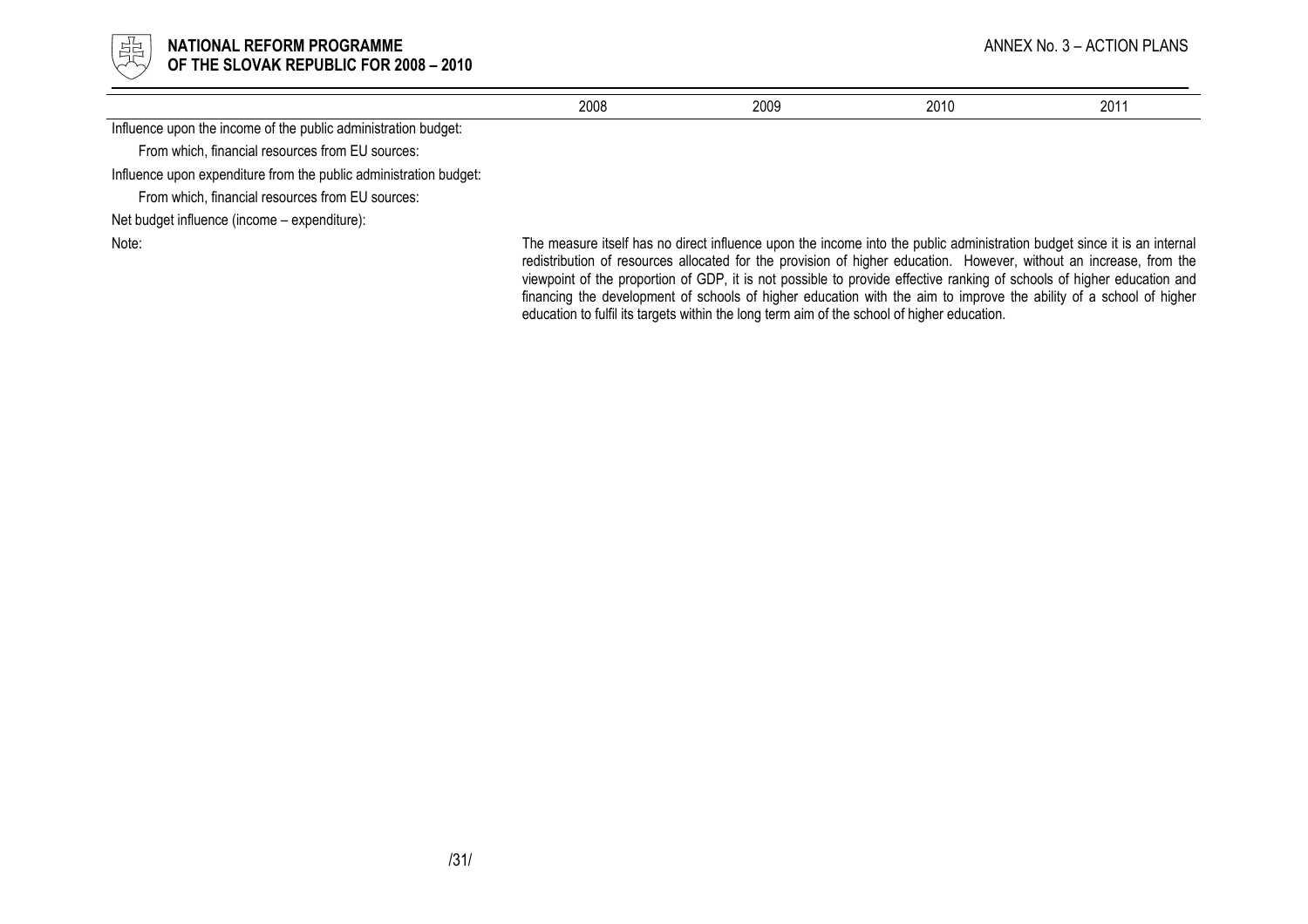| | 2008 | 2009 | 2010 | 2011 |
|---|---|---|---|---|
| Influence upon the income of the public administration budget: | | | | |
| From which, financial resources from EU sources: | | | | |
| Influence upon expenditure from the public administration budget: | | | | |
| From which, financial resources from EU sources: | | | | |
| Net budget influence (income – expenditure): | | | | |
| Note: | The measure itself has no direct influence upon the income into the public administration budget since it is an internal redistribution of resources allocated for the provision of higher education. However, without an increase, from the viewpoint of the proportion of GDP, it is not possible to provide effective ranking of schools of higher education and financing the development of schools of higher education with the aim to improve the ability of a school of higher education to fulfil its targets within the long term aim of the school of higher education. | | | |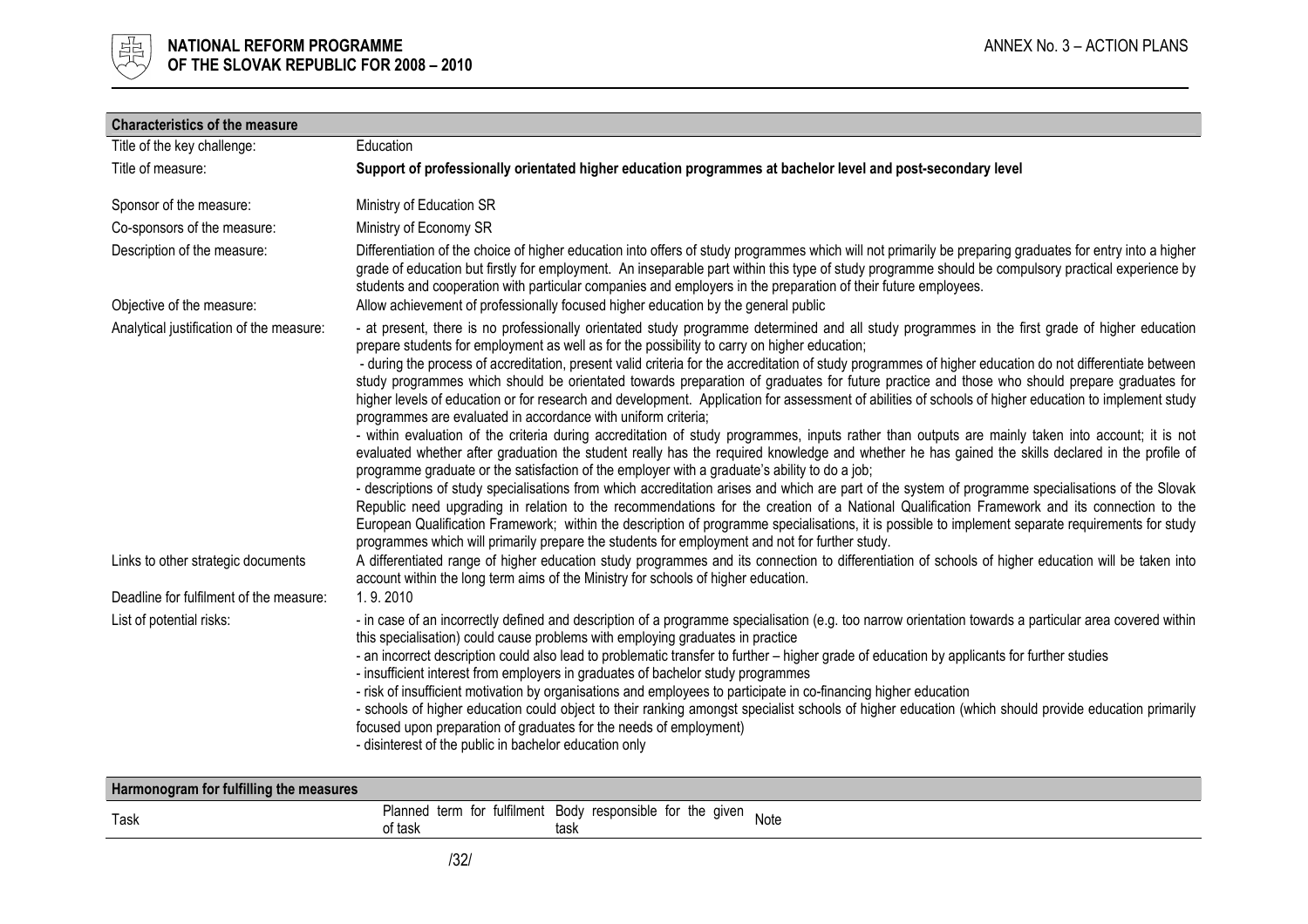| **Characteristics of the measure** | |
|---|---|
| Title of the key challenge: | Education |
| Title of measure: | **Support of professionally orientated higher education programmes at bachelor level and post-secondary level** |
| Sponsor of the measure: | Ministry of Education SR |
| Co-sponsors of the measure: | Ministry of Economy SR |
| Description of the measure: | Differentiation of the choice of higher education into offers of study programmes which will not primarily be preparing graduates for entry into a higher grade of education but firstly for employment. An inseparable part within this type of study programme should be compulsory practical experience by students and cooperation with particular companies and employers in the preparation of their future employees. |
| Objective of the measure: | Allow achievement of professionally focused higher education by the general public |
| Analytical justification of the measure: | - at present, there is no professionally orientated study programme determined and all study programmes in the first grade of higher education prepare students for employment as well as for the possibility to carry on higher education;<br>- during the process of accreditation, present valid criteria for the accreditation of study programmes of higher education do not differentiate between study programmes which should be orientated towards preparation of graduates for future practice and those who should prepare graduates for higher levels of education or for research and development. Application for assessment of abilities of schools of higher education to implement study programmes are evaluated in accordance with uniform criteria;<br>- within evaluation of the criteria during accreditation of study programmes, inputs rather than outputs are mainly taken into account; it is not evaluated whether after graduation the student really has the required knowledge and whether he has gained the skills declared in the profile of programme graduate or the satisfaction of the employer with a graduate's ability to do a job;<br>- descriptions of study specialisations from which accreditation arises and which are part of the system of programme specialisations of the Slovak Republic need upgrading in relation to the recommendations for the creation of a National Qualification Framework and its connection to the European Qualification Framework; within the description of programme specialisations, it is possible to implement separate requirements for study programmes which will primarily prepare the students for employment and not for further study. |
| Links to other strategic documents | A differentiated range of higher education study programmes and its connection to differentiation of schools of higher education will be taken into account within the long term aims of the Ministry for schools of higher education. |
| Deadline for fulfilment of the measure: | 1. 9. 2010 |
| List of potential risks: | - in case of an incorrectly defined and description of a programme specialisation (e.g. too narrow orientation towards a particular area covered within this specialisation) could cause problems with employing graduates in practice<br>- an incorrect description could also lead to problematic transfer to further – higher grade of education by applicants for further studies<br>- insufficient interest from employers in graduates of bachelor study programmes<br>- risk of insufficient motivation by organisations and employees to participate in co-financing higher education<br>- schools of higher education could object to their ranking amongst specialist schools of higher education (which should provide education primarily focused upon preparation of graduates for the needs of employment)<br>- disinterest of the public in bachelor education only |

| **Harmonogram for fulfilling the measures** | | | |
|---|---|---|---|
| Task | Planned term for fulfilment of task | Body responsible for the given task | Note |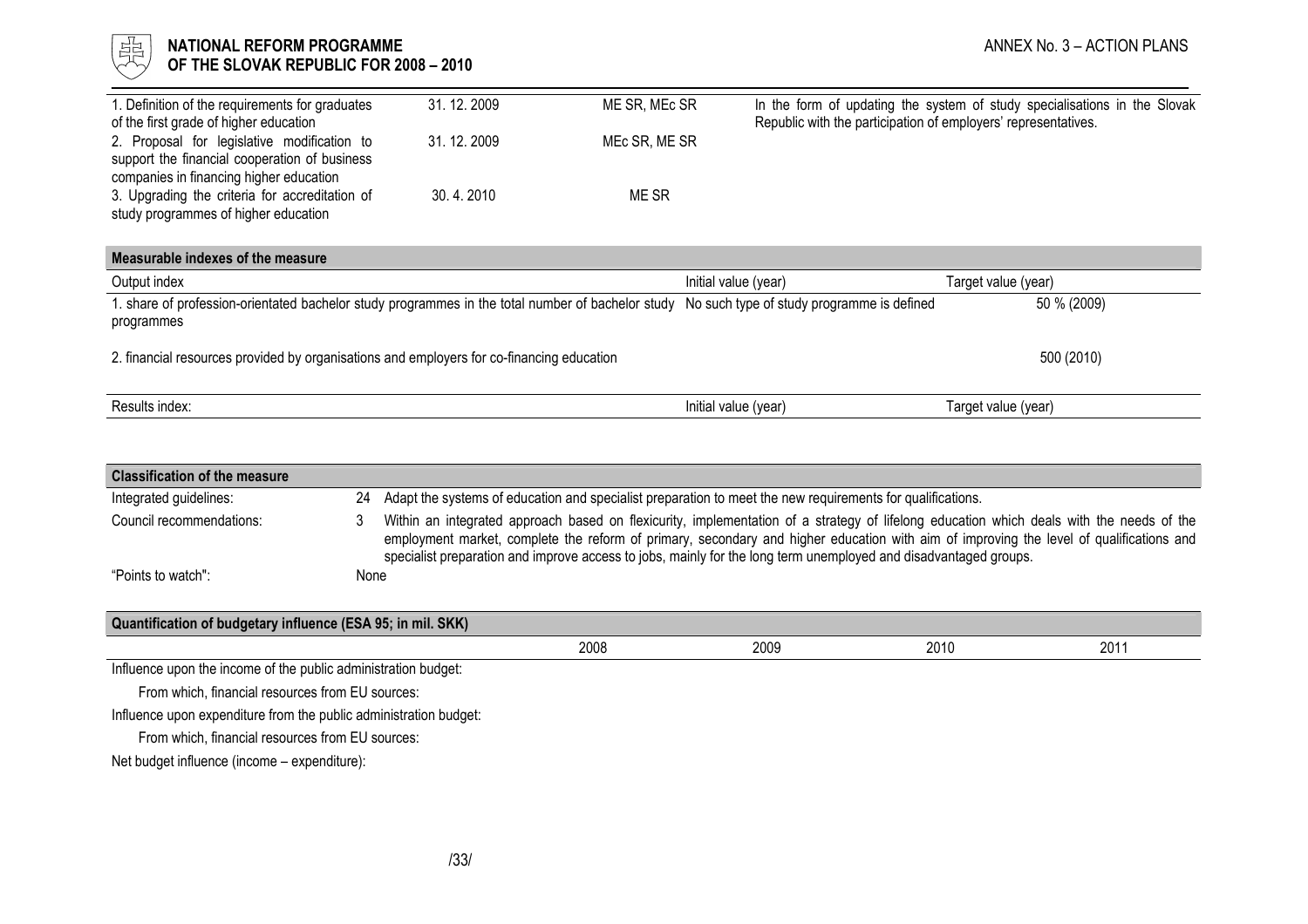| | | | |
|---|---|---|---|
| 1. Definition of the requirements for graduates of the first grade of higher education | 31. 12. 2009 | ME SR, MEc SR | In the form of updating the system of study specialisations in the Slovak Republic with the participation of employers' representatives. |
| 2. Proposal for legislative modification to support the financial cooperation of business companies in financing higher education | 31. 12. 2009 | MEc SR, ME SR | |
| 3. Upgrading the criteria for accreditation of study programmes of higher education | 30. 4. 2010 | ME SR | |

| Measurable indexes of the measure | | |
|---|---|---|
| Output index | Initial value (year) | Target value (year) |
| 1. share of profession-orientated bachelor study programmes in the total number of bachelor study programmes | No such type of study programme is defined | 50 % (2009) |
| 2. financial resources provided by organisations and employers for co-financing education | | 500 (2010) |
| Results index: | Initial value (year) | Target value (year) |

| Classification of the measure | | |
|---|---|---|
| Integrated guidelines: | 24 | Adapt the systems of education and specialist preparation to meet the new requirements for qualifications. |
| Council recommendations: | 3 | Within an integrated approach based on flexicurity, implementation of a strategy of lifelong education which deals with the needs of the employment market, complete the reform of primary, secondary and higher education with aim of improving the level of qualifications and specialist preparation and improve access to jobs, mainly for the long term unemployed and disadvantaged groups. |
| "Points to watch": | None | |

| Quantification of budgetary influence (ESA 95; in mil. SKK) | 2008 | 2009 | 2010 | 2011 |
|---|---|---|---|---|
| Influence upon the income of the public administration budget: | | | | |
| From which, financial resources from EU sources: | | | | |
| Influence upon expenditure from the public administration budget: | | | | |
| From which, financial resources from EU sources: | | | | |
| Net budget influence (income – expenditure): | | | | |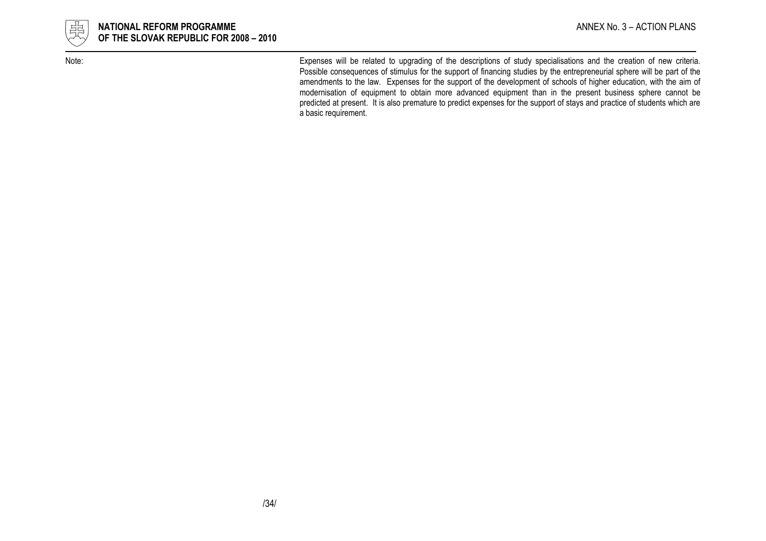Note: Expenses will be related to upgrading of the descriptions of study specialisations and the creation of new criteria. Possible consequences of stimulus for the support of financing studies by the entrepreneurial sphere will be part of the amendments to the law. Expenses for the support of the development of schools of higher education, with the aim of modernisation of equipment to obtain more advanced equipment than in the present business sphere cannot be predicted at present. It is also premature to predict expenses for the support of stays and practice of students which are a basic requirement.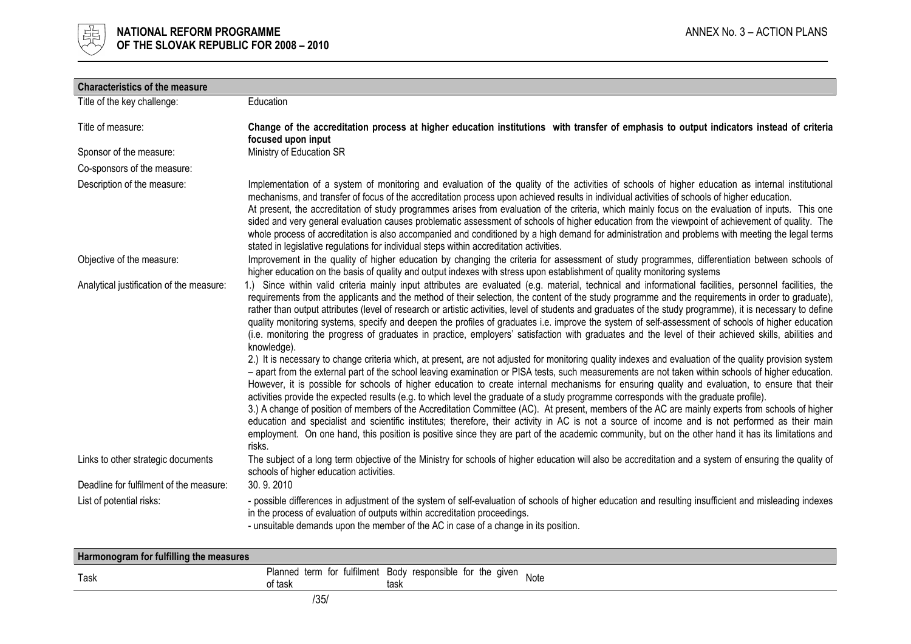| Characteristics of the measure | |
|---|---|
| Title of the key challenge: | Education |
| Title of measure: | **Change of the accreditation process at higher education institutions with transfer of emphasis to output indicators instead of criteria focused upon input** |
| Sponsor of the measure: | Ministry of Education SR |
| Co-sponsors of the measure: | |
| Description of the measure: | Implementation of a system of monitoring and evaluation of the quality of the activities of schools of higher education as internal institutional mechanisms, and transfer of focus of the accreditation process upon achieved results in individual activities of schools of higher education.<br>At present, the accreditation of study programmes arises from evaluation of the criteria, which mainly focus on the evaluation of inputs. This one sided and very general evaluation causes problematic assessment of schools of higher education from the viewpoint of achievement of quality. The whole process of accreditation is also accompanied and conditioned by a high demand for administration and problems with meeting the legal terms stated in legislative regulations for individual steps within accreditation activities. |
| Objective of the measure: | Improvement in the quality of higher education by changing the criteria for assessment of study programmes, differentiation between schools of higher education on the basis of quality and output indexes with stress upon establishment of quality monitoring systems |
| Analytical justification of the measure: | 1.) Since within valid criteria mainly input attributes are evaluated (e.g. material, technical and informational facilities, personnel facilities, the requirements from the applicants and the method of their selection, the content of the study programme and the requirements in order to graduate), rather than output attributes (level of research or artistic activities, level of students and graduates of the study programme), it is necessary to define quality monitoring systems, specify and deepen the profiles of graduates i.e. improve the system of self-assessment of schools of higher education (i.e. monitoring the progress of graduates in practice, employers' satisfaction with graduates and the level of their achieved skills, abilities and knowledge).<br>2.) It is necessary to change criteria which, at present, are not adjusted for monitoring quality indexes and evaluation of the quality provision system – apart from the external part of the school leaving examination or PISA tests, such measurements are not taken within schools of higher education. However, it is possible for schools of higher education to create internal mechanisms for ensuring quality and evaluation, to ensure that their activities provide the expected results (e.g. to which level the graduate of a study programme corresponds with the graduate profile).<br>3.) A change of position of members of the Accreditation Committee (AC). At present, members of the AC are mainly experts from schools of higher education and specialist and scientific institutes; therefore, their activity in AC is not a source of income and is not performed as their main employment. On one hand, this position is positive since they are part of the academic community, but on the other hand it has its limitations and risks. |
| Links to other strategic documents | The subject of a long term objective of the Ministry for schools of higher education will also be accreditation and a system of ensuring the quality of schools of higher education activities. |
| Deadline for fulfilment of the measure: | 30. 9. 2010 |
| List of potential risks: | - possible differences in adjustment of the system of self-evaluation of schools of higher education and resulting insufficient and misleading indexes in the process of evaluation of outputs within accreditation proceedings.<br>- unsuitable demands upon the member of the AC in case of a change in its position. |

**Harmonogram for fulfilling the measures**

| Task | Planned term for fulfilment of task | Body responsible for the given task | Note |
|---|---|---|---|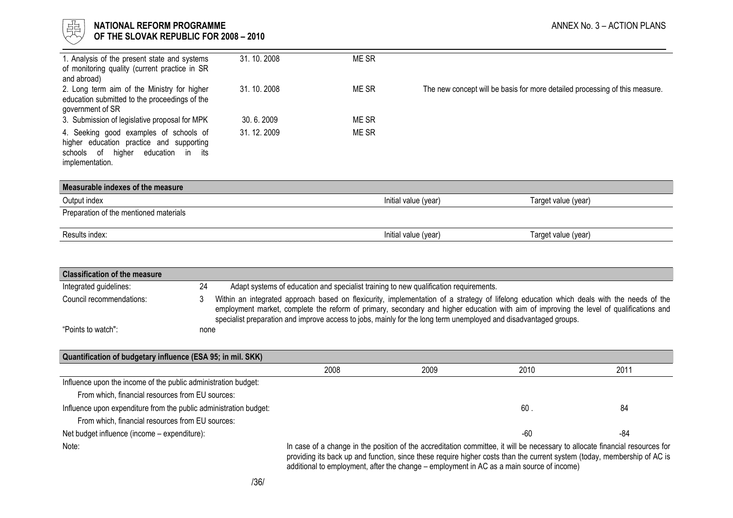| | | | |
|---|---|---|---|
| 1. Analysis of the present state and systems of monitoring quality (current practice in SR and abroad) | 31. 10. 2008 | ME SR | |
| 2. Long term aim of the Ministry for higher education submitted to the proceedings of the government of SR | 31. 10. 2008 | ME SR | The new concept will be basis for more detailed processing of this measure. |
| 3. Submission of legislative proposal for MPK | 30. 6. 2009 | ME SR | |
| 4. Seeking good examples of schools of higher education practice and supporting schools of higher education in its implementation. | 31. 12. 2009 | ME SR | |

| Measurable indexes of the measure | | |
|---|---|---|
| Output index | Initial value (year) | Target value (year) |
| Preparation of the mentioned materials | | |
| Results index: | Initial value (year) | Target value (year) |

| Classification of the measure | | |
|---|---|---|
| Integrated guidelines: | 24 | Adapt systems of education and specialist training to new qualification requirements. |
| Council recommendations: | 3 | Within an integrated approach based on flexicurity, implementation of a strategy of lifelong education which deals with the needs of the employment market, complete the reform of primary, secondary and higher education with aim of improving the level of qualifications and specialist preparation and improve access to jobs, mainly for the long term unemployed and disadvantaged groups. |
| "Points to watch": | none | |

| Quantification of budgetary influence (ESA 95; in mil. SKK) | | | | |
|---|---|---|---|---|
| | 2008 | 2009 | 2010 | 2011 |
| Influence upon the income of the public administration budget: | | | | |
| From which, financial resources from EU sources: | | | | |
| Influence upon expenditure from the public administration budget: | | | 60 . | 84 |
| From which, financial resources from EU sources: | | | | |
| Net budget influence (income – expenditure): | | | -60 | -84 |
| Note: | In case of a change in the position of the accreditation committee, it will be necessary to allocate financial resources for providing its back up and function, since these require higher costs than the current system (today, membership of AC is additional to employment, after the change – employment in AC as a main source of income) | | | |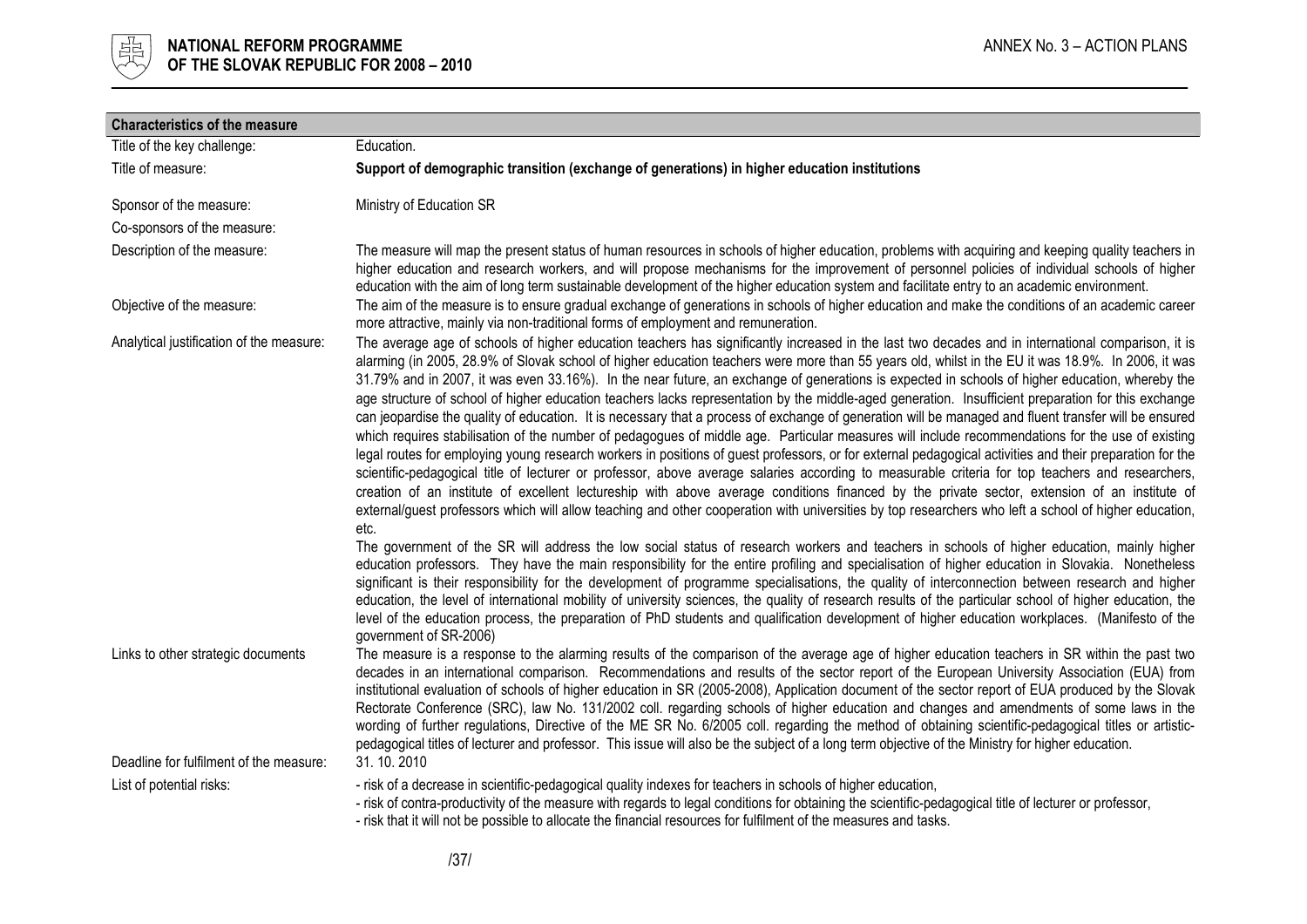| Characteristics of the measure | |
|---|---|
| Title of the key challenge: | Education. |
| Title of measure: | **Support of demographic transition (exchange of generations) in higher education institutions** |
| Sponsor of the measure: | Ministry of Education SR |
| Co-sponsors of the measure: | |
| Description of the measure: | The measure will map the present status of human resources in schools of higher education, problems with acquiring and keeping quality teachers in higher education and research workers, and will propose mechanisms for the improvement of personnel policies of individual schools of higher education with the aim of long term sustainable development of the higher education system and facilitate entry to an academic environment. |
| Objective of the measure: | The aim of the measure is to ensure gradual exchange of generations in schools of higher education and make the conditions of an academic career more attractive, mainly via non-traditional forms of employment and remuneration. |
| Analytical justification of the measure: | The average age of schools of higher education teachers has significantly increased in the last two decades and in international comparison, it is alarming (in 2005, 28.9% of Slovak school of higher education teachers were more than 55 years old, whilst in the EU it was 18.9%. In 2006, it was 31.79% and in 2007, it was even 33.16%). In the near future, an exchange of generations is expected in schools of higher education, whereby the age structure of school of higher education teachers lacks representation by the middle-aged generation. Insufficient preparation for this exchange can jeopardise the quality of education. It is necessary that a process of exchange of generation will be managed and fluent transfer will be ensured which requires stabilisation of the number of pedagogues of middle age. Particular measures will include recommendations for the use of existing legal routes for employing young research workers in positions of guest professors, or for external pedagogical activities and their preparation for the scientific-pedagogical title of lecturer or professor, above average salaries according to measurable criteria for top teachers and researchers, creation of an institute of excellent lectureship with above average conditions financed by the private sector, extension of an institute of external/guest professors which will allow teaching and other cooperation with universities by top researchers who left a school of higher education, etc.<br>The government of the SR will address the low social status of research workers and teachers in schools of higher education, mainly higher education professors. They have the main responsibility for the entire profiling and specialisation of higher education in Slovakia. Nonetheless significant is their responsibility for the development of programme specialisations, the quality of interconnection between research and higher education, the level of international mobility of university sciences, the quality of research results of the particular school of higher education, the level of the education process, the preparation of PhD students and qualification development of higher education workplaces. (Manifesto of the government of SR-2006) |
| Links to other strategic documents | The measure is a response to the alarming results of the comparison of the average age of higher education teachers in SR within the past two decades in an international comparison. Recommendations and results of the sector report of the European University Association (EUA) from institutional evaluation of schools of higher education in SR (2005-2008), Application document of the sector report of EUA produced by the Slovak Rectorate Conference (SRC), law No. 131/2002 coll. regarding schools of higher education and changes and amendments of some laws in the wording of further regulations, Directive of the ME SR No. 6/2005 coll. regarding the method of obtaining scientific-pedagogical titles or artistic-pedagogical titles of lecturer and professor. This issue will also be the subject of a long term objective of the Ministry for higher education. |
| Deadline for fulfilment of the measure: | 31. 10. 2010 |
| List of potential risks: | - risk of a decrease in scientific-pedagogical quality indexes for teachers in schools of higher education,<br>- risk of contra-productivity of the measure with regards to legal conditions for obtaining the scientific-pedagogical title of lecturer or professor,<br>- risk that it will not be possible to allocate the financial resources for fulfilment of the measures and tasks. |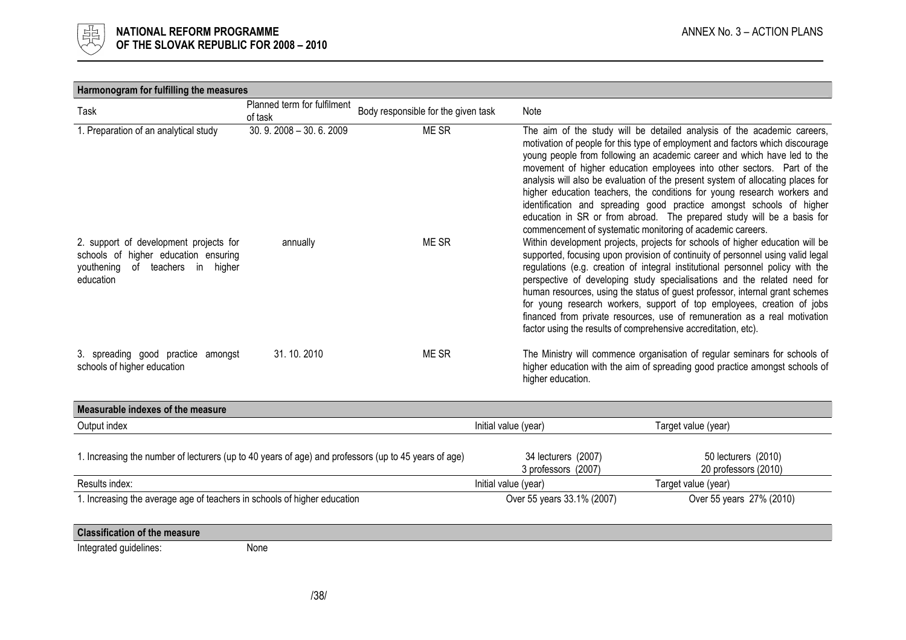| Harmonogram for fulfilling the measures | | | |
|---|---|---|---|
| Task | Planned term for fulfilment of task | Body responsible for the given task | Note |
| 1. Preparation of an analytical study | 30. 9. 2008 – 30. 6. 2009 | ME SR | The aim of the study will be detailed analysis of the academic careers, motivation of people for this type of employment and factors which discourage young people from following an academic career and which have led to the movement of higher education employees into other sectors. Part of the analysis will also be evaluation of the present system of allocating places for higher education teachers, the conditions for young research workers and identification and spreading good practice amongst schools of higher education in SR or from abroad. The prepared study will be a basis for commencement of systematic monitoring of academic careers. |
| 2. support of development projects for schools of higher education ensuring youthening of teachers in higher education | annually | ME SR | Within development projects, projects for schools of higher education will be supported, focusing upon provision of continuity of personnel using valid legal regulations (e.g. creation of integral institutional personnel policy with the perspective of developing study specialisations and the related need for human resources, using the status of guest professor, internal grant schemes for young research workers, support of top employees, creation of jobs financed from private resources, use of remuneration as a real motivation factor using the results of comprehensive accreditation, etc). |
| 3. spreading good practice amongst schools of higher education | 31. 10. 2010 | ME SR | The Ministry will commence organisation of regular seminars for schools of higher education with the aim of spreading good practice amongst schools of higher education. |

| Measurable indexes of the measure | | |
|---|---|---|
| Output index | Initial value (year) | Target value (year) |
| 1. Increasing the number of lecturers (up to 40 years of age) and professors (up to 45 years of age) | 34 lecturers (2007)<br>3 professors (2007) | 50 lecturers (2010)<br>20 professors (2010) |
| Results index: | Initial value (year) | Target value (year) |
| 1. Increasing the average age of teachers in schools of higher education | Over 55 years 33.1% (2007) | Over 55 years 27% (2010) |

| Classification of the measure | |
|---|---|
| Integrated guidelines: | None |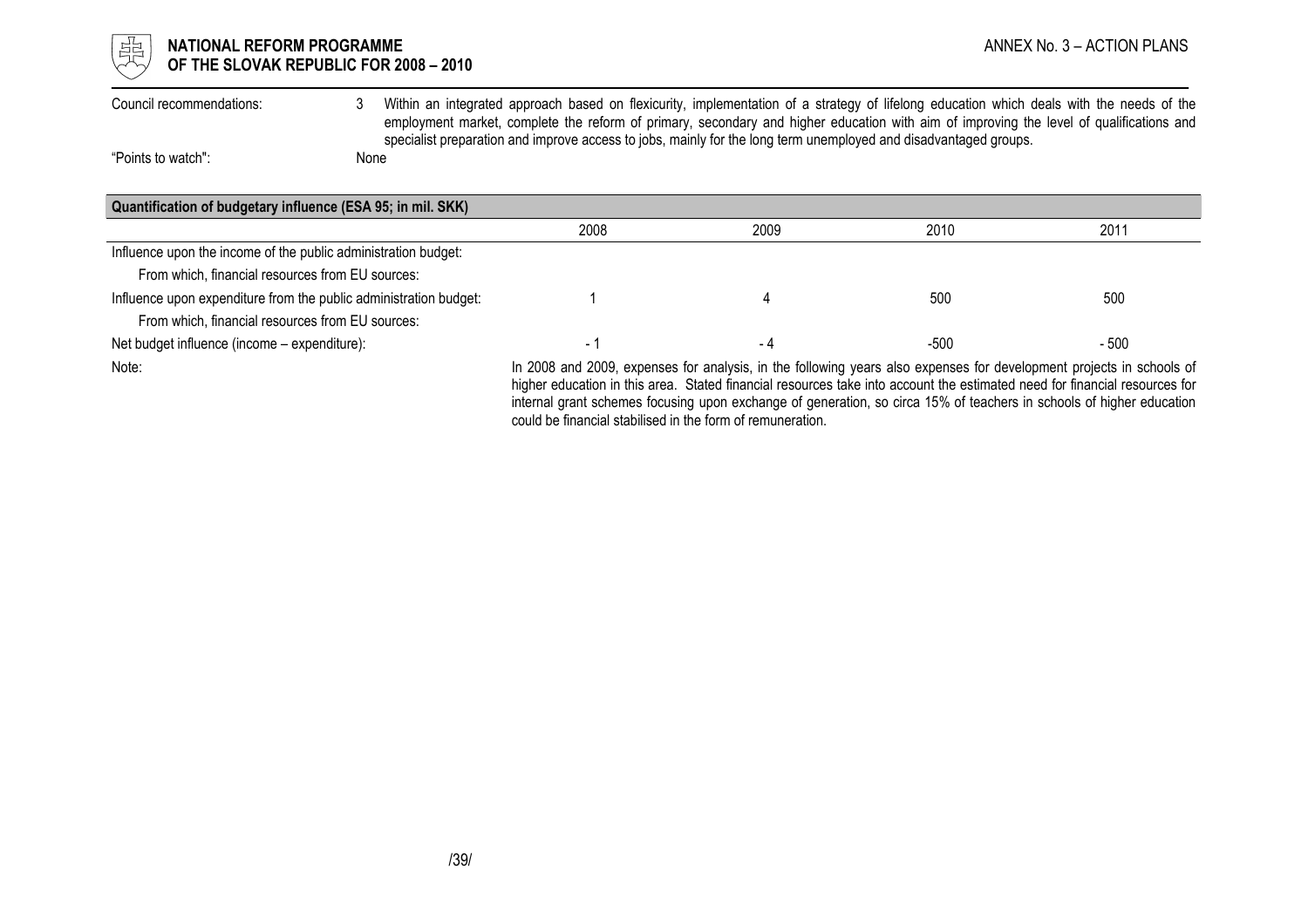Council recommendations: 3 Within an integrated approach based on flexicurity, implementation of a strategy of lifelong education which deals with the needs of the employment market, complete the reform of primary, secondary and higher education with aim of improving the level of qualifications and specialist preparation and improve access to jobs, mainly for the long term unemployed and disadvantaged groups.

"Points to watch": None

| Quantification of budgetary influence (ESA 95; in mil. SKK) | | | | |
|---|---|---|---|---|
| | 2008 | 2009 | 2010 | 2011 |
| Influence upon the income of the public administration budget: | | | | |
| From which, financial resources from EU sources: | | | | |
| Influence upon expenditure from the public administration budget: | 1 | 4 | 500 | 500 |
| From which, financial resources from EU sources: | | | | |
| Net budget influence (income – expenditure): | - 1 | - 4 | -500 | - 500 |
| Note: | In 2008 and 2009, expenses for analysis, in the following years also expenses for development projects in schools of higher education in this area. Stated financial resources take into account the estimated need for financial resources for internal grant schemes focusing upon exchange of generation, so circa 15% of teachers in schools of higher education could be financial stabilised in the form of remuneration. | | | |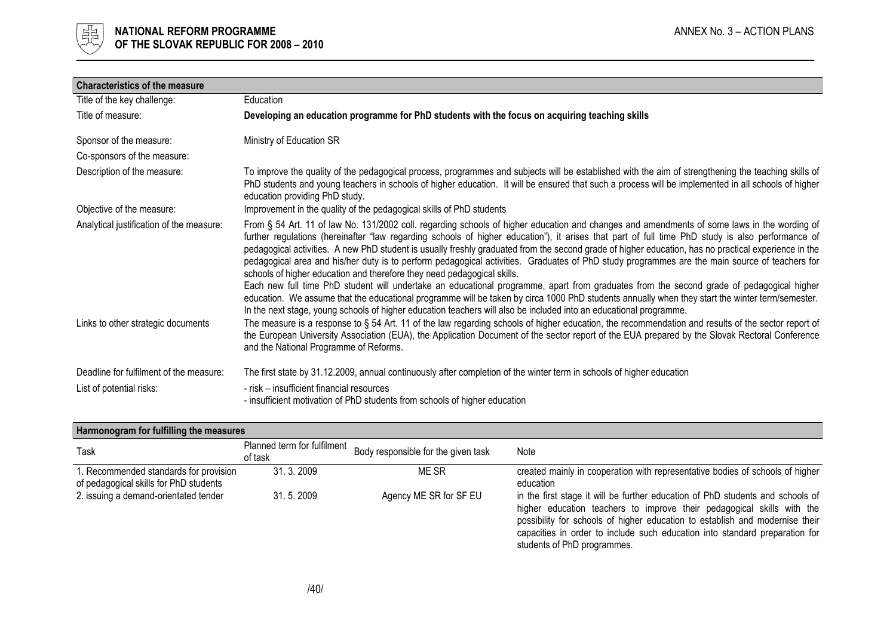| Characteristics of the measure | |
|---|---|
| Title of the key challenge: | Education |
| Title of measure: | **Developing an education programme for PhD students with the focus on acquiring teaching skills** |
| Sponsor of the measure: | Ministry of Education SR |
| Co-sponsors of the measure: | |
| Description of the measure: | To improve the quality of the pedagogical process, programmes and subjects will be established with the aim of strengthening the teaching skills of PhD students and young teachers in schools of higher education. It will be ensured that such a process will be implemented in all schools of higher education providing PhD study. |
| Objective of the measure: | Improvement in the quality of the pedagogical skills of PhD students |
| Analytical justification of the measure: | From § 54 Art. 11 of law No. 131/2002 coll. regarding schools of higher education and changes and amendments of some laws in the wording of further regulations (hereinafter "law regarding schools of higher education"), it arises that part of full time PhD study is also performance of pedagogical activities. A new PhD student is usually freshly graduated from the second grade of higher education, has no practical experience in the pedagogical area and his/her duty is to perform pedagogical activities. Graduates of PhD study programmes are the main source of teachers for schools of higher education and therefore they need pedagogical skills.<br>Each new full time PhD student will undertake an educational programme, apart from graduates from the second grade of pedagogical higher education. We assume that the educational programme will be taken by circa 1000 PhD students annually when they start the winter term/semester. In the next stage, young schools of higher education teachers will also be included into an educational programme. |
| Links to other strategic documents | The measure is a response to § 54 Art. 11 of the law regarding schools of higher education, the recommendation and results of the sector report of the European University Association (EUA), the Application Document of the sector report of the EUA prepared by the Slovak Rectoral Conference and the National Programme of Reforms. |
| Deadline for fulfilment of the measure: | The first state by 31.12.2009, annual continuously after completion of the winter term in schools of higher education |
| List of potential risks: | - risk – insufficient financial resources<br>- insufficient motivation of PhD students from schools of higher education |

| Harmonogram for fulfilling the measures | | | |
|---|---|---|---|
| Task | Planned term for fulfilment of task | Body responsible for the given task | Note |
| 1. Recommended standards for provision of pedagogical skills for PhD students | 31. 3. 2009 | ME SR | created mainly in cooperation with representative bodies of schools of higher education |
| 2. issuing a demand-orientated tender | 31. 5. 2009 | Agency ME SR for SF EU | in the first stage it will be further education of PhD students and schools of higher education teachers to improve their pedagogical skills with the possibility for schools of higher education to establish and modernise their capacities in order to include such education into standard preparation for students of PhD programmes. |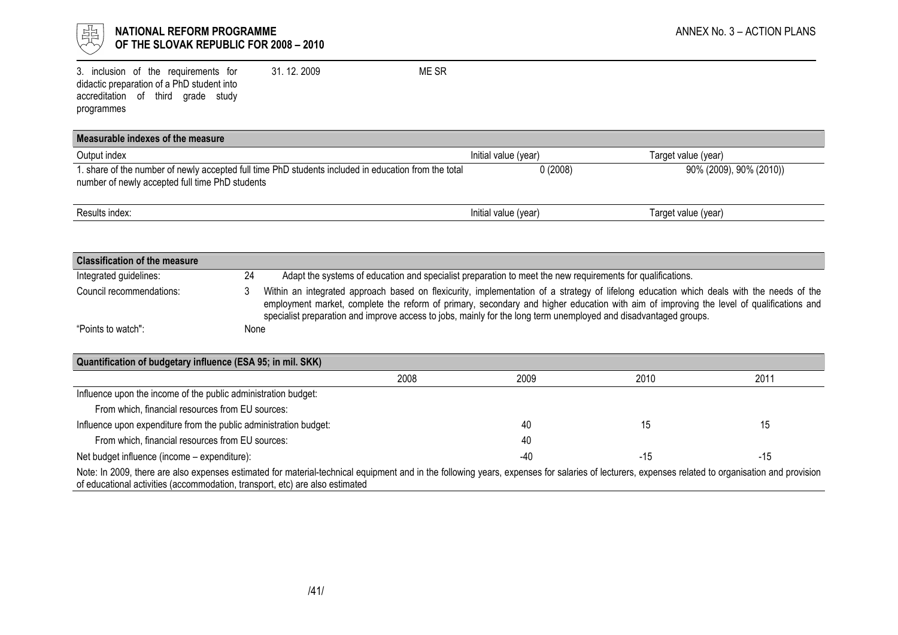| | | |
|---|---|---|
| 3. inclusion of the requirements for didactic preparation of a PhD student into accreditation of third grade study programmes | 31. 12. 2009 | ME SR |

| **Measurable indexes of the measure** | | |
|---|---|---|
| Output index | Initial value (year) | Target value (year) |
| 1. share of the number of newly accepted full time PhD students included in education from the total number of newly accepted full time PhD students | 0 (2008) | 90% (2009), 90% (2010)) |
| Results index: | Initial value (year) | Target value (year) |

| **Classification of the measure** | | |
|---|---|---|
| Integrated guidelines: | 24 | Adapt the systems of education and specialist preparation to meet the new requirements for qualifications. |
| Council recommendations: | 3 | Within an integrated approach based on flexicurity, implementation of a strategy of lifelong education which deals with the needs of the employment market, complete the reform of primary, secondary and higher education with aim of improving the level of qualifications and specialist preparation and improve access to jobs, mainly for the long term unemployed and disadvantaged groups. |
| "Points to watch": | None | |

| **Quantification of budgetary influence (ESA 95; in mil. SKK)** | 2008 | 2009 | 2010 | 2011 |
|---|---|---|---|---|
| Influence upon the income of the public administration budget: | | | | |
| From which, financial resources from EU sources: | | | | |
| Influence upon expenditure from the public administration budget: | | 40 | 15 | 15 |
| From which, financial resources from EU sources: | | 40 | | |
| Net budget influence (income – expenditure): | | -40 | -15 | -15 |

Note: In 2009, there are also expenses estimated for material-technical equipment and in the following years, expenses for salaries of lecturers, expenses related to organisation and provision of educational activities (accommodation, transport, etc) are also estimated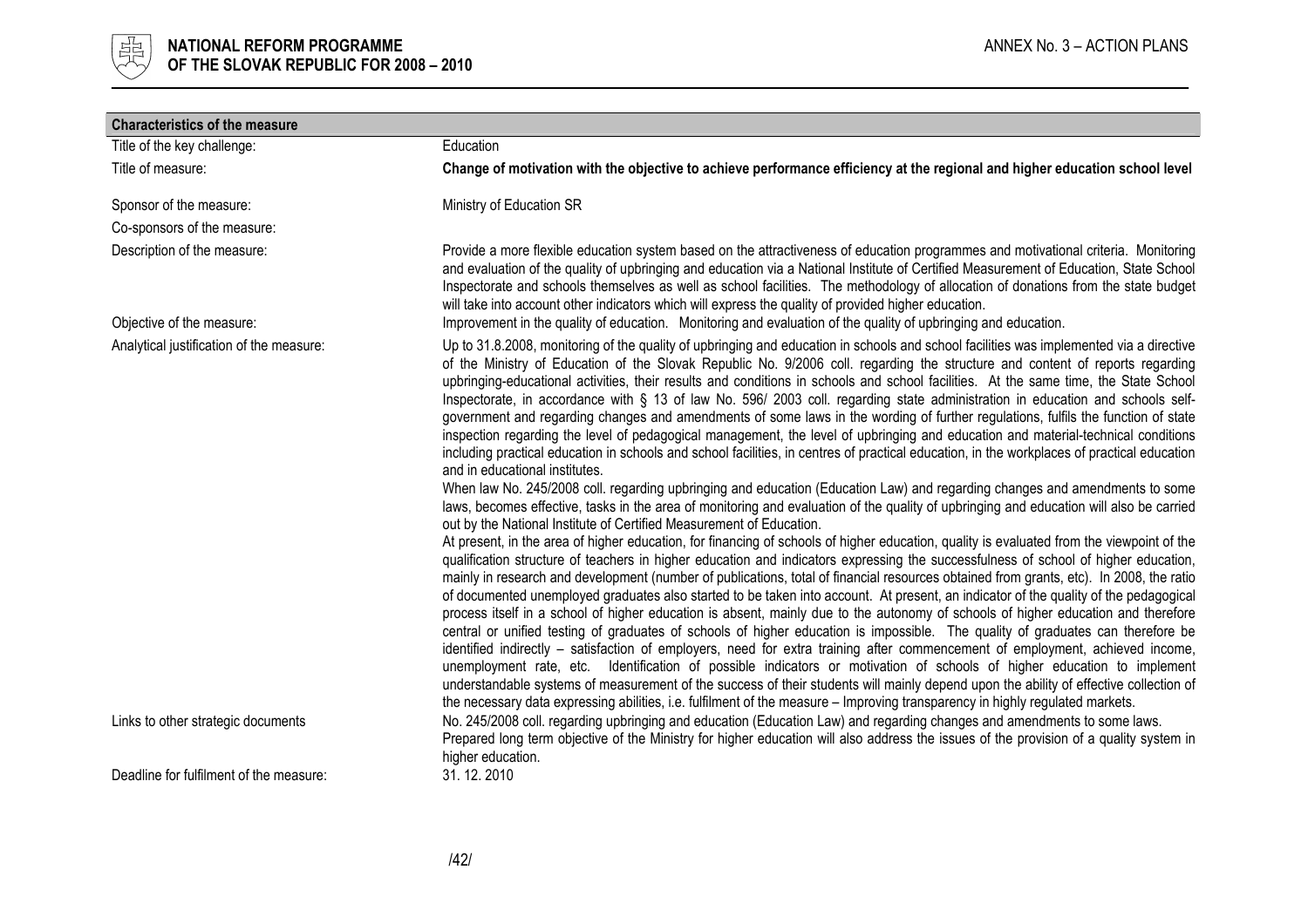| Characteristics of the measure | |
|---|---|
| Title of the key challenge: | Education |
| Title of measure: | **Change of motivation with the objective to achieve performance efficiency at the regional and higher education school level** |
| Sponsor of the measure: | Ministry of Education SR |
| Co-sponsors of the measure: | |
| Description of the measure: | Provide a more flexible education system based on the attractiveness of education programmes and motivational criteria. Monitoring and evaluation of the quality of upbringing and education via a National Institute of Certified Measurement of Education, State School Inspectorate and schools themselves as well as school facilities. The methodology of allocation of donations from the state budget will take into account other indicators which will express the quality of provided higher education. |
| Objective of the measure: | Improvement in the quality of education. Monitoring and evaluation of the quality of upbringing and education. |
| Analytical justification of the measure: | Up to 31.8.2008, monitoring of the quality of upbringing and education in schools and school facilities was implemented via a directive of the Ministry of Education of the Slovak Republic No. 9/2006 coll. regarding the structure and content of reports regarding upbringing-educational activities, their results and conditions in schools and school facilities. At the same time, the State School Inspectorate, in accordance with § 13 of law No. 596/ 2003 coll. regarding state administration in education and schools self-government and regarding changes and amendments of some laws in the wording of further regulations, fulfils the function of state inspection regarding the level of pedagogical management, the level of upbringing and education and material-technical conditions including practical education in schools and school facilities, in centres of practical education, in the workplaces of practical education and in educational institutes.<br>When law No. 245/2008 coll. regarding upbringing and education (Education Law) and regarding changes and amendments to some laws, becomes effective, tasks in the area of monitoring and evaluation of the quality of upbringing and education will also be carried out by the National Institute of Certified Measurement of Education.<br>At present, in the area of higher education, for financing of schools of higher education, quality is evaluated from the viewpoint of the qualification structure of teachers in higher education and indicators expressing the successfulness of school of higher education, mainly in research and development (number of publications, total of financial resources obtained from grants, etc). In 2008, the ratio of documented unemployed graduates also started to be taken into account. At present, an indicator of the quality of the pedagogical process itself in a school of higher education is absent, mainly due to the autonomy of schools of higher education and therefore central or unified testing of graduates of schools of higher education is impossible. The quality of graduates can therefore be identified indirectly – satisfaction of employers, need for extra training after commencement of employment, achieved income, unemployment rate, etc. Identification of possible indicators or motivation of schools of higher education to implement understandable systems of measurement of the success of their students will mainly depend upon the ability of effective collection of the necessary data expressing abilities, i.e. fulfilment of the measure – Improving transparency in highly regulated markets. |
| Links to other strategic documents | No. 245/2008 coll. regarding upbringing and education (Education Law) and regarding changes and amendments to some laws.<br>Prepared long term objective of the Ministry for higher education will also address the issues of the provision of a quality system in higher education. |
| Deadline for fulfilment of the measure: | 31. 12. 2010 |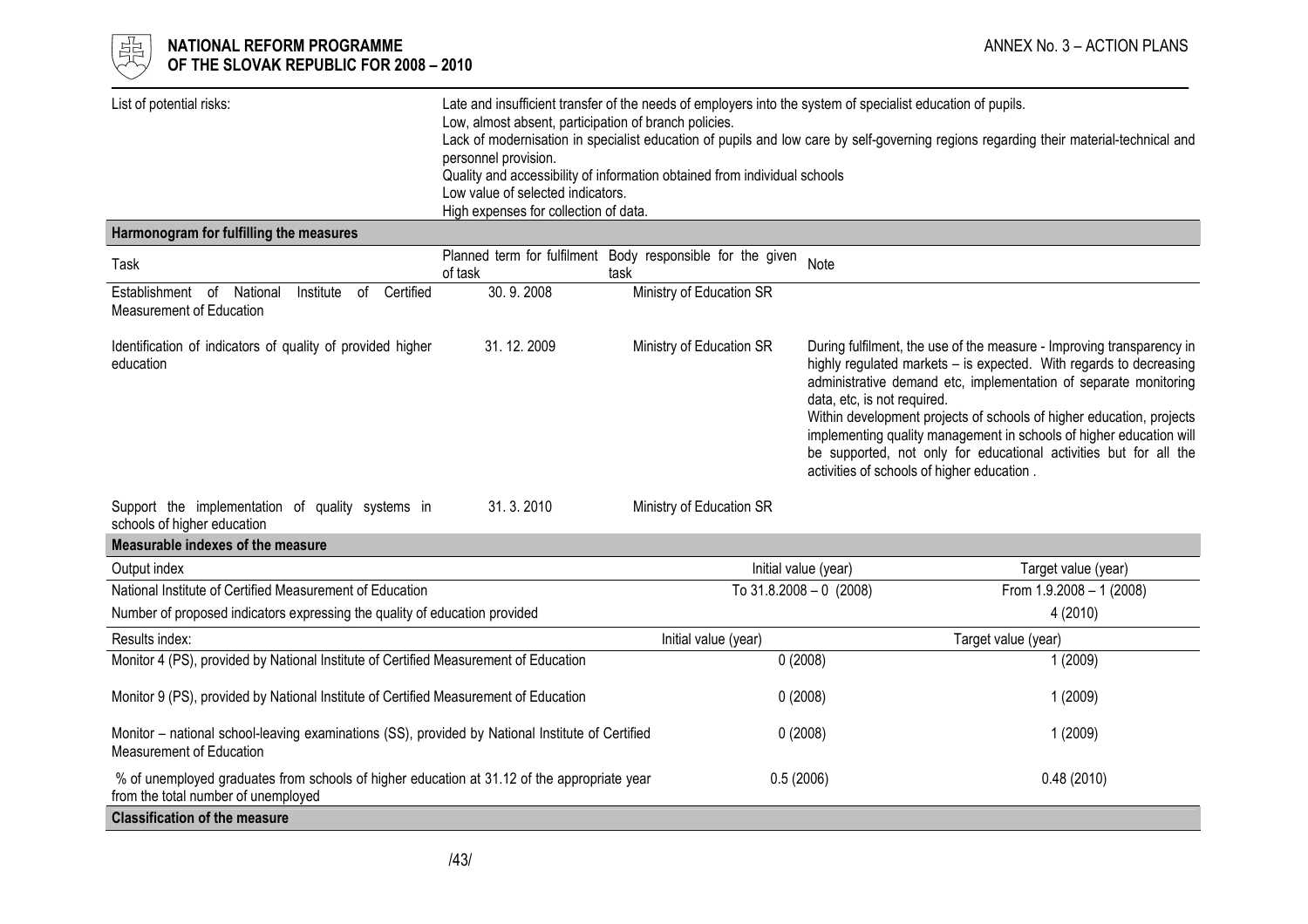| List of potential risks: | Late and insufficient transfer of the needs of employers into the system of specialist education of pupils.<br>Low, almost absent, participation of branch policies.<br>Lack of modernisation in specialist education of pupils and low care by self-governing regions regarding their material-technical and personnel provision.<br>Quality and accessibility of information obtained from individual schools<br>Low value of selected indicators.<br>High expenses for collection of data. |
|---|---|

**Harmonogram for fulfilling the measures**

| Task | Planned term for fulfilment of task | Body responsible for the given task | Note |
|---|---|---|---|
| Establishment of National Institute of Certified Measurement of Education | 30. 9. 2008 | Ministry of Education SR | |
| Identification of indicators of quality of provided higher education | 31. 12. 2009 | Ministry of Education SR | During fulfilment, the use of the measure - Improving transparency in highly regulated markets – is expected. With regards to decreasing administrative demand etc, implementation of separate monitoring data, etc, is not required.<br>Within development projects of schools of higher education, projects implementing quality management in schools of higher education will be supported, not only for educational activities but for all the activities of schools of higher education . |
| Support the implementation of quality systems in schools of higher education | 31. 3. 2010 | Ministry of Education SR | |

**Measurable indexes of the measure**

| Output index | Initial value (year) | Target value (year) |
|---|---|---|
| National Institute of Certified Measurement of Education | To 31.8.2008 – 0 (2008) | From 1.9.2008 – 1 (2008) |
| Number of proposed indicators expressing the quality of education provided | | 4 (2010) |

| Results index: | Initial value (year) | Target value (year) |
|---|---|---|
| Monitor 4 (PS), provided by National Institute of Certified Measurement of Education | 0 (2008) | 1 (2009) |
| Monitor 9 (PS), provided by National Institute of Certified Measurement of Education | 0 (2008) | 1 (2009) |
| Monitor – national school-leaving examinations (SS), provided by National Institute of Certified Measurement of Education | 0 (2008) | 1 (2009) |
| % of unemployed graduates from schools of higher education at 31.12 of the appropriate year from the total number of unemployed | 0.5 (2006) | 0.48 (2010) |

**Classification of the measure**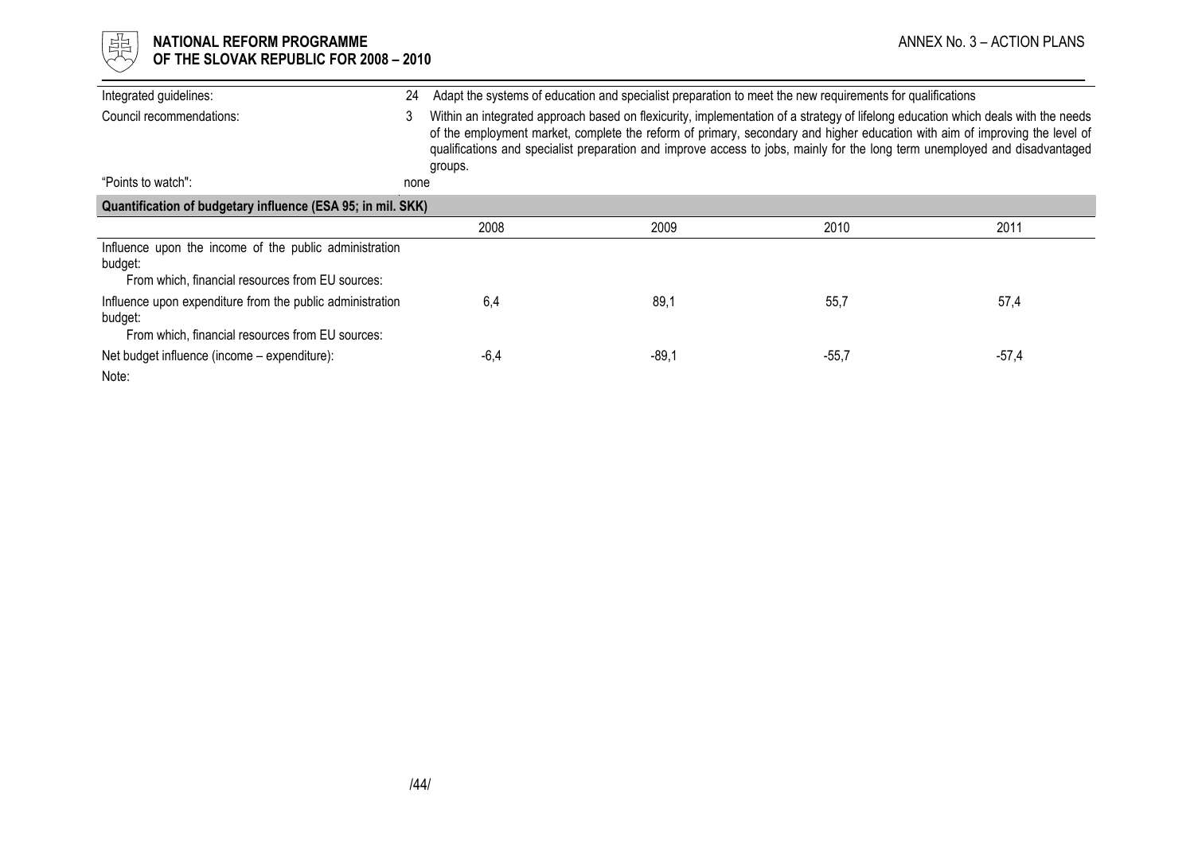| | | |
|---|---|---|
| Integrated guidelines: | 24 | Adapt the systems of education and specialist preparation to meet the new requirements for qualifications |
| Council recommendations: | 3 | Within an integrated approach based on flexicurity, implementation of a strategy of lifelong education which deals with the needs of the employment market, complete the reform of primary, secondary and higher education with aim of improving the level of qualifications and specialist preparation and improve access to jobs, mainly for the long term unemployed and disadvantaged groups. |
| "Points to watch": | none | |

**Quantification of budgetary influence (ESA 95; in mil. SKK)**

| | 2008 | 2009 | 2010 | 2011 |
|---|---|---|---|---|
| Influence upon the income of the public administration budget: | | | | |
| From which, financial resources from EU sources: | | | | |
| Influence upon expenditure from the public administration budget: | 6,4 | 89,1 | 55,7 | 57,4 |
| From which, financial resources from EU sources: | | | | |
| Net budget influence (income – expenditure): | -6,4 | -89,1 | -55,7 | -57,4 |

Note: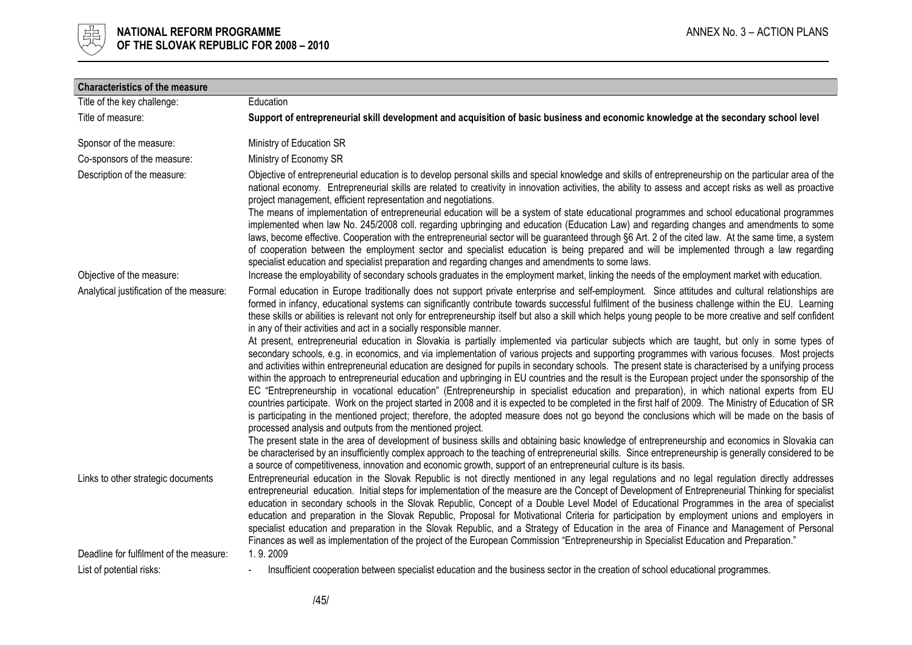| Characteristics of the measure | |
|---|---|
| Title of the key challenge: | Education |
| Title of measure: | **Support of entrepreneurial skill development and acquisition of basic business and economic knowledge at the secondary school level** |
| Sponsor of the measure: | Ministry of Education SR |
| Co-sponsors of the measure: | Ministry of Economy SR |
| Description of the measure: | Objective of entrepreneurial education is to develop personal skills and special knowledge and skills of entrepreneurship on the particular area of the national economy. Entrepreneurial skills are related to creativity in innovation activities, the ability to assess and accept risks as well as proactive project management, efficient representation and negotiations.<br>The means of implementation of entrepreneurial education will be a system of state educational programmes and school educational programmes implemented when law No. 245/2008 coll. regarding upbringing and education (Education Law) and regarding changes and amendments to some laws, become effective. Cooperation with the entrepreneurial sector will be guaranteed through §6 Art. 2 of the cited law. At the same time, a system of cooperation between the employment sector and specialist education is being prepared and will be implemented through a law regarding specialist education and specialist preparation and regarding changes and amendments to some laws. |
| Objective of the measure: | Increase the employability of secondary schools graduates in the employment market, linking the needs of the employment market with education. |
| Analytical justification of the measure: | Formal education in Europe traditionally does not support private enterprise and self-employment. Since attitudes and cultural relationships are formed in infancy, educational systems can significantly contribute towards successful fulfilment of the business challenge within the EU. Learning these skills or abilities is relevant not only for entrepreneurship itself but also a skill which helps young people to be more creative and self confident in any of their activities and act in a socially responsible manner.<br>At present, entrepreneurial education in Slovakia is partially implemented via particular subjects which are taught, but only in some types of secondary schools, e.g. in economics, and via implementation of various projects and supporting programmes with various focuses. Most projects and activities within entrepreneurial education are designed for pupils in secondary schools. The present state is characterised by a unifying process within the approach to entrepreneurial education and upbringing in EU countries and the result is the European project under the sponsorship of the EC "Entrepreneurship in vocational education" (Entrepreneurship in specialist education and preparation), in which national experts from EU countries participate. Work on the project started in 2008 and it is expected to be completed in the first half of 2009. The Ministry of Education of SR is participating in the mentioned project; therefore, the adopted measure does not go beyond the conclusions which will be made on the basis of processed analysis and outputs from the mentioned project.<br>The present state in the area of development of business skills and obtaining basic knowledge of entrepreneurship and economics in Slovakia can be characterised by an insufficiently complex approach to the teaching of entrepreneurial skills. Since entrepreneurship is generally considered to be a source of competitiveness, innovation and economic growth, support of an entrepreneurial culture is its basis. |
| Links to other strategic documents | Entrepreneurial education in the Slovak Republic is not directly mentioned in any legal regulations and no legal regulation directly addresses entrepreneurial education. Initial steps for implementation of the measure are the Concept of Development of Entrepreneurial Thinking for specialist education in secondary schools in the Slovak Republic, Concept of a Double Level Model of Educational Programmes in the area of specialist education and preparation in the Slovak Republic, Proposal for Motivational Criteria for participation by employment unions and employers in specialist education and preparation in the Slovak Republic, and a Strategy of Education in the area of Finance and Management of Personal Finances as well as implementation of the project of the European Commission "Entrepreneurship in Specialist Education and Preparation." |
| Deadline for fulfilment of the measure: | 1. 9. 2009 |
| List of potential risks: | - Insufficient cooperation between specialist education and the business sector in the creation of school educational programmes. |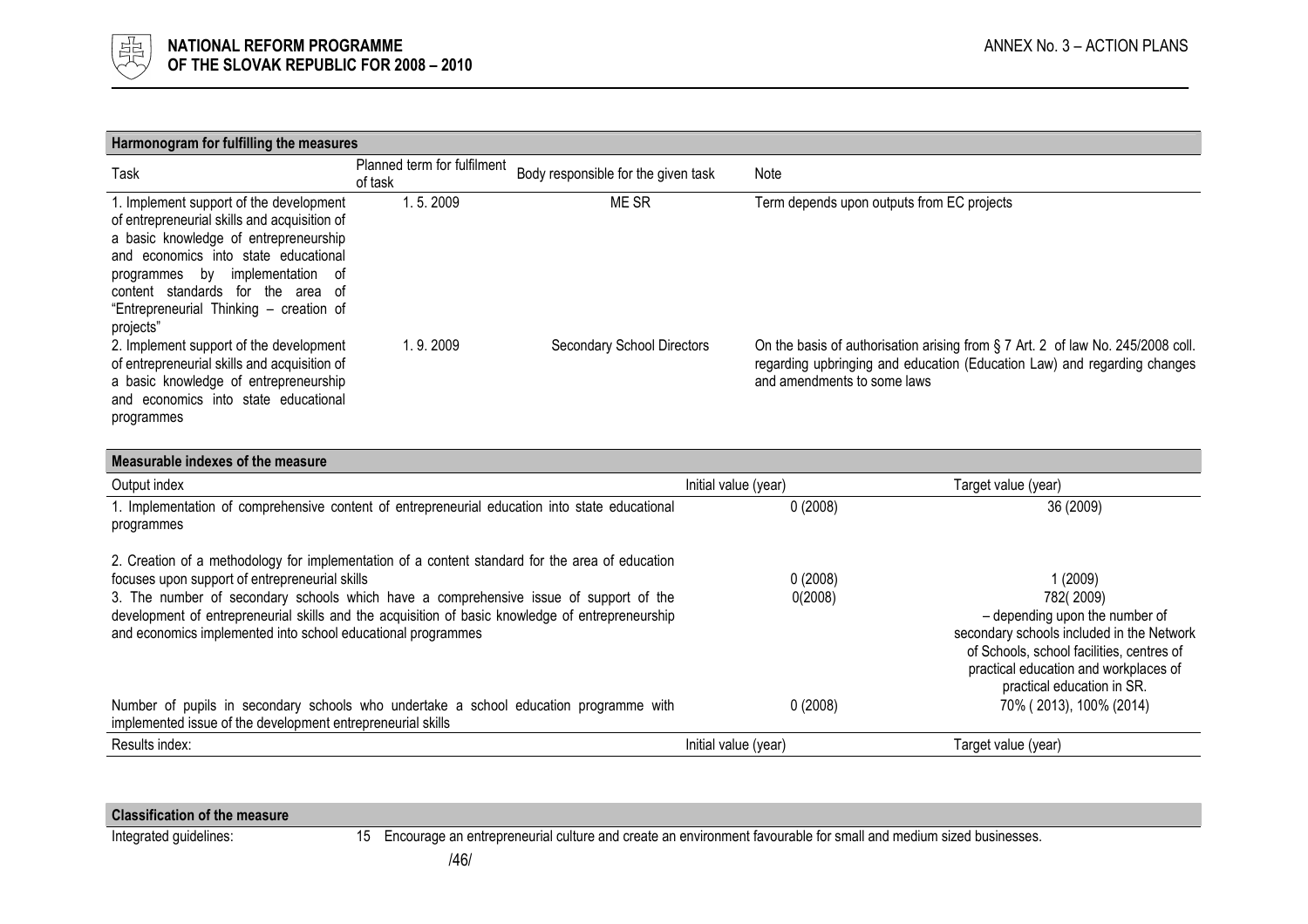| Harmonogram for fulfilling the measures | | | |
|---|---|---|---|
| Task | Planned term for fulfilment of task | Body responsible for the given task | Note |
| 1. Implement support of the development of entrepreneurial skills and acquisition of a basic knowledge of entrepreneurship and economics into state educational programmes by implementation of content standards for the area of "Entrepreneurial Thinking – creation of projects" | 1. 5. 2009 | ME SR | Term depends upon outputs from EC projects |
| 2. Implement support of the development of entrepreneurial skills and acquisition of a basic knowledge of entrepreneurship and economics into state educational programmes | 1. 9. 2009 | Secondary School Directors | On the basis of authorisation arising from § 7 Art. 2 of law No. 245/2008 coll. regarding upbringing and education (Education Law) and regarding changes and amendments to some laws |

| Measurable indexes of the measure | | |
|---|---|---|
| Output index | Initial value (year) | Target value (year) |
| 1. Implementation of comprehensive content of entrepreneurial education into state educational programmes | 0 (2008) | 36 (2009) |
| 2. Creation of a methodology for implementation of a content standard for the area of education focuses upon support of entrepreneurial skills | 0 (2008) | 1 (2009) |
| 3. The number of secondary schools which have a comprehensive issue of support of the development of entrepreneurial skills and the acquisition of basic knowledge of entrepreneurship and economics implemented into school educational programmes | 0(2008) | 782( 2009) – depending upon the number of secondary schools included in the Network of Schools, school facilities, centres of practical education and workplaces of practical education in SR. |
| Number of pupils in secondary schools who undertake a school education programme with implemented issue of the development entrepreneurial skills | 0 (2008) | 70% ( 2013), 100% (2014) |
| Results index: | Initial value (year) | Target value (year) |

| Classification of the measure | |
|---|---|
| Integrated guidelines: | 15 Encourage an entrepreneurial culture and create an environment favourable for small and medium sized businesses. |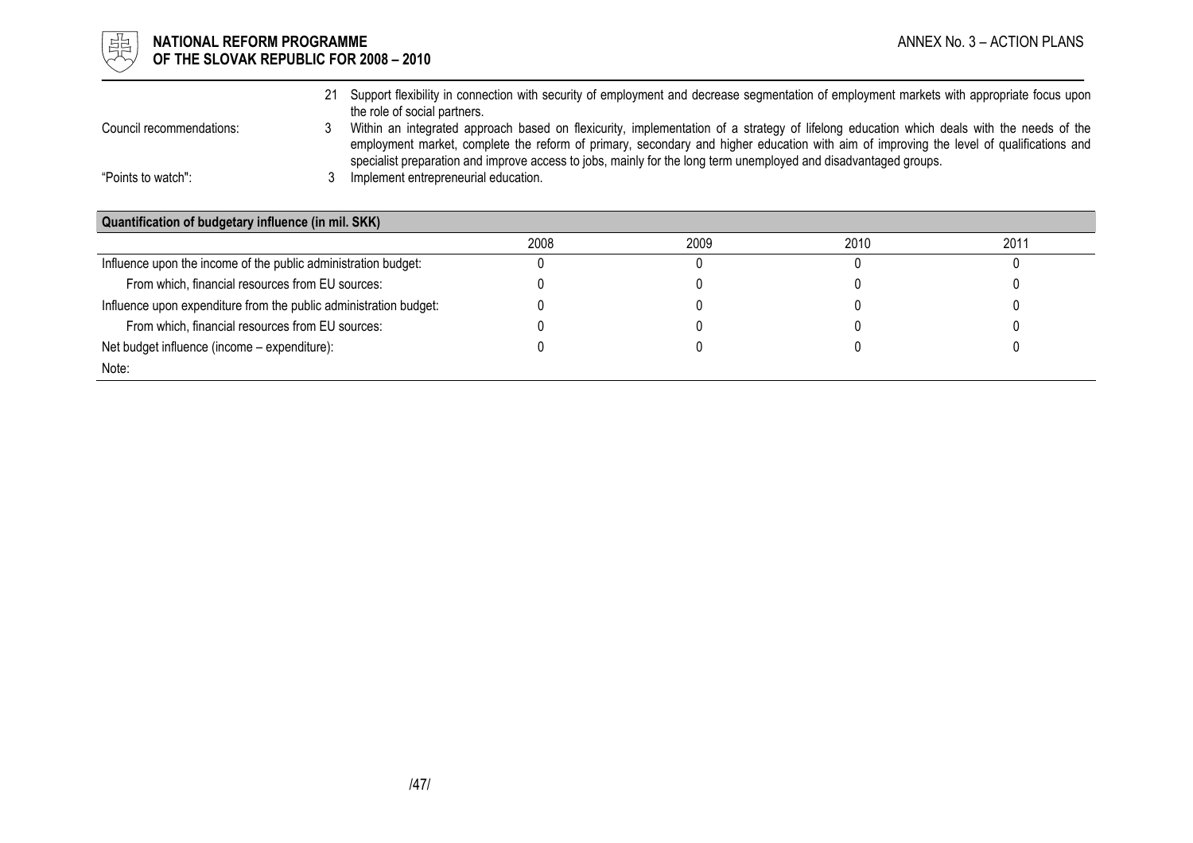| | | |
|---|---|---|
| | 21 | Support flexibility in connection with security of employment and decrease segmentation of employment markets with appropriate focus upon the role of social partners. |
| Council recommendations: | 3 | Within an integrated approach based on flexicurity, implementation of a strategy of lifelong education which deals with the needs of the employment market, complete the reform of primary, secondary and higher education with aim of improving the level of qualifications and specialist preparation and improve access to jobs, mainly for the long term unemployed and disadvantaged groups. |
| "Points to watch": | 3 | Implement entrepreneurial education. |

| Quantification of budgetary influence (in mil. SKK) | | | | |
|---|---|---|---|---|
| | 2008 | 2009 | 2010 | 2011 |
| Influence upon the income of the public administration budget: | 0 | 0 | 0 | 0 |
| From which, financial resources from EU sources: | 0 | 0 | 0 | 0 |
| Influence upon expenditure from the public administration budget: | 0 | 0 | 0 | 0 |
| From which, financial resources from EU sources: | 0 | 0 | 0 | 0 |
| Net budget influence (income – expenditure): | 0 | 0 | 0 | 0 |
| Note: | | | | |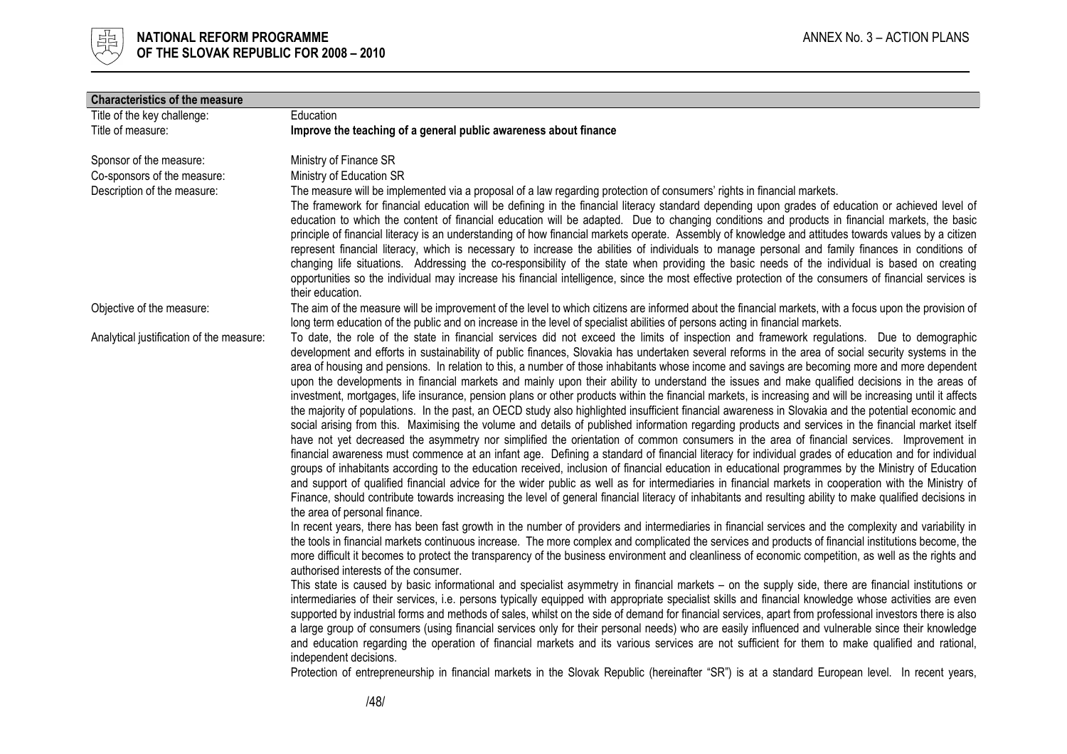| **Characteristics of the measure** | |
|---|---|
| Title of the key challenge: | Education |
| Title of measure: | **Improve the teaching of a general public awareness about finance** |
| Sponsor of the measure: | Ministry of Finance SR |
| Co-sponsors of the measure: | Ministry of Education SR |
| Description of the measure: | The measure will be implemented via a proposal of a law regarding protection of consumers' rights in financial markets.<br>The framework for financial education will be defining in the financial literacy standard depending upon grades of education or achieved level of education to which the content of financial education will be adapted. Due to changing conditions and products in financial markets, the basic principle of financial literacy is an understanding of how financial markets operate. Assembly of knowledge and attitudes towards values by a citizen represent financial literacy, which is necessary to increase the abilities of individuals to manage personal and family finances in conditions of changing life situations. Addressing the co-responsibility of the state when providing the basic needs of the individual is based on creating opportunities so the individual may increase his financial intelligence, since the most effective protection of the consumers of financial services is their education. |
| Objective of the measure: | The aim of the measure will be improvement of the level to which citizens are informed about the financial markets, with a focus upon the provision of long term education of the public and on increase in the level of specialist abilities of persons acting in financial markets. |
| Analytical justification of the measure: | To date, the role of the state in financial services did not exceed the limits of inspection and framework regulations. Due to demographic development and efforts in sustainability of public finances, Slovakia has undertaken several reforms in the area of social security systems in the area of housing and pensions. In relation to this, a number of those inhabitants whose income and savings are becoming more and more dependent upon the developments in financial markets and mainly upon their ability to understand the issues and make qualified decisions in the areas of investment, mortgages, life insurance, pension plans or other products within the financial markets, is increasing and will be increasing until it affects the majority of populations. In the past, an OECD study also highlighted insufficient financial awareness in Slovakia and the potential economic and social arising from this. Maximising the volume and details of published information regarding products and services in the financial market itself have not yet decreased the asymmetry nor simplified the orientation of common consumers in the area of financial services. Improvement in financial awareness must commence at an infant age. Defining a standard of financial literacy for individual grades of education and for individual groups of inhabitants according to the education received, inclusion of financial education in educational programmes by the Ministry of Education and support of qualified financial advice for the wider public as well as for intermediaries in financial markets in cooperation with the Ministry of Finance, should contribute towards increasing the level of general financial literacy of inhabitants and resulting ability to make qualified decisions in the area of personal finance.<br>In recent years, there has been fast growth in the number of providers and intermediaries in financial services and the complexity and variability in the tools in financial markets continuous increase. The more complex and complicated the services and products of financial institutions become, the more difficult it becomes to protect the transparency of the business environment and cleanliness of economic competition, as well as the rights and authorised interests of the consumer.<br>This state is caused by basic informational and specialist asymmetry in financial markets – on the supply side, there are financial institutions or intermediaries of their services, i.e. persons typically equipped with appropriate specialist skills and financial knowledge whose activities are even supported by industrial forms and methods of sales, whilst on the side of demand for financial services, apart from professional investors there is also a large group of consumers (using financial services only for their personal needs) who are easily influenced and vulnerable since their knowledge and education regarding the operation of financial markets and its various services are not sufficient for them to make qualified and rational, independent decisions.<br>Protection of entrepreneurship in financial markets in the Slovak Republic (hereinafter "SR") is at a standard European level. In recent years, |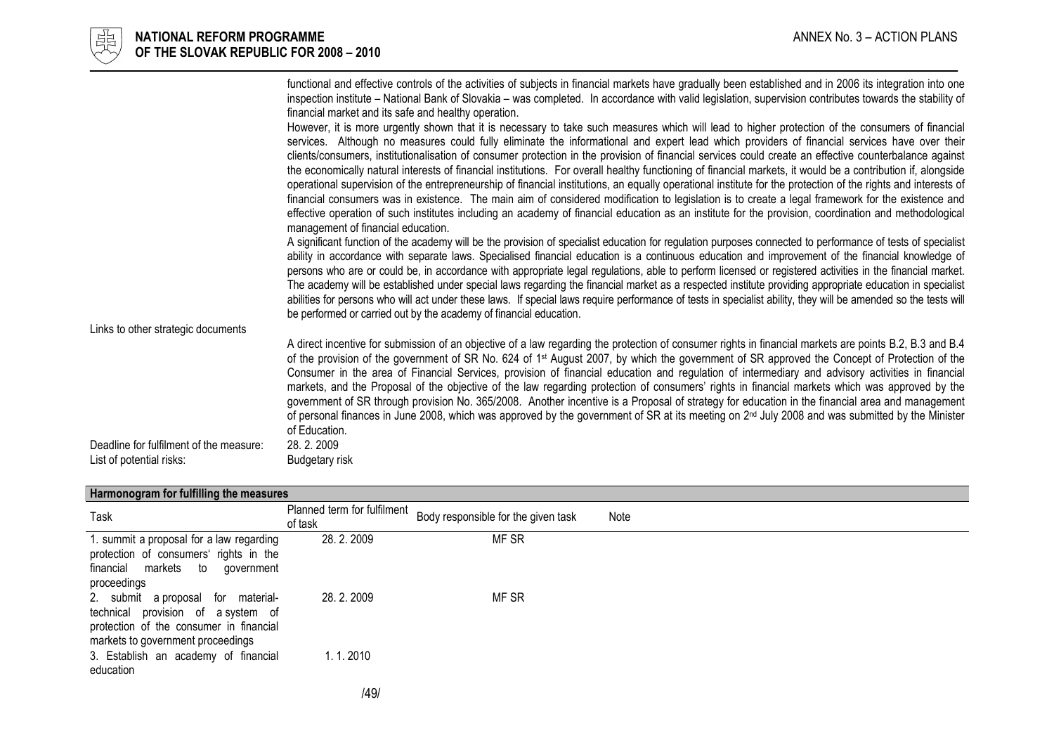functional and effective controls of the activities of subjects in financial markets have gradually been established and in 2006 its integration into one inspection institute – National Bank of Slovakia – was completed. In accordance with valid legislation, supervision contributes towards the stability of financial market and its safe and healthy operation.

However, it is more urgently shown that it is necessary to take such measures which will lead to higher protection of the consumers of financial services. Although no measures could fully eliminate the informational and expert lead which providers of financial services have over their clients/consumers, institutionalisation of consumer protection in the provision of financial services could create an effective counterbalance against the economically natural interests of financial institutions. For overall healthy functioning of financial markets, it would be a contribution if, alongside operational supervision of the entrepreneurship of financial institutions, an equally operational institute for the protection of the rights and interests of financial consumers was in existence. The main aim of considered modification to legislation is to create a legal framework for the existence and effective operation of such institutes including an academy of financial education as an institute for the provision, coordination and methodological management of financial education.

A significant function of the academy will be the provision of specialist education for regulation purposes connected to performance of tests of specialist ability in accordance with separate laws. Specialised financial education is a continuous education and improvement of the financial knowledge of persons who are or could be, in accordance with appropriate legal regulations, able to perform licensed or registered activities in the financial market. The academy will be established under special laws regarding the financial market as a respected institute providing appropriate education in specialist abilities for persons who will act under these laws. If special laws require performance of tests in specialist ability, they will be amended so the tests will be performed or carried out by the academy of financial education.

**Links to other strategic documents**

A direct incentive for submission of an objective of a law regarding the protection of consumer rights in financial markets are points B.2, B.3 and B.4 of the provision of the government of SR No. 624 of 1st August 2007, by which the government of SR approved the Concept of Protection of the Consumer in the area of Financial Services, provision of financial education and regulation of intermediary and advisory activities in financial markets, and the Proposal of the objective of the law regarding protection of consumers' rights in financial markets which was approved by the government of SR through provision No. 365/2008. Another incentive is a Proposal of strategy for education in the financial area and management of personal finances in June 2008, which was approved by the government of SR at its meeting on 2nd July 2008 and was submitted by the Minister of Education.

**Deadline for fulfilment of the measure:** 28. 2. 2009

**List of potential risks:** Budgetary risk

**Harmonogram for fulfilling the measures**

| Task | Planned term for fulfilment of task | Body responsible for the given task | Note |
|---|---|---|---|
| 1. summit a proposal for a law regarding protection of consumers' rights in the financial markets to government proceedings | 28. 2. 2009 | MF SR | |
| 2. submit a proposal for material-technical provision of a system of protection of the consumer in financial markets to government proceedings | 28. 2. 2009 | MF SR | |
| 3. Establish an academy of financial education | 1. 1. 2010 | | |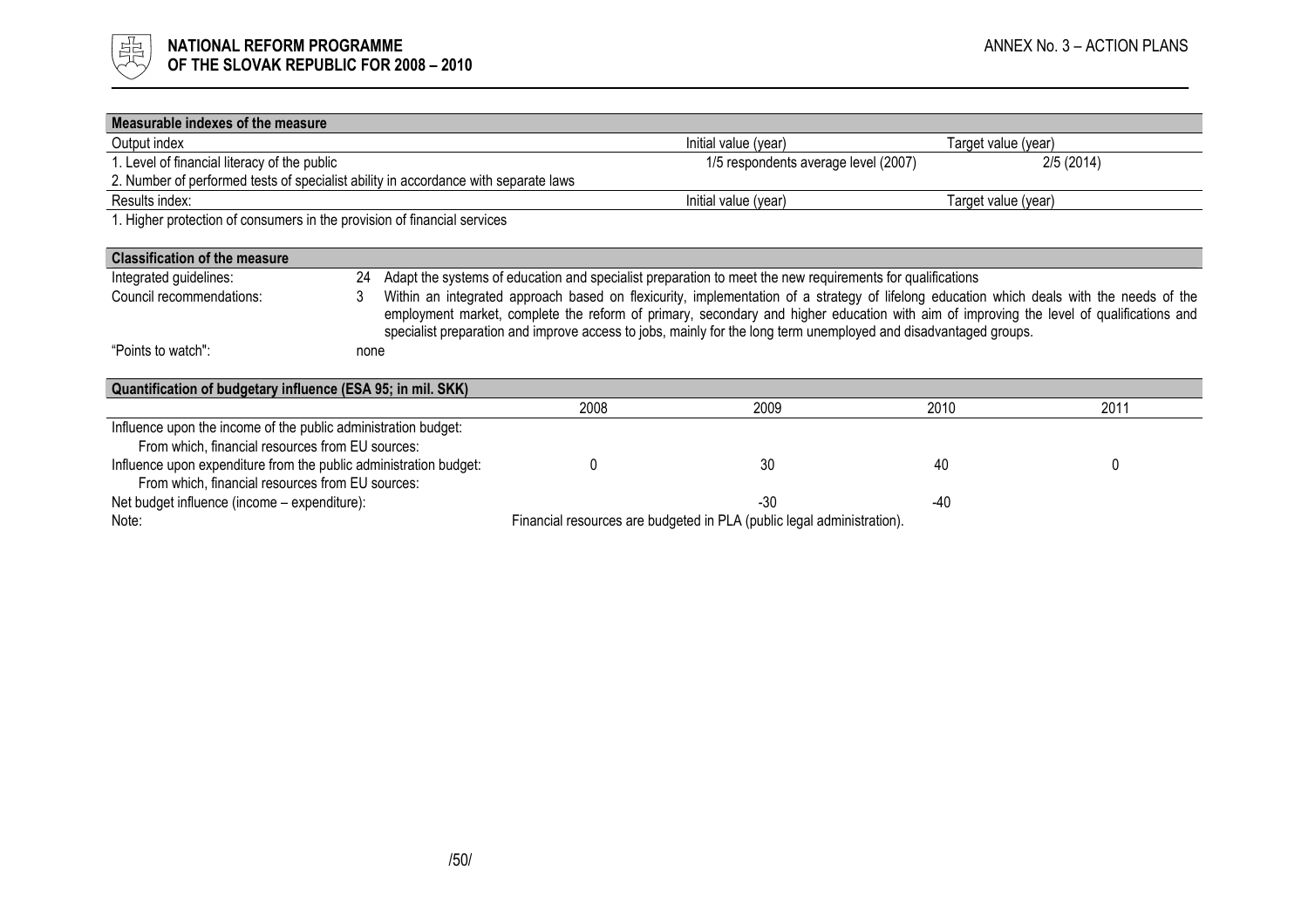| Measurable indexes of the measure | | |
|---|---|---|
| Output index | Initial value (year) | Target value (year) |
| 1. Level of financial literacy of the public | 1/5 respondents average level (2007) | 2/5 (2014) |
| 2. Number of performed tests of specialist ability in accordance with separate laws | | |
| Results index: | Initial value (year) | Target value (year) |
| 1. Higher protection of consumers in the provision of financial services | | |

| Classification of the measure | | |
|---|---|---|
| Integrated guidelines: | 24 | Adapt the systems of education and specialist preparation to meet the new requirements for qualifications |
| Council recommendations: | 3 | Within an integrated approach based on flexicurity, implementation of a strategy of lifelong education which deals with the needs of the employment market, complete the reform of primary, secondary and higher education with aim of improving the level of qualifications and specialist preparation and improve access to jobs, mainly for the long term unemployed and disadvantaged groups. |
| "Points to watch": | none | |

| Quantification of budgetary influence (ESA 95; in mil. SKK) | | | | |
|---|---|---|---|---|
| | 2008 | 2009 | 2010 | 2011 |
| Influence upon the income of the public administration budget: | | | | |
| From which, financial resources from EU sources: | | | | |
| Influence upon expenditure from the public administration budget: | 0 | 30 | 40 | 0 |
| From which, financial resources from EU sources: | | | | |
| Net budget influence (income – expenditure): | | -30 | -40 | |
| Note: | Financial resources are budgeted in PLA (public legal administration). | | | |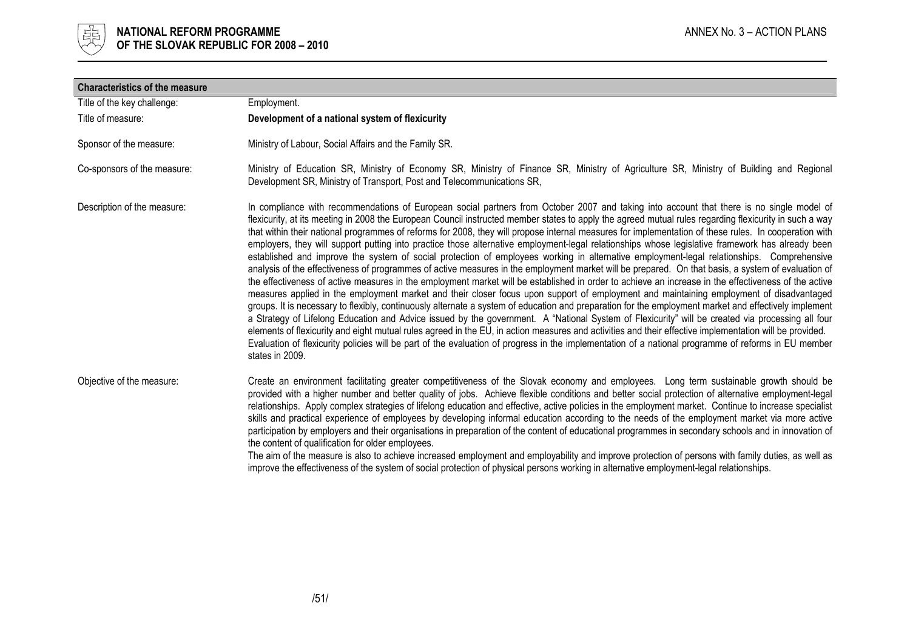| Characteristics of the measure | |
|---|---|
| Title of the key challenge: | Employment. |
| Title of measure: | **Development of a national system of flexicurity** |
| Sponsor of the measure: | Ministry of Labour, Social Affairs and the Family SR. |
| Co-sponsors of the measure: | Ministry of Education SR, Ministry of Economy SR, Ministry of Finance SR, Ministry of Agriculture SR, Ministry of Building and Regional Development SR, Ministry of Transport, Post and Telecommunications SR, |
| Description of the measure: | In compliance with recommendations of European social partners from October 2007 and taking into account that there is no single model of flexicurity, at its meeting in 2008 the European Council instructed member states to apply the agreed mutual rules regarding flexicurity in such a way that within their national programmes of reforms for 2008, they will propose internal measures for implementation of these rules. In cooperation with employers, they will support putting into practice those alternative employment-legal relationships whose legislative framework has already been established and improve the system of social protection of employees working in alternative employment-legal relationships. Comprehensive analysis of the effectiveness of programmes of active measures in the employment market will be prepared. On that basis, a system of evaluation of the effectiveness of active measures in the employment market will be established in order to achieve an increase in the effectiveness of the active measures applied in the employment market and their closer focus upon support of employment and maintaining employment of disadvantaged groups. It is necessary to flexibly, continuously alternate a system of education and preparation for the employment market and effectively implement a Strategy of Lifelong Education and Advice issued by the government. A "National System of Flexicurity" will be created via processing all four elements of flexicurity and eight mutual rules agreed in the EU, in action measures and activities and their effective implementation will be provided. Evaluation of flexicurity policies will be part of the evaluation of progress in the implementation of a national programme of reforms in EU member states in 2009. |
| Objective of the measure: | Create an environment facilitating greater competitiveness of the Slovak economy and employees. Long term sustainable growth should be provided with a higher number and better quality of jobs. Achieve flexible conditions and better social protection of alternative employment-legal relationships. Apply complex strategies of lifelong education and effective, active policies in the employment market. Continue to increase specialist skills and practical experience of employees by developing informal education according to the needs of the employment market via more active participation by employers and their organisations in preparation of the content of educational programmes in secondary schools and in innovation of the content of qualification for older employees.<br>The aim of the measure is also to achieve increased employment and employability and improve protection of persons with family duties, as well as improve the effectiveness of the system of social protection of physical persons working in alternative employment-legal relationships. |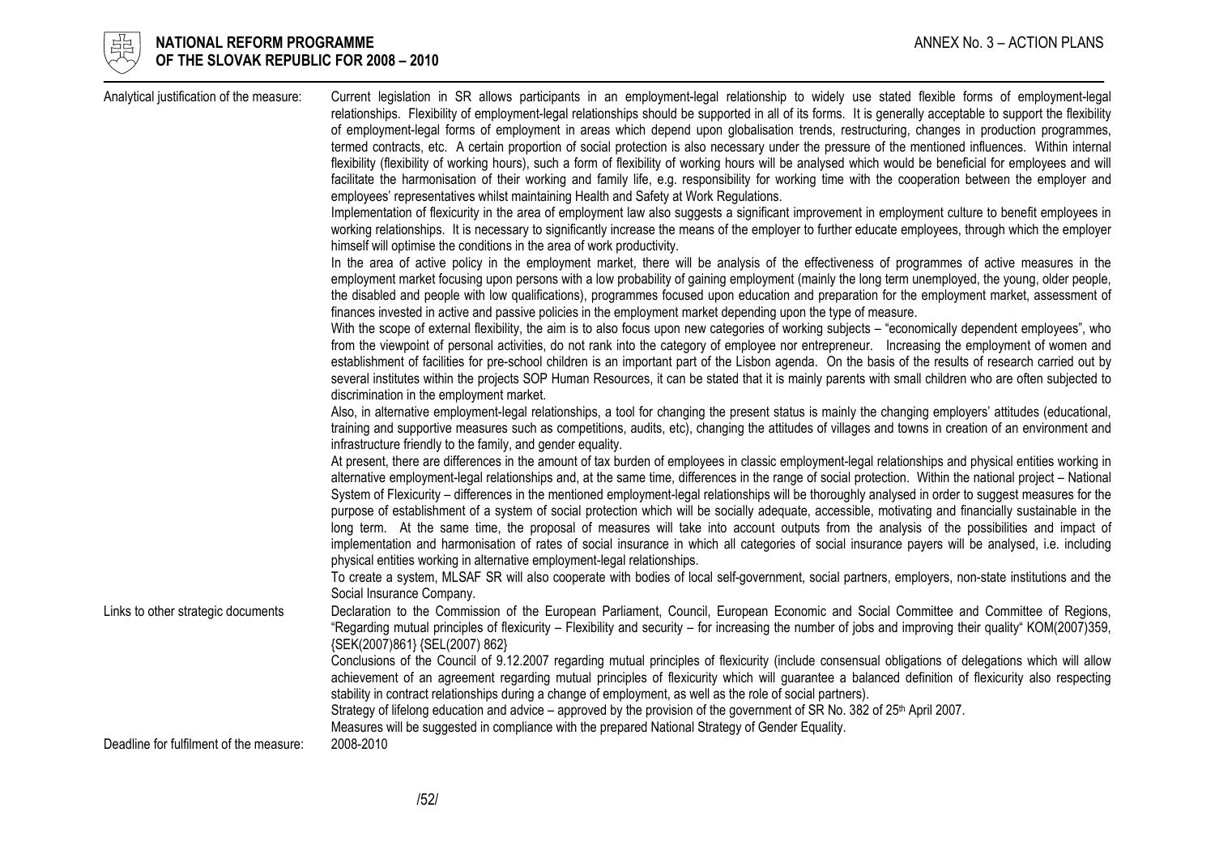**Analytical justification of the measure:**

Current legislation in SR allows participants in an employment-legal relationship to widely use stated flexible forms of employment-legal relationships. Flexibility of employment-legal relationships should be supported in all of its forms. It is generally acceptable to support the flexibility of employment-legal forms of employment in areas which depend upon globalisation trends, restructuring, changes in production programmes, termed contracts, etc. A certain proportion of social protection is also necessary under the pressure of the mentioned influences. Within internal flexibility (flexibility of working hours), such a form of flexibility of working hours will be analysed which would be beneficial for employees and will facilitate the harmonisation of their working and family life, e.g. responsibility for working time with the cooperation between the employer and employees' representatives whilst maintaining Health and Safety at Work Regulations.

Implementation of flexicurity in the area of employment law also suggests a significant improvement in employment culture to benefit employees in working relationships. It is necessary to significantly increase the means of the employer to further educate employees, through which the employer himself will optimise the conditions in the area of work productivity.

In the area of active policy in the employment market, there will be analysis of the effectiveness of programmes of active measures in the employment market focusing upon persons with a low probability of gaining employment (mainly the long term unemployed, the young, older people, the disabled and people with low qualifications), programmes focused upon education and preparation for the employment market, assessment of finances invested in active and passive policies in the employment market depending upon the type of measure.

With the scope of external flexibility, the aim is to also focus upon new categories of working subjects – "economically dependent employees", who from the viewpoint of personal activities, do not rank into the category of employee nor entrepreneur. Increasing the employment of women and establishment of facilities for pre-school children is an important part of the Lisbon agenda. On the basis of the results of research carried out by several institutes within the projects SOP Human Resources, it can be stated that it is mainly parents with small children who are often subjected to discrimination in the employment market.

Also, in alternative employment-legal relationships, a tool for changing the present status is mainly the changing employers' attitudes (educational, training and supportive measures such as competitions, audits, etc), changing the attitudes of villages and towns in creation of an environment and infrastructure friendly to the family, and gender equality.

At present, there are differences in the amount of tax burden of employees in classic employment-legal relationships and physical entities working in alternative employment-legal relationships and, at the same time, differences in the range of social protection. Within the national project – National System of Flexicurity – differences in the mentioned employment-legal relationships will be thoroughly analysed in order to suggest measures for the purpose of establishment of a system of social protection which will be socially adequate, accessible, motivating and financially sustainable in the long term. At the same time, the proposal of measures will take into account outputs from the analysis of the possibilities and impact of implementation and harmonisation of rates of social insurance in which all categories of social insurance payers will be analysed, i.e. including physical entities working in alternative employment-legal relationships.

To create a system, MLSAF SR will also cooperate with bodies of local self-government, social partners, employers, non-state institutions and the Social Insurance Company.

**Links to other strategic documents**

Declaration to the Commission of the European Parliament, Council, European Economic and Social Committee and Committee of Regions, "Regarding mutual principles of flexicurity – Flexibility and security – for increasing the number of jobs and improving their quality" KOM(2007)359, {SEK(2007)861} {SEL(2007) 862}

Conclusions of the Council of 9.12.2007 regarding mutual principles of flexicurity (include consensual obligations of delegations which will allow achievement of an agreement regarding mutual principles of flexicurity which will guarantee a balanced definition of flexicurity also respecting stability in contract relationships during a change of employment, as well as the role of social partners).

Strategy of lifelong education and advice – approved by the provision of the government of SR No. 382 of 25th April 2007.

Measures will be suggested in compliance with the prepared National Strategy of Gender Equality.

**Deadline for fulfilment of the measure:** 2008-2010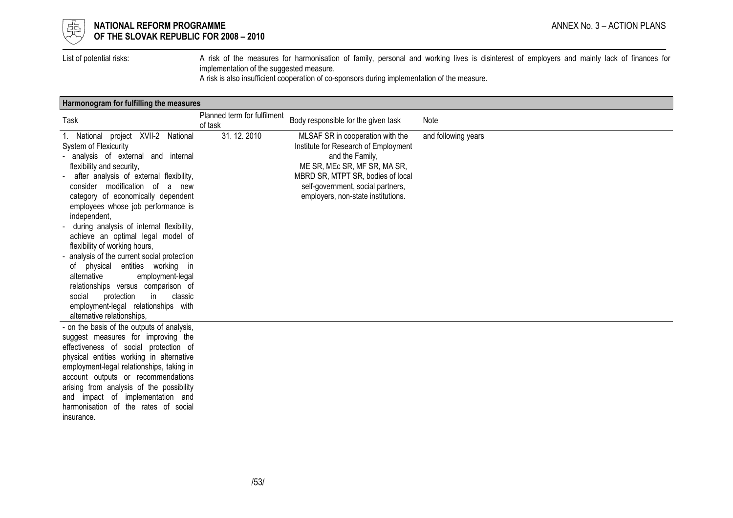List of potential risks: A risk of the measures for harmonisation of family, personal and working lives is disinterest of employers and mainly lack of finances for implementation of the suggested measure.
A risk is also insufficient cooperation of co-sponsors during implementation of the measure.

**Harmonogram for fulfilling the measures**

| Task | Planned term for fulfilment of task | Body responsible for the given task | Note |
|---|---|---|---|
| 1. National project XVII-2 National System of Flexicurity<br>- analysis of external and internal flexibility and security,<br>- after analysis of external flexibility, consider modification of a new category of economically dependent employees whose job performance is independent,<br>- during analysis of internal flexibility, achieve an optimal legal model of flexibility of working hours,<br>- analysis of the current social protection of physical entities working in alternative employment-legal relationships versus comparison of social protection in classic employment-legal relationships with alternative relationships,<br>- on the basis of the outputs of analysis, suggest measures for improving the effectiveness of social protection of physical entities working in alternative employment-legal relationships, taking in account outputs or recommendations arising from analysis of the possibility and impact of implementation and harmonisation of the rates of social insurance. | 31. 12. 2010 | MLSAF SR in cooperation with the Institute for Research of Employment and the Family, ME SR, MEc SR, MF SR, MA SR, MBRD SR, MTPT SR, bodies of local self-government, social partners, employers, non-state institutions. | and following years |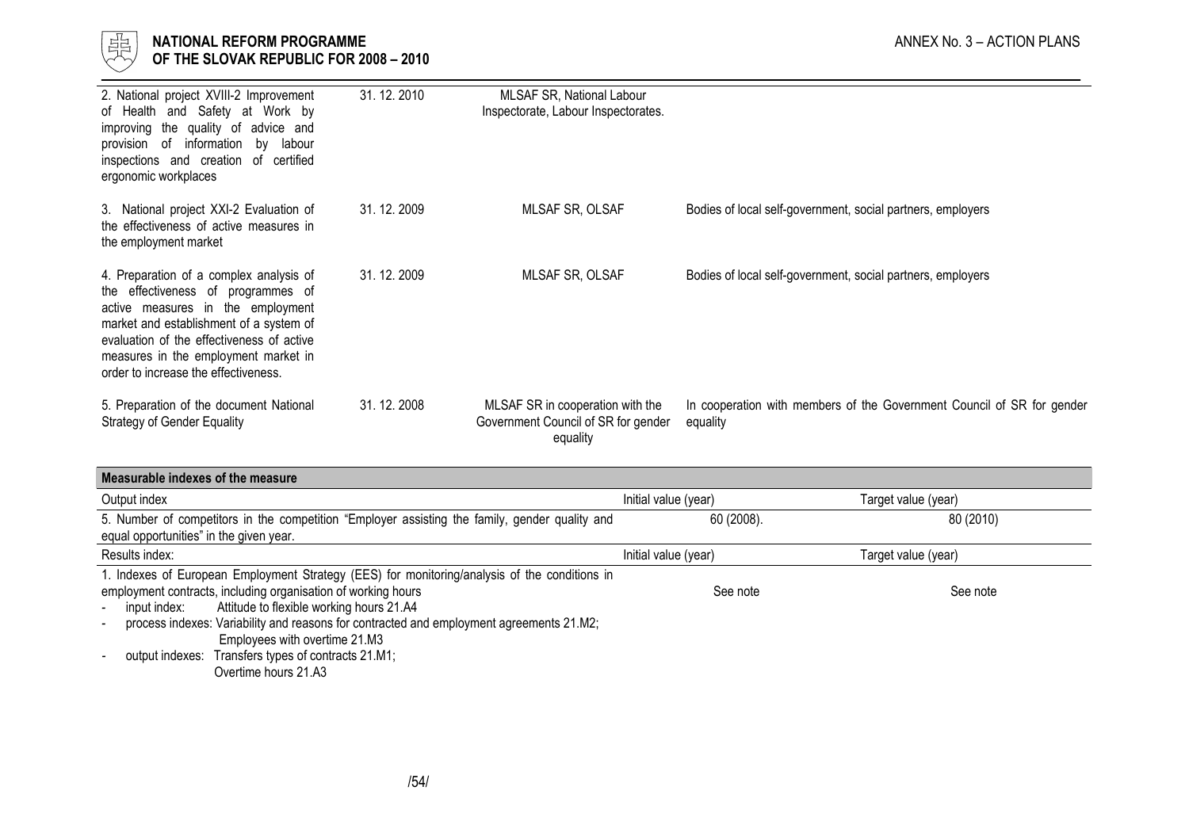| | | | |
|---|---|---|---|
| 2. National project XVIII-2 Improvement of Health and Safety at Work by improving the quality of advice and provision of information by labour inspections and creation of certified ergonomic workplaces | 31. 12. 2010 | MLSAF SR, National Labour Inspectorate, Labour Inspectorates. | |
| 3. National project XXI-2 Evaluation of the effectiveness of active measures in the employment market | 31. 12. 2009 | MLSAF SR, OLSAF | Bodies of local self-government, social partners, employers |
| 4. Preparation of a complex analysis of the effectiveness of programmes of active measures in the employment market and establishment of a system of evaluation of the effectiveness of active measures in the employment market in order to increase the effectiveness. | 31. 12. 2009 | MLSAF SR, OLSAF | Bodies of local self-government, social partners, employers |
| 5. Preparation of the document National Strategy of Gender Equality | 31. 12. 2008 | MLSAF SR in cooperation with the Government Council of SR for gender equality | In cooperation with members of the Government Council of SR for gender equality |

| **Measurable indexes of the measure** | | |
|---|---|---|
| Output index | Initial value (year) | Target value (year) |
| 5. Number of competitors in the competition "Employer assisting the family, gender quality and equal opportunities" in the given year. | 60 (2008). | 80 (2010) |
| Results index: | Initial value (year) | Target value (year) |
| 1. Indexes of European Employment Strategy (EES) for monitoring/analysis of the conditions in employment contracts, including organisation of working hours<br>- input index: Attitude to flexible working hours 21.A4<br>- process indexes: Variability and reasons for contracted and employment agreements 21.M2; Employees with overtime 21.M3<br>- output indexes: Transfers types of contracts 21.M1; Overtime hours 21.A3 | See note | See note |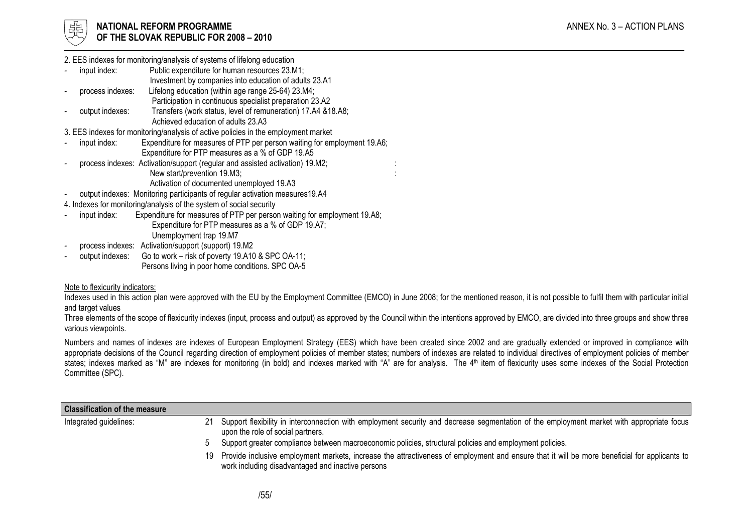2. EES indexes for monitoring/analysis of systems of lifelong education

- input index: Public expenditure for human resources 23.M1;
  Investment by companies into education of adults 23.A1
- process indexes: Lifelong education (within age range 25-64) 23.M4;
  Participation in continuous specialist preparation 23.A2
- output indexes: Transfers (work status, level of remuneration) 17.A4 &18.A8;
  Achieved education of adults 23.A3

3. EES indexes for monitoring/analysis of active policies in the employment market

- input index: Expenditure for measures of PTP per person waiting for employment 19.A6;
  Expenditure for PTP measures as a % of GDP 19.A5
- process indexes: Activation/support (regular and assisted activation) 19.M2;
  New start/prevention 19.M3;
  Activation of documented unemployed 19.A3
- output indexes: Monitoring participants of regular activation measures19.A4

4. Indexes for monitoring/analysis of the system of social security

- input index: Expenditure for measures of PTP per person waiting for employment 19.A8;
  Expenditure for PTP measures as a % of GDP 19.A7;
  Unemployment trap 19.M7
- process indexes: Activation/support (support) 19.M2
- output indexes: Go to work – risk of poverty 19.A10 & SPC OA-11;
  Persons living in poor home conditions. SPC OA-5

Note to flexicurity indicators:

Indexes used in this action plan were approved with the EU by the Employment Committee (EMCO) in June 2008; for the mentioned reason, it is not possible to fulfil them with particular initial and target values

Three elements of the scope of flexicurity indexes (input, process and output) as approved by the Council within the intentions approved by EMCO, are divided into three groups and show three various viewpoints.

Numbers and names of indexes are indexes of European Employment Strategy (EES) which have been created since 2002 and are gradually extended or improved in compliance with appropriate decisions of the Council regarding direction of employment policies of member states; numbers of indexes are related to individual directives of employment policies of member states; indexes marked as "M" are indexes for monitoring (in bold) and indexes marked with "A" are for analysis. The 4th item of flexicurity uses some indexes of the Social Protection Committee (SPC).

| Classification of the measure | | |
|---|---|---|
| Integrated guidelines: | 21 | Support flexibility in interconnection with employment security and decrease segmentation of the employment market with appropriate focus upon the role of social partners. |
| | 5 | Support greater compliance between macroeconomic policies, structural policies and employment policies. |
| | 19 | Provide inclusive employment markets, increase the attractiveness of employment and ensure that it will be more beneficial for applicants to work including disadvantaged and inactive persons |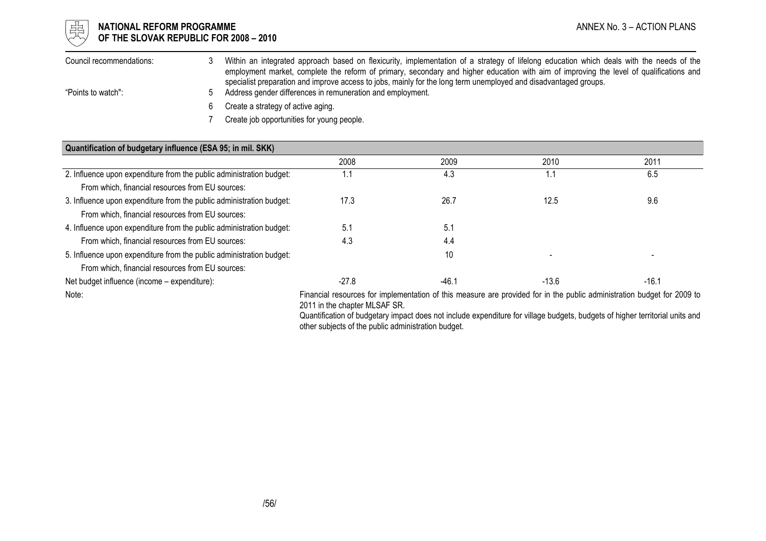| | | |
|---|---|---|
| Council recommendations: | 3 | Within an integrated approach based on flexicurity, implementation of a strategy of lifelong education which deals with the needs of the employment market, complete the reform of primary, secondary and higher education with aim of improving the level of qualifications and specialist preparation and improve access to jobs, mainly for the long term unemployed and disadvantaged groups. |
| "Points to watch": | 5 | Address gender differences in remuneration and employment. |
| | 6 | Create a strategy of active aging. |
| | 7 | Create job opportunities for young people. |

| Quantification of budgetary influence (ESA 95; in mil. SKK) | | | | |
|---|---|---|---|---|
| | 2008 | 2009 | 2010 | 2011 |
| 2. Influence upon expenditure from the public administration budget: | 1.1 | 4.3 | 1.1 | 6.5 |
| From which, financial resources from EU sources: | | | | |
| 3. Influence upon expenditure from the public administration budget: | 17.3 | 26.7 | 12.5 | 9.6 |
| From which, financial resources from EU sources: | | | | |
| 4. Influence upon expenditure from the public administration budget: | 5.1 | 5.1 | | |
| From which, financial resources from EU sources: | 4.3 | 4.4 | | |
| 5. Influence upon expenditure from the public administration budget: | | 10 | - | - |
| From which, financial resources from EU sources: | | | | |
| Net budget influence (income – expenditure): | -27.8 | -46.1 | -13.6 | -16.1 |

Note: Financial resources for implementation of this measure are provided for in the public administration budget for 2009 to 2011 in the chapter MLSAF SR.

Quantification of budgetary impact does not include expenditure for village budgets, budgets of higher territorial units and other subjects of the public administration budget.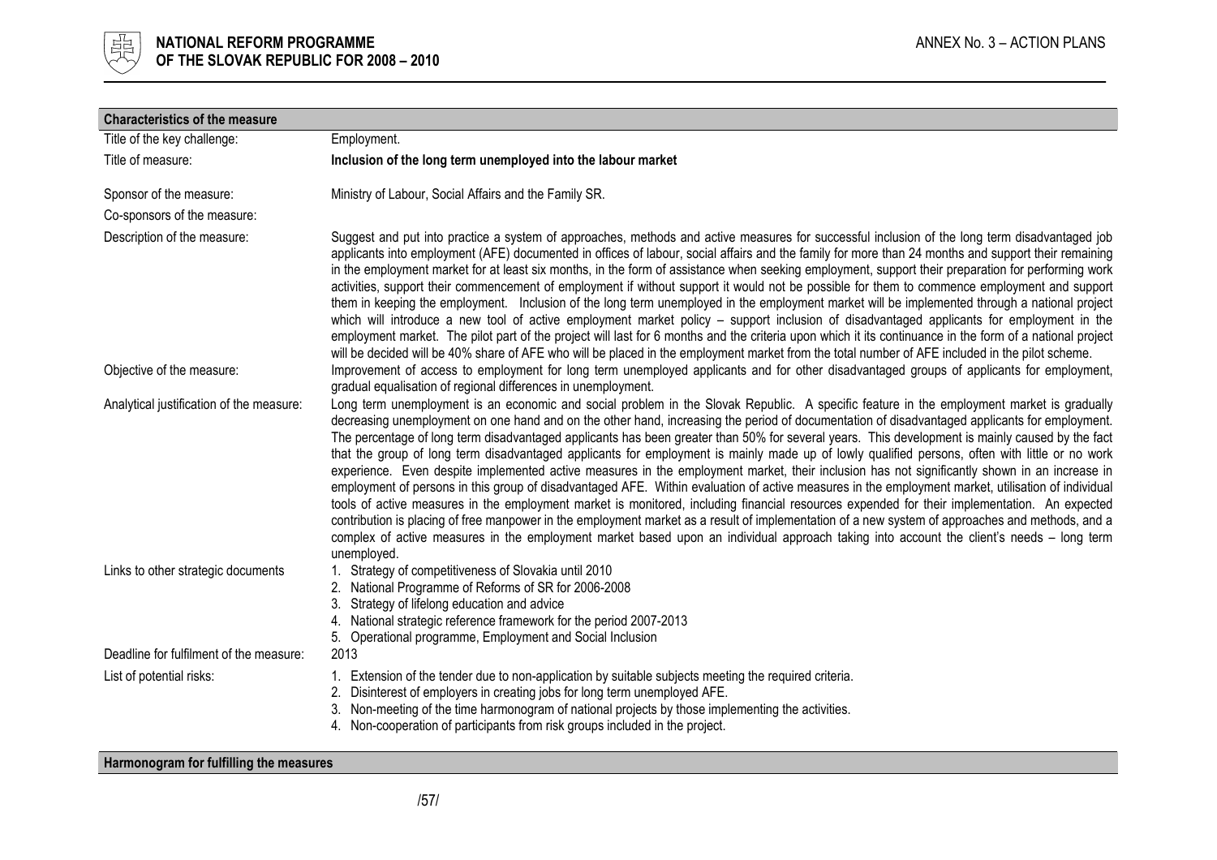| **Characteristics of the measure** | |
|---|---|
| Title of the key challenge: | Employment. |
| Title of measure: | **Inclusion of the long term unemployed into the labour market** |
| Sponsor of the measure: | Ministry of Labour, Social Affairs and the Family SR. |
| Co-sponsors of the measure: | |
| Description of the measure: | Suggest and put into practice a system of approaches, methods and active measures for successful inclusion of the long term disadvantaged job applicants into employment (AFE) documented in offices of labour, social affairs and the family for more than 24 months and support their remaining in the employment market for at least six months, in the form of assistance when seeking employment, support their preparation for performing work activities, support their commencement of employment if without support it would not be possible for them to commence employment and support them in keeping the employment. Inclusion of the long term unemployed in the employment market will be implemented through a national project which will introduce a new tool of active employment market policy – support inclusion of disadvantaged applicants for employment in the employment market. The pilot part of the project will last for 6 months and the criteria upon which it its continuance in the form of a national project will be decided will be 40% share of AFE who will be placed in the employment market from the total number of AFE included in the pilot scheme. |
| Objective of the measure: | Improvement of access to employment for long term unemployed applicants and for other disadvantaged groups of applicants for employment, gradual equalisation of regional differences in unemployment. |
| Analytical justification of the measure: | Long term unemployment is an economic and social problem in the Slovak Republic. A specific feature in the employment market is gradually decreasing unemployment on one hand and on the other hand, increasing the period of documentation of disadvantaged applicants for employment. The percentage of long term disadvantaged applicants has been greater than 50% for several years. This development is mainly caused by the fact that the group of long term disadvantaged applicants for employment is mainly made up of lowly qualified persons, often with little or no work experience. Even despite implemented active measures in the employment market, their inclusion has not significantly shown in an increase in employment of persons in this group of disadvantaged AFE. Within evaluation of active measures in the employment market, utilisation of individual tools of active measures in the employment market is monitored, including financial resources expended for their implementation. An expected contribution is placing of free manpower in the employment market as a result of implementation of a new system of approaches and methods, and a complex of active measures in the employment market based upon an individual approach taking into account the client's needs – long term unemployed. |
| Links to other strategic documents | 1. Strategy of competitiveness of Slovakia until 2010<br>2. National Programme of Reforms of SR for 2006-2008<br>3. Strategy of lifelong education and advice<br>4. National strategic reference framework for the period 2007-2013<br>5. Operational programme, Employment and Social Inclusion |
| Deadline for fulfilment of the measure: | 2013 |
| List of potential risks: | 1. Extension of the tender due to non-application by suitable subjects meeting the required criteria.<br>2. Disinterest of employers in creating jobs for long term unemployed AFE.<br>3. Non-meeting of the time harmonogram of national projects by those implementing the activities.<br>4. Non-cooperation of participants from risk groups included in the project. |

**Harmonogram for fulfilling the measures**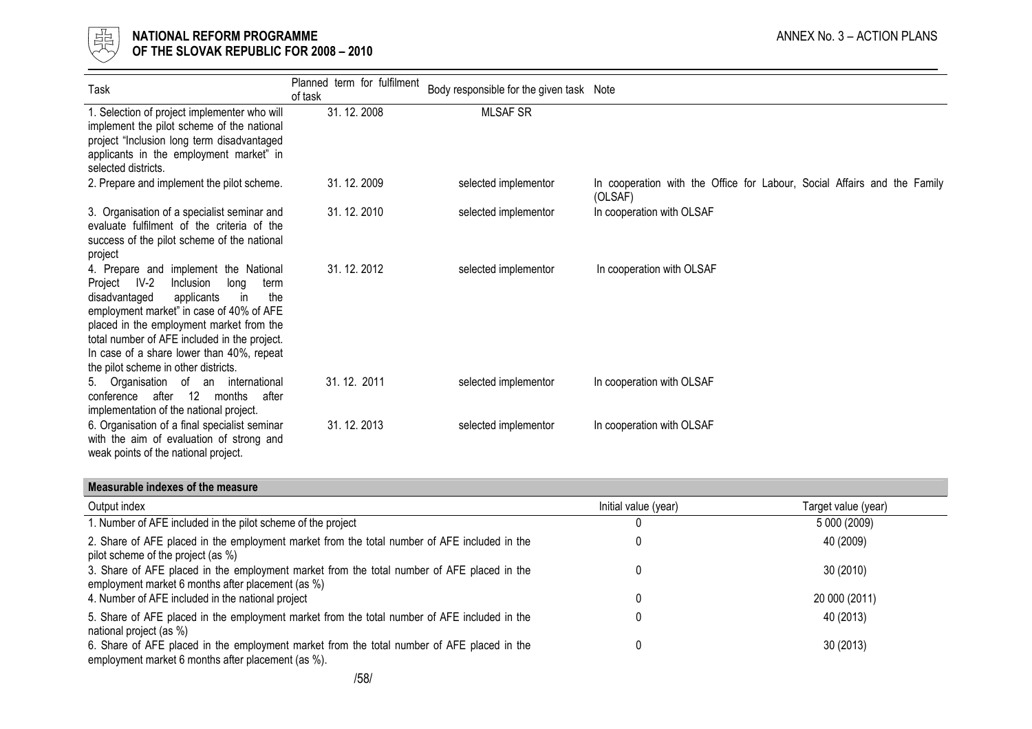| Task | Planned term for fulfilment of task | Body responsible for the given task | Note |
|---|---|---|---|
| 1. Selection of project implementer who will implement the pilot scheme of the national project "Inclusion long term disadvantaged applicants in the employment market" in selected districts. | 31. 12. 2008 | MLSAF SR | |
| 2. Prepare and implement the pilot scheme. | 31. 12. 2009 | selected implementor | In cooperation with the Office for Labour, Social Affairs and the Family (OLSAF) |
| 3. Organisation of a specialist seminar and evaluate fulfilment of the criteria of the success of the pilot scheme of the national project | 31. 12. 2010 | selected implementor | In cooperation with OLSAF |
| 4. Prepare and implement the National Project IV-2 Inclusion long term disadvantaged applicants in the employment market" in case of 40% of AFE placed in the employment market from the total number of AFE included in the project. In case of a share lower than 40%, repeat the pilot scheme in other districts. | 31. 12. 2012 | selected implementor | In cooperation with OLSAF |
| 5. Organisation of an international conference after 12 months after implementation of the national project. | 31. 12. 2011 | selected implementor | In cooperation with OLSAF |
| 6. Organisation of a final specialist seminar with the aim of evaluation of strong and weak points of the national project. | 31. 12. 2013 | selected implementor | In cooperation with OLSAF |

**Measurable indexes of the measure**

| Output index | Initial value (year) | Target value (year) |
|---|---|---|
| 1. Number of AFE included in the pilot scheme of the project | 0 | 5 000 (2009) |
| 2. Share of AFE placed in the employment market from the total number of AFE included in the pilot scheme of the project (as %) | 0 | 40 (2009) |
| 3. Share of AFE placed in the employment market from the total number of AFE placed in the employment market 6 months after placement (as %) | 0 | 30 (2010) |
| 4. Number of AFE included in the national project | 0 | 20 000 (2011) |
| 5. Share of AFE placed in the employment market from the total number of AFE included in the national project (as %) | 0 | 40 (2013) |
| 6. Share of AFE placed in the employment market from the total number of AFE placed in the employment market 6 months after placement (as %). | 0 | 30 (2013) |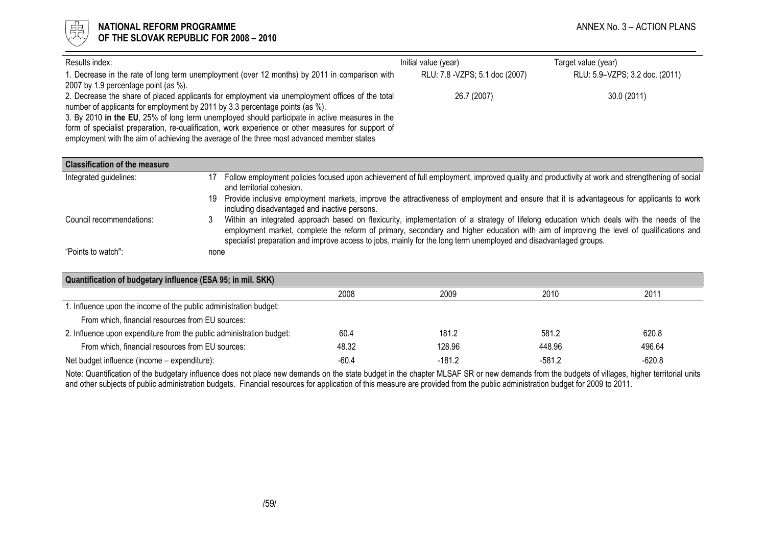| Results index: | Initial value (year) | Target value (year) |
|---|---|---|
| 1. Decrease in the rate of long term unemployment (over 12 months) by 2011 in comparison with 2007 by 1.9 percentage point (as %). | RLU: 7.8 -VZPS; 5.1 doc (2007) | RLU: 5.9–VZPS; 3.2 doc. (2011) |
| 2. Decrease the share of placed applicants for employment via unemployment offices of the total number of applicants for employment by 2011 by 3.3 percentage points (as %). | 26.7 (2007) | 30.0 (2011) |
| 3. By 2010 **in the EU**, 25% of long term unemployed should participate in active measures in the form of specialist preparation, re-qualification, work experience or other measures for support of employment with the aim of achieving the average of the three most advanced member states | | |

| **Classification of the measure** | | |
|---|---|---|
| Integrated guidelines: | 17 | Follow employment policies focused upon achievement of full employment, improved quality and productivity at work and strengthening of social and territorial cohesion. |
| | 19 | Provide inclusive employment markets, improve the attractiveness of employment and ensure that it is advantageous for applicants to work including disadvantaged and inactive persons. |
| Council recommendations: | 3 | Within an integrated approach based on flexicurity, implementation of a strategy of lifelong education which deals with the needs of the employment market, complete the reform of primary, secondary and higher education with aim of improving the level of qualifications and specialist preparation and improve access to jobs, mainly for the long term unemployed and disadvantaged groups. |
| "Points to watch": | none | |

| **Quantification of budgetary influence (ESA 95; in mil. SKK)** | 2008 | 2009 | 2010 | 2011 |
|---|---|---|---|---|
| 1. Influence upon the income of the public administration budget: | | | | |
| From which, financial resources from EU sources: | | | | |
| 2. Influence upon expenditure from the public administration budget: | 60.4 | 181.2 | 581.2 | 620.8 |
| From which, financial resources from EU sources: | 48.32 | 128.96 | 448.96 | 496.64 |
| Net budget influence (income – expenditure): | -60.4 | -181.2 | -581.2 | -620.8 |

Note: Quantification of the budgetary influence does not place new demands on the state budget in the chapter MLSAF SR or new demands from the budgets of villages, higher territorial units and other subjects of public administration budgets. Financial resources for application of this measure are provided from the public administration budget for 2009 to 2011.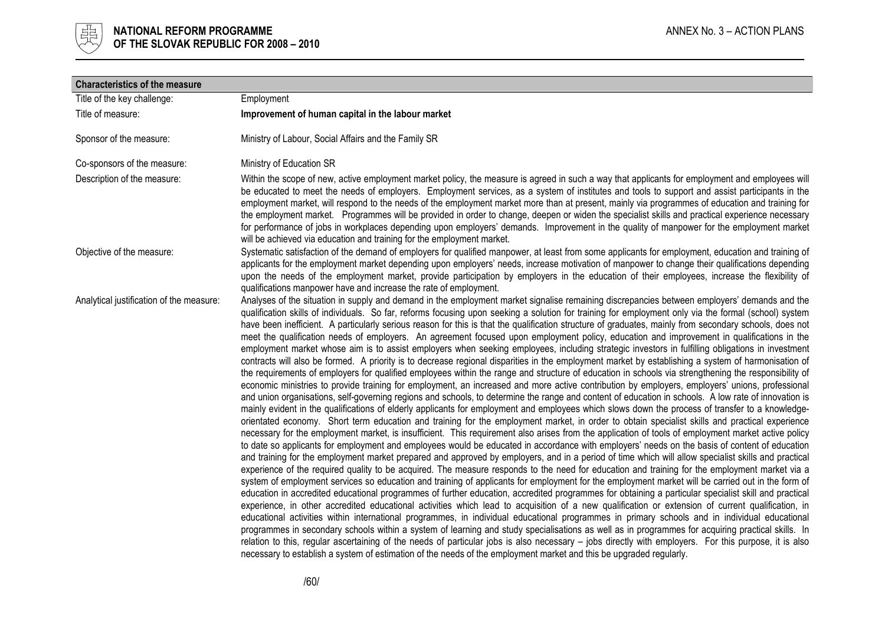| Characteristics of the measure | |
|---|---|
| Title of the key challenge: | Employment |
| Title of measure: | **Improvement of human capital in the labour market** |
| Sponsor of the measure: | Ministry of Labour, Social Affairs and the Family SR |
| Co-sponsors of the measure: | Ministry of Education SR |
| Description of the measure: | Within the scope of new, active employment market policy, the measure is agreed in such a way that applicants for employment and employees will be educated to meet the needs of employers. Employment services, as a system of institutes and tools to support and assist participants in the employment market, will respond to the needs of the employment market more than at present, mainly via programmes of education and training for the employment market. Programmes will be provided in order to change, deepen or widen the specialist skills and practical experience necessary for performance of jobs in workplaces depending upon employers' demands. Improvement in the quality of manpower for the employment market will be achieved via education and training for the employment market. |
| Objective of the measure: | Systematic satisfaction of the demand of employers for qualified manpower, at least from some applicants for employment, education and training of applicants for the employment market depending upon employers' needs, increase motivation of manpower to change their qualifications depending upon the needs of the employment market, provide participation by employers in the education of their employees, increase the flexibility of qualifications manpower have and increase the rate of employment. |
| Analytical justification of the measure: | Analyses of the situation in supply and demand in the employment market signalise remaining discrepancies between employers' demands and the qualification skills of individuals. So far, reforms focusing upon seeking a solution for training for employment only via the formal (school) system have been inefficient. A particularly serious reason for this is that the qualification structure of graduates, mainly from secondary schools, does not meet the qualification needs of employers. An agreement focused upon employment policy, education and improvement in qualifications in the employment market whose aim is to assist employers when seeking employees, including strategic investors in fulfilling obligations in investment contracts will also be formed. A priority is to decrease regional disparities in the employment market by establishing a system of harmonisation of the requirements of employers for qualified employees within the range and structure of education in schools via strengthening the responsibility of economic ministries to provide training for employment, an increased and more active contribution by employers, employers' unions, professional and union organisations, self-governing regions and schools, to determine the range and content of education in schools. A low rate of innovation is mainly evident in the qualifications of elderly applicants for employment and employees which slows down the process of transfer to a knowledge-orientated economy. Short term education and training for the employment market, in order to obtain specialist skills and practical experience necessary for the employment market, is insufficient. This requirement also arises from the application of tools of employment market active policy to date so applicants for employment and employees would be educated in accordance with employers' needs on the basis of content of education and training for the employment market prepared and approved by employers, and in a period of time which will allow specialist skills and practical experience of the required quality to be acquired. The measure responds to the need for education and training for the employment market via a system of employment services so education and training of applicants for employment for the employment market will be carried out in the form of education in accredited educational programmes of further education, accredited programmes for obtaining a particular specialist skill and practical experience, in other accredited educational activities which lead to acquisition of a new qualification or extension of current qualification, in educational activities within international programmes, in individual educational programmes in primary schools and in individual educational programmes in secondary schools within a system of learning and study specialisations as well as in programmes for acquiring practical skills. In relation to this, regular ascertaining of the needs of particular jobs is also necessary – jobs directly with employers. For this purpose, it is also necessary to establish a system of estimation of the needs of the employment market and this be upgraded regularly. |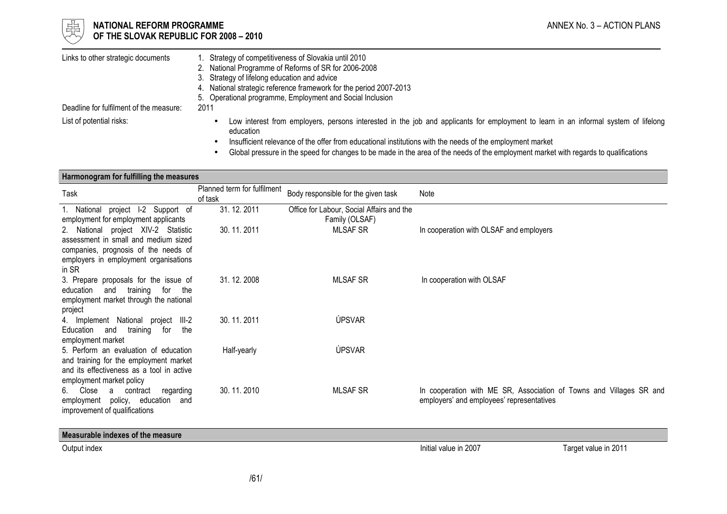| | |
|---|---|
| Links to other strategic documents | 1. Strategy of competitiveness of Slovakia until 2010<br>2. National Programme of Reforms of SR for 2006-2008<br>3. Strategy of lifelong education and advice<br>4. National strategic reference framework for the period 2007-2013<br>5. Operational programme, Employment and Social Inclusion |
| Deadline for fulfilment of the measure: | 2011 |
| List of potential risks: | • Low interest from employers, persons interested in the job and applicants for employment to learn in an informal system of lifelong education<br>• Insufficient relevance of the offer from educational institutions with the needs of the employment market<br>• Global pressure in the speed for changes to be made in the area of the needs of the employment market with regards to qualifications |

**Harmonogram for fulfilling the measures**

| Task | Planned term for fulfilment of task | Body responsible for the given task | Note |
|---|---|---|---|
| 1. National project I-2 Support of employment for employment applicants | 31. 12. 2011 | Office for Labour, Social Affairs and the Family (OLSAF) | |
| 2. National project XIV-2 Statistic assessment in small and medium sized companies, prognosis of the needs of employers in employment organisations in SR | 30. 11. 2011 | MLSAF SR | In cooperation with OLSAF and employers |
| 3. Prepare proposals for the issue of education and training for the employment market through the national project | 31. 12. 2008 | MLSAF SR | In cooperation with OLSAF |
| 4. Implement National project III-2 Education and training for the employment market | 30. 11. 2011 | ÚPSVAR | |
| 5. Perform an evaluation of education and training for the employment market and its effectiveness as a tool in active employment market policy | Half-yearly | ÚPSVAR | |
| 6. Close a contract regarding employment policy, education and improvement of qualifications | 30. 11. 2010 | MLSAF SR | In cooperation with ME SR, Association of Towns and Villages SR and employers' and employees' representatives |

**Measurable indexes of the measure**

| Output index | Initial value in 2007 | Target value in 2011 |
|---|---|---|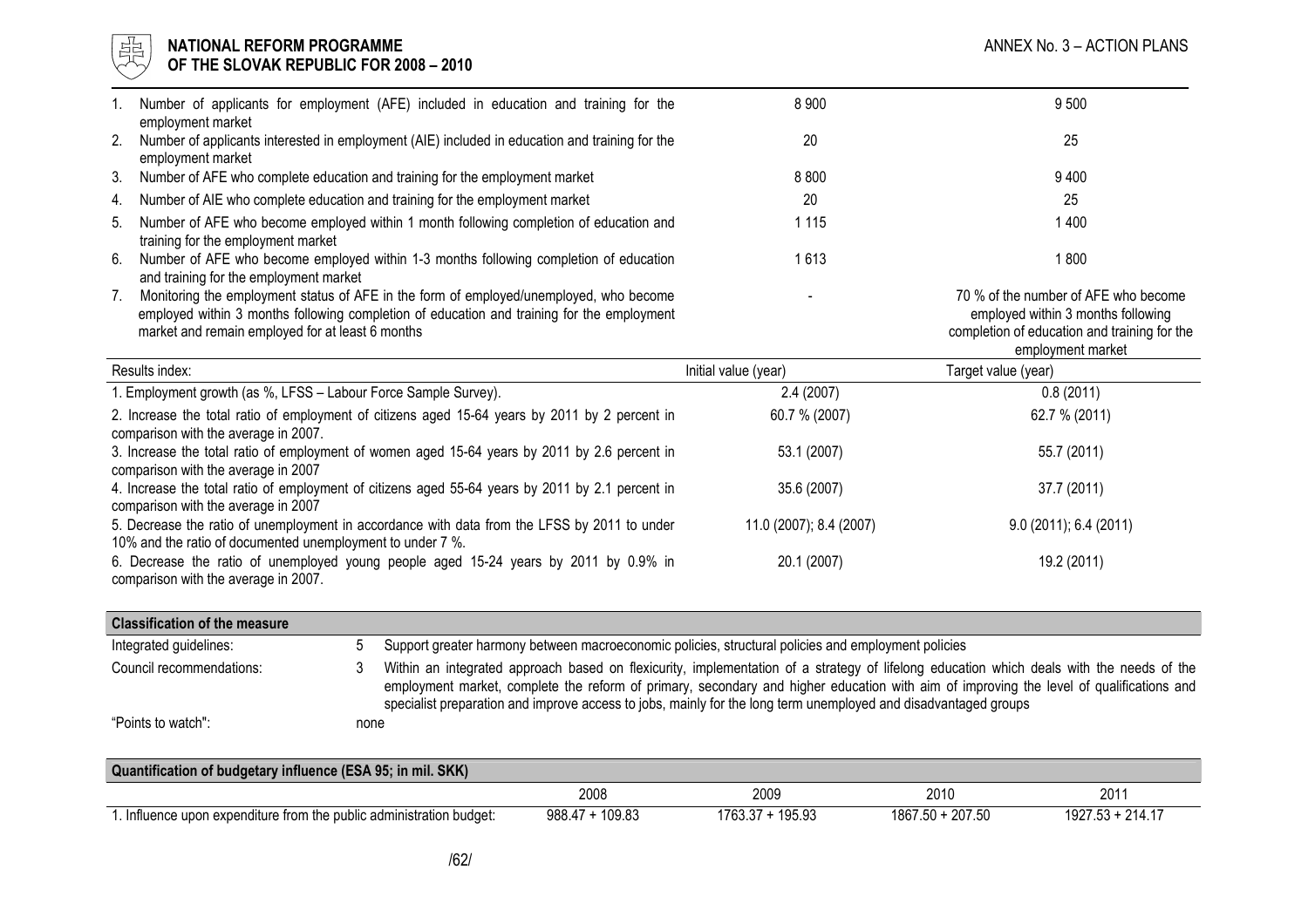| | | |
|---|---|---|
| 1. Number of applicants for employment (AFE) included in education and training for the employment market | 8 900 | 9 500 |
| 2. Number of applicants interested in employment (AIE) included in education and training for the employment market | 20 | 25 |
| 3. Number of AFE who complete education and training for the employment market | 8 800 | 9 400 |
| 4. Number of AIE who complete education and training for the employment market | 20 | 25 |
| 5. Number of AFE who become employed within 1 month following completion of education and training for the employment market | 1 115 | 1 400 |
| 6. Number of AFE who become employed within 1-3 months following completion of education and training for the employment market | 1 613 | 1 800 |
| 7. Monitoring the employment status of AFE in the form of employed/unemployed, who become employed within 3 months following completion of education and training for the employment market and remain employed for at least 6 months | - | 70 % of the number of AFE who become employed within 3 months following completion of education and training for the employment market |

| Results index: | Initial value (year) | Target value (year) |
|---|---|---|
| 1. Employment growth (as %, LFSS – Labour Force Sample Survey). | 2.4 (2007) | 0.8 (2011) |
| 2. Increase the total ratio of employment of citizens aged 15-64 years by 2011 by 2 percent in comparison with the average in 2007. | 60.7 % (2007) | 62.7 % (2011) |
| 3. Increase the total ratio of employment of women aged 15-64 years by 2011 by 2.6 percent in comparison with the average in 2007 | 53.1 (2007) | 55.7 (2011) |
| 4. Increase the total ratio of employment of citizens aged 55-64 years by 2011 by 2.1 percent in comparison with the average in 2007 | 35.6 (2007) | 37.7 (2011) |
| 5. Decrease the ratio of unemployment in accordance with data from the LFSS by 2011 to under 10% and the ratio of documented unemployment to under 7 %. | 11.0 (2007); 8.4 (2007) | 9.0 (2011); 6.4 (2011) |
| 6. Decrease the ratio of unemployed young people aged 15-24 years by 2011 by 0.9% in comparison with the average in 2007. | 20.1 (2007) | 19.2 (2011) |

| **Classification of the measure** | | |
|---|---|---|
| Integrated guidelines: | 5 | Support greater harmony between macroeconomic policies, structural policies and employment policies |
| Council recommendations: | 3 | Within an integrated approach based on flexicurity, implementation of a strategy of lifelong education which deals with the needs of the employment market, complete the reform of primary, secondary and higher education with aim of improving the level of qualifications and specialist preparation and improve access to jobs, mainly for the long term unemployed and disadvantaged groups |
| "Points to watch": | none | |

| **Quantification of budgetary influence (ESA 95; in mil. SKK)** | | | | |
|---|---|---|---|---|
| | 2008 | 2009 | 2010 | 2011 |
| 1. Influence upon expenditure from the public administration budget: | 988.47 + 109.83 | 1763.37 + 195.93 | 1867.50 + 207.50 | 1927.53 + 214.17 |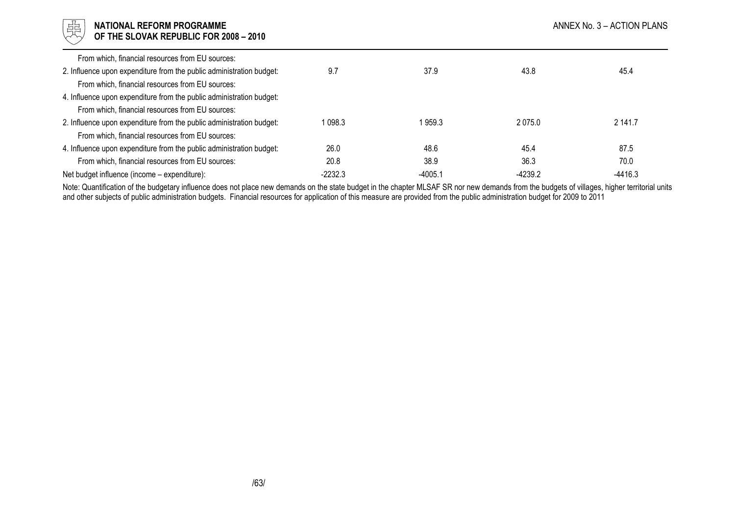| | | | | |
|---|---|---|---|---|
| From which, financial resources from EU sources: | | | | |
| 2. Influence upon expenditure from the public administration budget: | 9.7 | 37.9 | 43.8 | 45.4 |
| From which, financial resources from EU sources: | | | | |
| 4. Influence upon expenditure from the public administration budget: | | | | |
| From which, financial resources from EU sources: | | | | |
| 2. Influence upon expenditure from the public administration budget: | 1 098.3 | 1 959.3 | 2 075.0 | 2 141.7 |
| From which, financial resources from EU sources: | | | | |
| 4. Influence upon expenditure from the public administration budget: | 26.0 | 48.6 | 45.4 | 87.5 |
| From which, financial resources from EU sources: | 20.8 | 38.9 | 36.3 | 70.0 |
| Net budget influence (income – expenditure): | -2232.3 | -4005.1 | -4239.2 | -4416.3 |

Note: Quantification of the budgetary influence does not place new demands on the state budget in the chapter MLSAF SR nor new demands from the budgets of villages, higher territorial units and other subjects of public administration budgets. Financial resources for application of this measure are provided from the public administration budget for 2009 to 2011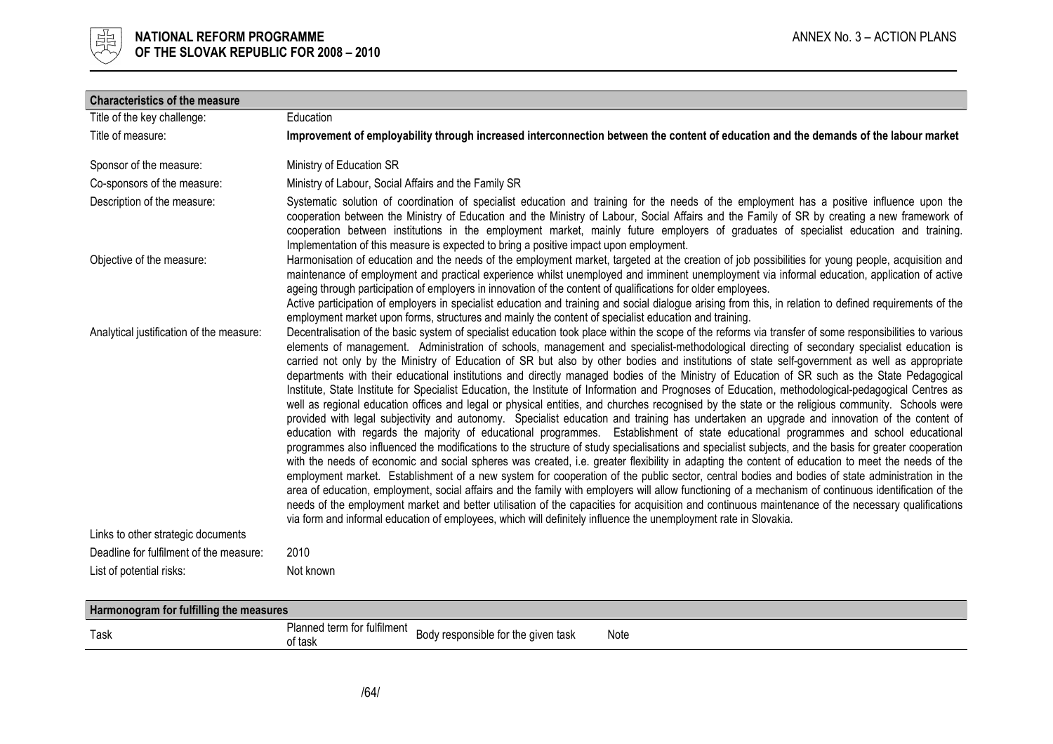| **Characteristics of the measure** | |
|---|---|
| Title of the key challenge: | Education |
| Title of measure: | **Improvement of employability through increased interconnection between the content of education and the demands of the labour market** |
| Sponsor of the measure: | Ministry of Education SR |
| Co-sponsors of the measure: | Ministry of Labour, Social Affairs and the Family SR |
| Description of the measure: | Systematic solution of coordination of specialist education and training for the needs of the employment has a positive influence upon the cooperation between the Ministry of Education and the Ministry of Labour, Social Affairs and the Family of SR by creating a new framework of cooperation between institutions in the employment market, mainly future employers of graduates of specialist education and training. Implementation of this measure is expected to bring a positive impact upon employment. |
| Objective of the measure: | Harmonisation of education and the needs of the employment market, targeted at the creation of job possibilities for young people, acquisition and maintenance of employment and practical experience whilst unemployed and imminent unemployment via informal education, application of active ageing through participation of employers in innovation of the content of qualifications for older employees. Active participation of employers in specialist education and training and social dialogue arising from this, in relation to defined requirements of the employment market upon forms, structures and mainly the content of specialist education and training. |
| Analytical justification of the measure: | Decentralisation of the basic system of specialist education took place within the scope of the reforms via transfer of some responsibilities to various elements of management. Administration of schools, management and specialist-methodological directing of secondary specialist education is carried not only by the Ministry of Education of SR but also by other bodies and institutions of state self-government as well as appropriate departments with their educational institutions and directly managed bodies of the Ministry of Education of SR such as the State Pedagogical Institute, State Institute for Specialist Education, the Institute of Information and Prognoses of Education, methodological-pedagogical Centres as well as regional education offices and legal or physical entities, and churches recognised by the state or the religious community. Schools were provided with legal subjectivity and autonomy. Specialist education and training has undertaken an upgrade and innovation of the content of education with regards the majority of educational programmes. Establishment of state educational programmes and school educational programmes also influenced the modifications to the structure of study specialisations and specialist subjects, and the basis for greater cooperation with the needs of economic and social spheres was created, i.e. greater flexibility in adapting the content of education to meet the needs of the employment market. Establishment of a new system for cooperation of the public sector, central bodies and bodies of state administration in the area of education, employment, social affairs and the family with employers will allow functioning of a mechanism of continuous identification of the needs of the employment market and better utilisation of the capacities for acquisition and continuous maintenance of the necessary qualifications via form and informal education of employees, which will definitely influence the unemployment rate in Slovakia. |
| Links to other strategic documents | |
| Deadline for fulfilment of the measure: | 2010 |
| List of potential risks: | Not known |

| **Harmonogram for fulfilling the measures** | | | |
|---|---|---|---|
| Task | Planned term for fulfilment of task | Body responsible for the given task | Note |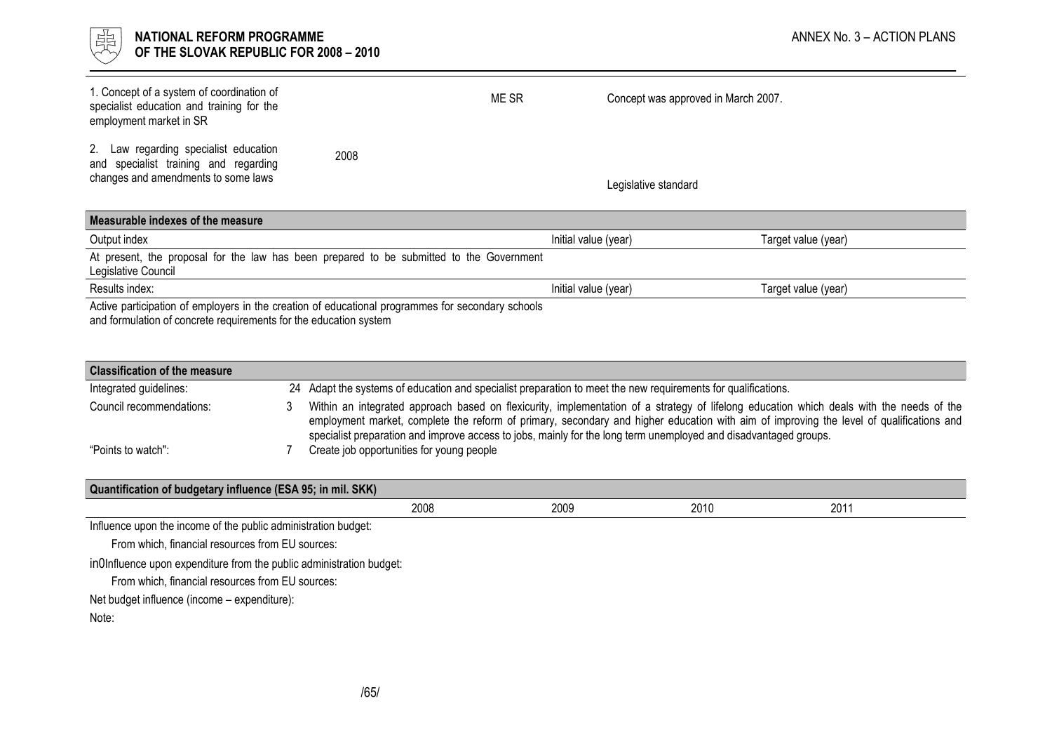| | | | |
|---|---|---|---|
| 1. Concept of a system of coordination of specialist education and training for the employment market in SR | | ME SR | Concept was approved in March 2007. |
| 2. Law regarding specialist education and specialist training and regarding changes and amendments to some laws | 2008 | | Legislative standard |

| Measurable indexes of the measure | | |
|---|---|---|
| Output index | Initial value (year) | Target value (year) |
| At present, the proposal for the law has been prepared to be submitted to the Government Legislative Council | | |
| Results index: | Initial value (year) | Target value (year) |
| Active participation of employers in the creation of educational programmes for secondary schools and formulation of concrete requirements for the education system | | |

| Classification of the measure | | |
|---|---|---|
| Integrated guidelines: | 24 | Adapt the systems of education and specialist preparation to meet the new requirements for qualifications. |
| Council recommendations: | 3 | Within an integrated approach based on flexicurity, implementation of a strategy of lifelong education which deals with the needs of the employment market, complete the reform of primary, secondary and higher education with aim of improving the level of qualifications and specialist preparation and improve access to jobs, mainly for the long term unemployed and disadvantaged groups. |
| "Points to watch": | 7 | Create job opportunities for young people |

| Quantification of budgetary influence (ESA 95; in mil. SKK) | | | | |
|---|---|---|---|---|
| | 2008 | 2009 | 2010 | 2011 |
| Influence upon the income of the public administration budget: | | | | |
| From which, financial resources from EU sources: | | | | |
| in0Influence upon expenditure from the public administration budget: | | | | |
| From which, financial resources from EU sources: | | | | |
| Net budget influence (income – expenditure): | | | | |
| Note: | | | | |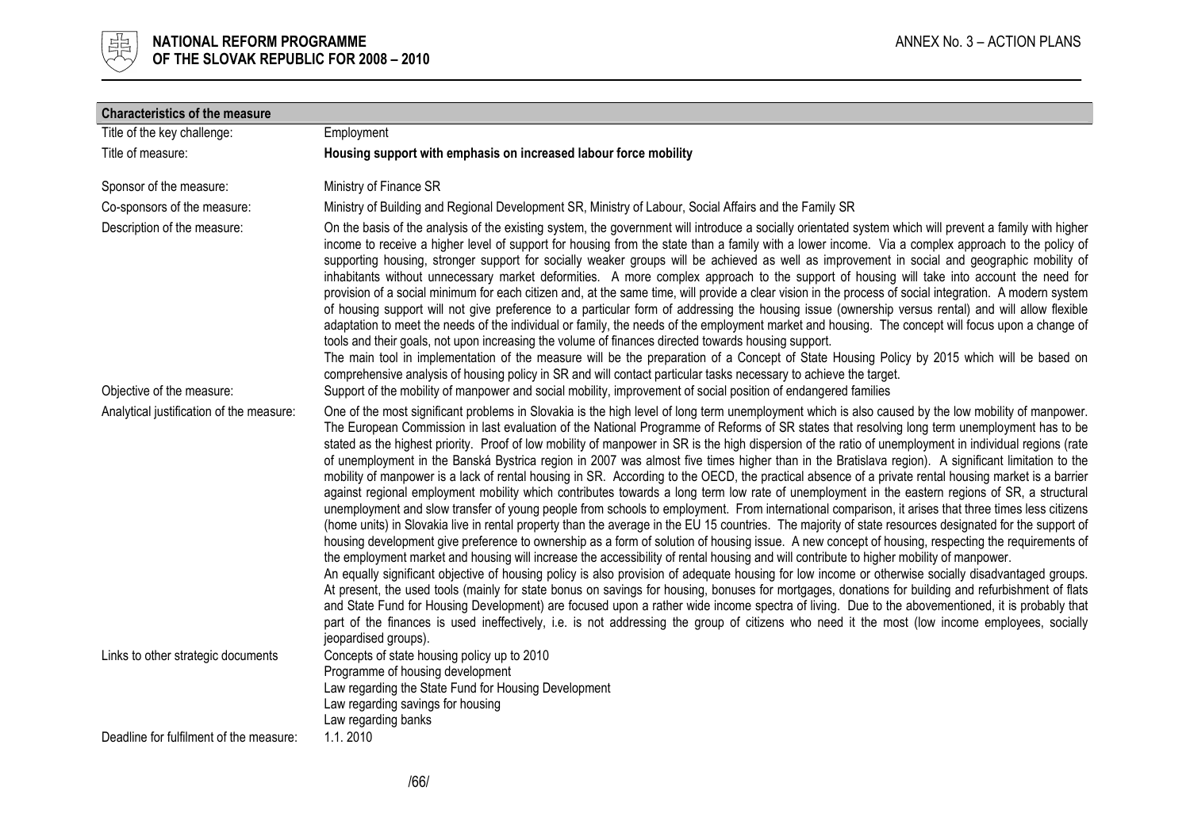| Characteristics of the measure | |
|---|---|
| Title of the key challenge: | Employment |
| Title of measure: | **Housing support with emphasis on increased labour force mobility** |
| Sponsor of the measure: | Ministry of Finance SR |
| Co-sponsors of the measure: | Ministry of Building and Regional Development SR, Ministry of Labour, Social Affairs and the Family SR |
| Description of the measure: | On the basis of the analysis of the existing system, the government will introduce a socially orientated system which will prevent a family with higher income to receive a higher level of support for housing from the state than a family with a lower income. Via a complex approach to the policy of supporting housing, stronger support for socially weaker groups will be achieved as well as improvement in social and geographic mobility of inhabitants without unnecessary market deformities. A more complex approach to the support of housing will take into account the need for provision of a social minimum for each citizen and, at the same time, will provide a clear vision in the process of social integration. A modern system of housing support will not give preference to a particular form of addressing the housing issue (ownership versus rental) and will allow flexible adaptation to meet the needs of the individual or family, the needs of the employment market and housing. The concept will focus upon a change of tools and their goals, not upon increasing the volume of finances directed towards housing support.<br>The main tool in implementation of the measure will be the preparation of a Concept of State Housing Policy by 2015 which will be based on comprehensive analysis of housing policy in SR and will contact particular tasks necessary to achieve the target. |
| Objective of the measure: | Support of the mobility of manpower and social mobility, improvement of social position of endangered families |
| Analytical justification of the measure: | One of the most significant problems in Slovakia is the high level of long term unemployment which is also caused by the low mobility of manpower. The European Commission in last evaluation of the National Programme of Reforms of SR states that resolving long term unemployment has to be stated as the highest priority. Proof of low mobility of manpower in SR is the high dispersion of the ratio of unemployment in individual regions (rate of unemployment in the Banská Bystrica region in 2007 was almost five times higher than in the Bratislava region). A significant limitation to the mobility of manpower is a lack of rental housing in SR. According to the OECD, the practical absence of a private rental housing market is a barrier against regional employment mobility which contributes towards a long term low rate of unemployment in the eastern regions of SR, a structural unemployment and slow transfer of young people from schools to employment. From international comparison, it arises that three times less citizens (home units) in Slovakia live in rental property than the average in the EU 15 countries. The majority of state resources designated for the support of housing development give preference to ownership as a form of solution of housing issue. A new concept of housing, respecting the requirements of the employment market and housing will increase the accessibility of rental housing and will contribute to higher mobility of manpower.<br>An equally significant objective of housing policy is also provision of adequate housing for low income or otherwise socially disadvantaged groups. At present, the used tools (mainly for state bonus on savings for housing, bonuses for mortgages, donations for building and refurbishment of flats and State Fund for Housing Development) are focused upon a rather wide income spectra of living. Due to the abovementioned, it is probably that part of the finances is used ineffectively, i.e. is not addressing the group of citizens who need it the most (low income employees, socially jeopardised groups). |
| Links to other strategic documents | Concepts of state housing policy up to 2010<br>Programme of housing development<br>Law regarding the State Fund for Housing Development<br>Law regarding savings for housing<br>Law regarding banks |
| Deadline for fulfilment of the measure: | 1.1. 2010 |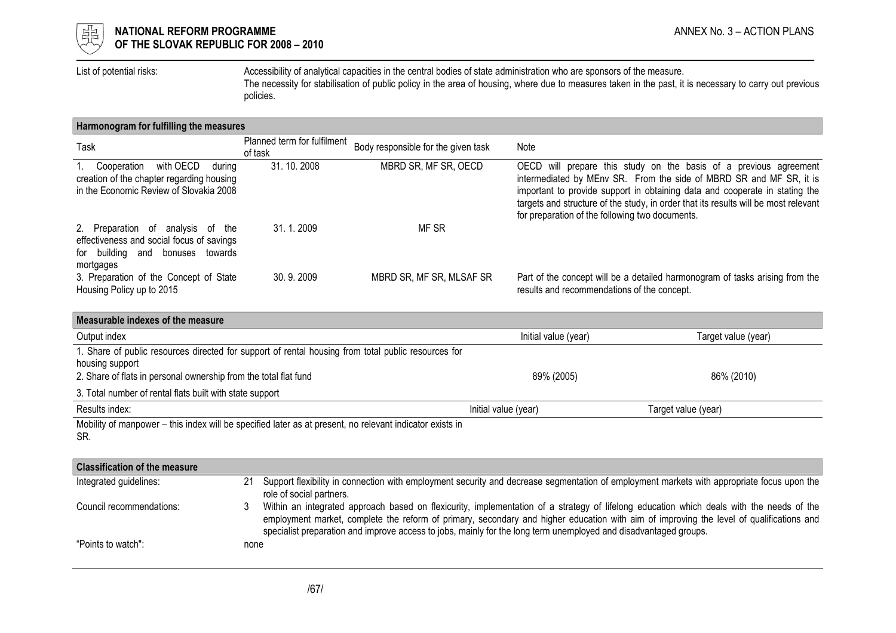| | |
|---|---|
| List of potential risks: | Accessibility of analytical capacities in the central bodies of state administration who are sponsors of the measure. The necessity for stabilisation of public policy in the area of housing, where due to measures taken in the past, it is necessary to carry out previous policies. |

**Harmonogram for fulfilling the measures**

| Task | Planned term for fulfilment of task | Body responsible for the given task | Note |
|---|---|---|---|
| 1. Cooperation with OECD during creation of the chapter regarding housing in the Economic Review of Slovakia 2008 | 31. 10. 2008 | MBRD SR, MF SR, OECD | OECD will prepare this study on the basis of a previous agreement intermediated by MEnv SR. From the side of MBRD SR and MF SR, it is important to provide support in obtaining data and cooperate in stating the targets and structure of the study, in order that its results will be most relevant for preparation of the following two documents. |
| 2. Preparation of analysis of the effectiveness and social focus of savings for building and bonuses towards mortgages | 31. 1. 2009 | MF SR | |
| 3. Preparation of the Concept of State Housing Policy up to 2015 | 30. 9. 2009 | MBRD SR, MF SR, MLSAF SR | Part of the concept will be a detailed harmonogram of tasks arising from the results and recommendations of the concept. |

**Measurable indexes of the measure**

| Output index | Initial value (year) | Target value (year) |
|---|---|---|
| 1. Share of public resources directed for support of rental housing from total public resources for housing support | | |
| 2. Share of flats in personal ownership from the total flat fund | 89% (2005) | 86% (2010) |
| 3. Total number of rental flats built with state support | | |

| Results index: | Initial value (year) | Target value (year) |
|---|---|---|
| Mobility of manpower – this index will be specified later as at present, no relevant indicator exists in SR. | | |

**Classification of the measure**

| | | |
|---|---|---|
| Integrated guidelines: | 21 | Support flexibility in connection with employment security and decrease segmentation of employment markets with appropriate focus upon the role of social partners. |
| Council recommendations: | 3 | Within an integrated approach based on flexicurity, implementation of a strategy of lifelong education which deals with the needs of the employment market, complete the reform of primary, secondary and higher education with aim of improving the level of qualifications and specialist preparation and improve access to jobs, mainly for the long term unemployed and disadvantaged groups. |
| "Points to watch": | none | |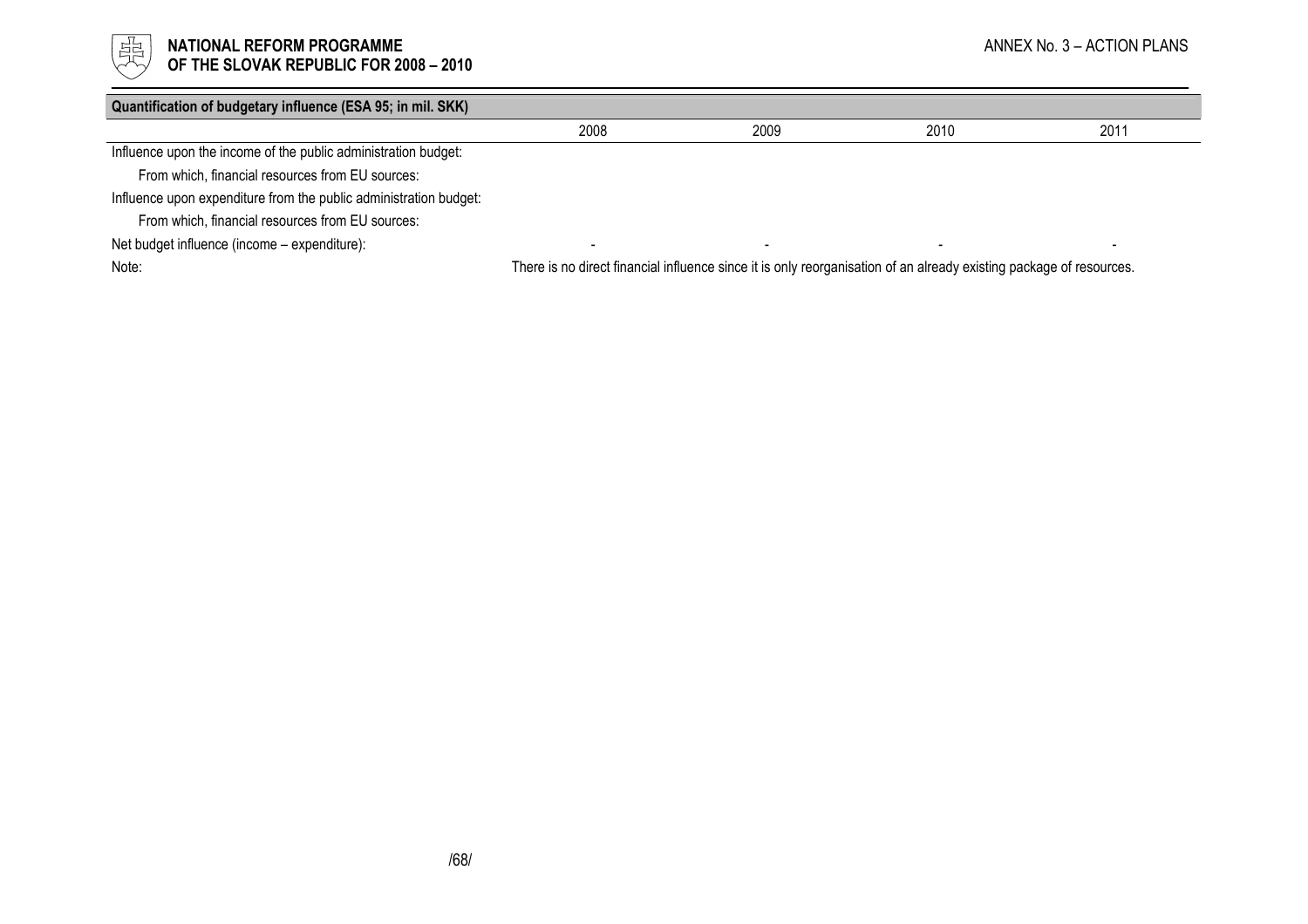| Quantification of budgetary influence (ESA 95; in mil. SKK) | | | | |
|---|---|---|---|---|
| | 2008 | 2009 | 2010 | 2011 |
| Influence upon the income of the public administration budget: | | | | |
| From which, financial resources from EU sources: | | | | |
| Influence upon expenditure from the public administration budget: | | | | |
| From which, financial resources from EU sources: | | | | |
| Net budget influence (income – expenditure): | - | - | - | - |
| Note: | There is no direct financial influence since it is only reorganisation of an already existing package of resources. | | | |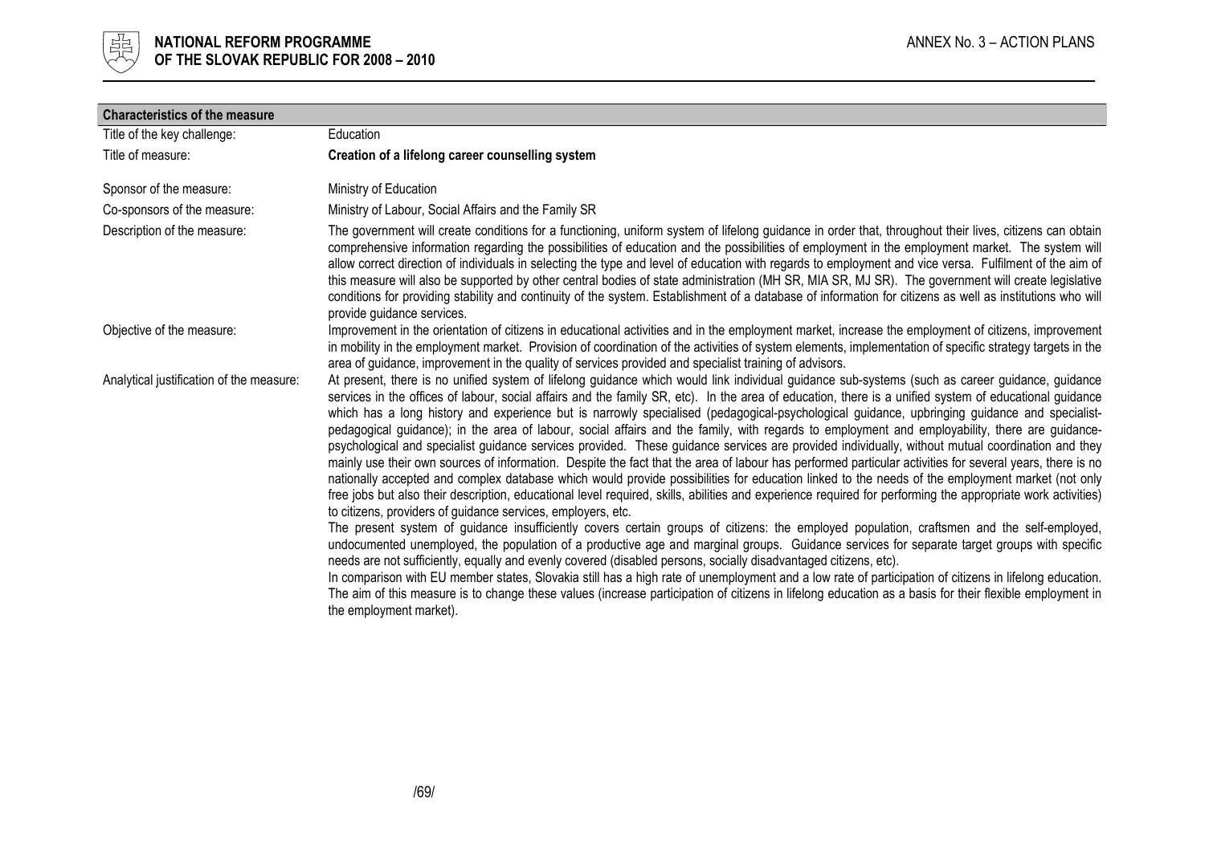| Characteristics of the measure | |
|---|---|
| Title of the key challenge: | Education |
| Title of measure: | **Creation of a lifelong career counselling system** |
| Sponsor of the measure: | Ministry of Education |
| Co-sponsors of the measure: | Ministry of Labour, Social Affairs and the Family SR |
| Description of the measure: | The government will create conditions for a functioning, uniform system of lifelong guidance in order that, throughout their lives, citizens can obtain comprehensive information regarding the possibilities of education and the possibilities of employment in the employment market. The system will allow correct direction of individuals in selecting the type and level of education with regards to employment and vice versa. Fulfilment of the aim of this measure will also be supported by other central bodies of state administration (MH SR, MIA SR, MJ SR). The government will create legislative conditions for providing stability and continuity of the system. Establishment of a database of information for citizens as well as institutions who will provide guidance services. |
| Objective of the measure: | Improvement in the orientation of citizens in educational activities and in the employment market, increase the employment of citizens, improvement in mobility in the employment market. Provision of coordination of the activities of system elements, implementation of specific strategy targets in the area of guidance, improvement in the quality of services provided and specialist training of advisors. |
| Analytical justification of the measure: | At present, there is no unified system of lifelong guidance which would link individual guidance sub-systems (such as career guidance, guidance services in the offices of labour, social affairs and the family SR, etc). In the area of education, there is a unified system of educational guidance which has a long history and experience but is narrowly specialised (pedagogical-psychological guidance, upbringing guidance and specialist-pedagogical guidance); in the area of labour, social affairs and the family, with regards to employment and employability, there are guidance-psychological and specialist guidance services provided. These guidance services are provided individually, without mutual coordination and they mainly use their own sources of information. Despite the fact that the area of labour has performed particular activities for several years, there is no nationally accepted and complex database which would provide possibilities for education linked to the needs of the employment market (not only free jobs but also their description, educational level required, skills, abilities and experience required for performing the appropriate work activities) to citizens, providers of guidance services, employers, etc.<br>The present system of guidance insufficiently covers certain groups of citizens: the employed population, craftsmen and the self-employed, undocumented unemployed, the population of a productive age and marginal groups. Guidance services for separate target groups with specific needs are not sufficiently, equally and evenly covered (disabled persons, socially disadvantaged citizens, etc).<br>In comparison with EU member states, Slovakia still has a high rate of unemployment and a low rate of participation of citizens in lifelong education. The aim of this measure is to change these values (increase participation of citizens in lifelong education as a basis for their flexible employment in the employment market). |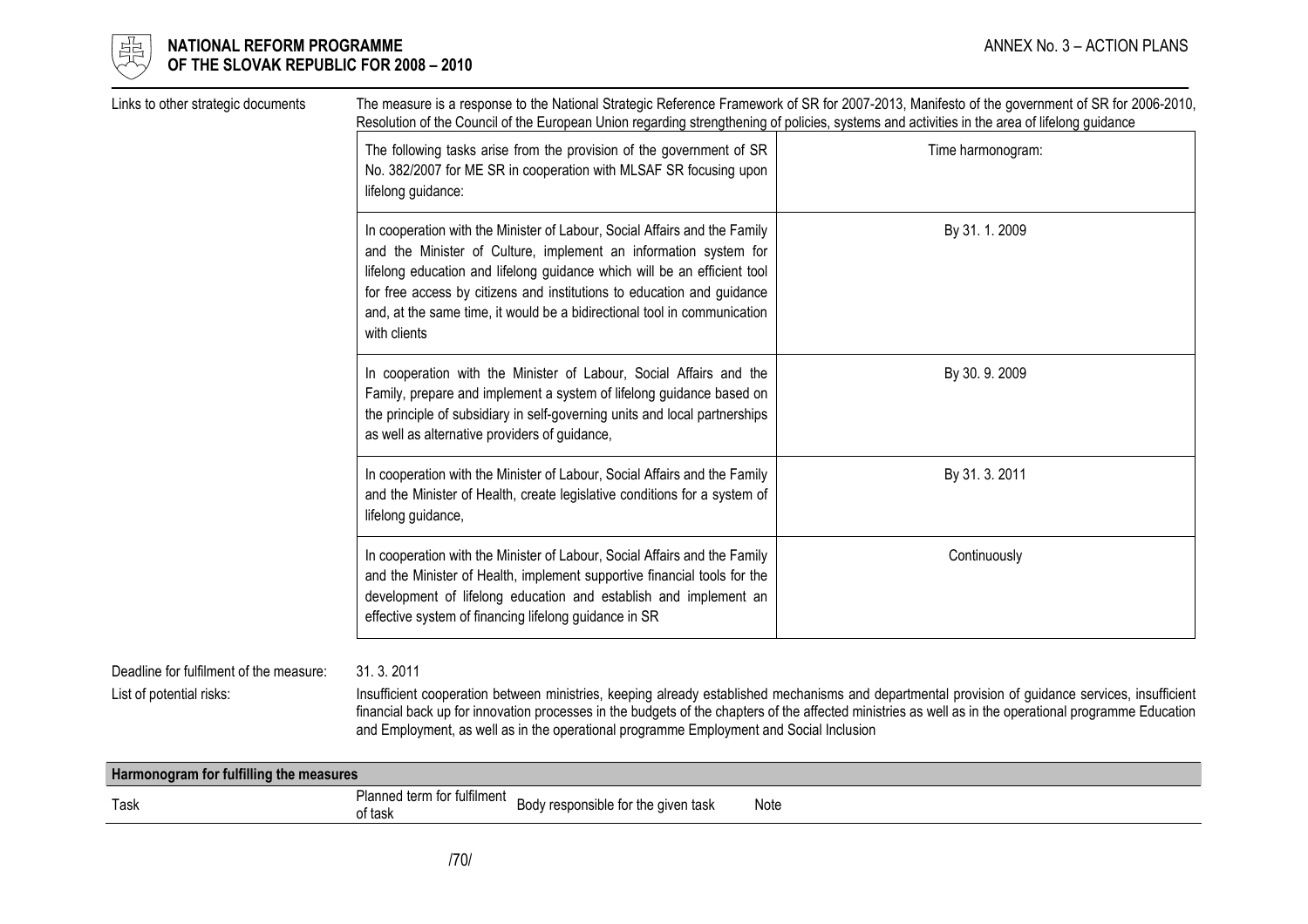Links to other strategic documents: The measure is a response to the National Strategic Reference Framework of SR for 2007-2013, Manifesto of the government of SR for 2006-2010, Resolution of the Council of the European Union regarding strengthening of policies, systems and activities in the area of lifelong guidance

| The following tasks arise from the provision of the government of SR No. 382/2007 for ME SR in cooperation with MLSAF SR focusing upon lifelong guidance: | Time harmonogram: |
|---|---|
| In cooperation with the Minister of Labour, Social Affairs and the Family and the Minister of Culture, implement an information system for lifelong education and lifelong guidance which will be an efficient tool for free access by citizens and institutions to education and guidance and, at the same time, it would be a bidirectional tool in communication with clients | By 31. 1. 2009 |
| In cooperation with the Minister of Labour, Social Affairs and the Family, prepare and implement a system of lifelong guidance based on the principle of subsidiary in self-governing units and local partnerships as well as alternative providers of guidance, | By 30. 9. 2009 |
| In cooperation with the Minister of Labour, Social Affairs and the Family and the Minister of Health, create legislative conditions for a system of lifelong guidance, | By 31. 3. 2011 |
| In cooperation with the Minister of Labour, Social Affairs and the Family and the Minister of Health, implement supportive financial tools for the development of lifelong education and establish and implement an effective system of financing lifelong guidance in SR | Continuously |

Deadline for fulfilment of the measure: 31. 3. 2011

List of potential risks: Insufficient cooperation between ministries, keeping already established mechanisms and departmental provision of guidance services, insufficient financial back up for innovation processes in the budgets of the chapters of the affected ministries as well as in the operational programme Education and Employment, as well as in the operational programme Employment and Social Inclusion

**Harmonogram for fulfilling the measures**

| Task | Planned term for fulfilment of task | Body responsible for the given task | Note |
|---|---|---|---|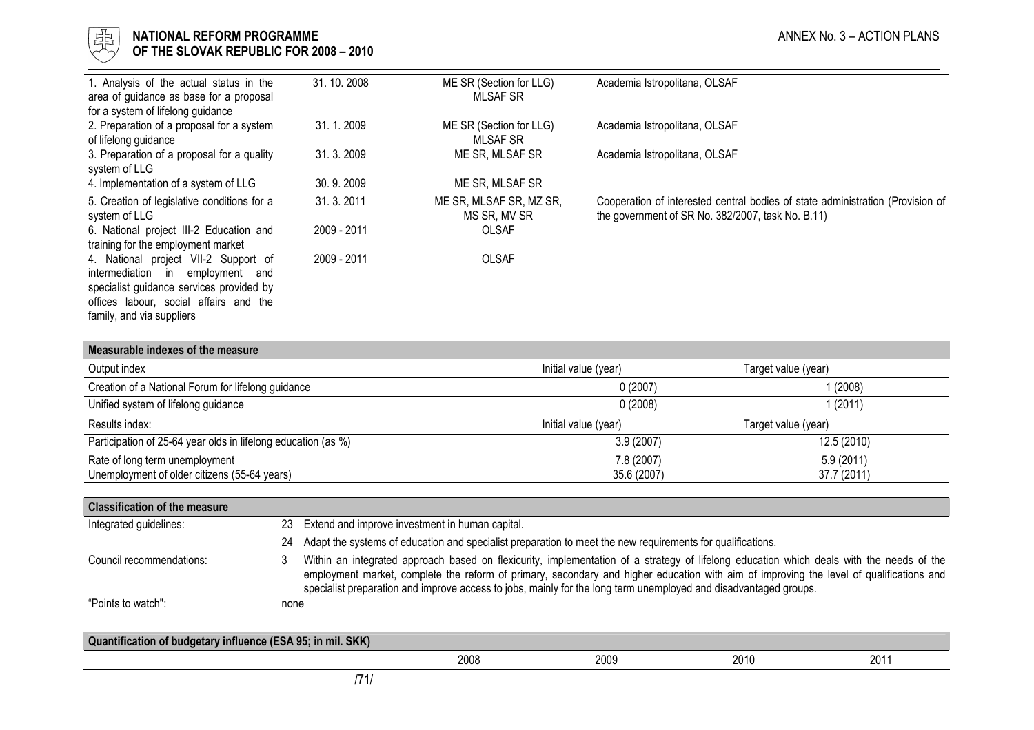| | | | |
|---|---|---|---|
| 1. Analysis of the actual status in the area of guidance as base for a proposal for a system of lifelong guidance | 31. 10. 2008 | ME SR (Section for LLG) MLSAF SR | Academia Istropolitana, OLSAF |
| 2. Preparation of a proposal for a system of lifelong guidance | 31. 1. 2009 | ME SR (Section for LLG) MLSAF SR | Academia Istropolitana, OLSAF |
| 3. Preparation of a proposal for a quality system of LLG | 31. 3. 2009 | ME SR, MLSAF SR | Academia Istropolitana, OLSAF |
| 4. Implementation of a system of LLG | 30. 9. 2009 | ME SR, MLSAF SR | |
| 5. Creation of legislative conditions for a system of LLG | 31. 3. 2011 | ME SR, MLSAF SR, MZ SR, MS SR, MV SR | Cooperation of interested central bodies of state administration (Provision of the government of SR No. 382/2007, task No. B.11) |
| 6. National project III-2 Education and training for the employment market | 2009 - 2011 | OLSAF | |
| 4. National project VII-2 Support of intermediation in employment and specialist guidance services provided by offices labour, social affairs and the family, and via suppliers | 2009 - 2011 | OLSAF | |

| **Measurable indexes of the measure** | | |
|---|---|---|
| Output index | Initial value (year) | Target value (year) |
| Creation of a National Forum for lifelong guidance | 0 (2007) | 1 (2008) |
| Unified system of lifelong guidance | 0 (2008) | 1 (2011) |
| Results index: | Initial value (year) | Target value (year) |
| Participation of 25-64 year olds in lifelong education (as %) | 3.9 (2007) | 12.5 (2010) |
| Rate of long term unemployment | 7.8 (2007) | 5.9 (2011) |
| Unemployment of older citizens (55-64 years) | 35.6 (2007) | 37.7 (2011) |

| **Classification of the measure** | | |
|---|---|---|
| Integrated guidelines: | 23 | Extend and improve investment in human capital. |
| | 24 | Adapt the systems of education and specialist preparation to meet the new requirements for qualifications. |
| Council recommendations: | 3 | Within an integrated approach based on flexicurity, implementation of a strategy of lifelong education which deals with the needs of the employment market, complete the reform of primary, secondary and higher education with aim of improving the level of qualifications and specialist preparation and improve access to jobs, mainly for the long term unemployed and disadvantaged groups. |
| "Points to watch": | none | |

| **Quantification of budgetary influence (ESA 95; in mil. SKK)** | | | | |
|---|---|---|---|---|
| | 2008 | 2009 | 2010 | 2011 |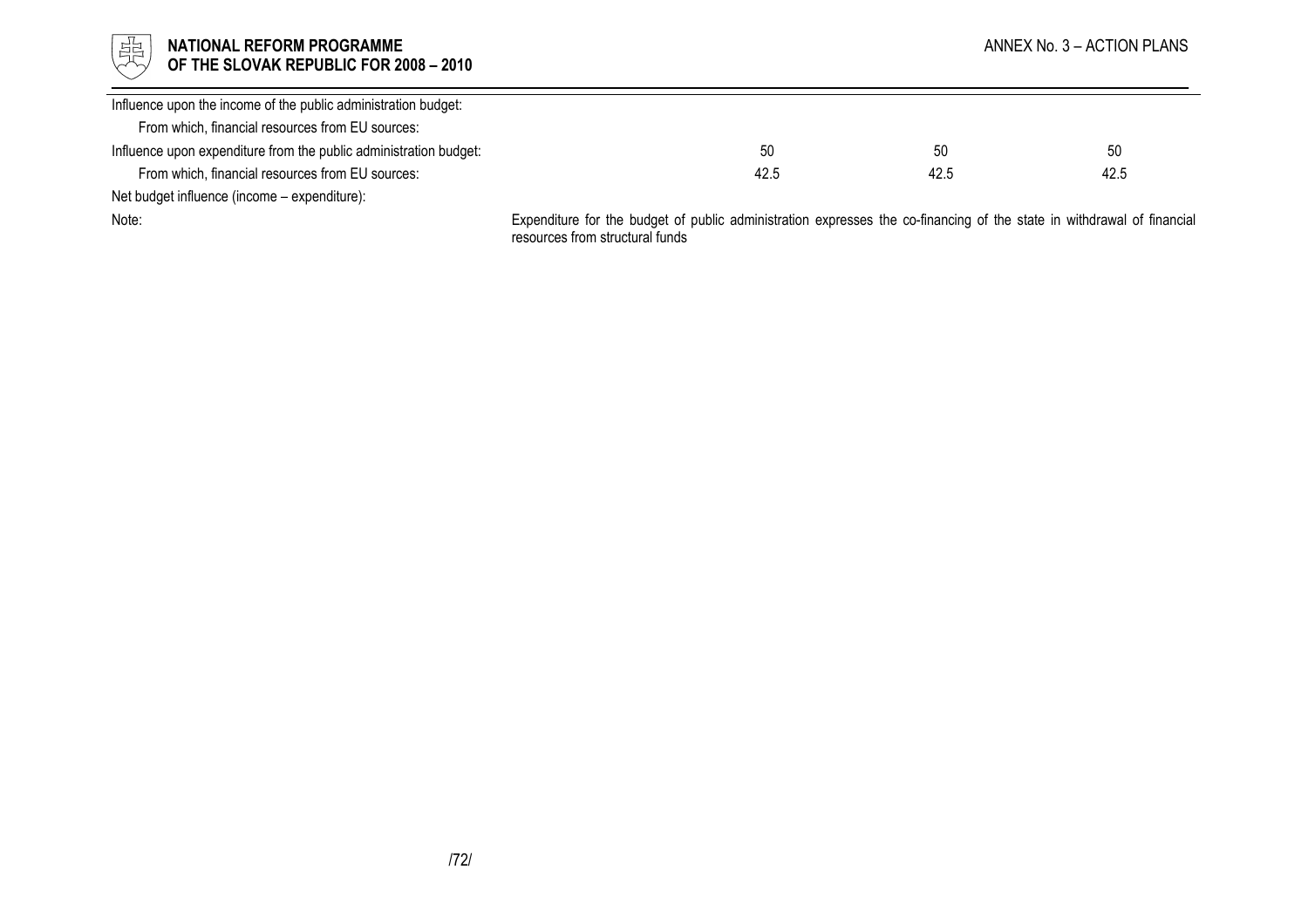| | | | |
|---|---|---|---|
| Influence upon the income of the public administration budget: | | | |
| From which, financial resources from EU sources: | | | |
| Influence upon expenditure from the public administration budget: | 50 | 50 | 50 |
| From which, financial resources from EU sources: | 42.5 | 42.5 | 42.5 |
| Net budget influence (income – expenditure): | | | |
| Note: | Expenditure for the budget of public administration expresses the co-financing of the state in withdrawal of financial resources from structural funds | | |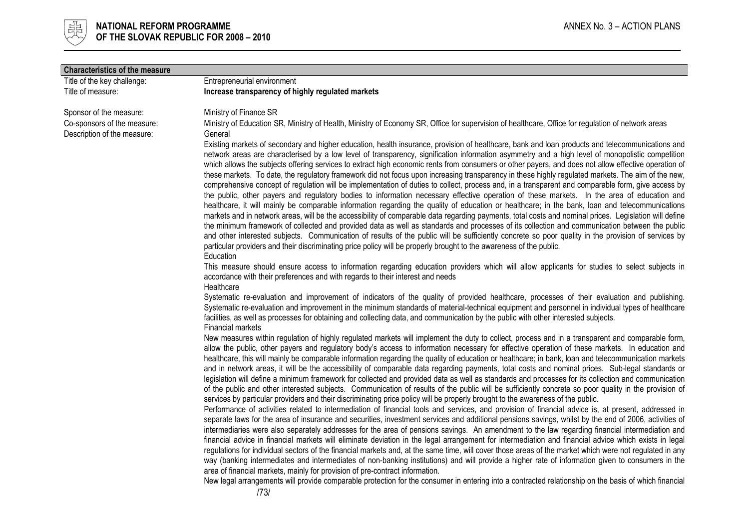**Characteristics of the measure**

| | |
|---|---|
| Title of the key challenge: | Entrepreneurial environment |
| Title of measure: | **Increase transparency of highly regulated markets** |
| Sponsor of the measure: | Ministry of Finance SR |
| Co-sponsors of the measure: | Ministry of Education SR, Ministry of Health, Ministry of Economy SR, Office for supervision of healthcare, Office for regulation of network areas |
| Description of the measure: | General |

General

Existing markets of secondary and higher education, health insurance, provision of healthcare, bank and loan products and telecommunications and network areas are characterised by a low level of transparency, signification information asymmetry and a high level of monopolistic competition which allows the subjects offering services to extract high economic rents from consumers or other payers, and does not allow effective operation of these markets. To date, the regulatory framework did not focus upon increasing transparency in these highly regulated markets. The aim of the new, comprehensive concept of regulation will be implementation of duties to collect, process and, in a transparent and comparable form, give access by the public, other payers and regulatory bodies to information necessary effective operation of these markets. In the area of education and healthcare, it will mainly be comparable information regarding the quality of education or healthcare; in the bank, loan and telecommunications markets and in network areas, will be the accessibility of comparable data regarding payments, total costs and nominal prices. Legislation will define the minimum framework of collected and provided data as well as standards and processes of its collection and communication between the public and other interested subjects. Communication of results of the public will be sufficiently concrete so poor quality in the provision of services by particular providers and their discriminating price policy will be properly brought to the awareness of the public.

Education

This measure should ensure access to information regarding education providers which will allow applicants for studies to select subjects in accordance with their preferences and with regards to their interest and needs

Healthcare

Systematic re-evaluation and improvement of indicators of the quality of provided healthcare, processes of their evaluation and publishing. Systematic re-evaluation and improvement in the minimum standards of material-technical equipment and personnel in individual types of healthcare facilities, as well as processes for obtaining and collecting data, and communication by the public with other interested subjects.

Financial markets

New measures within regulation of highly regulated markets will implement the duty to collect, process and in a transparent and comparable form, allow the public, other payers and regulatory body's access to information necessary for effective operation of these markets. In education and healthcare, this will mainly be comparable information regarding the quality of education or healthcare; in bank, loan and telecommunication markets and in network areas, it will be the accessibility of comparable data regarding payments, total costs and nominal prices. Sub-legal standards or legislation will define a minimum framework for collected and provided data as well as standards and processes for its collection and communication of the public and other interested subjects. Communication of results of the public will be sufficiently concrete so poor quality in the provision of services by particular providers and their discriminating price policy will be properly brought to the awareness of the public.

Performance of activities related to intermediation of financial tools and services, and provision of financial advice is, at present, addressed in separate laws for the area of insurance and securities, investment services and additional pensions savings, whilst by the end of 2006, activities of intermediaries were also separately addresses for the area of pensions savings. An amendment to the law regarding financial intermediation and financial advice in financial markets will eliminate deviation in the legal arrangement for intermediation and financial advice which exists in legal regulations for individual sectors of the financial markets and, at the same time, will cover those areas of the market which were not regulated in any way (banking intermediates and intermediates of non-banking institutions) and will provide a higher rate of information given to consumers in the area of financial markets, mainly for provision of pre-contract information.

New legal arrangements will provide comparable protection for the consumer in entering into a contracted relationship on the basis of which financial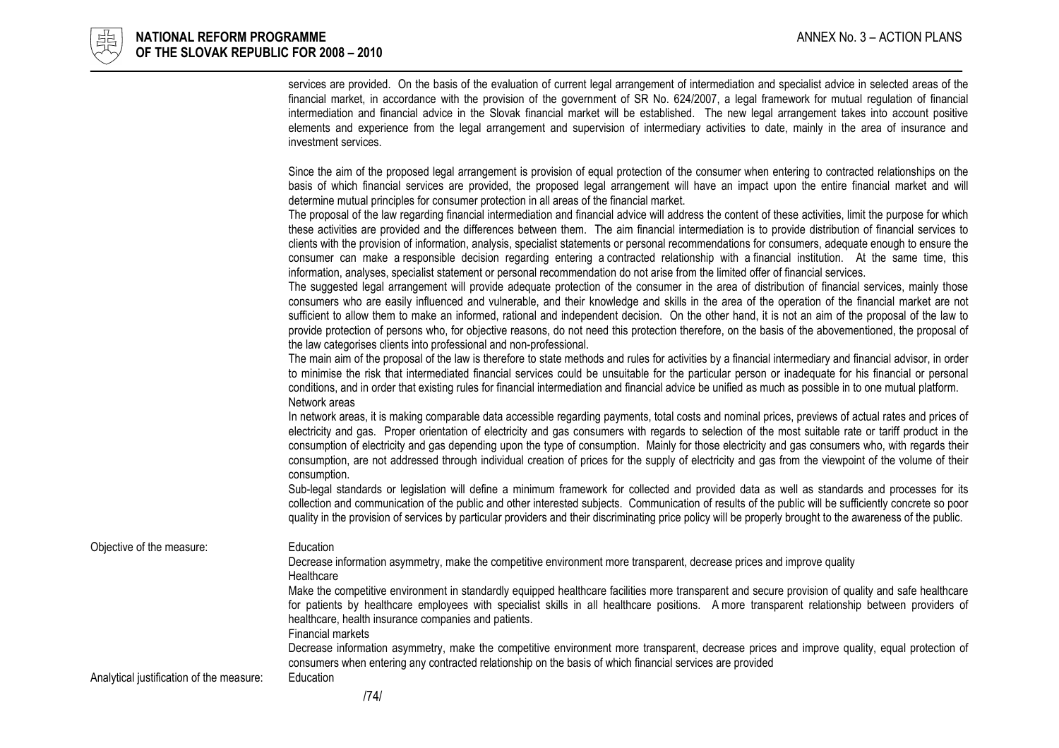services are provided. On the basis of the evaluation of current legal arrangement of intermediation and specialist advice in selected areas of the financial market, in accordance with the provision of the government of SR No. 624/2007, a legal framework for mutual regulation of financial intermediation and financial advice in the Slovak financial market will be established. The new legal arrangement takes into account positive elements and experience from the legal arrangement and supervision of intermediary activities to date, mainly in the area of insurance and investment services.

Since the aim of the proposed legal arrangement is provision of equal protection of the consumer when entering to contracted relationships on the basis of which financial services are provided, the proposed legal arrangement will have an impact upon the entire financial market and will determine mutual principles for consumer protection in all areas of the financial market.

The proposal of the law regarding financial intermediation and financial advice will address the content of these activities, limit the purpose for which these activities are provided and the differences between them. The aim financial intermediation is to provide distribution of financial services to clients with the provision of information, analysis, specialist statements or personal recommendations for consumers, adequate enough to ensure the consumer can make a responsible decision regarding entering a contracted relationship with a financial institution. At the same time, this information, analyses, specialist statement or personal recommendation do not arise from the limited offer of financial services.

The suggested legal arrangement will provide adequate protection of the consumer in the area of distribution of financial services, mainly those consumers who are easily influenced and vulnerable, and their knowledge and skills in the area of the operation of the financial market are not sufficient to allow them to make an informed, rational and independent decision. On the other hand, it is not an aim of the proposal of the law to provide protection of persons who, for objective reasons, do not need this protection therefore, on the basis of the abovementioned, the proposal of the law categorises clients into professional and non-professional.

The main aim of the proposal of the law is therefore to state methods and rules for activities by a financial intermediary and financial advisor, in order to minimise the risk that intermediated financial services could be unsuitable for the particular person or inadequate for his financial or personal conditions, and in order that existing rules for financial intermediation and financial advice be unified as much as possible in to one mutual platform.

Network areas

In network areas, it is making comparable data accessible regarding payments, total costs and nominal prices, previews of actual rates and prices of electricity and gas. Proper orientation of electricity and gas consumers with regards to selection of the most suitable rate or tariff product in the consumption of electricity and gas depending upon the type of consumption. Mainly for those electricity and gas consumers who, with regards their consumption, are not addressed through individual creation of prices for the supply of electricity and gas from the viewpoint of the volume of their consumption.

Sub-legal standards or legislation will define a minimum framework for collected and provided data as well as standards and processes for its collection and communication of the public and other interested subjects. Communication of results of the public will be sufficiently concrete so poor quality in the provision of services by particular providers and their discriminating price policy will be properly brought to the awareness of the public.

**Objective of the measure:**

Education

Decrease information asymmetry, make the competitive environment more transparent, decrease prices and improve quality

Healthcare

Make the competitive environment in standardly equipped healthcare facilities more transparent and secure provision of quality and safe healthcare for patients by healthcare employees with specialist skills in all healthcare positions. A more transparent relationship between providers of healthcare, health insurance companies and patients.

Financial markets

Decrease information asymmetry, make the competitive environment more transparent, decrease prices and improve quality, equal protection of consumers when entering any contracted relationship on the basis of which financial services are provided

**Analytical justification of the measure:**

Education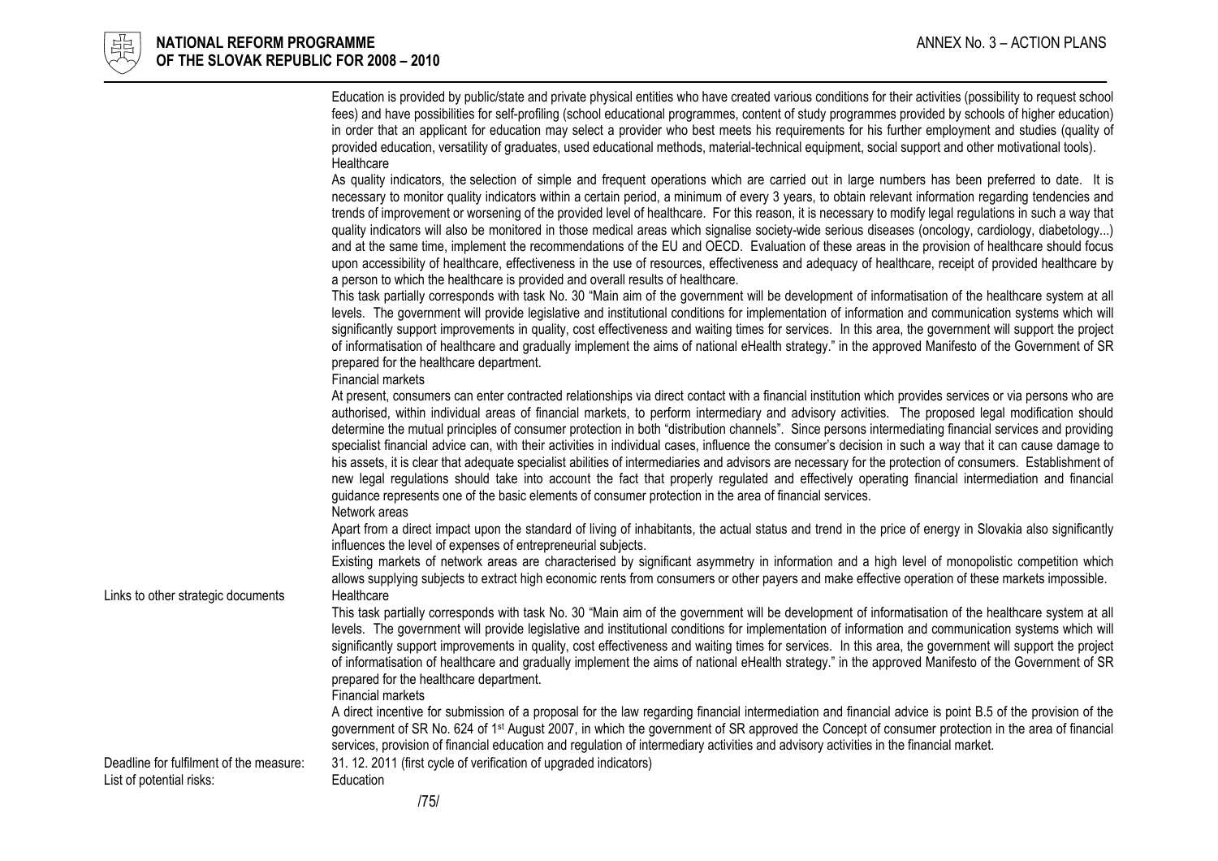Education is provided by public/state and private physical entities who have created various conditions for their activities (possibility to request school fees) and have possibilities for self-profiling (school educational programmes, content of study programmes provided by schools of higher education) in order that an applicant for education may select a provider who best meets his requirements for his further employment and studies (quality of provided education, versatility of graduates, used educational methods, material-technical equipment, social support and other motivational tools).

Healthcare

As quality indicators, the selection of simple and frequent operations which are carried out in large numbers has been preferred to date. It is necessary to monitor quality indicators within a certain period, a minimum of every 3 years, to obtain relevant information regarding tendencies and trends of improvement or worsening of the provided level of healthcare. For this reason, it is necessary to modify legal regulations in such a way that quality indicators will also be monitored in those medical areas which signalise society-wide serious diseases (oncology, cardiology, diabetology...) and at the same time, implement the recommendations of the EU and OECD. Evaluation of these areas in the provision of healthcare should focus upon accessibility of healthcare, effectiveness in the use of resources, effectiveness and adequacy of healthcare, receipt of provided healthcare by a person to which the healthcare is provided and overall results of healthcare.

This task partially corresponds with task No. 30 "Main aim of the government will be development of informatisation of the healthcare system at all levels. The government will provide legislative and institutional conditions for implementation of information and communication systems which will significantly support improvements in quality, cost effectiveness and waiting times for services. In this area, the government will support the project of informatisation of healthcare and gradually implement the aims of national eHealth strategy." in the approved Manifesto of the Government of SR prepared for the healthcare department.

Financial markets

At present, consumers can enter contracted relationships via direct contact with a financial institution which provides services or via persons who are authorised, within individual areas of financial markets, to perform intermediary and advisory activities. The proposed legal modification should determine the mutual principles of consumer protection in both "distribution channels". Since persons intermediating financial services and providing specialist financial advice can, with their activities in individual cases, influence the consumer's decision in such a way that it can cause damage to his assets, it is clear that adequate specialist abilities of intermediaries and advisors are necessary for the protection of consumers. Establishment of new legal regulations should take into account the fact that properly regulated and effectively operating financial intermediation and financial guidance represents one of the basic elements of consumer protection in the area of financial services.

Network areas

Apart from a direct impact upon the standard of living of inhabitants, the actual status and trend in the price of energy in Slovakia also significantly influences the level of expenses of entrepreneurial subjects.

Existing markets of network areas are characterised by significant asymmetry in information and a high level of monopolistic competition which allows supplying subjects to extract high economic rents from consumers or other payers and make effective operation of these markets impossible.

**Links to other strategic documents**

Healthcare

This task partially corresponds with task No. 30 "Main aim of the government will be development of informatisation of the healthcare system at all levels. The government will provide legislative and institutional conditions for implementation of information and communication systems which will significantly support improvements in quality, cost effectiveness and waiting times for services. In this area, the government will support the project of informatisation of healthcare and gradually implement the aims of national eHealth strategy." in the approved Manifesto of the Government of SR prepared for the healthcare department.

Financial markets

A direct incentive for submission of a proposal for the law regarding financial intermediation and financial advice is point B.5 of the provision of the government of SR No. 624 of 1st August 2007, in which the government of SR approved the Concept of consumer protection in the area of financial services, provision of financial education and regulation of intermediary activities and advisory activities in the financial market.

**Deadline for fulfilment of the measure:** 31. 12. 2011 (first cycle of verification of upgraded indicators)

**List of potential risks:**

Education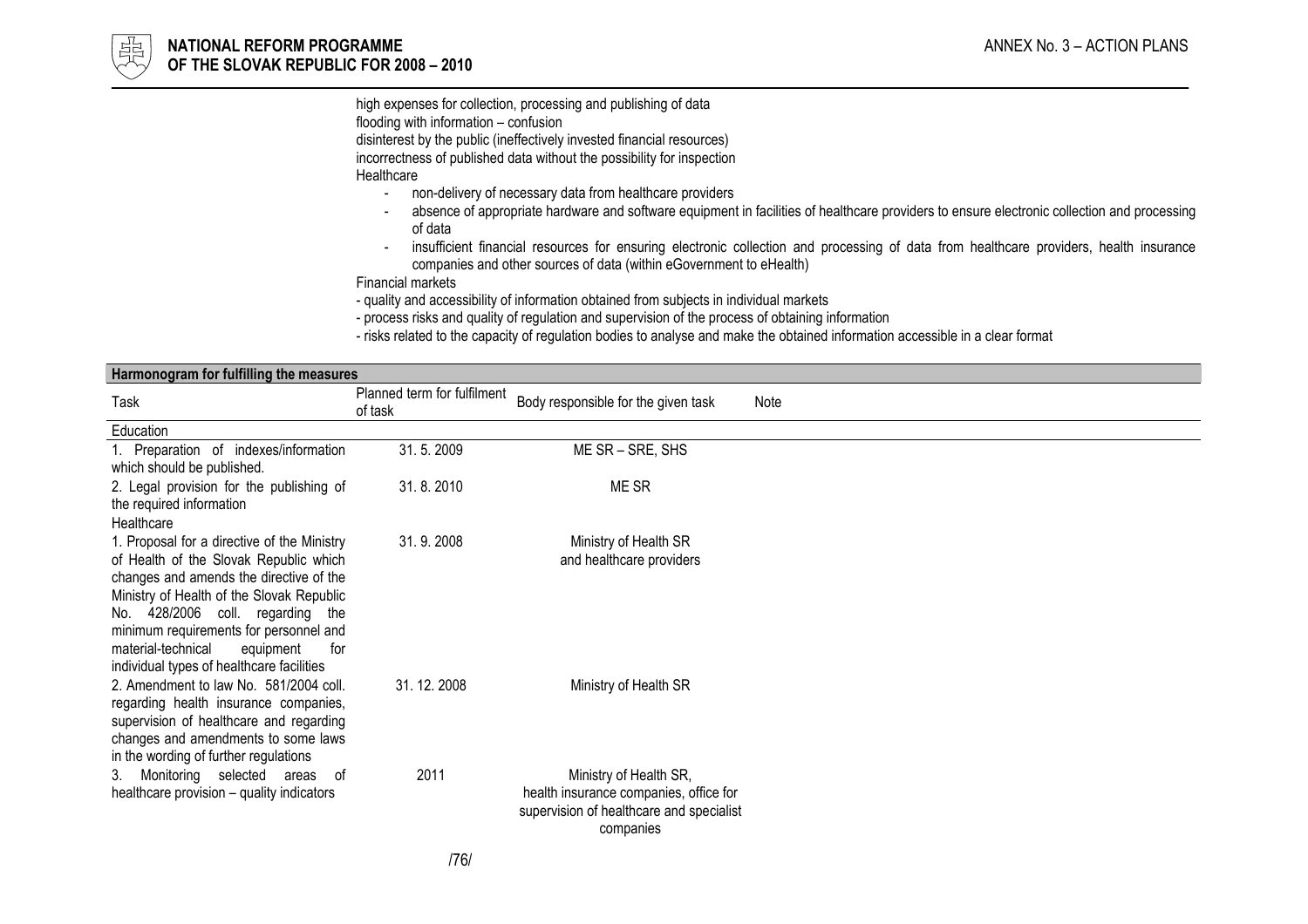high expenses for collection, processing and publishing of data
flooding with information – confusion
disinterest by the public (ineffectively invested financial resources)
incorrectness of published data without the possibility for inspection
Healthcare

- non-delivery of necessary data from healthcare providers
- absence of appropriate hardware and software equipment in facilities of healthcare providers to ensure electronic collection and processing of data
- insufficient financial resources for ensuring electronic collection and processing of data from healthcare providers, health insurance companies and other sources of data (within eGovernment to eHealth)

Financial markets
- quality and accessibility of information obtained from subjects in individual markets
- process risks and quality of regulation and supervision of the process of obtaining information
- risks related to the capacity of regulation bodies to analyse and make the obtained information accessible in a clear format

| **Harmonogram for fulfilling the measures** | | | |
|---|---|---|---|
| Task | Planned term for fulfilment of task | Body responsible for the given task | Note |
| Education | | | |
| 1. Preparation of indexes/information which should be published. | 31. 5. 2009 | ME SR – SRE, SHS | |
| 2. Legal provision for the publishing of the required information | 31. 8. 2010 | ME SR | |
| Healthcare | | | |
| 1. Proposal for a directive of the Ministry of Health of the Slovak Republic which changes and amends the directive of the Ministry of Health of the Slovak Republic No. 428/2006 coll. regarding the minimum requirements for personnel and material-technical equipment for individual types of healthcare facilities | 31. 9. 2008 | Ministry of Health SR and healthcare providers | |
| 2. Amendment to law No. 581/2004 coll. regarding health insurance companies, supervision of healthcare and regarding changes and amendments to some laws in the wording of further regulations | 31. 12. 2008 | Ministry of Health SR | |
| 3. Monitoring selected areas of healthcare provision – quality indicators | 2011 | Ministry of Health SR, health insurance companies, office for supervision of healthcare and specialist companies | |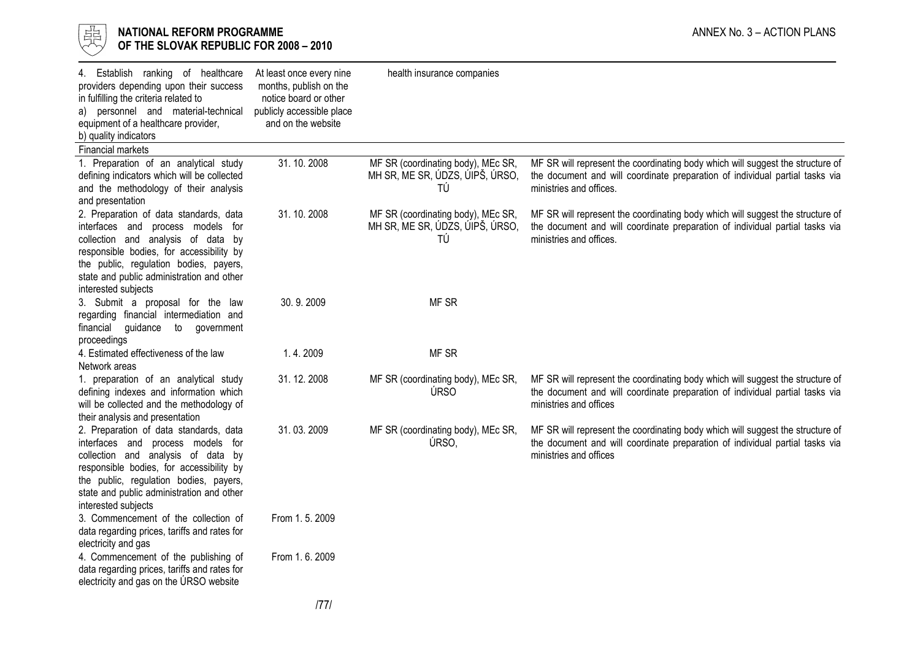| | | | |
|---|---|---|---|
| 4. Establish ranking of healthcare providers depending upon their success in fulfilling the criteria related to a) personnel and material-technical equipment of a healthcare provider, b) quality indicators | At least once every nine months, publish on the notice board or other publicly accessible place and on the website | health insurance companies | |
| Financial markets | | | |
| 1. Preparation of an analytical study defining indicators which will be collected and the methodology of their analysis and presentation | 31. 10. 2008 | MF SR (coordinating body), MEc SR, MH SR, ME SR, ÚDZS, ÚIPŠ, ÚRSO, TÚ | MF SR will represent the coordinating body which will suggest the structure of the document and will coordinate preparation of individual partial tasks via ministries and offices. |
| 2. Preparation of data standards, data interfaces and process models for collection and analysis of data by responsible bodies, for accessibility by the public, regulation bodies, payers, state and public administration and other interested subjects | 31. 10. 2008 | MF SR (coordinating body), MEc SR, MH SR, ME SR, ÚDZS, ÚIPŠ, ÚRSO, TÚ | MF SR will represent the coordinating body which will suggest the structure of the document and will coordinate preparation of individual partial tasks via ministries and offices. |
| 3. Submit a proposal for the law regarding financial intermediation and financial guidance to government proceedings | 30. 9. 2009 | MF SR | |
| 4. Estimated effectiveness of the law | 1. 4. 2009 | MF SR | |
| Network areas | | | |
| 1. preparation of an analytical study defining indexes and information which will be collected and the methodology of their analysis and presentation | 31. 12. 2008 | MF SR (coordinating body), MEc SR, ÚRSO | MF SR will represent the coordinating body which will suggest the structure of the document and will coordinate preparation of individual partial tasks via ministries and offices |
| 2. Preparation of data standards, data interfaces and process models for collection and analysis of data by responsible bodies, for accessibility by the public, regulation bodies, payers, state and public administration and other interested subjects | 31. 03. 2009 | MF SR (coordinating body), MEc SR, ÚRSO, | MF SR will represent the coordinating body which will suggest the structure of the document and will coordinate preparation of individual partial tasks via ministries and offices |
| 3. Commencement of the collection of data regarding prices, tariffs and rates for electricity and gas | From 1. 5. 2009 | | |
| 4. Commencement of the publishing of data regarding prices, tariffs and rates for electricity and gas on the ÚRSO website | From 1. 6. 2009 | | |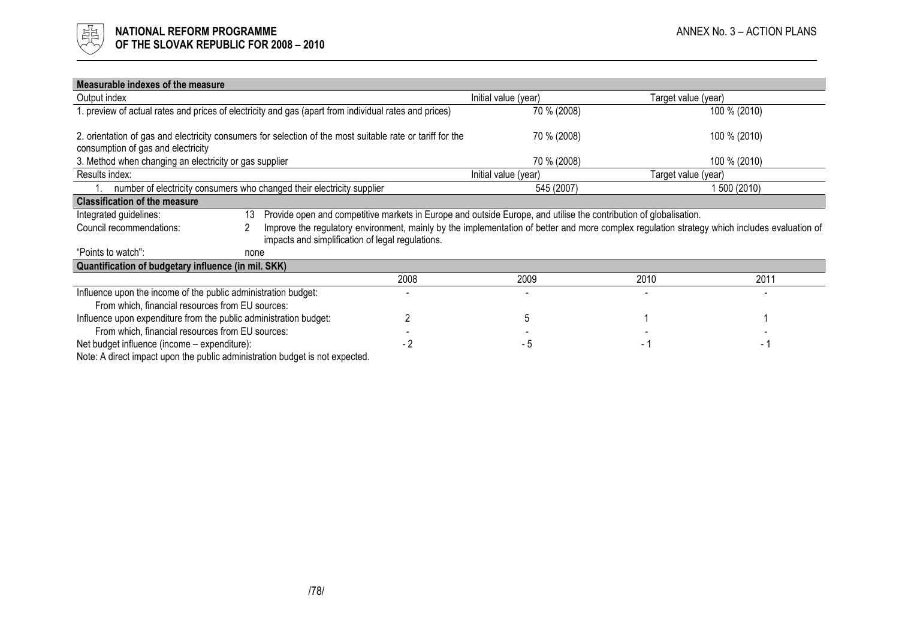| Measurable indexes of the measure | | |
|---|---|---|
| Output index | Initial value (year) | Target value (year) |
| 1. preview of actual rates and prices of electricity and gas (apart from individual rates and prices) | 70 % (2008) | 100 % (2010) |
| 2. orientation of gas and electricity consumers for selection of the most suitable rate or tariff for the consumption of gas and electricity | 70 % (2008) | 100 % (2010) |
| 3. Method when changing an electricity or gas supplier | 70 % (2008) | 100 % (2010) |
| Results index: | Initial value (year) | Target value (year) |
| 1. number of electricity consumers who changed their electricity supplier | 545 (2007) | 1 500 (2010) |

| Classification of the measure | | |
|---|---|---|
| Integrated guidelines: | 13 | Provide open and competitive markets in Europe and outside Europe, and utilise the contribution of globalisation. |
| Council recommendations: | 2 | Improve the regulatory environment, mainly by the implementation of better and more complex regulation strategy which includes evaluation of impacts and simplification of legal regulations. |
| "Points to watch": | none | |

| Quantification of budgetary influence (in mil. SKK) | | | | |
|---|---|---|---|---|
| | 2008 | 2009 | 2010 | 2011 |
| Influence upon the income of the public administration budget: | - | - | - | - |
| From which, financial resources from EU sources: | | | | |
| Influence upon expenditure from the public administration budget: | 2 | 5 | 1 | 1 |
| From which, financial resources from EU sources: | - | - | - | - |
| Net budget influence (income – expenditure): | - 2 | - 5 | - 1 | - 1 |

Note: A direct impact upon the public administration budget is not expected.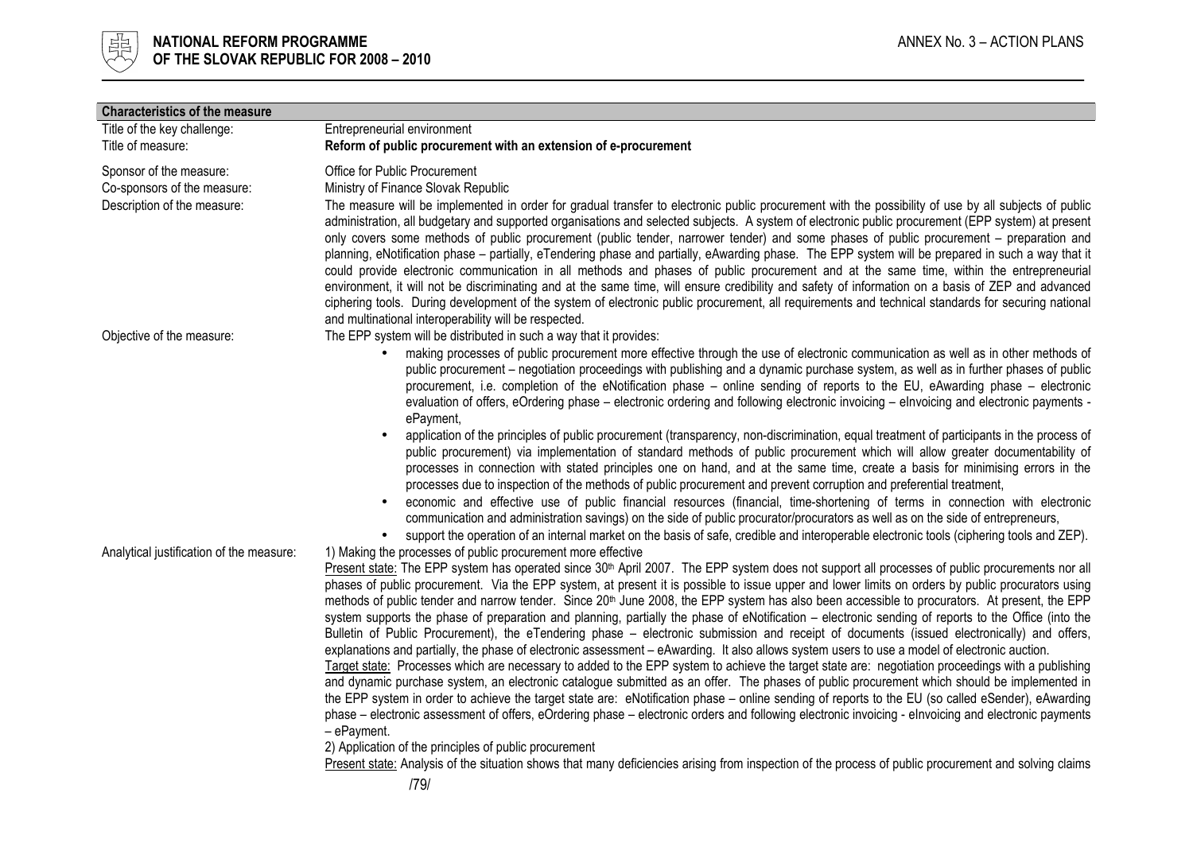| Characteristics of the measure | |
|---|---|
| Title of the key challenge: | Entrepreneurial environment |
| Title of measure: | **Reform of public procurement with an extension of e-procurement** |
| Sponsor of the measure: | Office for Public Procurement |
| Co-sponsors of the measure: | Ministry of Finance Slovak Republic |
| Description of the measure: | The measure will be implemented in order for gradual transfer to electronic public procurement with the possibility of use by all subjects of public administration, all budgetary and supported organisations and selected subjects. A system of electronic public procurement (EPP system) at present only covers some methods of public procurement (public tender, narrower tender) and some phases of public procurement – preparation and planning, eNotification phase – partially, eTendering phase and partially, eAwarding phase. The EPP system will be prepared in such a way that it could provide electronic communication in all methods and phases of public procurement and at the same time, within the entrepreneurial environment, it will not be discriminating and at the same time, will ensure credibility and safety of information on a basis of ZEP and advanced ciphering tools. During development of the system of electronic public procurement, all requirements and technical standards for securing national and multinational interoperability will be respected. |
| Objective of the measure: | The EPP system will be distributed in such a way that it provides:<br>• making processes of public procurement more effective through the use of electronic communication as well as in other methods of public procurement – negotiation proceedings with publishing and a dynamic purchase system, as well as in further phases of public procurement, i.e. completion of the eNotification phase – online sending of reports to the EU, eAwarding phase – electronic evaluation of offers, eOrdering phase – electronic ordering and following electronic invoicing – eInvoicing and electronic payments - ePayment,<br>• application of the principles of public procurement (transparency, non-discrimination, equal treatment of participants in the process of public procurement) via implementation of standard methods of public procurement which will allow greater documentability of processes in connection with stated principles one on hand, and at the same time, create a basis for minimising errors in the processes due to inspection of the methods of public procurement and prevent corruption and preferential treatment,<br>• economic and effective use of public financial resources (financial, time-shortening of terms in connection with electronic communication and administration savings) on the side of public procurator/procurators as well as on the side of entrepreneurs,<br>• support the operation of an internal market on the basis of safe, credible and interoperable electronic tools (ciphering tools and ZEP). |
| Analytical justification of the measure: | 1) Making the processes of public procurement more effective<br><u>Present state:</u> The EPP system has operated since 30th April 2007. The EPP system does not support all processes of public procurements nor all phases of public procurement. Via the EPP system, at present it is possible to issue upper and lower limits on orders by public procurators using methods of public tender and narrow tender. Since 20th June 2008, the EPP system has also been accessible to procurators. At present, the EPP system supports the phase of preparation and planning, partially the phase of eNotification – electronic sending of reports to the Office (into the Bulletin of Public Procurement), the eTendering phase – electronic submission and receipt of documents (issued electronically) and offers, explanations and partially, the phase of electronic assessment – eAwarding. It also allows system users to use a model of electronic auction.<br><u>Target state:</u> Processes which are necessary to added to the EPP system to achieve the target state are: negotiation proceedings with a publishing and dynamic purchase system, an electronic catalogue submitted as an offer. The phases of public procurement which should be implemented in the EPP system in order to achieve the target state are: eNotification phase – online sending of reports to the EU (so called eSender), eAwarding phase – electronic assessment of offers, eOrdering phase – electronic orders and following electronic invoicing - eInvoicing and electronic payments – ePayment.<br>2) Application of the principles of public procurement<br><u>Present state:</u> Analysis of the situation shows that many deficiencies arising from inspection of the process of public procurement and solving claims |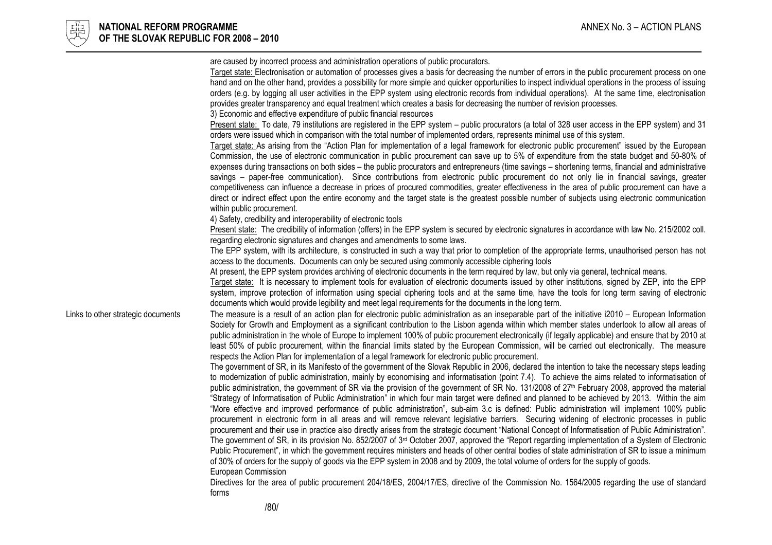| | |
|---|---|
| | are caused by incorrect process and administration operations of public procurators.<br>Target state: Electronisation or automation of processes gives a basis for decreasing the number of errors in the public procurement process on one hand and on the other hand, provides a possibility for more simple and quicker opportunities to inspect individual operations in the process of issuing orders (e.g. by logging all user activities in the EPP system using electronic records from individual operations). At the same time, electronisation provides greater transparency and equal treatment which creates a basis for decreasing the number of revision processes.<br>3) Economic and effective expenditure of public financial resources<br>Present state: To date, 79 institutions are registered in the EPP system – public procurators (a total of 328 user access in the EPP system) and 31 orders were issued which in comparison with the total number of implemented orders, represents minimal use of this system.<br>Target state: As arising from the "Action Plan for implementation of a legal framework for electronic public procurement" issued by the European Commission, the use of electronic communication in public procurement can save up to 5% of expenditure from the state budget and 50-80% of expenses during transactions on both sides – the public procurators and entrepreneurs (time savings – shortening terms, financial and administrative savings – paper-free communication). Since contributions from electronic public procurement do not only lie in financial savings, greater competitiveness can influence a decrease in prices of procured commodities, greater effectiveness in the area of public procurement can have a direct or indirect effect upon the entire economy and the target state is the greatest possible number of subjects using electronic communication within public procurement.<br>4) Safety, credibility and interoperability of electronic tools<br>Present state: The credibility of information (offers) in the EPP system is secured by electronic signatures in accordance with law No. 215/2002 coll. regarding electronic signatures and changes and amendments to some laws.<br>The EPP system, with its architecture, is constructed in such a way that prior to completion of the appropriate terms, unauthorised person has not access to the documents. Documents can only be secured using commonly accessible ciphering tools<br>At present, the EPP system provides archiving of electronic documents in the term required by law, but only via general, technical means.<br>Target state: It is necessary to implement tools for evaluation of electronic documents issued by other institutions, signed by ZEP, into the EPP system, improve protection of information using special ciphering tools and at the same time, have the tools for long term saving of electronic documents which would provide legibility and meet legal requirements for the documents in the long term. |
| Links to other strategic documents | The measure is a result of an action plan for electronic public administration as an inseparable part of the initiative i2010 – European Information Society for Growth and Employment as a significant contribution to the Lisbon agenda within which member states undertook to allow all areas of public administration in the whole of Europe to implement 100% of public procurement electronically (if legally applicable) and ensure that by 2010 at least 50% of public procurement, within the financial limits stated by the European Commission, will be carried out electronically. The measure respects the Action Plan for implementation of a legal framework for electronic public procurement.<br>The government of SR, in its Manifesto of the government of the Slovak Republic in 2006, declared the intention to take the necessary steps leading to modernization of public administration, mainly by economising and informatisation (point 7.4). To achieve the aims related to informatisation of public administration, the government of SR via the provision of the government of SR No. 131/2008 of 27th February 2008, approved the material "Strategy of Informatisation of Public Administration" in which four main target were defined and planned to be achieved by 2013. Within the aim "More effective and improved performance of public administration", sub-aim 3.c is defined: Public administration will implement 100% public procurement in electronic form in all areas and will remove relevant legislative barriers. Securing widening of electronic processes in public procurement and their use in practice also directly arises from the strategic document "National Concept of Informatisation of Public Administration".<br>The government of SR, in its provision No. 852/2007 of 3rd October 2007, approved the "Report regarding implementation of a System of Electronic Public Procurement", in which the government requires ministers and heads of other central bodies of state administration of SR to issue a minimum of 30% of orders for the supply of goods via the EPP system in 2008 and by 2009, the total volume of orders for the supply of goods.<br>European Commission<br>Directives for the area of public procurement 204/18/ES, 2004/17/ES, directive of the Commission No. 1564/2005 regarding the use of standard forms |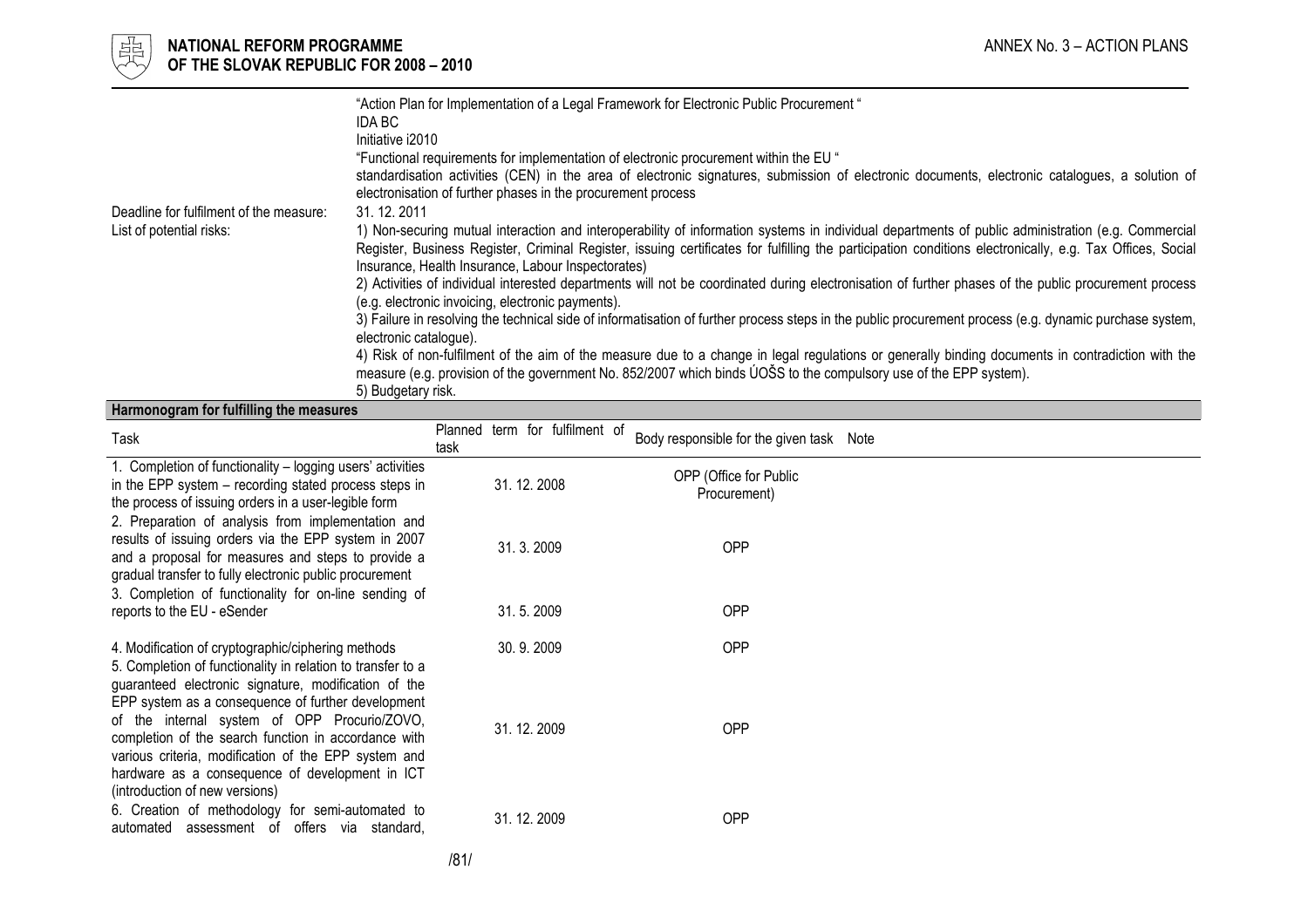| | |
|---|---|
| | "Action Plan for Implementation of a Legal Framework for Electronic Public Procurement "<br>IDA BC<br>Initiative i2010<br>"Functional requirements for implementation of electronic procurement within the EU "<br>standardisation activities (CEN) in the area of electronic signatures, submission of electronic documents, electronic catalogues, a solution of electronisation of further phases in the procurement process |
| Deadline for fulfilment of the measure: | 31. 12. 2011 |
| List of potential risks: | 1) Non-securing mutual interaction and interoperability of information systems in individual departments of public administration (e.g. Commercial Register, Business Register, Criminal Register, issuing certificates for fulfilling the participation conditions electronically, e.g. Tax Offices, Social Insurance, Health Insurance, Labour Inspectorates)<br>2) Activities of individual interested departments will not be coordinated during electronisation of further phases of the public procurement process (e.g. electronic invoicing, electronic payments).<br>3) Failure in resolving the technical side of informatisation of further process steps in the public procurement process (e.g. dynamic purchase system, electronic catalogue).<br>4) Risk of non-fulfilment of the aim of the measure due to a change in legal regulations or generally binding documents in contradiction with the measure (e.g. provision of the government No. 852/2007 which binds ÚOŠS to the compulsory use of the EPP system).<br>5) Budgetary risk. |

**Harmonogram for fulfilling the measures**

| Task | Planned term for fulfilment of task | Body responsible for the given task | Note |
|---|---|---|---|
| 1. Completion of functionality – logging users' activities in the EPP system – recording stated process steps in the process of issuing orders in a user-legible form | 31. 12. 2008 | OPP (Office for Public Procurement) | |
| 2. Preparation of analysis from implementation and results of issuing orders via the EPP system in 2007 and a proposal for measures and steps to provide a gradual transfer to fully electronic public procurement | 31. 3. 2009 | OPP | |
| 3. Completion of functionality for on-line sending of reports to the EU - eSender | 31. 5. 2009 | OPP | |
| 4. Modification of cryptographic/ciphering methods | 30. 9. 2009 | OPP | |
| 5. Completion of functionality in relation to transfer to a guaranteed electronic signature, modification of the EPP system as a consequence of further development of the internal system of OPP Procurio/ZOVO, completion of the search function in accordance with various criteria, modification of the EPP system and hardware as a consequence of development in ICT (introduction of new versions) | 31. 12. 2009 | OPP | |
| 6. Creation of methodology for semi-automated to automated assessment of offers via standard, | 31. 12. 2009 | OPP | |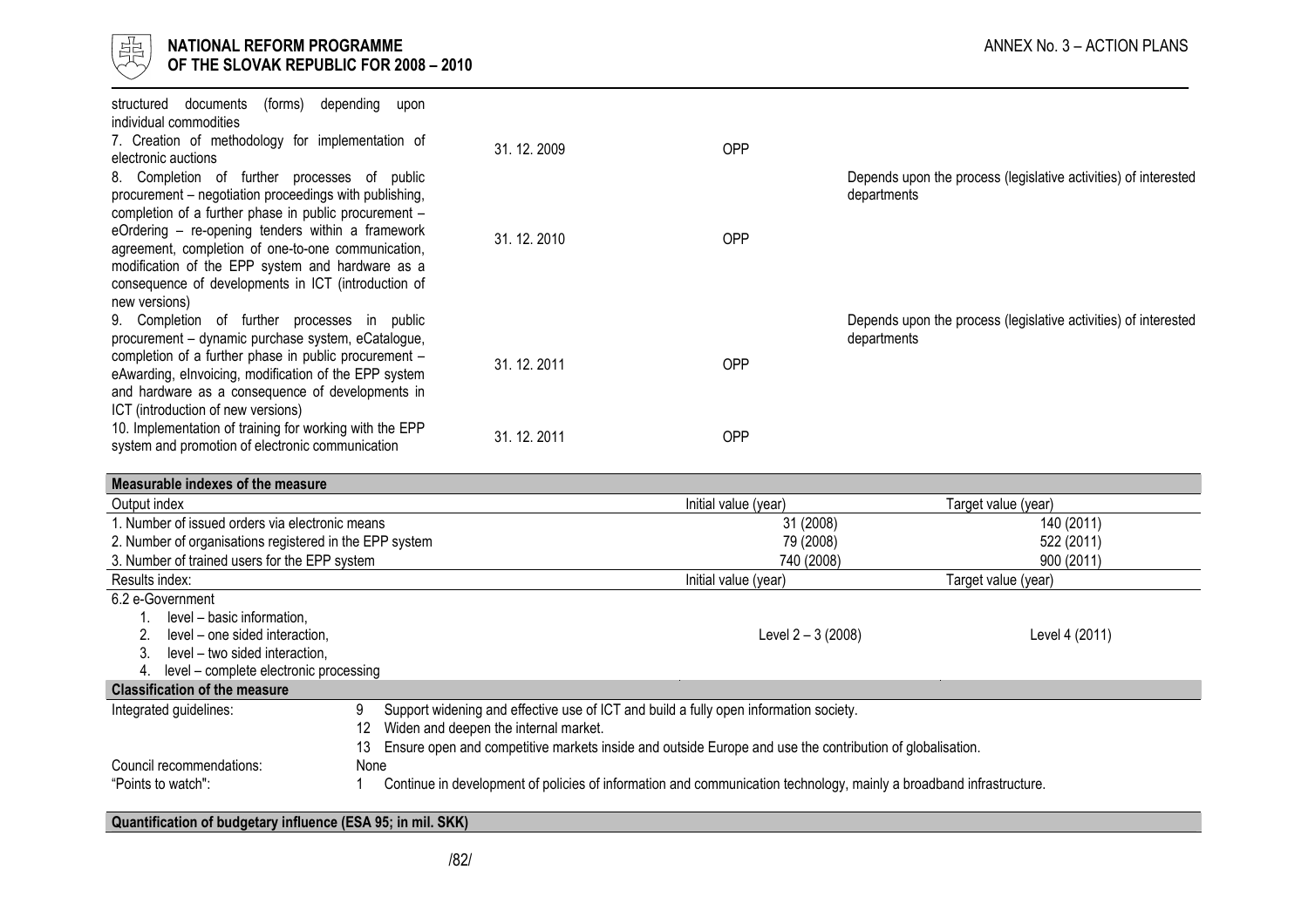| | | | |
|---|---|---|---|
| structured documents (forms) depending upon individual commodities | | | |
| 7. Creation of methodology for implementation of electronic auctions | 31. 12. 2009 | OPP | |
| 8. Completion of further processes of public procurement – negotiation proceedings with publishing, completion of a further phase in public procurement – eOrdering – re-opening tenders within a framework agreement, completion of one-to-one communication, modification of the EPP system and hardware as a consequence of developments in ICT (introduction of new versions) | 31. 12. 2010 | OPP | Depends upon the process (legislative activities) of interested departments |
| 9. Completion of further processes in public procurement – dynamic purchase system, eCatalogue, completion of a further phase in public procurement – eAwarding, eInvoicing, modification of the EPP system and hardware as a consequence of developments in ICT (introduction of new versions) | 31. 12. 2011 | OPP | Depends upon the process (legislative activities) of interested departments |
| 10. Implementation of training for working with the EPP system and promotion of electronic communication | 31. 12. 2011 | OPP | |

**Measurable indexes of the measure**

| Output index | Initial value (year) | Target value (year) |
|---|---|---|
| 1. Number of issued orders via electronic means | 31 (2008) | 140 (2011) |
| 2. Number of organisations registered in the EPP system | 79 (2008) | 522 (2011) |
| 3. Number of trained users for the EPP system | 740 (2008) | 900 (2011) |
| **Results index:** | **Initial value (year)** | **Target value (year)** |
| 6.2 e-Government<br>1. level – basic information,<br>2. level – one sided interaction,<br>3. level – two sided interaction,<br>4. level – complete electronic processing | Level 2 – 3 (2008) | Level 4 (2011) |

**Classification of the measure**

| | | |
|---|---|---|
| Integrated guidelines: | 9 | Support widening and effective use of ICT and build a fully open information society. |
| | 12 | Widen and deepen the internal market. |
| | 13 | Ensure open and competitive markets inside and outside Europe and use the contribution of globalisation. |
| Council recommendations: | None | |
| "Points to watch": | 1 | Continue in development of policies of information and communication technology, mainly a broadband infrastructure. |

**Quantification of budgetary influence (ESA 95; in mil. SKK)**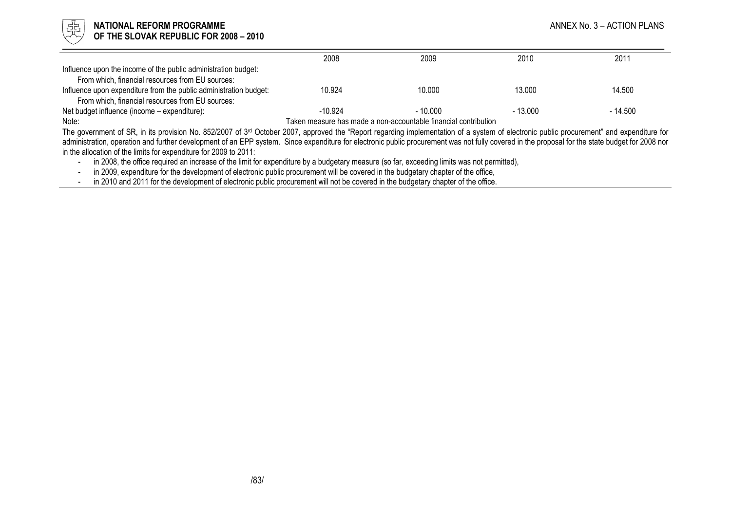| | 2008 | 2009 | 2010 | 2011 |
|---|---|---|---|---|
| Influence upon the income of the public administration budget: | | | | |
| From which, financial resources from EU sources: | | | | |
| Influence upon expenditure from the public administration budget: | 10.924 | 10.000 | 13.000 | 14.500 |
| From which, financial resources from EU sources: | | | | |
| Net budget influence (income – expenditure): | -10.924 | - 10.000 | - 13.000 | - 14.500 |
| Note: | Taken measure has made a non-accountable financial contribution | | | |

The government of SR, in its provision No. 852/2007 of 3rd October 2007, approved the "Report regarding implementation of a system of electronic public procurement" and expenditure for administration, operation and further development of an EPP system. Since expenditure for electronic public procurement was not fully covered in the proposal for the state budget for 2008 nor in the allocation of the limits for expenditure for 2009 to 2011:

- in 2008, the office required an increase of the limit for expenditure by a budgetary measure (so far, exceeding limits was not permitted),
- in 2009, expenditure for the development of electronic public procurement will be covered in the budgetary chapter of the office,
- in 2010 and 2011 for the development of electronic public procurement will not be covered in the budgetary chapter of the office.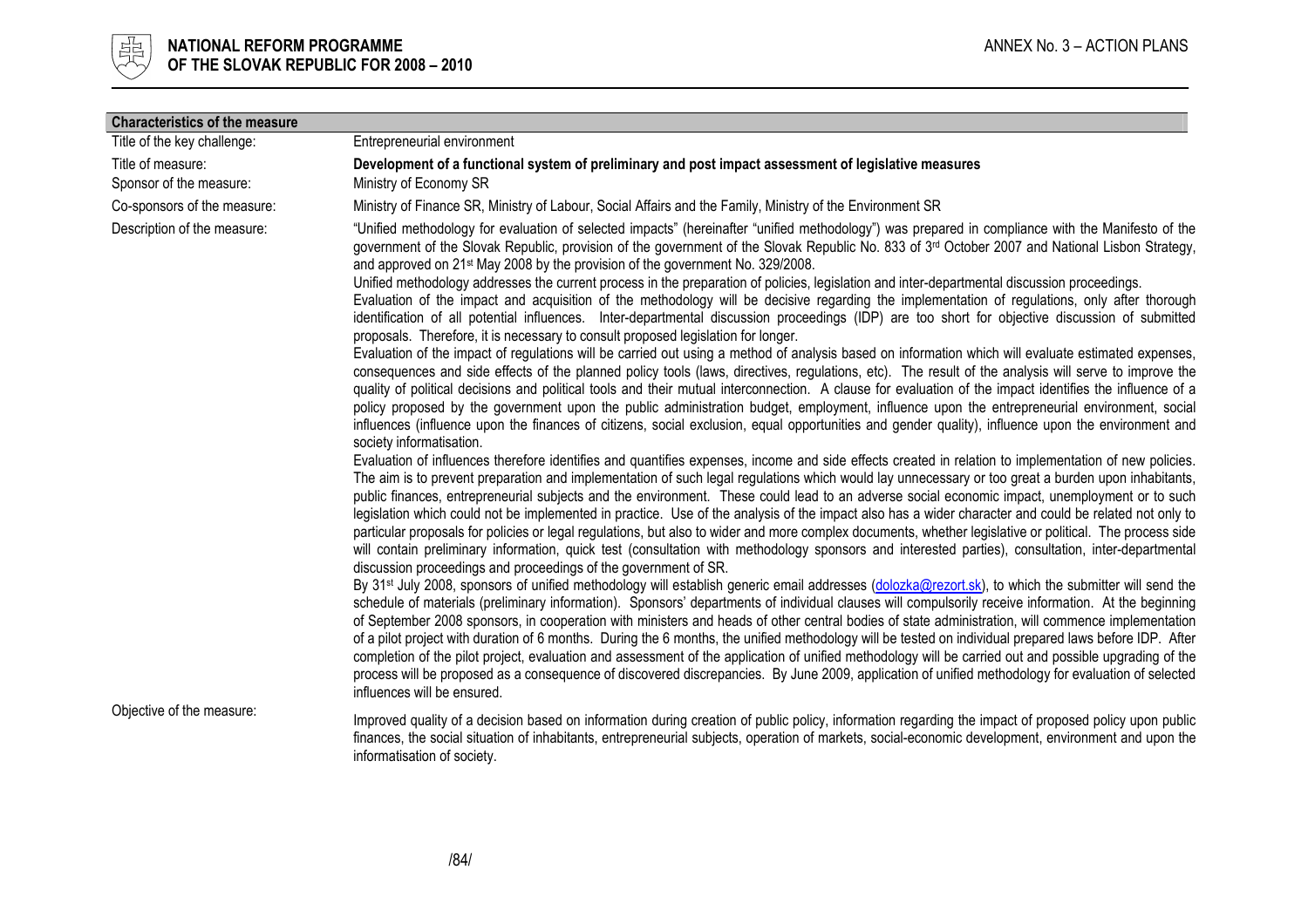| Characteristics of the measure | |
|---|---|
| Title of the key challenge: | Entrepreneurial environment |
| Title of measure: | **Development of a functional system of preliminary and post impact assessment of legislative measures** |
| Sponsor of the measure: | Ministry of Economy SR |
| Co-sponsors of the measure: | Ministry of Finance SR, Ministry of Labour, Social Affairs and the Family, Ministry of the Environment SR |
| Description of the measure: | "Unified methodology for evaluation of selected impacts" (hereinafter "unified methodology") was prepared in compliance with the Manifesto of the government of the Slovak Republic, provision of the government of the Slovak Republic No. 833 of 3rd October 2007 and National Lisbon Strategy, and approved on 21st May 2008 by the provision of the government No. 329/2008.<br>Unified methodology addresses the current process in the preparation of policies, legislation and inter-departmental discussion proceedings.<br>Evaluation of the impact and acquisition of the methodology will be decisive regarding the implementation of regulations, only after thorough identification of all potential influences. Inter-departmental discussion proceedings (IDP) are too short for objective discussion of submitted proposals. Therefore, it is necessary to consult proposed legislation for longer.<br>Evaluation of the impact of regulations will be carried out using a method of analysis based on information which will evaluate estimated expenses, consequences and side effects of the planned policy tools (laws, directives, regulations, etc). The result of the analysis will serve to improve the quality of political decisions and political tools and their mutual interconnection. A clause for evaluation of the impact identifies the influence of a policy proposed by the government upon the public administration budget, employment, influence upon the entrepreneurial environment, social influences (influence upon the finances of citizens, social exclusion, equal opportunities and gender quality), influence upon the environment and society informatisation.<br>Evaluation of influences therefore identifies and quantifies expenses, income and side effects created in relation to implementation of new policies. The aim is to prevent preparation and implementation of such legal regulations which would lay unnecessary or too great a burden upon inhabitants, public finances, entrepreneurial subjects and the environment. These could lead to an adverse social economic impact, unemployment or to such legislation which could not be implemented in practice. Use of the analysis of the impact also has a wider character and could be related not only to particular proposals for policies or legal regulations, but also to wider and more complex documents, whether legislative or political. The process side will contain preliminary information, quick test (consultation with methodology sponsors and interested parties), consultation, inter-departmental discussion proceedings and proceedings of the government of SR.<br>By 31st July 2008, sponsors of unified methodology will establish generic email addresses (dolozka@rezort.sk), to which the submitter will send the schedule of materials (preliminary information). Sponsors' departments of individual clauses will compulsorily receive information. At the beginning of September 2008 sponsors, in cooperation with ministers and heads of other central bodies of state administration, will commence implementation of a pilot project with duration of 6 months. During the 6 months, the unified methodology will be tested on individual prepared laws before IDP. After completion of the pilot project, evaluation and assessment of the application of unified methodology will be carried out and possible upgrading of the process will be proposed as a consequence of discovered discrepancies. By June 2009, application of unified methodology for evaluation of selected influences will be ensured. |
| Objective of the measure: | Improved quality of a decision based on information during creation of public policy, information regarding the impact of proposed policy upon public finances, the social situation of inhabitants, entrepreneurial subjects, operation of markets, social-economic development, environment and upon the informatisation of society. |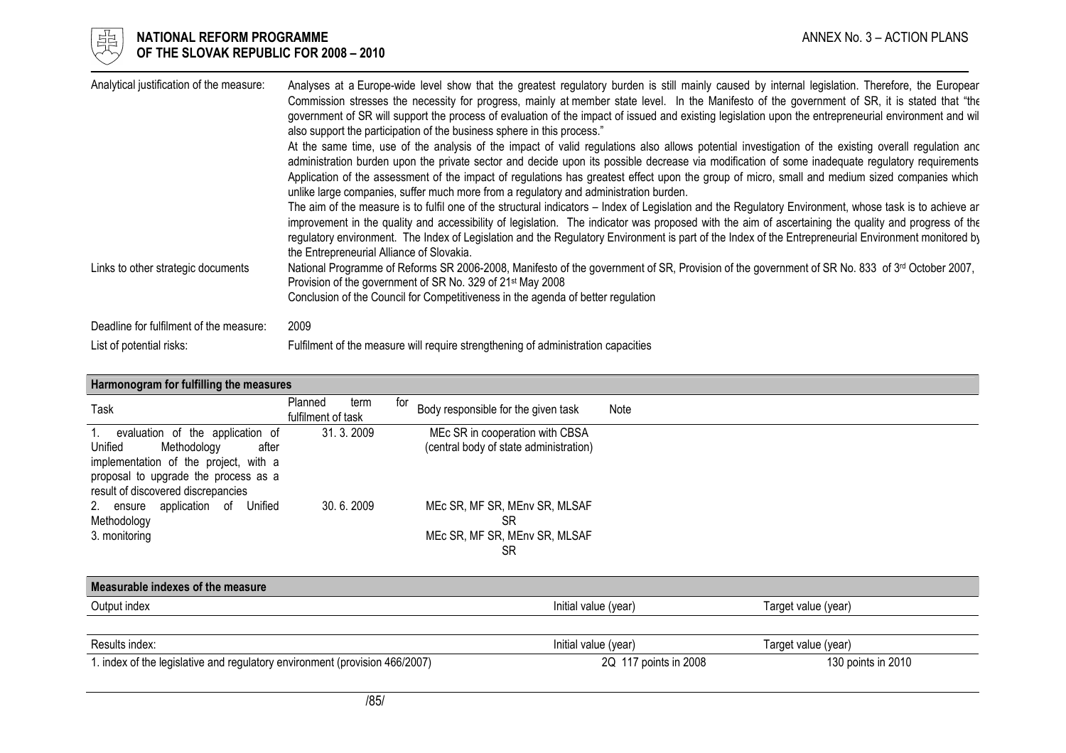| | |
|---|---|
| Analytical justification of the measure: | Analyses at a Europe-wide level show that the greatest regulatory burden is still mainly caused by internal legislation. Therefore, the European Commission stresses the necessity for progress, mainly at member state level. In the Manifesto of the government of SR, it is stated that "the government of SR will support the process of evaluation of the impact of issued and existing legislation upon the entrepreneurial environment and will also support the participation of the business sphere in this process."<br>At the same time, use of the analysis of the impact of valid regulations also allows potential investigation of the existing overall regulation and administration burden upon the private sector and decide upon its possible decrease via modification of some inadequate regulatory requirements. Application of the assessment of the impact of regulations has greatest effect upon the group of micro, small and medium sized companies which unlike large companies, suffer much more from a regulatory and administration burden.<br>The aim of the measure is to fulfil one of the structural indicators – Index of Legislation and the Regulatory Environment, whose task is to achieve an improvement in the quality and accessibility of legislation. The indicator was proposed with the aim of ascertaining the quality and progress of the regulatory environment. The Index of Legislation and the Regulatory Environment is part of the Index of the Entrepreneurial Environment monitored by the Entrepreneurial Alliance of Slovakia. |
| Links to other strategic documents | National Programme of Reforms SR 2006-2008, Manifesto of the government of SR, Provision of the government of SR No. 833 of 3rd October 2007, Provision of the government of SR No. 329 of 21st May 2008<br>Conclusion of the Council for Competitiveness in the agenda of better regulation |
| Deadline for fulfilment of the measure: | 2009 |
| List of potential risks: | Fulfilment of the measure will require strengthening of administration capacities |

**Harmonogram for fulfilling the measures**

| Task | Planned term for fulfilment of task | Body responsible for the given task | Note |
|---|---|---|---|
| 1. evaluation of the application of Unified Methodology after implementation of the project, with a proposal to upgrade the process as a result of discovered discrepancies | 31. 3. 2009 | MEc SR in cooperation with CBSA (central body of state administration) | |
| 2. ensure application of Unified Methodology | 30. 6. 2009 | MEc SR, MF SR, MEnv SR, MLSAF SR | |
| 3. monitoring | | MEc SR, MF SR, MEnv SR, MLSAF SR | |

**Measurable indexes of the measure**

| Output index | Initial value (year) | Target value (year) |
|---|---|---|
| | | |
| **Results index:** | **Initial value (year)** | **Target value (year)** |
| 1. index of the legislative and regulatory environment (provision 466/2007) | 2Q 117 points in 2008 | 130 points in 2010 |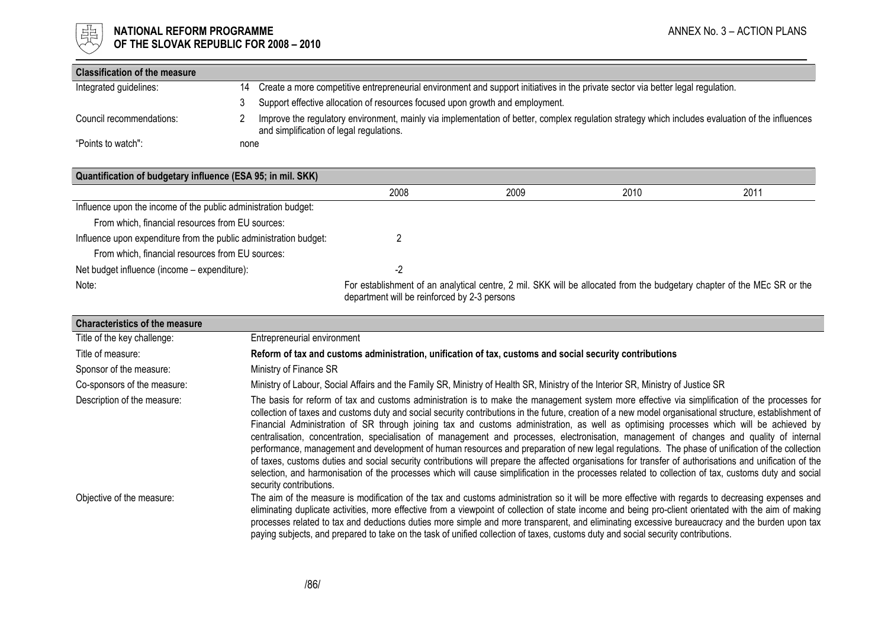**Classification of the measure**

| | |
|---|---|
| Integrated guidelines: | 14 Create a more competitive entrepreneurial environment and support initiatives in the private sector via better legal regulation. |
| | 3 Support effective allocation of resources focused upon growth and employment. |
| Council recommendations: | 2 Improve the regulatory environment, mainly via implementation of better, complex regulation strategy which includes evaluation of the influences and simplification of legal regulations. |
| "Points to watch": | none |

**Quantification of budgetary influence (ESA 95; in mil. SKK)**

| | 2008 | 2009 | 2010 | 2011 |
|---|---|---|---|---|
| Influence upon the income of the public administration budget: | | | | |
| From which, financial resources from EU sources: | | | | |
| Influence upon expenditure from the public administration budget: | 2 | | | |
| From which, financial resources from EU sources: | | | | |
| Net budget influence (income – expenditure): | -2 | | | |
| Note: | For establishment of an analytical centre, 2 mil. SKK will be allocated from the budgetary chapter of the MEc SR or the department will be reinforced by 2-3 persons | | | |

**Characteristics of the measure**

| | |
|---|---|
| Title of the key challenge: | Entrepreneurial environment |
| Title of measure: | **Reform of tax and customs administration, unification of tax, customs and social security contributions** |
| Sponsor of the measure: | Ministry of Finance SR |
| Co-sponsors of the measure: | Ministry of Labour, Social Affairs and the Family SR, Ministry of Health SR, Ministry of the Interior SR, Ministry of Justice SR |
| Description of the measure: | The basis for reform of tax and customs administration is to make the management system more effective via simplification of the processes for collection of taxes and customs duty and social security contributions in the future, creation of a new model organisational structure, establishment of Financial Administration of SR through joining tax and customs administration, as well as optimising processes which will be achieved by centralisation, concentration, specialisation of management and processes, electronisation, management of changes and quality of internal performance, management and development of human resources and preparation of new legal regulations. The phase of unification of the collection of taxes, customs duties and social security contributions will prepare the affected organisations for transfer of authorisations and unification of the selection, and harmonisation of the processes which will cause simplification in the processes related to collection of tax, customs duty and social security contributions. |
| Objective of the measure: | The aim of the measure is modification of the tax and customs administration so it will be more effective with regards to decreasing expenses and eliminating duplicate activities, more effective from a viewpoint of collection of state income and being pro-client orientated with the aim of making processes related to tax and deductions duties more simple and more transparent, and eliminating excessive bureaucracy and the burden upon tax paying subjects, and prepared to take on the task of unified collection of taxes, customs duty and social security contributions. |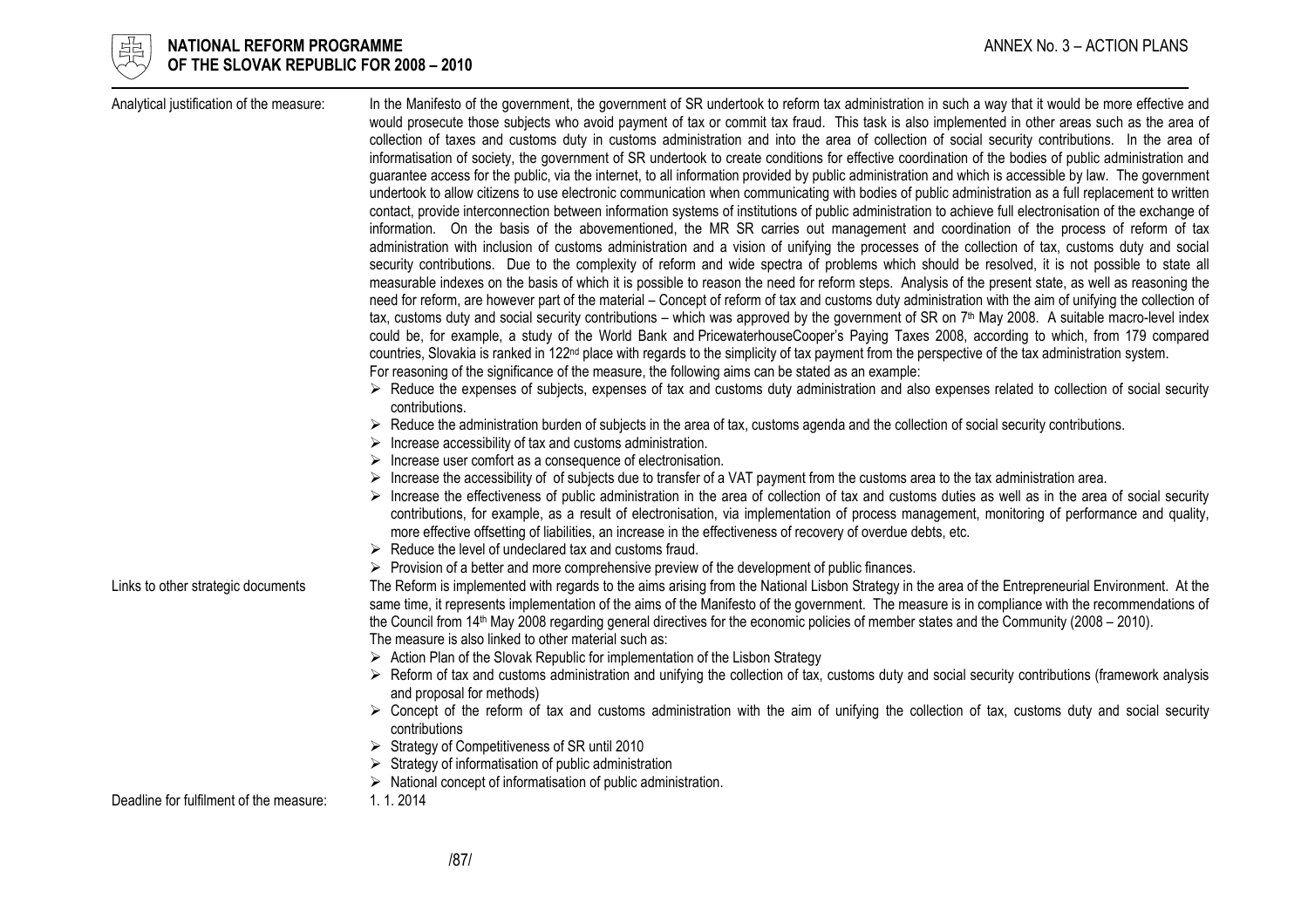| | |
|---|---|
| Analytical justification of the measure: | In the Manifesto of the government, the government of SR undertook to reform tax administration in such a way that it would be more effective and would prosecute those subjects who avoid payment of tax or commit tax fraud. This task is also implemented in other areas such as the area of collection of taxes and customs duty in customs administration and into the area of collection of social security contributions. In the area of informatisation of society, the government of SR undertook to create conditions for effective coordination of the bodies of public administration and guarantee access for the public, via the internet, to all information provided by public administration and which is accessible by law. The government undertook to allow citizens to use electronic communication when communicating with bodies of public administration as a full replacement to written contact, provide interconnection between information systems of institutions of public administration to achieve full electronisation of the exchange of information. On the basis of the abovementioned, the MR SR carries out management and coordination of the process of reform of tax administration with inclusion of customs administration and a vision of unifying the processes of the collection of tax, customs duty and social security contributions. Due to the complexity of reform and wide spectra of problems which should be resolved, it is not possible to state all measurable indexes on the basis of which it is possible to reason the need for reform steps. Analysis of the present state, as well as reasoning the need for reform, are however part of the material – Concept of reform of tax and customs duty administration with the aim of unifying the collection of tax, customs duty and social security contributions – which was approved by the government of SR on 7th May 2008. A suitable macro-level index could be, for example, a study of the World Bank and PricewaterhouseCooper's Paying Taxes 2008, according to which, from 179 compared countries, Slovakia is ranked in 122nd place with regards to the simplicity of tax payment from the perspective of the tax administration system.<br>For reasoning of the significance of the measure, the following aims can be stated as an example:<br>➢ Reduce the expenses of subjects, expenses of tax and customs duty administration and also expenses related to collection of social security contributions.<br>➢ Reduce the administration burden of subjects in the area of tax, customs agenda and the collection of social security contributions.<br>➢ Increase accessibility of tax and customs administration.<br>➢ Increase user comfort as a consequence of electronisation.<br>➢ Increase the accessibility of of subjects due to transfer of a VAT payment from the customs area to the tax administration area.<br>➢ Increase the effectiveness of public administration in the area of collection of tax and customs duties as well as in the area of social security contributions, for example, as a result of electronisation, via implementation of process management, monitoring of performance and quality, more effective offsetting of liabilities, an increase in the effectiveness of recovery of overdue debts, etc.<br>➢ Reduce the level of undeclared tax and customs fraud.<br>➢ Provision of a better and more comprehensive preview of the development of public finances. |
| Links to other strategic documents | The Reform is implemented with regards to the aims arising from the National Lisbon Strategy in the area of the Entrepreneurial Environment. At the same time, it represents implementation of the aims of the Manifesto of the government. The measure is in compliance with the recommendations of the Council from 14th May 2008 regarding general directives for the economic policies of member states and the Community (2008 – 2010).<br>The measure is also linked to other material such as:<br>➢ Action Plan of the Slovak Republic for implementation of the Lisbon Strategy<br>➢ Reform of tax and customs administration and unifying the collection of tax, customs duty and social security contributions (framework analysis and proposal for methods)<br>➢ Concept of the reform of tax and customs administration with the aim of unifying the collection of tax, customs duty and social security contributions<br>➢ Strategy of Competitiveness of SR until 2010<br>➢ Strategy of informatisation of public administration<br>➢ National concept of informatisation of public administration. |
| Deadline for fulfilment of the measure: | 1. 1. 2014 |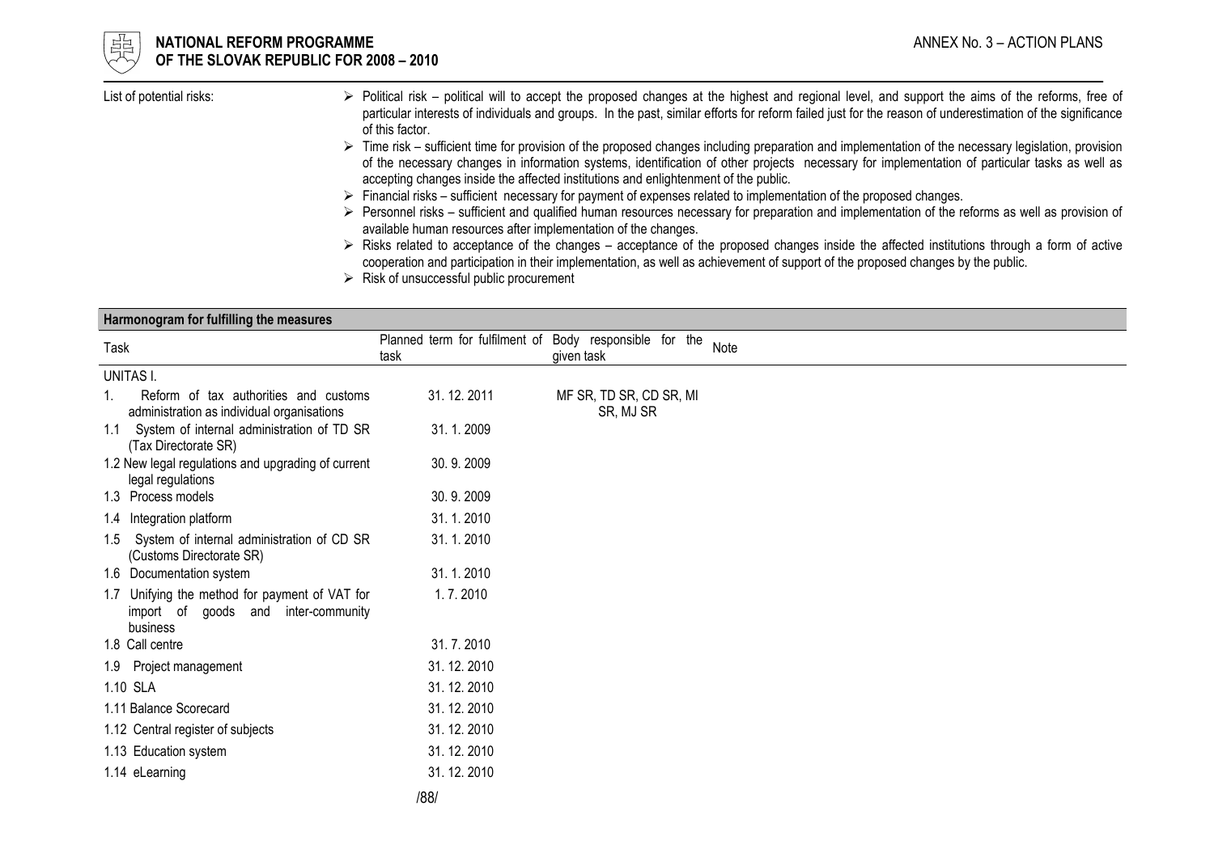List of potential risks:

- Political risk – political will to accept the proposed changes at the highest and regional level, and support the aims of the reforms, free of particular interests of individuals and groups. In the past, similar efforts for reform failed just for the reason of underestimation of the significance of this factor.
- Time risk – sufficient time for provision of the proposed changes including preparation and implementation of the necessary legislation, provision of the necessary changes in information systems, identification of other projects necessary for implementation of particular tasks as well as accepting changes inside the affected institutions and enlightenment of the public.
- Financial risks – sufficient necessary for payment of expenses related to implementation of the proposed changes.
- Personnel risks – sufficient and qualified human resources necessary for preparation and implementation of the reforms as well as provision of available human resources after implementation of the changes.
- Risks related to acceptance of the changes – acceptance of the proposed changes inside the affected institutions through a form of active cooperation and participation in their implementation, as well as achievement of support of the proposed changes by the public.
- Risk of unsuccessful public procurement

**Harmonogram for fulfilling the measures**

| Task | Planned term for fulfilment of task | Body responsible for the given task | Note |
|---|---|---|---|
| UNITAS I. | | | |
| 1. Reform of tax authorities and customs administration as individual organisations | 31. 12. 2011 | MF SR, TD SR, CD SR, MI SR, MJ SR | |
| 1.1 System of internal administration of TD SR (Tax Directorate SR) | 31. 1. 2009 | | |
| 1.2 New legal regulations and upgrading of current legal regulations | 30. 9. 2009 | | |
| 1.3 Process models | 30. 9. 2009 | | |
| 1.4 Integration platform | 31. 1. 2010 | | |
| 1.5 System of internal administration of CD SR (Customs Directorate SR) | 31. 1. 2010 | | |
| 1.6 Documentation system | 31. 1. 2010 | | |
| 1.7 Unifying the method for payment of VAT for import of goods and inter-community business | 1. 7. 2010 | | |
| 1.8 Call centre | 31. 7. 2010 | | |
| 1.9 Project management | 31. 12. 2010 | | |
| 1.10 SLA | 31. 12. 2010 | | |
| 1.11 Balance Scorecard | 31. 12. 2010 | | |
| 1.12 Central register of subjects | 31. 12. 2010 | | |
| 1.13 Education system | 31. 12. 2010 | | |
| 1.14 eLearning | 31. 12. 2010 | | |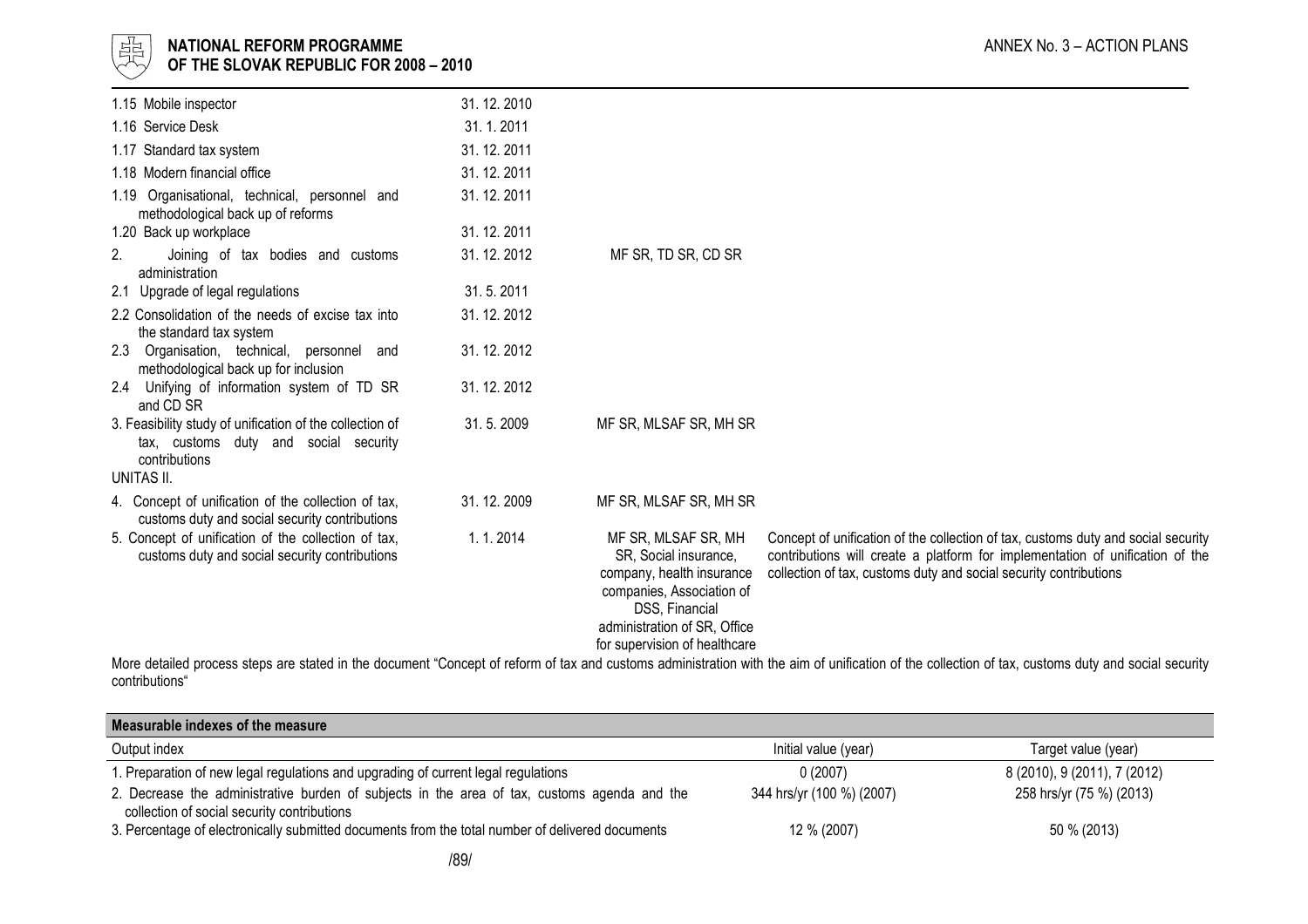| | | | |
|---|---|---|---|
| 1.15 Mobile inspector | 31. 12. 2010 | | |
| 1.16 Service Desk | 31. 1. 2011 | | |
| 1.17 Standard tax system | 31. 12. 2011 | | |
| 1.18 Modern financial office | 31. 12. 2011 | | |
| 1.19 Organisational, technical, personnel and methodological back up of reforms | 31. 12. 2011 | | |
| 1.20 Back up workplace | 31. 12. 2011 | | |
| 2. Joining of tax bodies and customs administration | 31. 12. 2012 | MF SR, TD SR, CD SR | |
| 2.1 Upgrade of legal regulations | 31. 5. 2011 | | |
| 2.2 Consolidation of the needs of excise tax into the standard tax system | 31. 12. 2012 | | |
| 2.3 Organisation, technical, personnel and methodological back up for inclusion | 31. 12. 2012 | | |
| 2.4 Unifying of information system of TD SR and CD SR | 31. 12. 2012 | | |
| 3. Feasibility study of unification of the collection of tax, customs duty and social security contributions | 31. 5. 2009 | MF SR, MLSAF SR, MH SR | |
| UNITAS II. | | | |
| 4. Concept of unification of the collection of tax, customs duty and social security contributions | 31. 12. 2009 | MF SR, MLSAF SR, MH SR | |
| 5. Concept of unification of the collection of tax, customs duty and social security contributions | 1. 1. 2014 | MF SR, MLSAF SR, MH SR, Social insurance, company, health insurance companies, Association of DSS, Financial administration of SR, Office for supervision of healthcare | Concept of unification of the collection of tax, customs duty and social security contributions will create a platform for implementation of unification of the collection of tax, customs duty and social security contributions |

More detailed process steps are stated in the document "Concept of reform of tax and customs administration with the aim of unification of the collection of tax, customs duty and social security contributions"

| **Measurable indexes of the measure** | | |
|---|---|---|
| Output index | Initial value (year) | Target value (year) |
| 1. Preparation of new legal regulations and upgrading of current legal regulations | 0 (2007) | 8 (2010), 9 (2011), 7 (2012) |
| 2. Decrease the administrative burden of subjects in the area of tax, customs agenda and the collection of social security contributions | 344 hrs/yr (100 %) (2007) | 258 hrs/yr (75 %) (2013) |
| 3. Percentage of electronically submitted documents from the total number of delivered documents | 12 % (2007) | 50 % (2013) |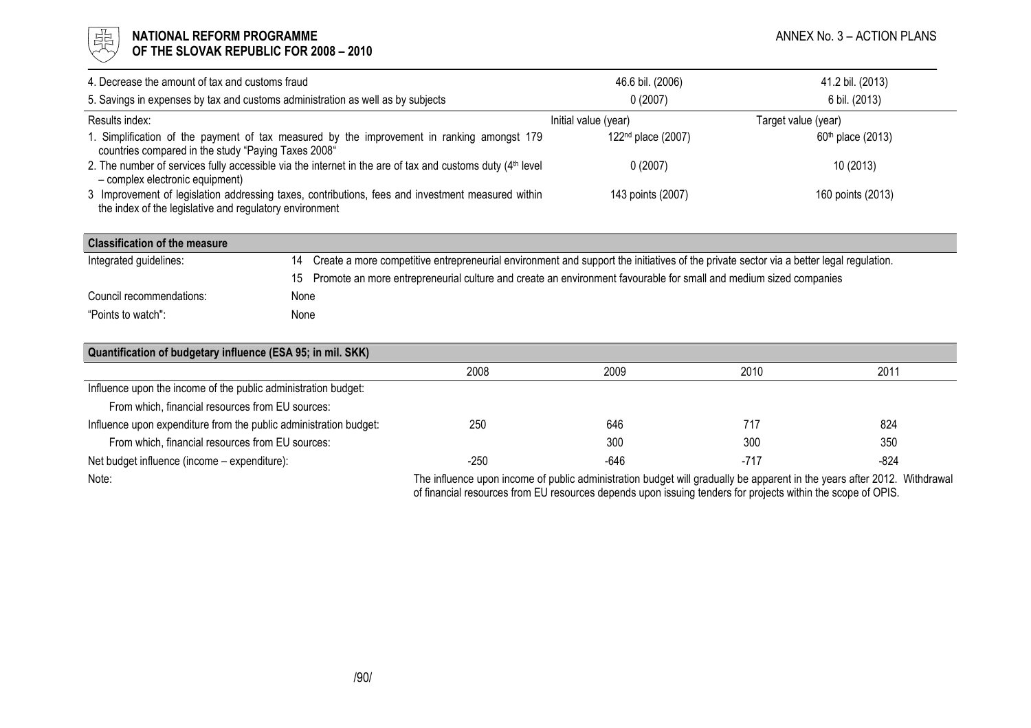| | | |
|---|---|---|
| 4. Decrease the amount of tax and customs fraud | 46.6 bil. (2006) | 41.2 bil. (2013) |
| 5. Savings in expenses by tax and customs administration as well as by subjects | 0 (2007) | 6 bil. (2013) |
| **Results index:** | **Initial value (year)** | **Target value (year)** |
| 1. Simplification of the payment of tax measured by the improvement in ranking amongst 179 countries compared in the study "Paying Taxes 2008" | 122nd place (2007) | 60th place (2013) |
| 2. The number of services fully accessible via the internet in the are of tax and customs duty (4th level – complex electronic equipment) | 0 (2007) | 10 (2013) |
| 3 Improvement of legislation addressing taxes, contributions, fees and investment measured within the index of the legislative and regulatory environment | 143 points (2007) | 160 points (2013) |

| Classification of the measure | |
|---|---|
| Integrated guidelines: | 14 Create a more competitive entrepreneurial environment and support the initiatives of the private sector via a better legal regulation. |
| | 15 Promote an more entrepreneurial culture and create an environment favourable for small and medium sized companies |
| Council recommendations: | None |
| "Points to watch": | None |

| Quantification of budgetary influence (ESA 95; in mil. SKK) | 2008 | 2009 | 2010 | 2011 |
|---|---|---|---|---|
| Influence upon the income of the public administration budget: | | | | |
| From which, financial resources from EU sources: | | | | |
| Influence upon expenditure from the public administration budget: | 250 | 646 | 717 | 824 |
| From which, financial resources from EU sources: | | 300 | 300 | 350 |
| Net budget influence (income – expenditure): | -250 | -646 | -717 | -824 |
| Note: | The influence upon income of public administration budget will gradually be apparent in the years after 2012. Withdrawal of financial resources from EU resources depends upon issuing tenders for projects within the scope of OPIS. | | | |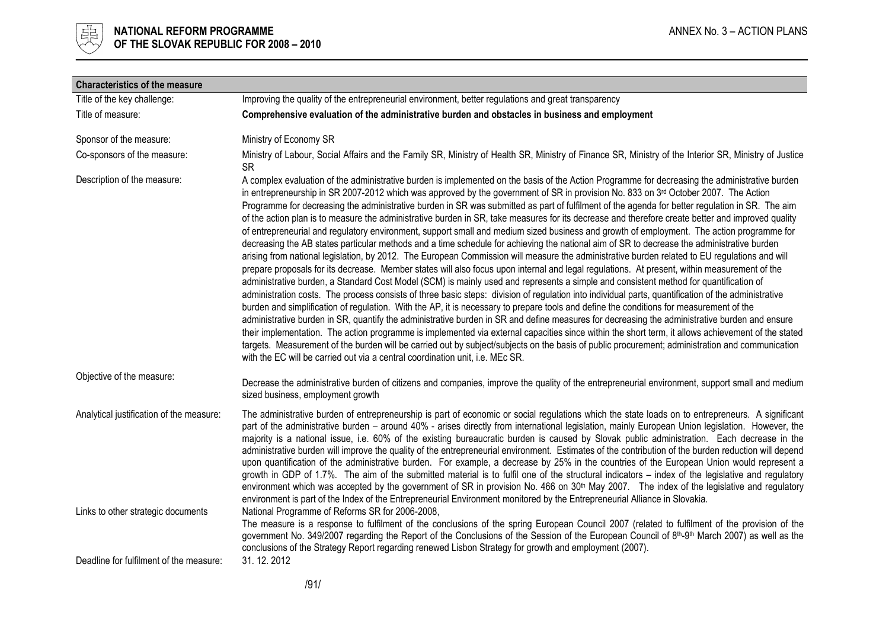| Characteristics of the measure | |
|---|---|
| Title of the key challenge: | Improving the quality of the entrepreneurial environment, better regulations and great transparency |
| Title of measure: | **Comprehensive evaluation of the administrative burden and obstacles in business and employment** |
| Sponsor of the measure: | Ministry of Economy SR |
| Co-sponsors of the measure: | Ministry of Labour, Social Affairs and the Family SR, Ministry of Health SR, Ministry of Finance SR, Ministry of the Interior SR, Ministry of Justice SR |
| Description of the measure: | A complex evaluation of the administrative burden is implemented on the basis of the Action Programme for decreasing the administrative burden in entrepreneurship in SR 2007-2012 which was approved by the government of SR in provision No. 833 on 3rd October 2007. The Action Programme for decreasing the administrative burden in SR was submitted as part of fulfilment of the agenda for better regulation in SR. The aim of the action plan is to measure the administrative burden in SR, take measures for its decrease and therefore create better and improved quality of entrepreneurial and regulatory environment, support small and medium sized business and growth of employment. The action programme for decreasing the AB states particular methods and a time schedule for achieving the national aim of SR to decrease the administrative burden arising from national legislation, by 2012. The European Commission will measure the administrative burden related to EU regulations and will prepare proposals for its decrease. Member states will also focus upon internal and legal regulations. At present, within measurement of the administrative burden, a Standard Cost Model (SCM) is mainly used and represents a simple and consistent method for quantification of administration costs. The process consists of three basic steps: division of regulation into individual parts, quantification of the administrative burden and simplification of regulation. With the AP, it is necessary to prepare tools and define the conditions for measurement of the administrative burden in SR, quantify the administrative burden in SR and define measures for decreasing the administrative burden and ensure their implementation. The action programme is implemented via external capacities since within the short term, it allows achievement of the stated targets. Measurement of the burden will be carried out by subject/subjects on the basis of public procurement; administration and communication with the EC will be carried out via a central coordination unit, i.e. MEc SR. |
| Objective of the measure: | Decrease the administrative burden of citizens and companies, improve the quality of the entrepreneurial environment, support small and medium sized business, employment growth |
| Analytical justification of the measure: | The administrative burden of entrepreneurship is part of economic or social regulations which the state loads on to entrepreneurs. A significant part of the administrative burden – around 40% - arises directly from international legislation, mainly European Union legislation. However, the majority is a national issue, i.e. 60% of the existing bureaucratic burden is caused by Slovak public administration. Each decrease in the administrative burden will improve the quality of the entrepreneurial environment. Estimates of the contribution of the burden reduction will depend upon quantification of the administrative burden. For example, a decrease by 25% in the countries of the European Union would represent a growth in GDP of 1.7%. The aim of the submitted material is to fulfil one of the structural indicators – index of the legislative and regulatory environment which was accepted by the government of SR in provision No. 466 on 30th May 2007. The index of the legislative and regulatory environment is part of the Index of the Entrepreneurial Environment monitored by the Entrepreneurial Alliance in Slovakia. |
| Links to other strategic documents | National Programme of Reforms SR for 2006-2008,<br>The measure is a response to fulfilment of the conclusions of the spring European Council 2007 (related to fulfilment of the provision of the government No. 349/2007 regarding the Report of the Conclusions of the Session of the European Council of 8th-9th March 2007) as well as the conclusions of the Strategy Report regarding renewed Lisbon Strategy for growth and employment (2007). |
| Deadline for fulfilment of the measure: | 31. 12. 2012 |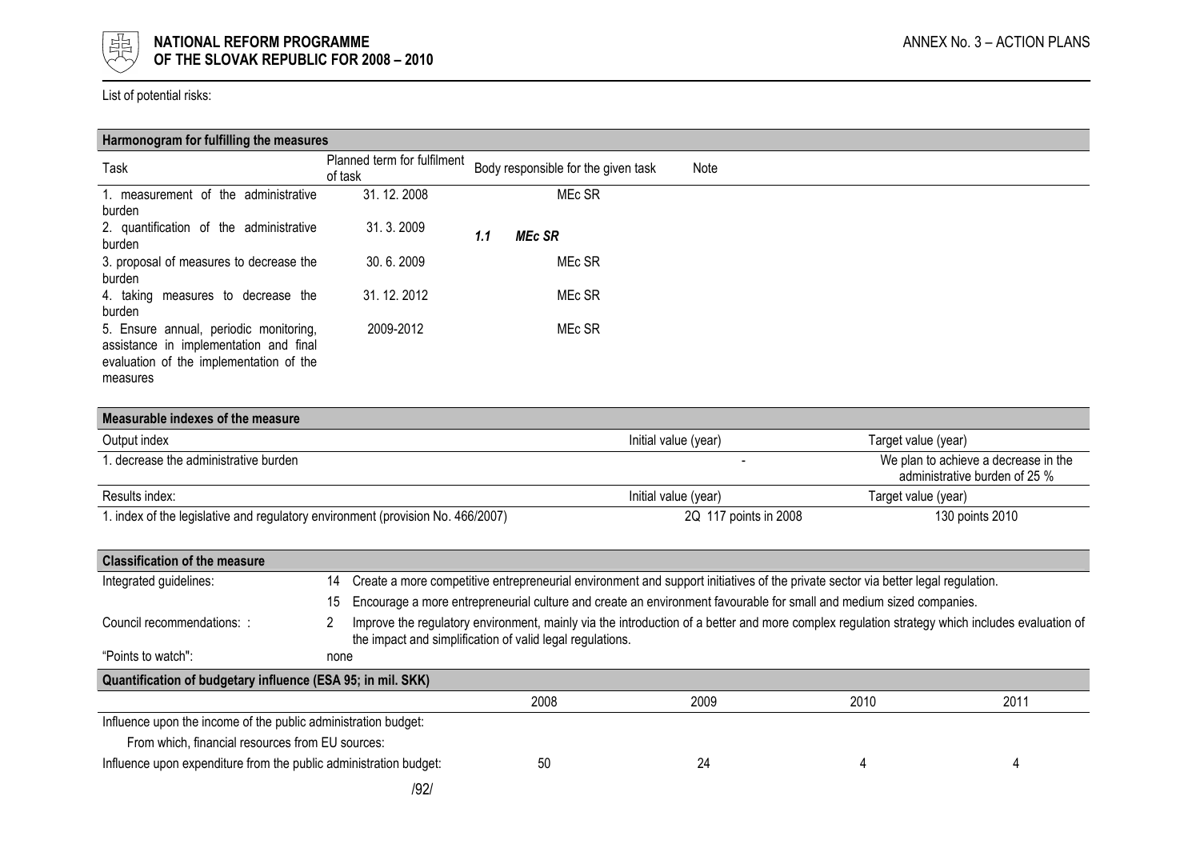List of potential risks:

| Harmonogram for fulfilling the measures | | | |
|---|---|---|---|
| Task | Planned term for fulfilment of task | Body responsible for the given task | Note |
| 1. measurement of the administrative burden | 31. 12. 2008 | MEc SR | |
| 2. quantification of the administrative burden | 31. 3. 2009 | ***1.1 MEc SR*** | |
| 3. proposal of measures to decrease the burden | 30. 6. 2009 | MEc SR | |
| 4. taking measures to decrease the burden | 31. 12. 2012 | MEc SR | |
| 5. Ensure annual, periodic monitoring, assistance in implementation and final evaluation of the implementation of the measures | 2009-2012 | MEc SR | |

| Measurable indexes of the measure | | |
|---|---|---|
| Output index | Initial value (year) | Target value (year) |
| 1. decrease the administrative burden | - | We plan to achieve a decrease in the administrative burden of 25 % |
| Results index: | Initial value (year) | Target value (year) |
| 1. index of the legislative and regulatory environment (provision No. 466/2007) | 2Q 117 points in 2008 | 130 points 2010 |

| Classification of the measure | | |
|---|---|---|
| Integrated guidelines: | 14 | Create a more competitive entrepreneurial environment and support initiatives of the private sector via better legal regulation. |
| | 15 | Encourage a more entrepreneurial culture and create an environment favourable for small and medium sized companies. |
| Council recommendations: : | 2 | Improve the regulatory environment, mainly via the introduction of a better and more complex regulation strategy which includes evaluation of the impact and simplification of valid legal regulations. |
| "Points to watch": | none | |

| Quantification of budgetary influence (ESA 95; in mil. SKK) | 2008 | 2009 | 2010 | 2011 |
|---|---|---|---|---|
| Influence upon the income of the public administration budget: | | | | |
| From which, financial resources from EU sources: | | | | |
| Influence upon expenditure from the public administration budget: | 50 | 24 | 4 | 4 |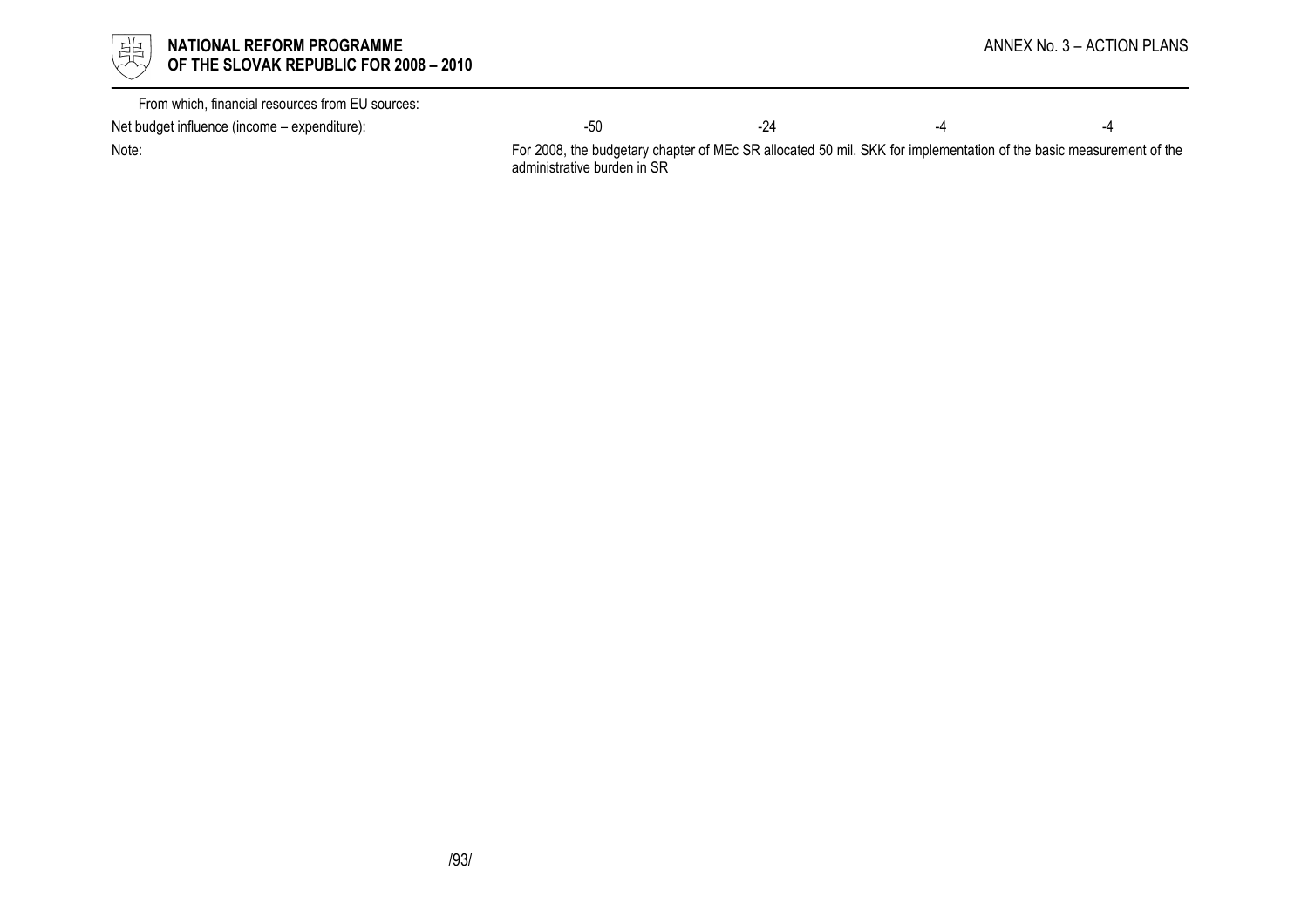| | | | | |
|---|---|---|---|---|
| From which, financial resources from EU sources: | | | | |
| Net budget influence (income – expenditure): | -50 | -24 | -4 | -4 |
| Note: | For 2008, the budgetary chapter of MEc SR allocated 50 mil. SKK for implementation of the basic measurement of the administrative burden in SR | | | |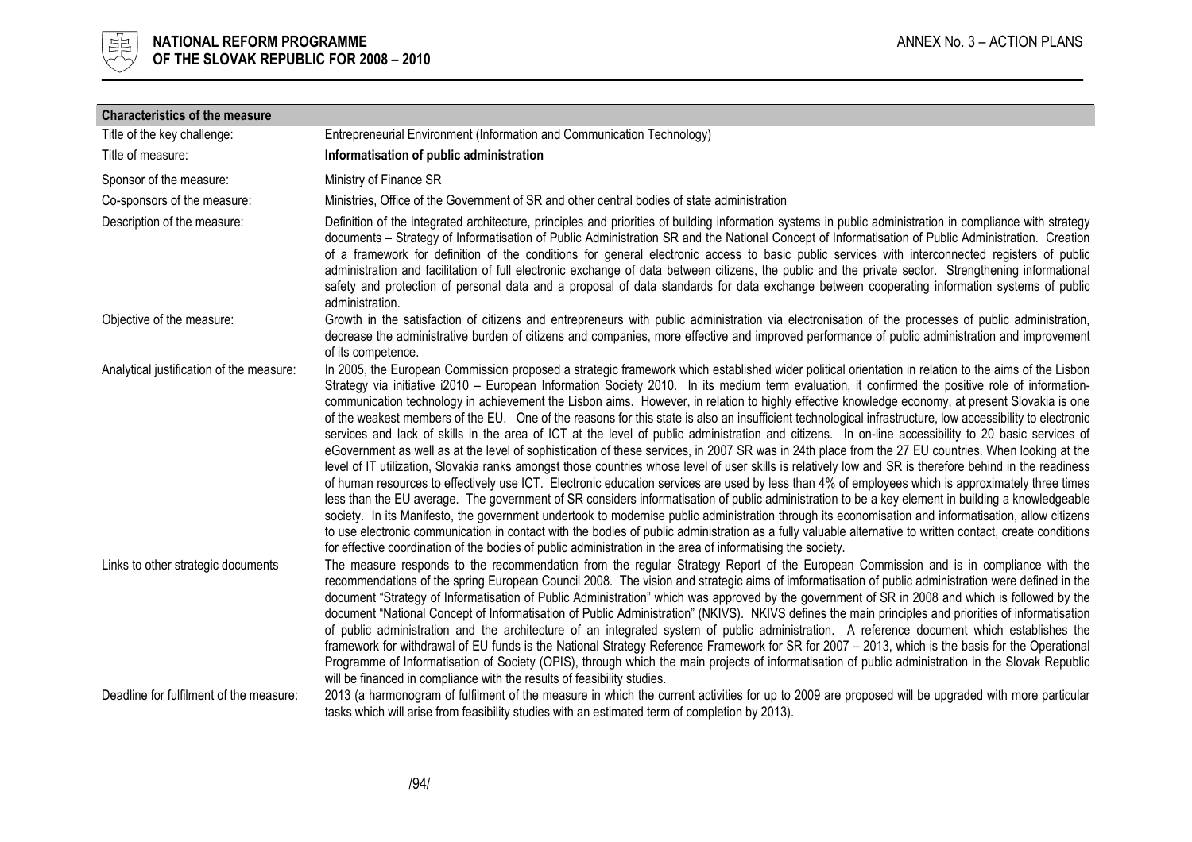| Characteristics of the measure | |
|---|---|
| Title of the key challenge: | Entrepreneurial Environment (Information and Communication Technology) |
| Title of measure: | **Informatisation of public administration** |
| Sponsor of the measure: | Ministry of Finance SR |
| Co-sponsors of the measure: | Ministries, Office of the Government of SR and other central bodies of state administration |
| Description of the measure: | Definition of the integrated architecture, principles and priorities of building information systems in public administration in compliance with strategy documents – Strategy of Informatisation of Public Administration SR and the National Concept of Informatisation of Public Administration. Creation of a framework for definition of the conditions for general electronic access to basic public services with interconnected registers of public administration and facilitation of full electronic exchange of data between citizens, the public and the private sector. Strengthening informational safety and protection of personal data and a proposal of data standards for data exchange between cooperating information systems of public administration. |
| Objective of the measure: | Growth in the satisfaction of citizens and entrepreneurs with public administration via electronisation of the processes of public administration, decrease the administrative burden of citizens and companies, more effective and improved performance of public administration and improvement of its competence. |
| Analytical justification of the measure: | In 2005, the European Commission proposed a strategic framework which established wider political orientation in relation to the aims of the Lisbon Strategy via initiative i2010 – European Information Society 2010. In its medium term evaluation, it confirmed the positive role of information-communication technology in achievement the Lisbon aims. However, in relation to highly effective knowledge economy, at present Slovakia is one of the weakest members of the EU. One of the reasons for this state is also an insufficient technological infrastructure, low accessibility to electronic services and lack of skills in the area of ICT at the level of public administration and citizens. In on-line accessibility to 20 basic services of eGovernment as well as at the level of sophistication of these services, in 2007 SR was in 24th place from the 27 EU countries. When looking at the level of IT utilization, Slovakia ranks amongst those countries whose level of user skills is relatively low and SR is therefore behind in the readiness of human resources to effectively use ICT. Electronic education services are used by less than 4% of employees which is approximately three times less than the EU average. The government of SR considers informatisation of public administration to be a key element in building a knowledgeable society. In its Manifesto, the government undertook to modernise public administration through its economisation and informatisation, allow citizens to use electronic communication in contact with the bodies of public administration as a fully valuable alternative to written contact, create conditions for effective coordination of the bodies of public administration in the area of informatising the society. |
| Links to other strategic documents | The measure responds to the recommendation from the regular Strategy Report of the European Commission and is in compliance with the recommendations of the spring European Council 2008. The vision and strategic aims of imformatisation of public administration were defined in the document "Strategy of Informatisation of Public Administration" which was approved by the government of SR in 2008 and which is followed by the document "National Concept of Informatisation of Public Administration" (NKIVS). NKIVS defines the main principles and priorities of informatisation of public administration and the architecture of an integrated system of public administration. A reference document which establishes the framework for withdrawal of EU funds is the National Strategy Reference Framework for SR for 2007 – 2013, which is the basis for the Operational Programme of Informatisation of Society (OPIS), through which the main projects of informatisation of public administration in the Slovak Republic will be financed in compliance with the results of feasibility studies. |
| Deadline for fulfilment of the measure: | 2013 (a harmonogram of fulfilment of the measure in which the current activities for up to 2009 are proposed will be upgraded with more particular tasks which will arise from feasibility studies with an estimated term of completion by 2013). |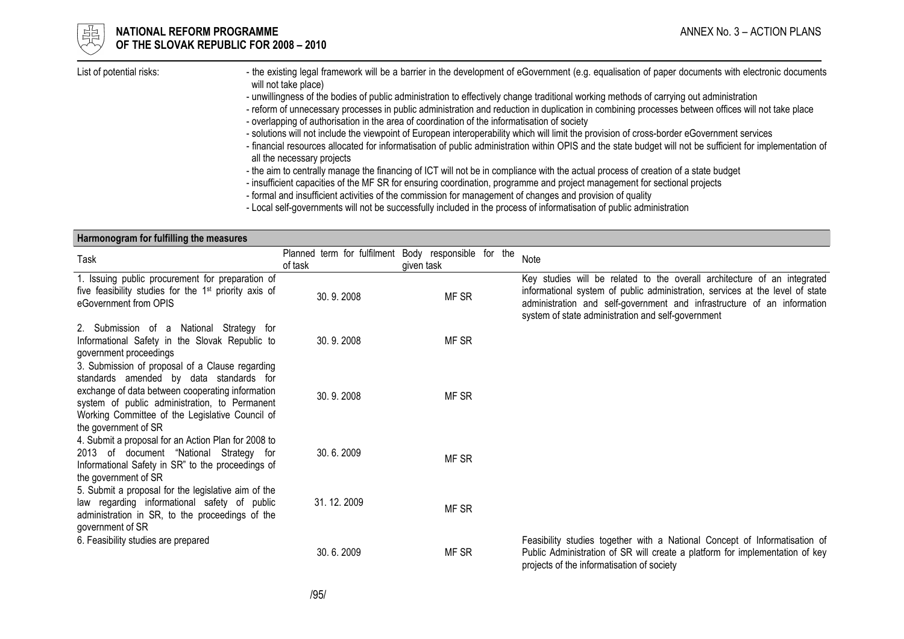List of potential risks:

- the existing legal framework will be a barrier in the development of eGovernment (e.g. equalisation of paper documents with electronic documents will not take place)
- unwillingness of the bodies of public administration to effectively change traditional working methods of carrying out administration
- reform of unnecessary processes in public administration and reduction in duplication in combining processes between offices will not take place
- overlapping of authorisation in the area of coordination of the informatisation of society
- solutions will not include the viewpoint of European interoperability which will limit the provision of cross-border eGovernment services
- financial resources allocated for informatisation of public administration within OPIS and the state budget will not be sufficient for implementation of all the necessary projects
- the aim to centrally manage the financing of ICT will not be in compliance with the actual process of creation of a state budget
- insufficient capacities of the MF SR for ensuring coordination, programme and project management for sectional projects
- formal and insufficient activities of the commission for management of changes and provision of quality
- Local self-governments will not be successfully included in the process of informatisation of public administration

**Harmonogram for fulfilling the measures**

| Task | Planned term for fulfilment of task | Body responsible for the given task | Note |
|---|---|---|---|
| 1. Issuing public procurement for preparation of five feasibility studies for the 1st priority axis of eGovernment from OPIS | 30. 9. 2008 | MF SR | Key studies will be related to the overall architecture of an integrated informational system of public administration, services at the level of state administration and self-government and infrastructure of an information system of state administration and self-government |
| 2. Submission of a National Strategy for Informational Safety in the Slovak Republic to government proceedings | 30. 9. 2008 | MF SR | |
| 3. Submission of proposal of a Clause regarding standards amended by data standards for exchange of data between cooperating information system of public administration, to Permanent Working Committee of the Legislative Council of the government of SR | 30. 9. 2008 | MF SR | |
| 4. Submit a proposal for an Action Plan for 2008 to 2013 of document "National Strategy for Informational Safety in SR" to the proceedings of the government of SR | 30. 6. 2009 | MF SR | |
| 5. Submit a proposal for the legislative aim of the law regarding informational safety of public administration in SR, to the proceedings of the government of SR | 31. 12. 2009 | MF SR | |
| 6. Feasibility studies are prepared | 30. 6. 2009 | MF SR | Feasibility studies together with a National Concept of Informatisation of Public Administration of SR will create a platform for implementation of key projects of the informatisation of society |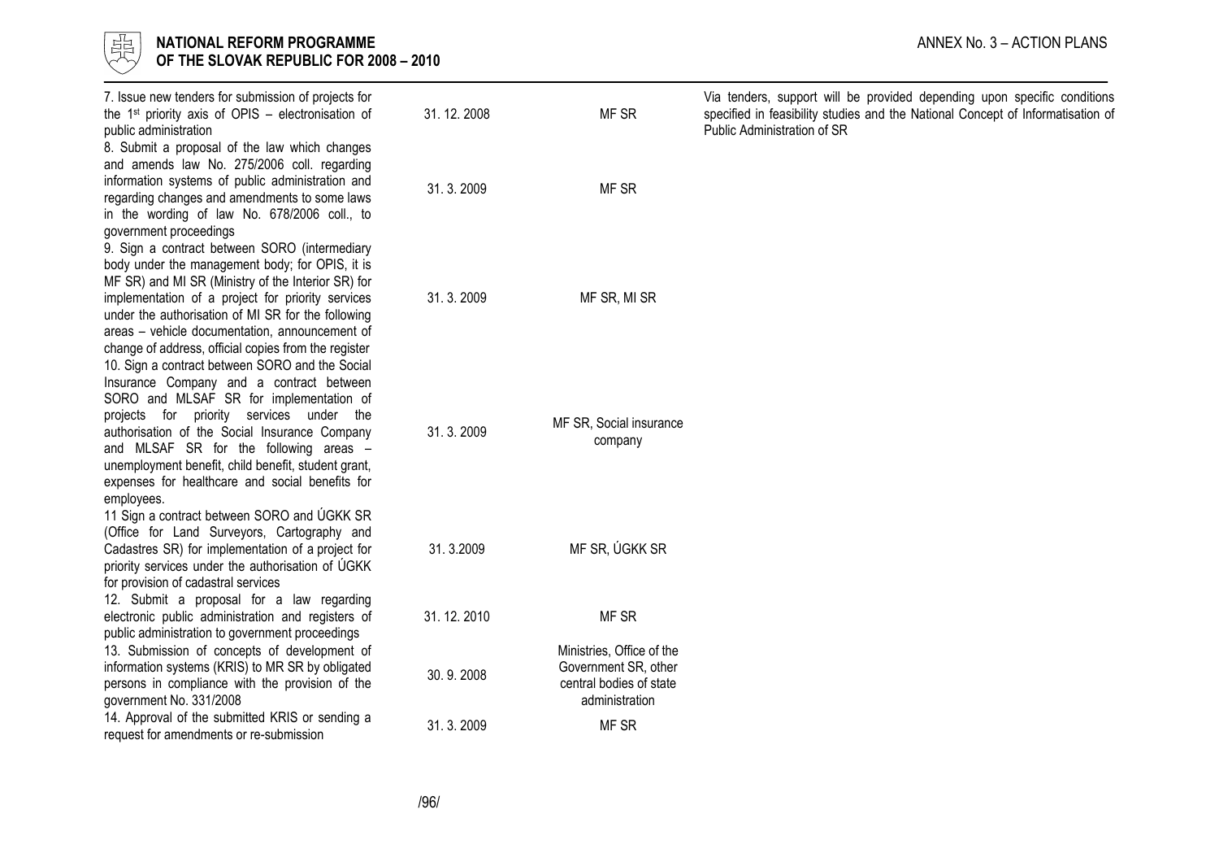| | | | |
|---|---|---|---|
| 7. Issue new tenders for submission of projects for the 1st priority axis of OPIS – electronisation of public administration | 31. 12. 2008 | MF SR | Via tenders, support will be provided depending upon specific conditions specified in feasibility studies and the National Concept of Informatisation of Public Administration of SR |
| 8. Submit a proposal of the law which changes and amends law No. 275/2006 coll. regarding information systems of public administration and regarding changes and amendments to some laws in the wording of law No. 678/2006 coll., to government proceedings | 31. 3. 2009 | MF SR | |
| 9. Sign a contract between SORO (intermediary body under the management body; for OPIS, it is MF SR) and MI SR (Ministry of the Interior SR) for implementation of a project for priority services under the authorisation of MI SR for the following areas – vehicle documentation, announcement of change of address, official copies from the register | 31. 3. 2009 | MF SR, MI SR | |
| 10. Sign a contract between SORO and the Social Insurance Company and a contract between SORO and MLSAF SR for implementation of projects for priority services under the authorisation of the Social Insurance Company and MLSAF SR for the following areas – unemployment benefit, child benefit, student grant, expenses for healthcare and social benefits for employees. | 31. 3. 2009 | MF SR, Social insurance company | |
| 11 Sign a contract between SORO and ÚGKK SR (Office for Land Surveyors, Cartography and Cadastres SR) for implementation of a project for priority services under the authorisation of ÚGKK for provision of cadastral services | 31. 3.2009 | MF SR, ÚGKK SR | |
| 12. Submit a proposal for a law regarding electronic public administration and registers of public administration to government proceedings | 31. 12. 2010 | MF SR | |
| 13. Submission of concepts of development of information systems (KRIS) to MR SR by obligated persons in compliance with the provision of the government No. 331/2008 | 30. 9. 2008 | Ministries, Office of the Government SR, other central bodies of state administration | |
| 14. Approval of the submitted KRIS or sending a request for amendments or re-submission | 31. 3. 2009 | MF SR | |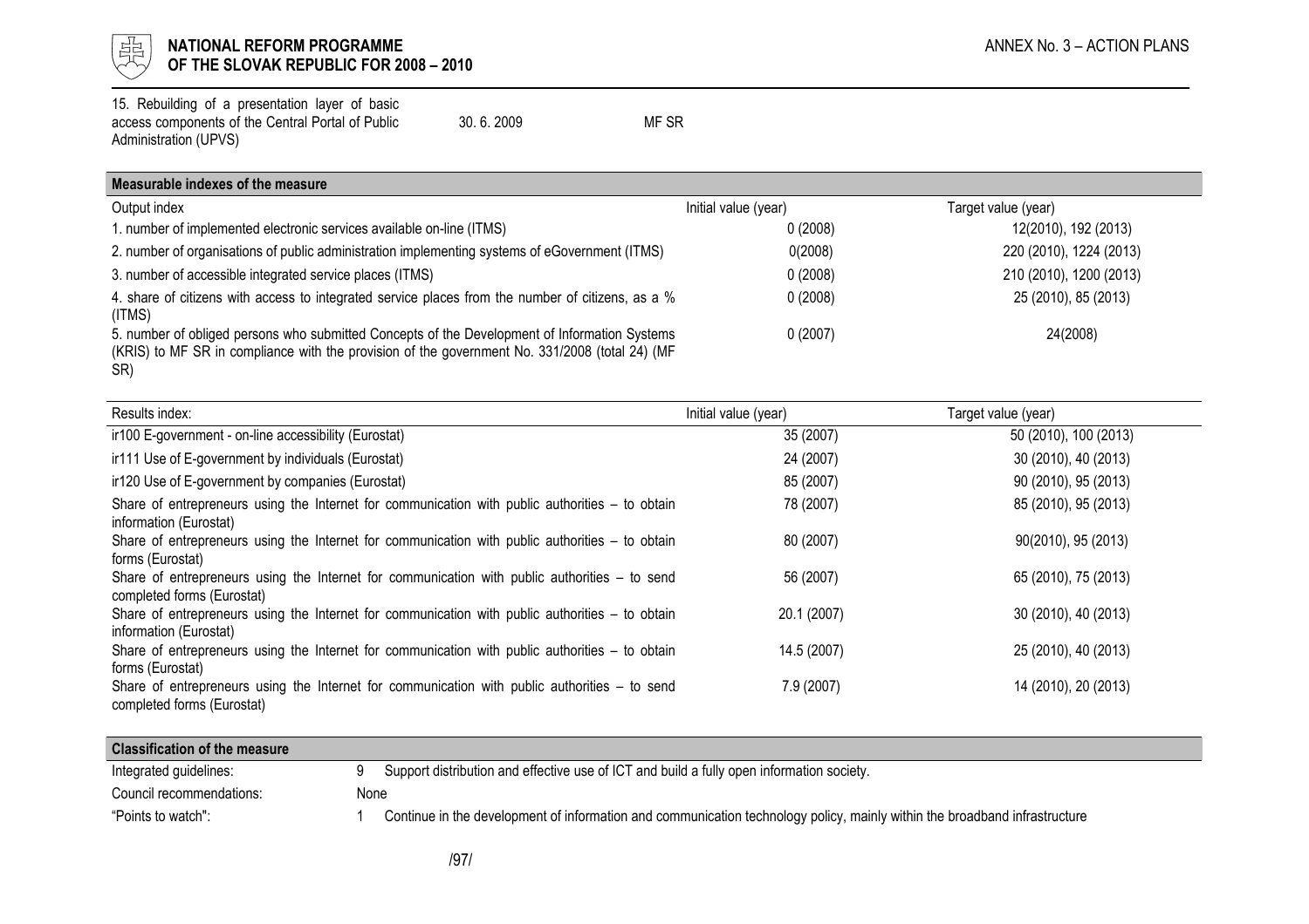| | | |
|---|---|---|
| 15. Rebuilding of a presentation layer of basic access components of the Central Portal of Public Administration (UPVS) | 30. 6. 2009 | MF SR |

| **Measurable indexes of the measure** | | |
|---|---|---|
| Output index | Initial value (year) | Target value (year) |
| 1. number of implemented electronic services available on-line (ITMS) | 0 (2008) | 12(2010), 192 (2013) |
| 2. number of organisations of public administration implementing systems of eGovernment (ITMS) | 0(2008) | 220 (2010), 1224 (2013) |
| 3. number of accessible integrated service places (ITMS) | 0 (2008) | 210 (2010), 1200 (2013) |
| 4. share of citizens with access to integrated service places from the number of citizens, as a % (ITMS) | 0 (2008) | 25 (2010), 85 (2013) |
| 5. number of obliged persons who submitted Concepts of the Development of Information Systems (KRIS) to MF SR in compliance with the provision of the government No. 331/2008 (total 24) (MF SR) | 0 (2007) | 24(2008) |

| Results index: | Initial value (year) | Target value (year) |
|---|---|---|
| ir100 E-government - on-line accessibility (Eurostat) | 35 (2007) | 50 (2010), 100 (2013) |
| ir111 Use of E-government by individuals (Eurostat) | 24 (2007) | 30 (2010), 40 (2013) |
| ir120 Use of E-government by companies (Eurostat) | 85 (2007) | 90 (2010), 95 (2013) |
| Share of entrepreneurs using the Internet for communication with public authorities – to obtain information (Eurostat) | 78 (2007) | 85 (2010), 95 (2013) |
| Share of entrepreneurs using the Internet for communication with public authorities – to obtain forms (Eurostat) | 80 (2007) | 90(2010), 95 (2013) |
| Share of entrepreneurs using the Internet for communication with public authorities – to send completed forms (Eurostat) | 56 (2007) | 65 (2010), 75 (2013) |
| Share of entrepreneurs using the Internet for communication with public authorities – to obtain information (Eurostat) | 20.1 (2007) | 30 (2010), 40 (2013) |
| Share of entrepreneurs using the Internet for communication with public authorities – to obtain forms (Eurostat) | 14.5 (2007) | 25 (2010), 40 (2013) |
| Share of entrepreneurs using the Internet for communication with public authorities – to send completed forms (Eurostat) | 7.9 (2007) | 14 (2010), 20 (2013) |

| **Classification of the measure** | | |
|---|---|---|
| Integrated guidelines: | 9 | Support distribution and effective use of ICT and build a fully open information society. |
| Council recommendations: | None | |
| "Points to watch": | 1 | Continue in the development of information and communication technology policy, mainly within the broadband infrastructure |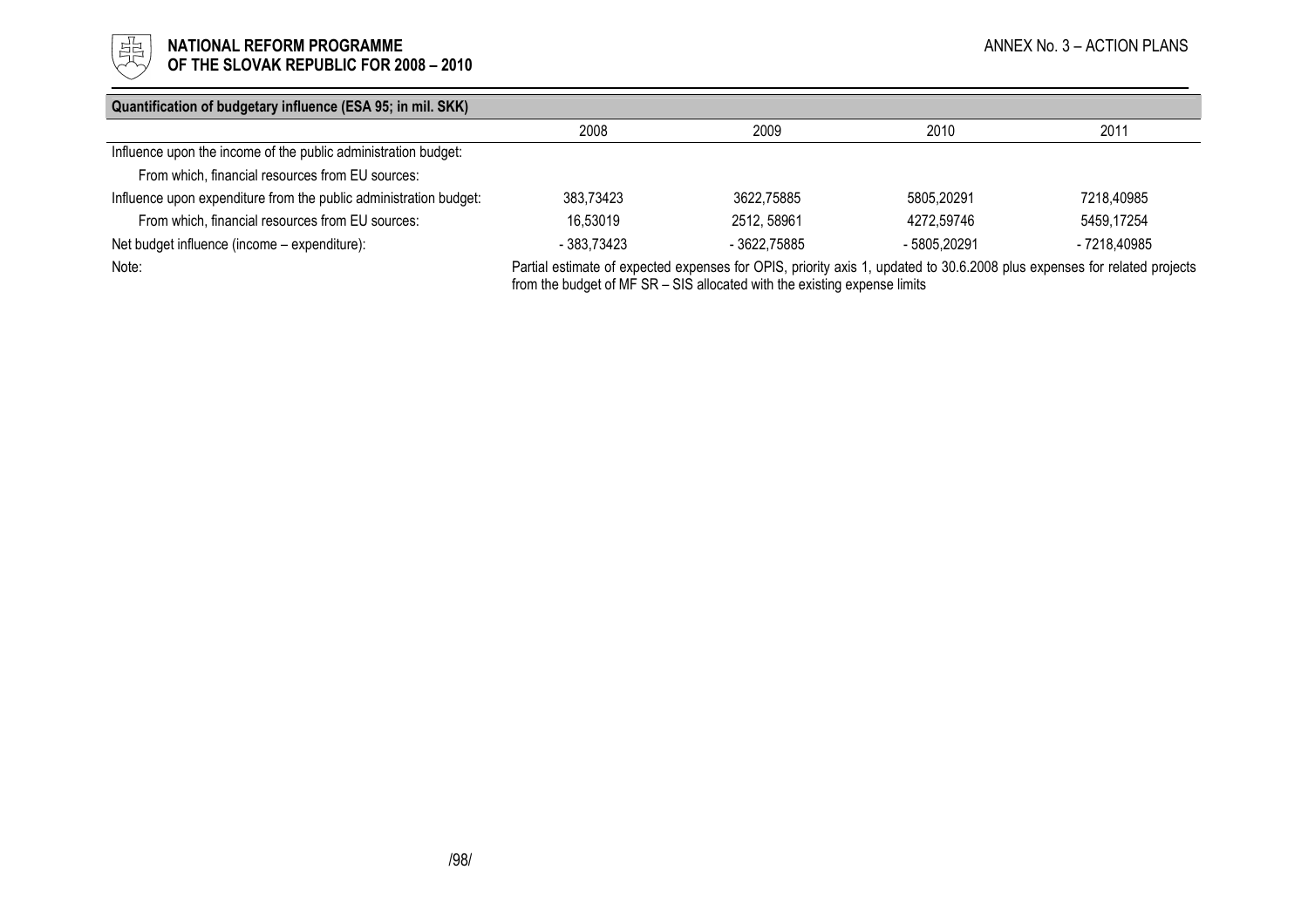| Quantification of budgetary influence (ESA 95; in mil. SKK) | | | | |
|---|---|---|---|---|
| | 2008 | 2009 | 2010 | 2011 |
| Influence upon the income of the public administration budget: | | | | |
| From which, financial resources from EU sources: | | | | |
| Influence upon expenditure from the public administration budget: | 383,73423 | 3622,75885 | 5805,20291 | 7218,40985 |
| From which, financial resources from EU sources: | 16,53019 | 2512, 58961 | 4272,59746 | 5459,17254 |
| Net budget influence (income – expenditure): | - 383,73423 | - 3622,75885 | - 5805,20291 | - 7218,40985 |
| Note: | Partial estimate of expected expenses for OPIS, priority axis 1, updated to 30.6.2008 plus expenses for related projects from the budget of MF SR – SIS allocated with the existing expense limits | | | |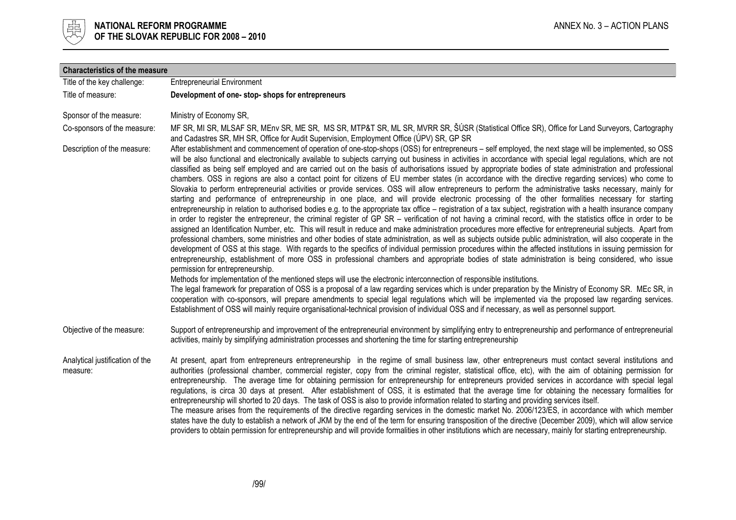| Characteristics of the measure | |
|---|---|
| Title of the key challenge: | Entrepreneurial Environment |
| Title of measure: | **Development of one- stop- shops for entrepreneurs** |
| Sponsor of the measure: | Ministry of Economy SR, |
| Co-sponsors of the measure: | MF SR, MI SR, MLSAF SR, MEnv SR, ME SR, MS SR, MTP&T SR, ML SR, MVRR SR, ŠÚSR (Statistical Office SR), Office for Land Surveyors, Cartography and Cadastres SR, MH SR, Office for Audit Supervision, Employment Office (ÚPV) SR, GP SR |
| Description of the measure: | After establishment and commencement of operation of one-stop-shops (OSS) for entrepreneurs – self employed, the next stage will be implemented, so OSS will be also functional and electronically available to subjects carrying out business in activities in accordance with special legal regulations, which are not classified as being self employed and are carried out on the basis of authorisations issued by appropriate bodies of state administration and professional chambers. OSS in regions are also a contact point for citizens of EU member states (in accordance with the directive regarding services) who come to Slovakia to perform entrepreneurial activities or provide services. OSS will allow entrepreneurs to perform the administrative tasks necessary, mainly for starting and performance of entrepreneurship in one place, and will provide electronic processing of the other formalities necessary for starting entrepreneurship in relation to authorised bodies e.g. to the appropriate tax office – registration of a tax subject, registration with a health insurance company in order to register the entrepreneur, the criminal register of GP SR – verification of not having a criminal record, with the statistics office in order to be assigned an Identification Number, etc. This will result in reduce and make administration procedures more effective for entrepreneurial subjects. Apart from professional chambers, some ministries and other bodies of state administration, as well as subjects outside public administration, will also cooperate in the development of OSS at this stage. With regards to the specifics of individual permission procedures within the affected institutions in issuing permission for entrepreneurship, establishment of more OSS in professional chambers and appropriate bodies of state administration is being considered, who issue permission for entrepreneurship.<br>Methods for implementation of the mentioned steps will use the electronic interconnection of responsible institutions.<br>The legal framework for preparation of OSS is a proposal of a law regarding services which is under preparation by the Ministry of Economy SR. MEc SR, in cooperation with co-sponsors, will prepare amendments to special legal regulations which will be implemented via the proposed law regarding services. Establishment of OSS will mainly require organisational-technical provision of individual OSS and if necessary, as well as personnel support. |
| Objective of the measure: | Support of entrepreneurship and improvement of the entrepreneurial environment by simplifying entry to entrepreneurship and performance of entrepreneurial activities, mainly by simplifying administration processes and shortening the time for starting entrepreneurship |
| Analytical justification of the measure: | At present, apart from entrepreneurs entrepreneurship in the regime of small business law, other entrepreneurs must contact several institutions and authorities (professional chamber, commercial register, copy from the criminal register, statistical office, etc), with the aim of obtaining permission for entrepreneurship. The average time for obtaining permission for entrepreneurship for entrepreneurs provided services in accordance with special legal regulations, is circa 30 days at present. After establishment of OSS, it is estimated that the average time for obtaining the necessary formalities for entrepreneurship will shorted to 20 days. The task of OSS is also to provide information related to starting and providing services itself.<br>The measure arises from the requirements of the directive regarding services in the domestic market No. 2006/123/ES, in accordance with which member states have the duty to establish a network of JKM by the end of the term for ensuring transposition of the directive (December 2009), which will allow service providers to obtain permission for entrepreneurship and will provide formalities in other institutions which are necessary, mainly for starting entrepreneurship. |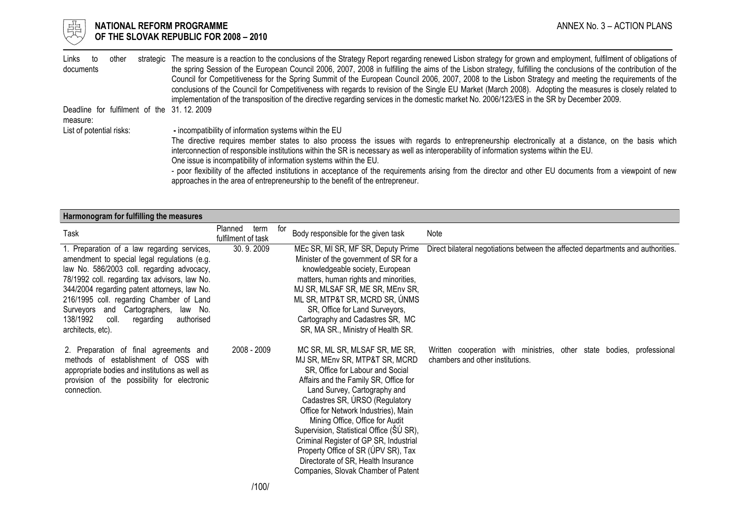| | |
|---|---|
| Links to other strategic documents | The measure is a reaction to the conclusions of the Strategy Report regarding renewed Lisbon strategy for grown and employment, fulfilment of obligations of the spring Session of the European Council 2006, 2007, 2008 in fulfilling the aims of the Lisbon strategy, fulfilling the conclusions of the contribution of the Council for Competitiveness for the Spring Summit of the European Council 2006, 2007, 2008 to the Lisbon Strategy and meeting the requirements of the conclusions of the Council for Competitiveness with regards to revision of the Single EU Market (March 2008). Adopting the measures is closely related to implementation of the transposition of the directive regarding services in the domestic market No. 2006/123/ES in the SR by December 2009. |
| Deadline for fulfilment of the measure: | 31. 12. 2009 |
| List of potential risks: | - incompatibility of information systems within the EU<br>The directive requires member states to also process the issues with regards to entrepreneurship electronically at a distance, on the basis which interconnection of responsible institutions within the SR is necessary as well as interoperability of information systems within the EU.<br>One issue is incompatibility of information systems within the EU.<br>- poor flexibility of the affected institutions in acceptance of the requirements arising from the director and other EU documents from a viewpoint of new approaches in the area of entrepreneurship to the benefit of the entrepreneur. |

**Harmonogram for fulfilling the measures**

| Task | Planned term for fulfilment of task | Body responsible for the given task | Note |
|---|---|---|---|
| 1. Preparation of a law regarding services, amendment to special legal regulations (e.g. law No. 586/2003 coll. regarding advocacy, 78/1992 coll. regarding tax advisors, law No. 344/2004 regarding patent attorneys, law No. 216/1995 coll. regarding Chamber of Land Surveyors and Cartographers, law No. 138/1992 coll. regarding authorised architects, etc). | 30. 9. 2009 | MEc SR, MI SR, MF SR, Deputy Prime Minister of the government of SR for a knowledgeable society, European matters, human rights and minorities, MJ SR, MLSAF SR, ME SR, MEnv SR, ML SR, MTP&T SR, MCRD SR, ÚNMS SR, Office for Land Surveyors, Cartography and Cadastres SR, MC SR, MA SR., Ministry of Health SR. | Direct bilateral negotiations between the affected departments and authorities. |
| 2. Preparation of final agreements and methods of establishment of OSS with appropriate bodies and institutions as well as provision of the possibility for electronic connection. | 2008 - 2009 | MC SR, ML SR, MLSAF SR, ME SR, MJ SR, MEnv SR, MTP&T SR, MCRD SR, Office for Labour and Social Affairs and the Family SR, Office for Land Survey, Cartography and Cadastres SR, ÚRSO (Regulatory Office for Network Industries), Main Mining Office, Office for Audit Supervision, Statistical Office (ŠÚ SR), Criminal Register of GP SR, Industrial Property Office of SR (ÚPV SR), Tax Directorate of SR, Health Insurance Companies, Slovak Chamber of Patent | Written cooperation with ministries, other state bodies, professional chambers and other institutions. |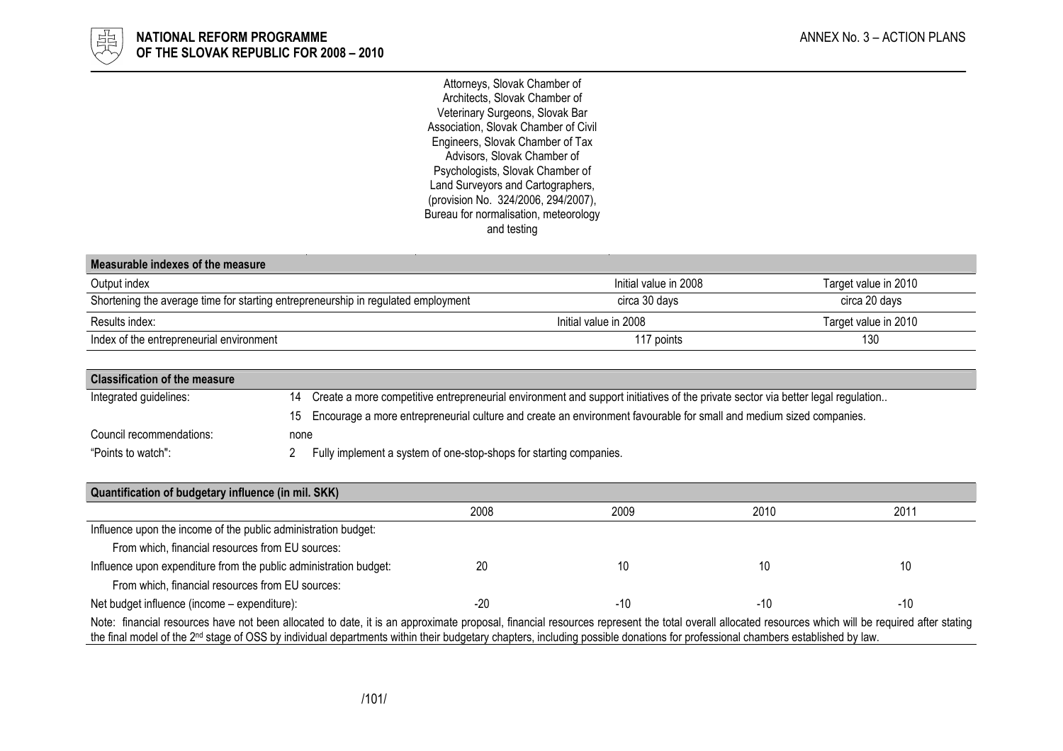Attorneys, Slovak Chamber of Architects, Slovak Chamber of Veterinary Surgeons, Slovak Bar Association, Slovak Chamber of Civil Engineers, Slovak Chamber of Tax Advisors, Slovak Chamber of Psychologists, Slovak Chamber of Land Surveyors and Cartographers, (provision No. 324/2006, 294/2007), Bureau for normalisation, meteorology and testing

| **Measurable indexes of the measure** | | |
|---|---|---|
| Output index | Initial value in 2008 | Target value in 2010 |
| Shortening the average time for starting entrepreneurship in regulated employment | circa 30 days | circa 20 days |
| Results index: | Initial value in 2008 | Target value in 2010 |
| Index of the entrepreneurial environment | 117 points | 130 |

| **Classification of the measure** | | |
|---|---|---|
| Integrated guidelines: | 14 | Create a more competitive entrepreneurial environment and support initiatives of the private sector via better legal regulation.. |
| | 15 | Encourage a more entrepreneurial culture and create an environment favourable for small and medium sized companies. |
| Council recommendations: | none | |
| "Points to watch": | 2 | Fully implement a system of one-stop-shops for starting companies. |

| **Quantification of budgetary influence (in mil. SKK)** | | | | |
|---|---|---|---|---|
| | 2008 | 2009 | 2010 | 2011 |
| Influence upon the income of the public administration budget: | | | | |
| From which, financial resources from EU sources: | | | | |
| Influence upon expenditure from the public administration budget: | 20 | 10 | 10 | 10 |
| From which, financial resources from EU sources: | | | | |
| Net budget influence (income – expenditure): | -20 | -10 | -10 | -10 |

Note: financial resources have not been allocated to date, it is an approximate proposal, financial resources represent the total overall allocated resources which will be required after stating the final model of the 2nd stage of OSS by individual departments within their budgetary chapters, including possible donations for professional chambers established by law.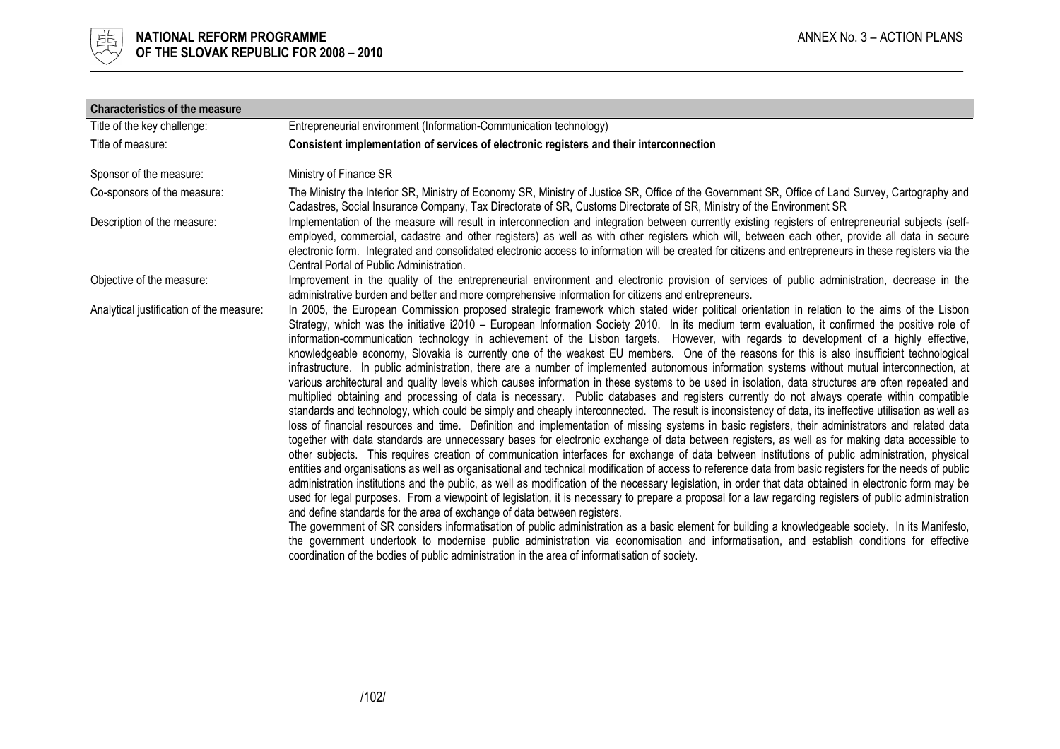| Characteristics of the measure | |
|---|---|
| Title of the key challenge: | Entrepreneurial environment (Information-Communication technology) |
| Title of measure: | **Consistent implementation of services of electronic registers and their interconnection** |
| Sponsor of the measure: | Ministry of Finance SR |
| Co-sponsors of the measure: | The Ministry the Interior SR, Ministry of Economy SR, Ministry of Justice SR, Office of the Government SR, Office of Land Survey, Cartography and Cadastres, Social Insurance Company, Tax Directorate of SR, Customs Directorate of SR, Ministry of the Environment SR |
| Description of the measure: | Implementation of the measure will result in interconnection and integration between currently existing registers of entrepreneurial subjects (self-employed, commercial, cadastre and other registers) as well as with other registers which will, between each other, provide all data in secure electronic form. Integrated and consolidated electronic access to information will be created for citizens and entrepreneurs in these registers via the Central Portal of Public Administration. |
| Objective of the measure: | Improvement in the quality of the entrepreneurial environment and electronic provision of services of public administration, decrease in the administrative burden and better and more comprehensive information for citizens and entrepreneurs. |
| Analytical justification of the measure: | In 2005, the European Commission proposed strategic framework which stated wider political orientation in relation to the aims of the Lisbon Strategy, which was the initiative i2010 – European Information Society 2010. In its medium term evaluation, it confirmed the positive role of information-communication technology in achievement of the Lisbon targets. However, with regards to development of a highly effective, knowledgeable economy, Slovakia is currently one of the weakest EU members. One of the reasons for this is also insufficient technological infrastructure. In public administration, there are a number of implemented autonomous information systems without mutual interconnection, at various architectural and quality levels which causes information in these systems to be used in isolation, data structures are often repeated and multiplied obtaining and processing of data is necessary. Public databases and registers currently do not always operate within compatible standards and technology, which could be simply and cheaply interconnected. The result is inconsistency of data, its ineffective utilisation as well as loss of financial resources and time. Definition and implementation of missing systems in basic registers, their administrators and related data together with data standards are unnecessary bases for electronic exchange of data between registers, as well as for making data accessible to other subjects. This requires creation of communication interfaces for exchange of data between institutions of public administration, physical entities and organisations as well as organisational and technical modification of access to reference data from basic registers for the needs of public administration institutions and the public, as well as modification of the necessary legislation, in order that data obtained in electronic form may be used for legal purposes. From a viewpoint of legislation, it is necessary to prepare a proposal for a law regarding registers of public administration and define standards for the area of exchange of data between registers.<br>The government of SR considers informatisation of public administration as a basic element for building a knowledgeable society. In its Manifesto, the government undertook to modernise public administration via economisation and informatisation, and establish conditions for effective coordination of the bodies of public administration in the area of informatisation of society. |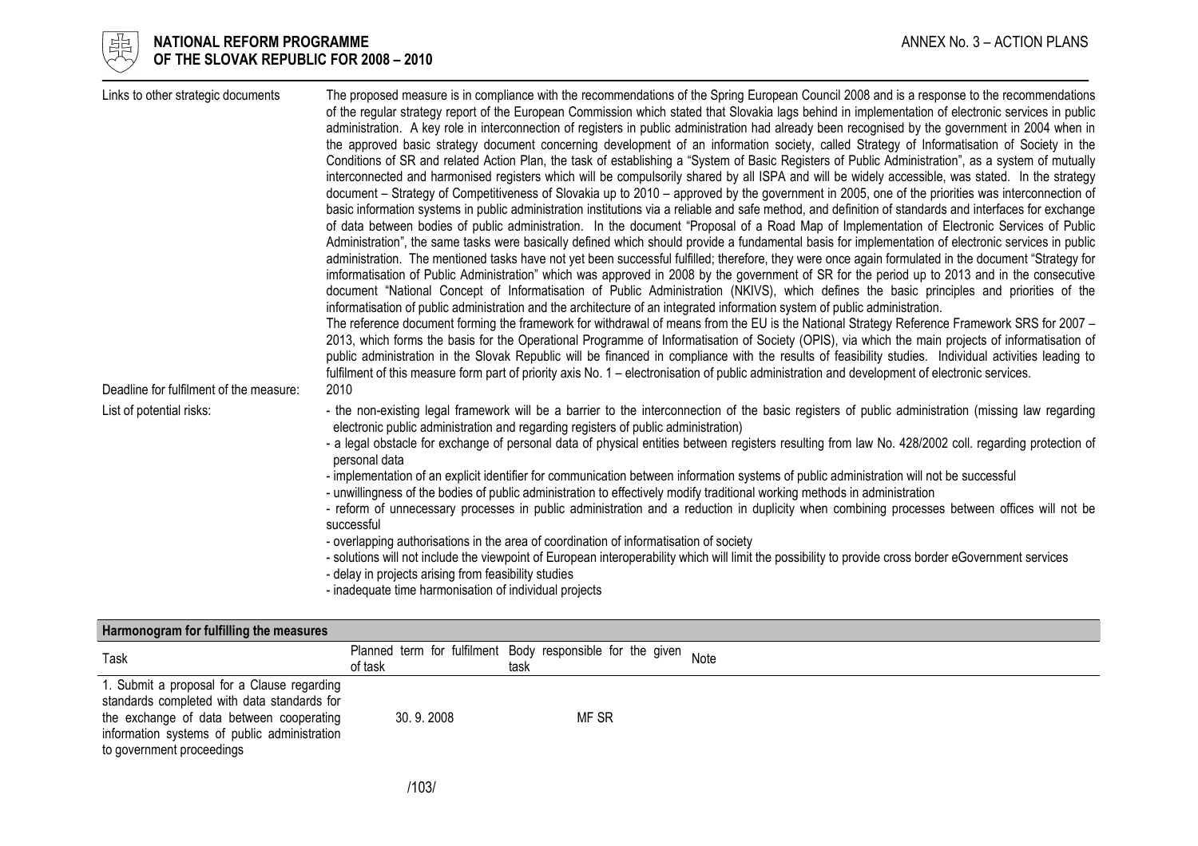| | |
|---|---|
| Links to other strategic documents | The proposed measure is in compliance with the recommendations of the Spring European Council 2008 and is a response to the recommendations of the regular strategy report of the European Commission which stated that Slovakia lags behind in implementation of electronic services in public administration. A key role in interconnection of registers in public administration had already been recognised by the government in 2004 when in the approved basic strategy document concerning development of an information society, called Strategy of Informatisation of Society in the Conditions of SR and related Action Plan, the task of establishing a "System of Basic Registers of Public Administration", as a system of mutually interconnected and harmonised registers which will be compulsorily shared by all ISPA and will be widely accessible, was stated. In the strategy document – Strategy of Competitiveness of Slovakia up to 2010 – approved by the government in 2005, one of the priorities was interconnection of basic information systems in public administration institutions via a reliable and safe method, and definition of standards and interfaces for exchange of data between bodies of public administration. In the document "Proposal of a Road Map of Implementation of Electronic Services of Public Administration", the same tasks were basically defined which should provide a fundamental basis for implementation of electronic services in public administration. The mentioned tasks have not yet been successful fulfilled; therefore, they were once again formulated in the document "Strategy for imformatisation of Public Administration" which was approved in 2008 by the government of SR for the period up to 2013 and in the consecutive document "National Concept of Informatisation of Public Administration (NKIVS), which defines the basic principles and priorities of the informatisation of public administration and the architecture of an integrated information system of public administration.<br>The reference document forming the framework for withdrawal of means from the EU is the National Strategy Reference Framework SRS for 2007 – 2013, which forms the basis for the Operational Programme of Informatisation of Society (OPIS), via which the main projects of informatisation of public administration in the Slovak Republic will be financed in compliance with the results of feasibility studies. Individual activities leading to fulfilment of this measure form part of priority axis No. 1 – electronisation of public administration and development of electronic services. |
| Deadline for fulfilment of the measure: | 2010 |
| List of potential risks: | - the non-existing legal framework will be a barrier to the interconnection of the basic registers of public administration (missing law regarding electronic public administration and regarding registers of public administration)<br>- a legal obstacle for exchange of personal data of physical entities between registers resulting from law No. 428/2002 coll. regarding protection of personal data<br>- implementation of an explicit identifier for communication between information systems of public administration will not be successful<br>- unwillingness of the bodies of public administration to effectively modify traditional working methods in administration<br>- reform of unnecessary processes in public administration and a reduction in duplicity when combining processes between offices will not be successful<br>- overlapping authorisations in the area of coordination of informatisation of society<br>- solutions will not include the viewpoint of European interoperability which will limit the possibility to provide cross border eGovernment services<br>- delay in projects arising from feasibility studies<br>- inadequate time harmonisation of individual projects |

**Harmonogram for fulfilling the measures**

| Task | Planned term for fulfilment of task | Body responsible for the given task | Note |
|---|---|---|---|
| 1. Submit a proposal for a Clause regarding standards completed with data standards for the exchange of data between cooperating information systems of public administration to government proceedings | 30. 9. 2008 | MF SR | |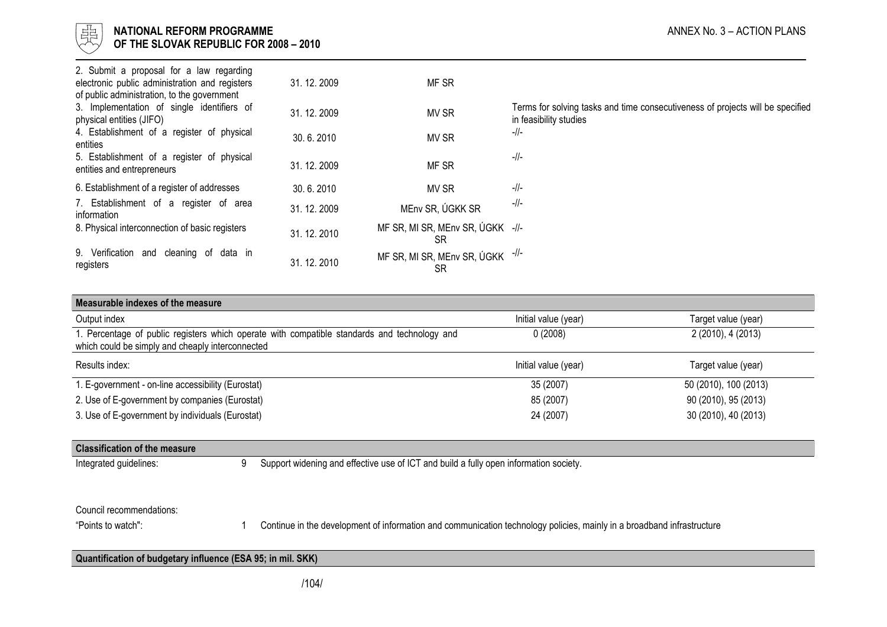| | | | |
|---|---|---|---|
| 2. Submit a proposal for a law regarding electronic public administration and registers of public administration, to the government | 31. 12. 2009 | MF SR | |
| 3. Implementation of single identifiers of physical entities (JIFO) | 31. 12. 2009 | MV SR | Terms for solving tasks and time consecutiveness of projects will be specified in feasibility studies |
| 4. Establishment of a register of physical entities | 30. 6. 2010 | MV SR | -//- |
| 5. Establishment of a register of physical entities and entrepreneurs | 31. 12. 2009 | MF SR | -//- |
| 6. Establishment of a register of addresses | 30. 6. 2010 | MV SR | -//- |
| 7. Establishment of a register of area information | 31. 12. 2009 | MEnv SR, ÚGKK SR | -//- |
| 8. Physical interconnection of basic registers | 31. 12. 2010 | MF SR, MI SR, MEnv SR, ÚGKK SR | -//- |
| 9. Verification and cleaning of data in registers | 31. 12. 2010 | MF SR, MI SR, MEnv SR, ÚGKK SR | -//- |

| **Measurable indexes of the measure** | | |
|---|---|---|
| Output index | Initial value (year) | Target value (year) |
| 1. Percentage of public registers which operate with compatible standards and technology and which could be simply and cheaply interconnected | 0 (2008) | 2 (2010), 4 (2013) |
| Results index: | Initial value (year) | Target value (year) |
| 1. E-government - on-line accessibility (Eurostat) | 35 (2007) | 50 (2010), 100 (2013) |
| 2. Use of E-government by companies (Eurostat) | 85 (2007) | 90 (2010), 95 (2013) |
| 3. Use of E-government by individuals (Eurostat) | 24 (2007) | 30 (2010), 40 (2013) |

| **Classification of the measure** | | |
|---|---|---|
| Integrated guidelines: | 9 | Support widening and effective use of ICT and build a fully open information society. |
| Council recommendations: | | |
| "Points to watch": | 1 | Continue in the development of information and communication technology policies, mainly in a broadband infrastructure |

**Quantification of budgetary influence (ESA 95; in mil. SKK)**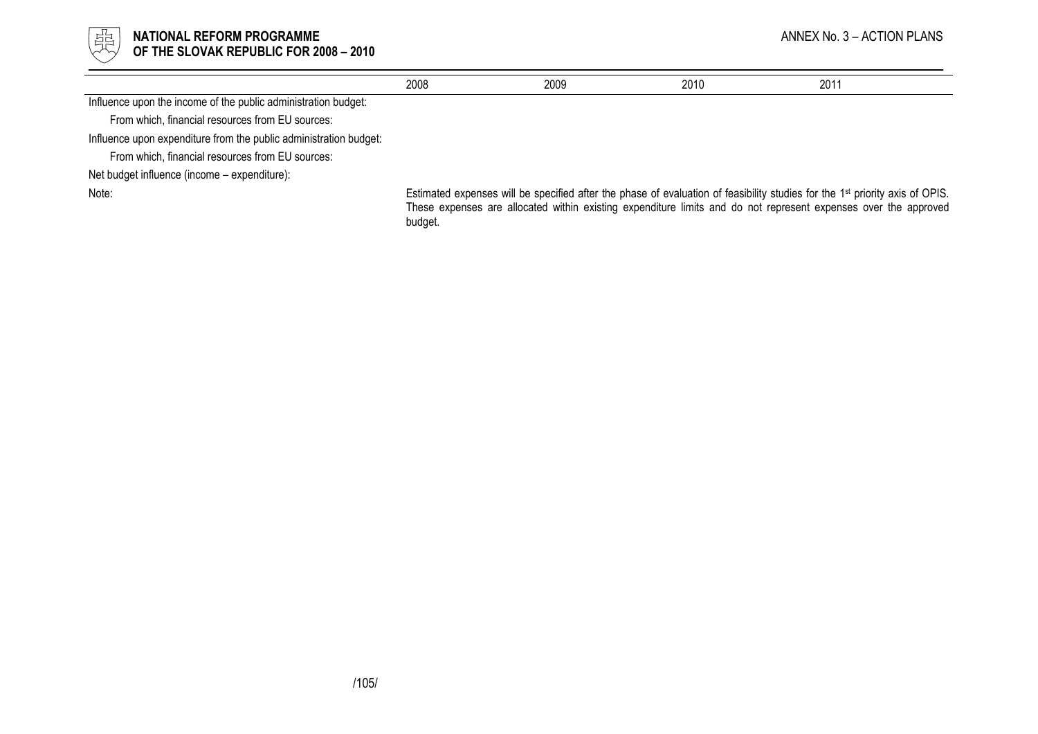| | 2008 | 2009 | 2010 | 2011 |
|---|---|---|---|---|
| Influence upon the income of the public administration budget: | | | | |
| From which, financial resources from EU sources: | | | | |
| Influence upon expenditure from the public administration budget: | | | | |
| From which, financial resources from EU sources: | | | | |
| Net budget influence (income – expenditure): | | | | |
| Note: | Estimated expenses will be specified after the phase of evaluation of feasibility studies for the 1st priority axis of OPIS. These expenses are allocated within existing expenditure limits and do not represent expenses over the approved budget. | | | |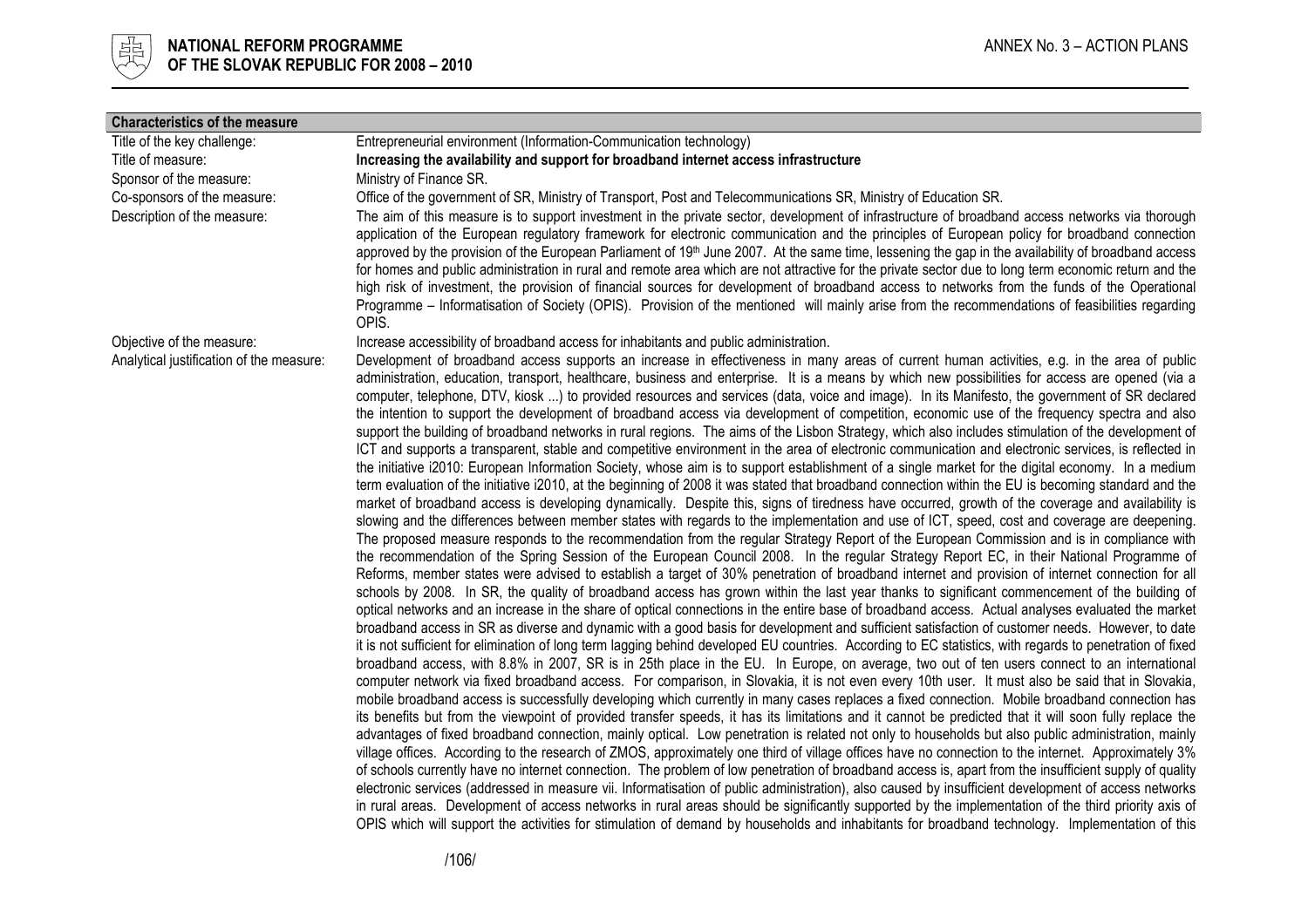| Characteristics of the measure | |
|---|---|
| Title of the key challenge: | Entrepreneurial environment (Information-Communication technology) |
| Title of measure: | **Increasing the availability and support for broadband internet access infrastructure** |
| Sponsor of the measure: | Ministry of Finance SR. |
| Co-sponsors of the measure: | Office of the government of SR, Ministry of Transport, Post and Telecommunications SR, Ministry of Education SR. |
| Description of the measure: | The aim of this measure is to support investment in the private sector, development of infrastructure of broadband access networks via thorough application of the European regulatory framework for electronic communication and the principles of European policy for broadband connection approved by the provision of the European Parliament of 19th June 2007. At the same time, lessening the gap in the availability of broadband access for homes and public administration in rural and remote area which are not attractive for the private sector due to long term economic return and the high risk of investment, the provision of financial sources for development of broadband access to networks from the funds of the Operational Programme – Informatisation of Society (OPIS). Provision of the mentioned will mainly arise from the recommendations of feasibilities regarding OPIS. |
| Objective of the measure: | Increase accessibility of broadband access for inhabitants and public administration. |
| Analytical justification of the measure: | Development of broadband access supports an increase in effectiveness in many areas of current human activities, e.g. in the area of public administration, education, transport, healthcare, business and enterprise. It is a means by which new possibilities for access are opened (via a computer, telephone, DTV, kiosk ...) to provided resources and services (data, voice and image). In its Manifesto, the government of SR declared the intention to support the development of broadband access via development of competition, economic use of the frequency spectra and also support the building of broadband networks in rural regions. The aims of the Lisbon Strategy, which also includes stimulation of the development of ICT and supports a transparent, stable and competitive environment in the area of electronic communication and electronic services, is reflected in the initiative i2010: European Information Society, whose aim is to support establishment of a single market for the digital economy. In a medium term evaluation of the initiative i2010, at the beginning of 2008 it was stated that broadband connection within the EU is becoming standard and the market of broadband access is developing dynamically. Despite this, signs of tiredness have occurred, growth of the coverage and availability is slowing and the differences between member states with regards to the implementation and use of ICT, speed, cost and coverage are deepening. The proposed measure responds to the recommendation from the regular Strategy Report of the European Commission and is in compliance with the recommendation of the Spring Session of the European Council 2008. In the regular Strategy Report EC, in their National Programme of Reforms, member states were advised to establish a target of 30% penetration of broadband internet and provision of internet connection for all schools by 2008. In SR, the quality of broadband access has grown within the last year thanks to significant commencement of the building of optical networks and an increase in the share of optical connections in the entire base of broadband access. Actual analyses evaluated the market broadband access in SR as diverse and dynamic with a good basis for development and sufficient satisfaction of customer needs. However, to date it is not sufficient for elimination of long term lagging behind developed EU countries. According to EC statistics, with regards to penetration of fixed broadband access, with 8.8% in 2007, SR is in 25th place in the EU. In Europe, on average, two out of ten users connect to an international computer network via fixed broadband access. For comparison, in Slovakia, it is not even every 10th user. It must also be said that in Slovakia, mobile broadband access is successfully developing which currently in many cases replaces a fixed connection. Mobile broadband connection has its benefits but from the viewpoint of provided transfer speeds, it has its limitations and it cannot be predicted that it will soon fully replace the advantages of fixed broadband connection, mainly optical. Low penetration is related not only to households but also public administration, mainly village offices. According to the research of ZMOS, approximately one third of village offices have no connection to the internet. Approximately 3% of schools currently have no internet connection. The problem of low penetration of broadband access is, apart from the insufficient supply of quality electronic services (addressed in measure vii. Informatisation of public administration), also caused by insufficient development of access networks in rural areas. Development of access networks in rural areas should be significantly supported by the implementation of the third priority axis of OPIS which will support the activities for stimulation of demand by households and inhabitants for broadband technology. Implementation of this |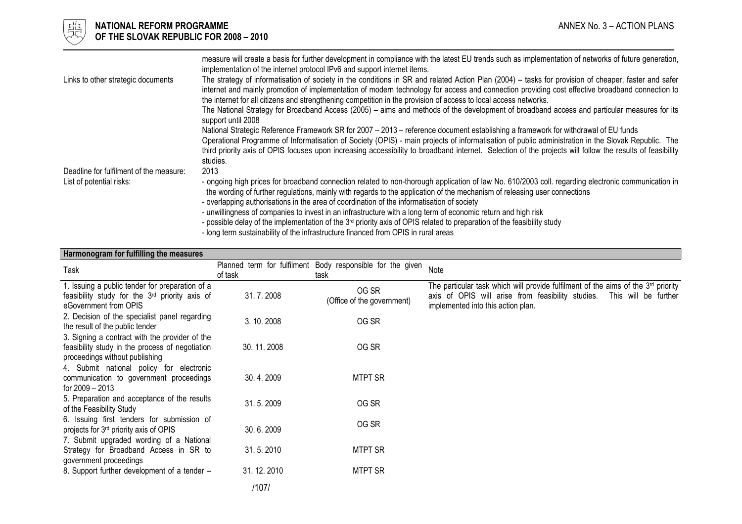| | |
|---|---|
| | measure will create a basis for further development in compliance with the latest EU trends such as implementation of networks of future generation, implementation of the internet protocol IPv6 and support internet items. |
| Links to other strategic documents | The strategy of informatisation of society in the conditions in SR and related Action Plan (2004) – tasks for provision of cheaper, faster and safer internet and mainly promotion of implementation of modern technology for access and connection providing cost effective broadband connection to the internet for all citizens and strengthening competition in the provision of access to local access networks.<br>The National Strategy for Broadband Access (2005) – aims and methods of the development of broadband access and particular measures for its support until 2008<br>National Strategic Reference Framework SR for 2007 – 2013 – reference document establishing a framework for withdrawal of EU funds<br>Operational Programme of Informatisation of Society (OPIS) - main projects of informatisation of public administration in the Slovak Republic. The third priority axis of OPIS focuses upon increasing accessibility to broadband internet. Selection of the projects will follow the results of feasibility studies. |
| Deadline for fulfilment of the measure: | 2013 |
| List of potential risks: | - ongoing high prices for broadband connection related to non-thorough application of law No. 610/2003 coll. regarding electronic communication in the wording of further regulations, mainly with regards to the application of the mechanism of releasing user connections<br>- overlapping authorisations in the area of coordination of the informatisation of society<br>- unwillingness of companies to invest in an infrastructure with a long term of economic return and high risk<br>- possible delay of the implementation of the 3rd priority axis of OPIS related to preparation of the feasibility study<br>- long term sustainability of the infrastructure financed from OPIS in rural areas |

**Harmonogram for fulfilling the measures**

| Task | Planned term for fulfilment of task | Body responsible for the given task | Note |
|---|---|---|---|
| 1. Issuing a public tender for preparation of a feasibility study for the 3rd priority axis of eGovernment from OPIS | 31. 7. 2008 | OG SR (Office of the government) | The particular task which will provide fulfilment of the aims of the 3rd priority axis of OPIS will arise from feasibility studies. This will be further implemented into this action plan. |
| 2. Decision of the specialist panel regarding the result of the public tender | 3. 10. 2008 | OG SR | |
| 3. Signing a contract with the provider of the feasibility study in the process of negotiation proceedings without publishing | 30. 11. 2008 | OG SR | |
| 4. Submit national policy for electronic communication to government proceedings for 2009 – 2013 | 30. 4. 2009 | MTPT SR | |
| 5. Preparation and acceptance of the results of the Feasibility Study | 31. 5. 2009 | OG SR | |
| 6. Issuing first tenders for submission of projects for 3rd priority axis of OPIS | 30. 6. 2009 | OG SR | |
| 7. Submit upgraded wording of a National Strategy for Broadband Access in SR to government proceedings | 31. 5. 2010 | MTPT SR | |
| 8. Support further development of a tender – | 31. 12. 2010 | MTPT SR | |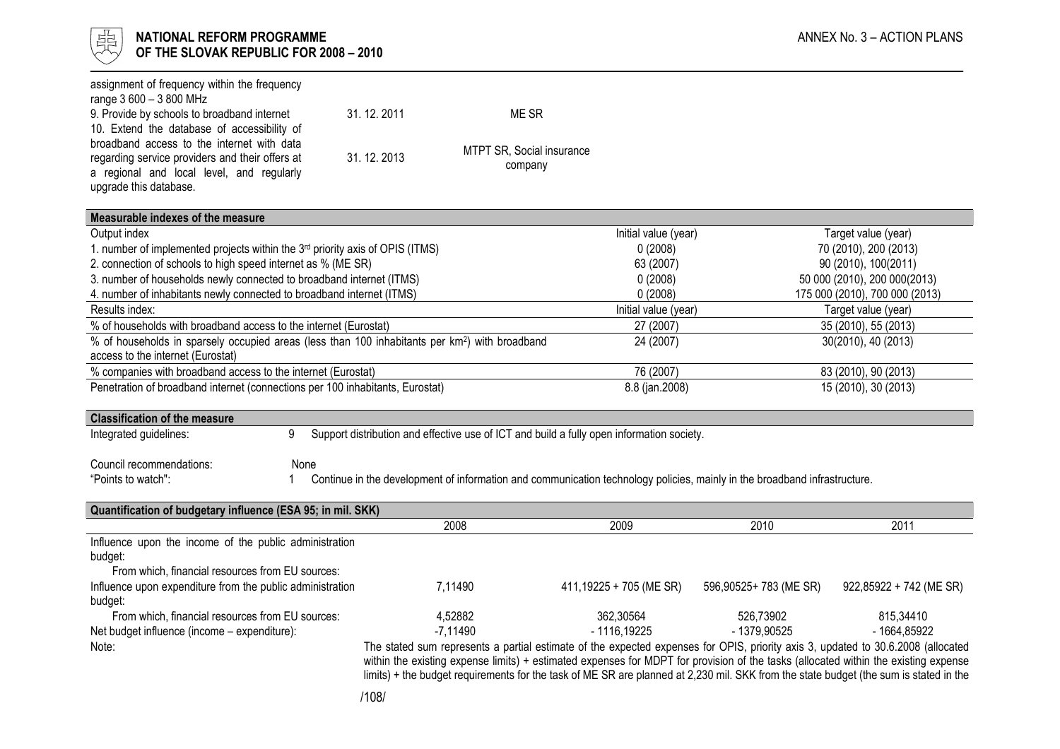| | | |
|---|---|---|
| assignment of frequency within the frequency range 3 600 – 3 800 MHz | | |
| 9. Provide by schools to broadband internet | 31. 12. 2011 | ME SR |
| 10. Extend the database of accessibility of broadband access to the internet with data regarding service providers and their offers at a regional and local level, and regularly upgrade this database. | 31. 12. 2013 | MTPT SR, Social insurance company |

| Measurable indexes of the measure | | |
|---|---|---|
| Output index | Initial value (year) | Target value (year) |
| 1. number of implemented projects within the 3rd priority axis of OPIS (ITMS) | 0 (2008) | 70 (2010), 200 (2013) |
| 2. connection of schools to high speed internet as % (ME SR) | 63 (2007) | 90 (2010), 100(2011) |
| 3. number of households newly connected to broadband internet (ITMS) | 0 (2008) | 50 000 (2010), 200 000(2013) |
| 4. number of inhabitants newly connected to broadband internet (ITMS) | 0 (2008) | 175 000 (2010), 700 000 (2013) |
| Results index: | Initial value (year) | Target value (year) |
| % of households with broadband access to the internet (Eurostat) | 27 (2007) | 35 (2010), 55 (2013) |
| % of households in sparsely occupied areas (less than 100 inhabitants per $km^2$) with broadband access to the internet (Eurostat) | 24 (2007) | 30(2010), 40 (2013) |
| % companies with broadband access to the internet (Eurostat) | 76 (2007) | 83 (2010), 90 (2013) |
| Penetration of broadband internet (connections per 100 inhabitants, Eurostat) | 8.8 (jan.2008) | 15 (2010), 30 (2013) |

| Classification of the measure | | |
|---|---|---|
| Integrated guidelines: | 9 | Support distribution and effective use of ICT and build a fully open information society. |
| Council recommendations: | None | |
| "Points to watch": | 1 | Continue in the development of information and communication technology policies, mainly in the broadband infrastructure. |

| Quantification of budgetary influence (ESA 95; in mil. SKK) | 2008 | 2009 | 2010 | 2011 |
|---|---|---|---|---|
| Influence upon the income of the public administration budget: | | | | |
| From which, financial resources from EU sources: | | | | |
| Influence upon expenditure from the public administration budget: | 7,11490 | 411,19225 + 705 (ME SR) | 596,90525+ 783 (ME SR) | 922,85922 + 742 (ME SR) |
| From which, financial resources from EU sources: | 4,52882 | 362,30564 | 526,73902 | 815,34410 |
| Net budget influence (income – expenditure): | -7,11490 | - 1116,19225 | - 1379,90525 | - 1664,85922 |
| Note: | The stated sum represents a partial estimate of the expected expenses for OPIS, priority axis 3, updated to 30.6.2008 (allocated within the existing expense limits) + estimated expenses for MDPT for provision of the tasks (allocated within the existing expense limits) + the budget requirements for the task of ME SR are planned at 2,230 mil. SKK from the state budget (the sum is stated in the | | | |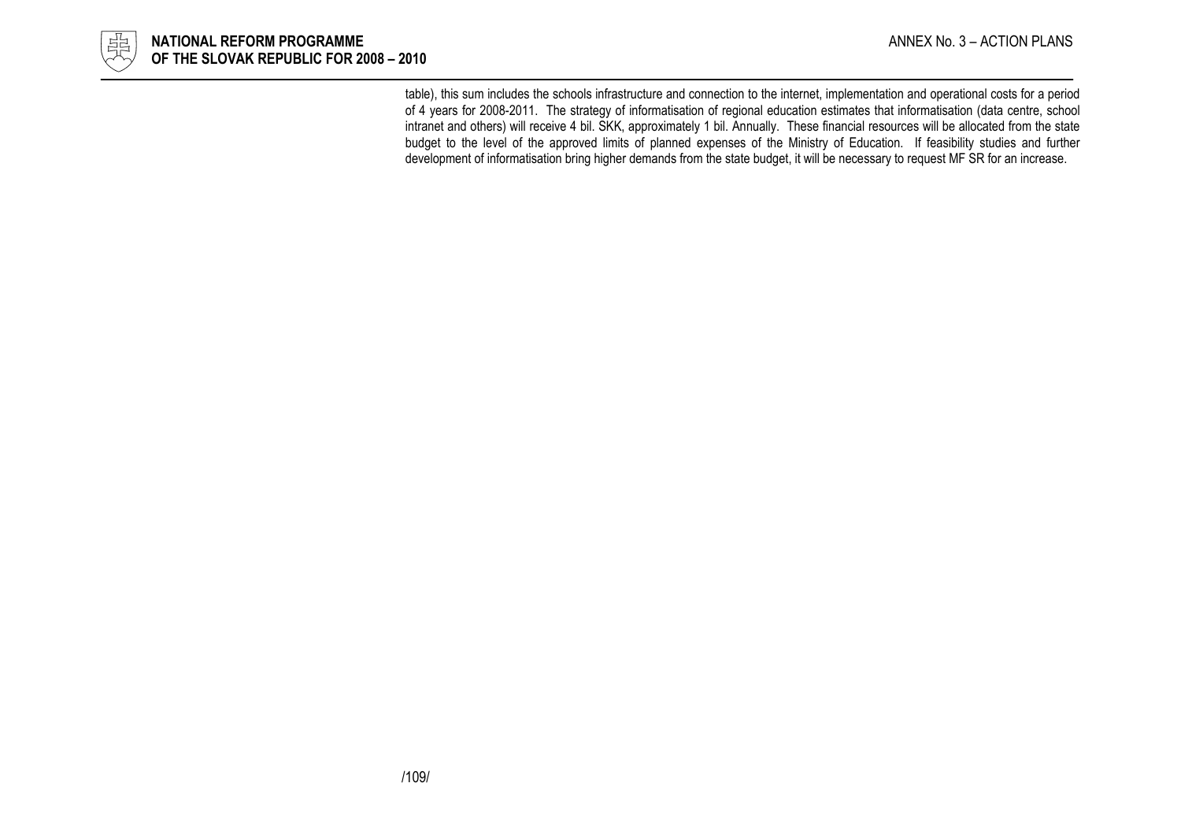table), this sum includes the schools infrastructure and connection to the internet, implementation and operational costs for a period of 4 years for 2008-2011. The strategy of informatisation of regional education estimates that informatisation (data centre, school intranet and others) will receive 4 bil. SKK, approximately 1 bil. Annually. These financial resources will be allocated from the state budget to the level of the approved limits of planned expenses of the Ministry of Education. If feasibility studies and further development of informatisation bring higher demands from the state budget, it will be necessary to request MF SR for an increase.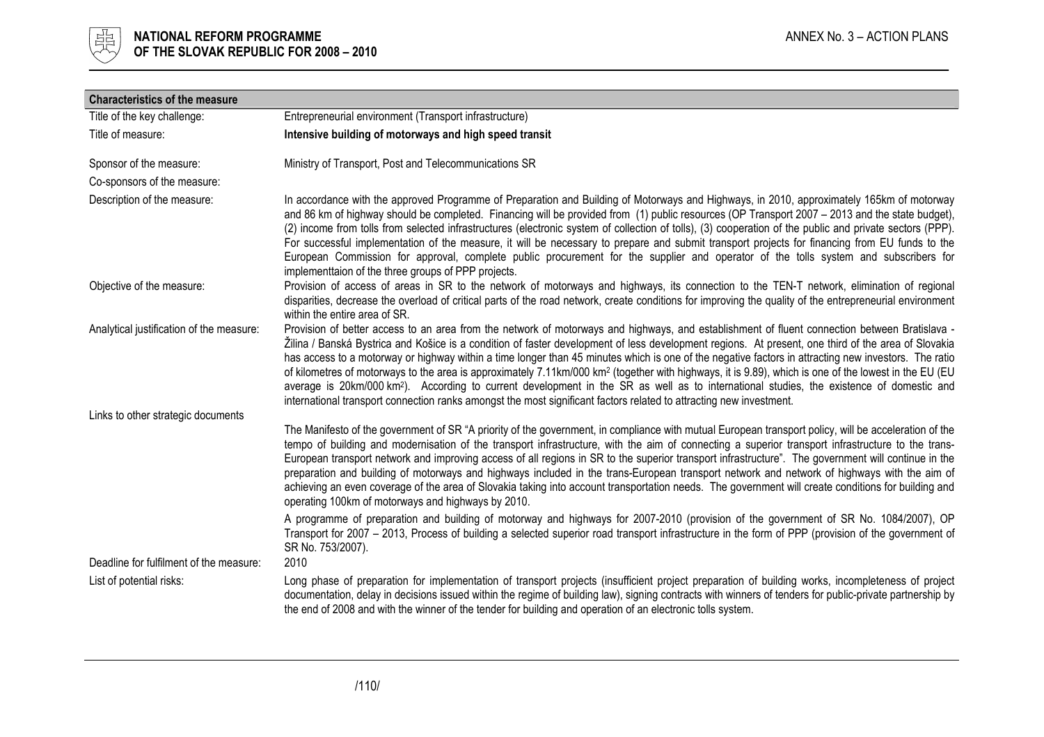| Characteristics of the measure | |
|---|---|
| Title of the key challenge: | Entrepreneurial environment (Transport infrastructure) |
| Title of measure: | **Intensive building of motorways and high speed transit** |
| Sponsor of the measure: | Ministry of Transport, Post and Telecommunications SR |
| Co-sponsors of the measure: | |
| Description of the measure: | In accordance with the approved Programme of Preparation and Building of Motorways and Highways, in 2010, approximately 165km of motorway and 86 km of highway should be completed. Financing will be provided from (1) public resources (OP Transport 2007 – 2013 and the state budget), (2) income from tolls from selected infrastructures (electronic system of collection of tolls), (3) cooperation of the public and private sectors (PPP). For successful implementation of the measure, it will be necessary to prepare and submit transport projects for financing from EU funds to the European Commission for approval, complete public procurement for the supplier and operator of the tolls system and subscribers for implementtaion of the three groups of PPP projects. |
| Objective of the measure: | Provision of access of areas in SR to the network of motorways and highways, its connection to the TEN-T network, elimination of regional disparities, decrease the overload of critical parts of the road network, create conditions for improving the quality of the entrepreneurial environment within the entire area of SR. |
| Analytical justification of the measure: | Provision of better access to an area from the network of motorways and highways, and establishment of fluent connection between Bratislava - Žilina / Banská Bystrica and Košice is a condition of faster development of less development regions. At present, one third of the area of Slovakia has access to a motorway or highway within a time longer than 45 minutes which is one of the negative factors in attracting new investors. The ratio of kilometres of motorways to the area is approximately 7.11km/000 km$^2$ (together with highways, it is 9.89), which is one of the lowest in the EU (EU average is 20km/000 km$^2$). According to current development in the SR as well as to international studies, the existence of domestic and international transport connection ranks amongst the most significant factors related to attracting new investment. |
| Links to other strategic documents | The Manifesto of the government of SR "A priority of the government, in compliance with mutual European transport policy, will be acceleration of the tempo of building and modernisation of the transport infrastructure, with the aim of connecting a superior transport infrastructure to the trans-European transport network and improving access of all regions in SR to the superior transport infrastructure". The government will continue in the preparation and building of motorways and highways included in the trans-European transport network and network of highways with the aim of achieving an even coverage of the area of Slovakia taking into account transportation needs. The government will create conditions for building and operating 100km of motorways and highways by 2010. <br><br> A programme of preparation and building of motorway and highways for 2007-2010 (provision of the government of SR No. 1084/2007), OP Transport for 2007 – 2013, Process of building a selected superior road transport infrastructure in the form of PPP (provision of the government of SR No. 753/2007). |
| Deadline for fulfilment of the measure: | 2010 |
| List of potential risks: | Long phase of preparation for implementation of transport projects (insufficient project preparation of building works, incompleteness of project documentation, delay in decisions issued within the regime of building law), signing contracts with winners of tenders for public-private partnership by the end of 2008 and with the winner of the tender for building and operation of an electronic tolls system. |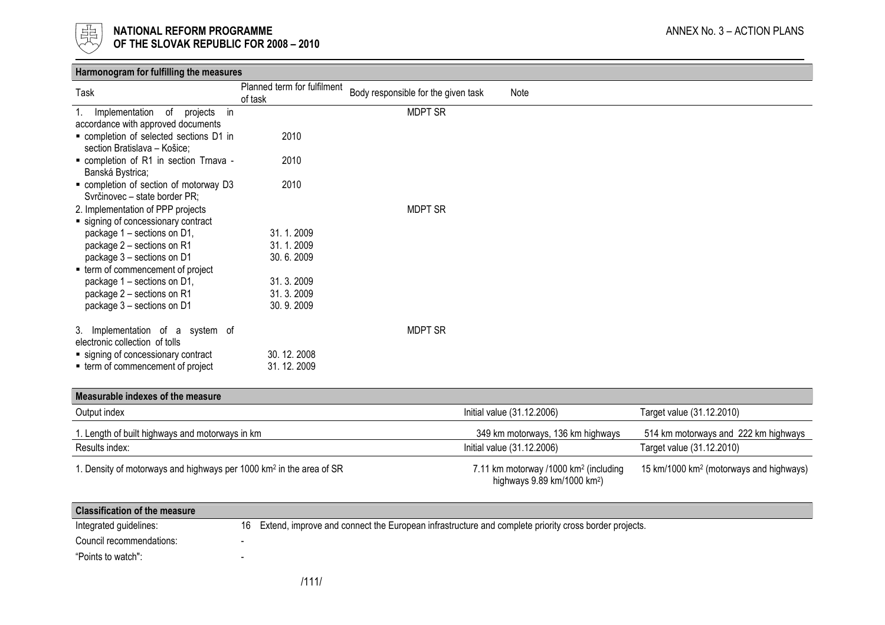## Harmonogram for fulfilling the measures

| Task | Planned term for fulfilment of task | Body responsible for the given task | Note |
|---|---|---|---|
| 1. Implementation of projects in accordance with approved documents | | MDPT SR | |
| ▪ completion of selected sections D1 in section Bratislava – Košice; | 2010 | | |
| ▪ completion of R1 in section Trnava - Banská Bystrica; | 2010 | | |
| ▪ completion of section of motorway D3 Svrčinovec – state border PR; | 2010 | | |
| 2. Implementation of PPP projects | | MDPT SR | |
| ▪ signing of concessionary contract | | | |
| package 1 – sections on D1, | 31. 1. 2009 | | |
| package 2 – sections on R1 | 31. 1. 2009 | | |
| package 3 – sections on D1 | 30. 6. 2009 | | |
| ▪ term of commencement of project | | | |
| package 1 – sections on D1, | 31. 3. 2009 | | |
| package 2 – sections on R1 | 31. 3. 2009 | | |
| package 3 – sections on D1 | 30. 9. 2009 | | |
| 3. Implementation of a system of electronic collection of tolls | | MDPT SR | |
| ▪ signing of concessionary contract | 30. 12. 2008 | | |
| ▪ term of commencement of project | 31. 12. 2009 | | |

## Measurable indexes of the measure

| Output index | Initial value (31.12.2006) | Target value (31.12.2010) |
|---|---|---|
| 1. Length of built highways and motorways in km | 349 km motorways, 136 km highways | 514 km motorways and 222 km highways |
| **Results index:** | **Initial value (31.12.2006)** | **Target value (31.12.2010)** |
| 1. Density of motorways and highways per 1000 $km^2$ in the area of SR | 7.11 km motorway /1000 $km^2$ (including highways 9.89 km/1000 $km^2$) | 15 km/1000 $km^2$ (motorways and highways) |

## Classification of the measure

| | |
|---|---|
| Integrated guidelines: | 16 Extend, improve and connect the European infrastructure and complete priority cross border projects. |
| Council recommendations: | - |
| "Points to watch": | - |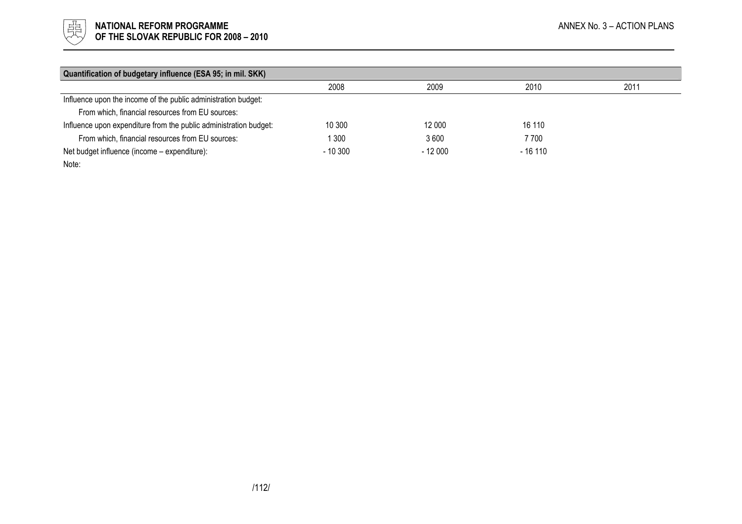| Quantification of budgetary influence (ESA 95; in mil. SKK) | | | | |
|---|---|---|---|---|
| | 2008 | 2009 | 2010 | 2011 |
| Influence upon the income of the public administration budget: | | | | |
| From which, financial resources from EU sources: | | | | |
| Influence upon expenditure from the public administration budget: | 10 300 | 12 000 | 16 110 | |
| From which, financial resources from EU sources: | 1 300 | 3 600 | 7 700 | |
| Net budget influence (income – expenditure): | - 10 300 | - 12 000 | - 16 110 | |

Note: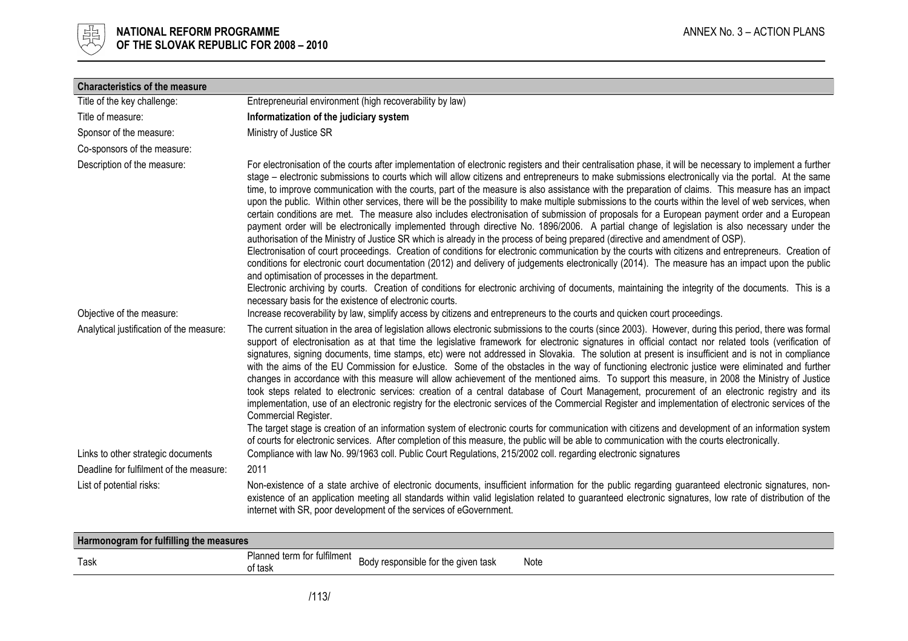| Characteristics of the measure | |
|---|---|
| Title of the key challenge: | Entrepreneurial environment (high recoverability by law) |
| Title of measure: | **Informatization of the judiciary system** |
| Sponsor of the measure: | Ministry of Justice SR |
| Co-sponsors of the measure: | |
| Description of the measure: | For electronisation of the courts after implementation of electronic registers and their centralisation phase, it will be necessary to implement a further stage – electronic submissions to courts which will allow citizens and entrepreneurs to make submissions electronically via the portal. At the same time, to improve communication with the courts, part of the measure is also assistance with the preparation of claims. This measure has an impact upon the public. Within other services, there will be the possibility to make multiple submissions to the courts within the level of web services, when certain conditions are met. The measure also includes electronisation of submission of proposals for a European payment order and a European payment order will be electronically implemented through directive No. 1896/2006. A partial change of legislation is also necessary under the authorisation of the Ministry of Justice SR which is already in the process of being prepared (directive and amendment of OSP).<br>Electronisation of court proceedings. Creation of conditions for electronic communication by the courts with citizens and entrepreneurs. Creation of conditions for electronic court documentation (2012) and delivery of judgements electronically (2014). The measure has an impact upon the public and optimisation of processes in the department.<br>Electronic archiving by courts. Creation of conditions for electronic archiving of documents, maintaining the integrity of the documents. This is a necessary basis for the existence of electronic courts. |
| Objective of the measure: | Increase recoverability by law, simplify access by citizens and entrepreneurs to the courts and quicken court proceedings. |
| Analytical justification of the measure: | The current situation in the area of legislation allows electronic submissions to the courts (since 2003). However, during this period, there was formal support of electronisation as at that time the legislative framework for electronic signatures in official contact nor related tools (verification of signatures, signing documents, time stamps, etc) were not addressed in Slovakia. The solution at present is insufficient and is not in compliance with the aims of the EU Commission for eJustice. Some of the obstacles in the way of functioning electronic justice were eliminated and further changes in accordance with this measure will allow achievement of the mentioned aims. To support this measure, in 2008 the Ministry of Justice took steps related to electronic services: creation of a central database of Court Management, procurement of an electronic registry and its implementation, use of an electronic registry for the electronic services of the Commercial Register and implementation of electronic services of the Commercial Register.<br>The target stage is creation of an information system of electronic courts for communication with citizens and development of an information system of courts for electronic services. After completion of this measure, the public will be able to communication with the courts electronically. |
| Links to other strategic documents | Compliance with law No. 99/1963 coll. Public Court Regulations, 215/2002 coll. regarding electronic signatures |
| Deadline for fulfilment of the measure: | 2011 |
| List of potential risks: | Non-existence of a state archive of electronic documents, insufficient information for the public regarding guaranteed electronic signatures, non-existence of an application meeting all standards within valid legislation related to guaranteed electronic signatures, low rate of distribution of the internet with SR, poor development of the services of eGovernment. |

| Harmonogram for fulfilling the measures | | | |
|---|---|---|---|
| Task | Planned term for fulfilment of task | Body responsible for the given task | Note |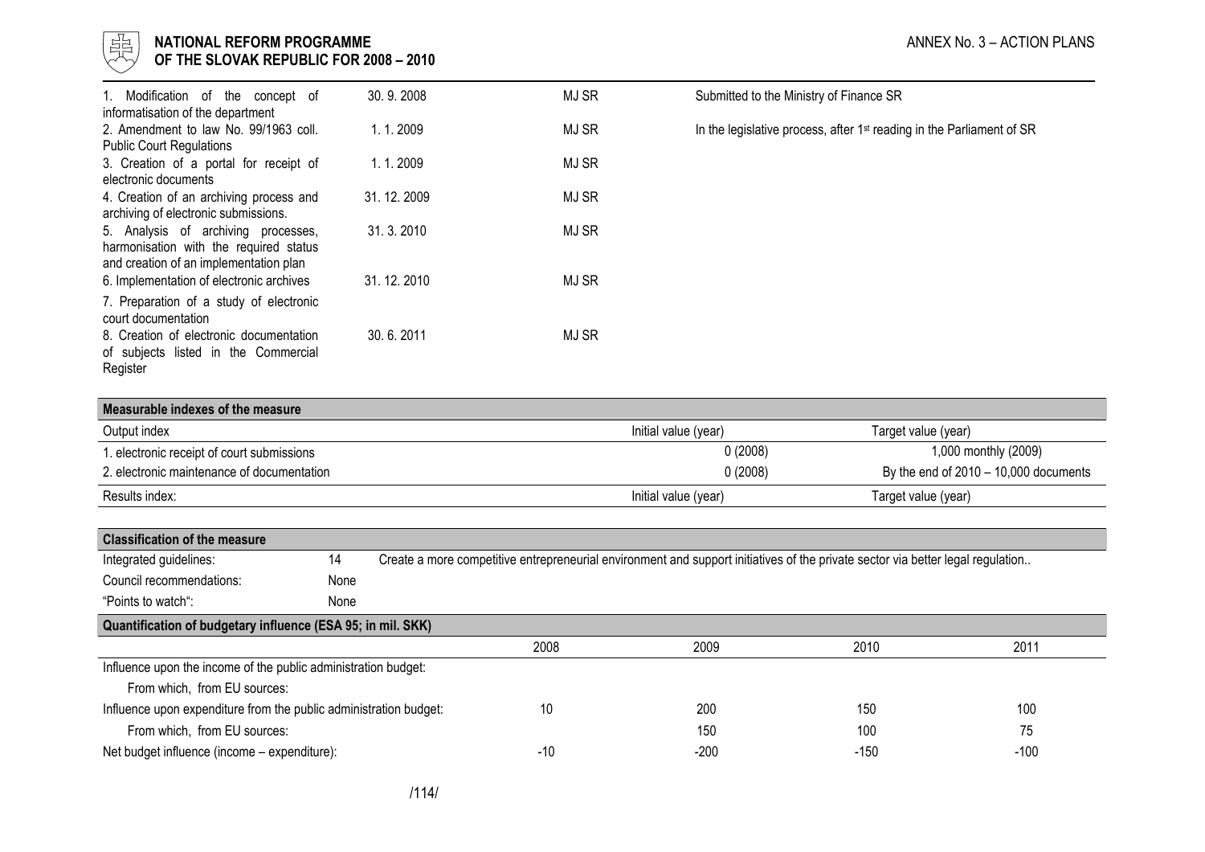| | | | |
|---|---|---|---|
| 1. Modification of the concept of informatisation of the department | 30. 9. 2008 | MJ SR | Submitted to the Ministry of Finance SR |
| 2. Amendment to law No. 99/1963 coll. Public Court Regulations | 1. 1. 2009 | MJ SR | In the legislative process, after 1st reading in the Parliament of SR |
| 3. Creation of a portal for receipt of electronic documents | 1. 1. 2009 | MJ SR | |
| 4. Creation of an archiving process and archiving of electronic submissions. | 31. 12. 2009 | MJ SR | |
| 5. Analysis of archiving processes, harmonisation with the required status and creation of an implementation plan | 31. 3. 2010 | MJ SR | |
| 6. Implementation of electronic archives | 31. 12. 2010 | MJ SR | |
| 7. Preparation of a study of electronic court documentation | | | |
| 8. Creation of electronic documentation of subjects listed in the Commercial Register | 30. 6. 2011 | MJ SR | |

| **Measurable indexes of the measure** | | |
|---|---|---|
| Output index | Initial value (year) | Target value (year) |
| 1. electronic receipt of court submissions | 0 (2008) | 1,000 monthly (2009) |
| 2. electronic maintenance of documentation | 0 (2008) | By the end of 2010 – 10,000 documents |
| Results index: | Initial value (year) | Target value (year) |

| **Classification of the measure** | | |
|---|---|---|
| Integrated guidelines: | 14 | Create a more competitive entrepreneurial environment and support initiatives of the private sector via better legal regulation.. |
| Council recommendations: | None | |
| "Points to watch": | None | |

| **Quantification of budgetary influence (ESA 95; in mil. SKK)** | | | | |
|---|---|---|---|---|
| | 2008 | 2009 | 2010 | 2011 |
| Influence upon the income of the public administration budget: | | | | |
| From which, from EU sources: | | | | |
| Influence upon expenditure from the public administration budget: | 10 | 200 | 150 | 100 |
| From which, from EU sources: | | 150 | 100 | 75 |
| Net budget influence (income – expenditure): | -10 | -200 | -150 | -100 |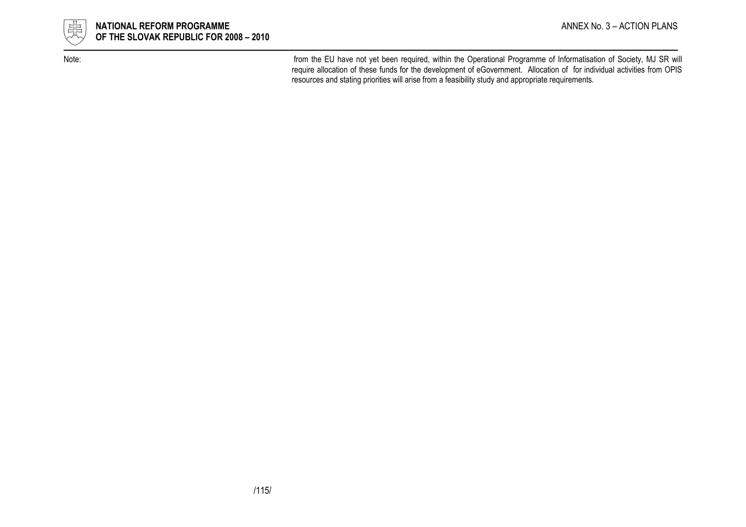Note: from the EU have not yet been required, within the Operational Programme of Informatisation of Society, MJ SR will require allocation of these funds for the development of eGovernment. Allocation of for individual activities from OPIS resources and stating priorities will arise from a feasibility study and appropriate requirements.